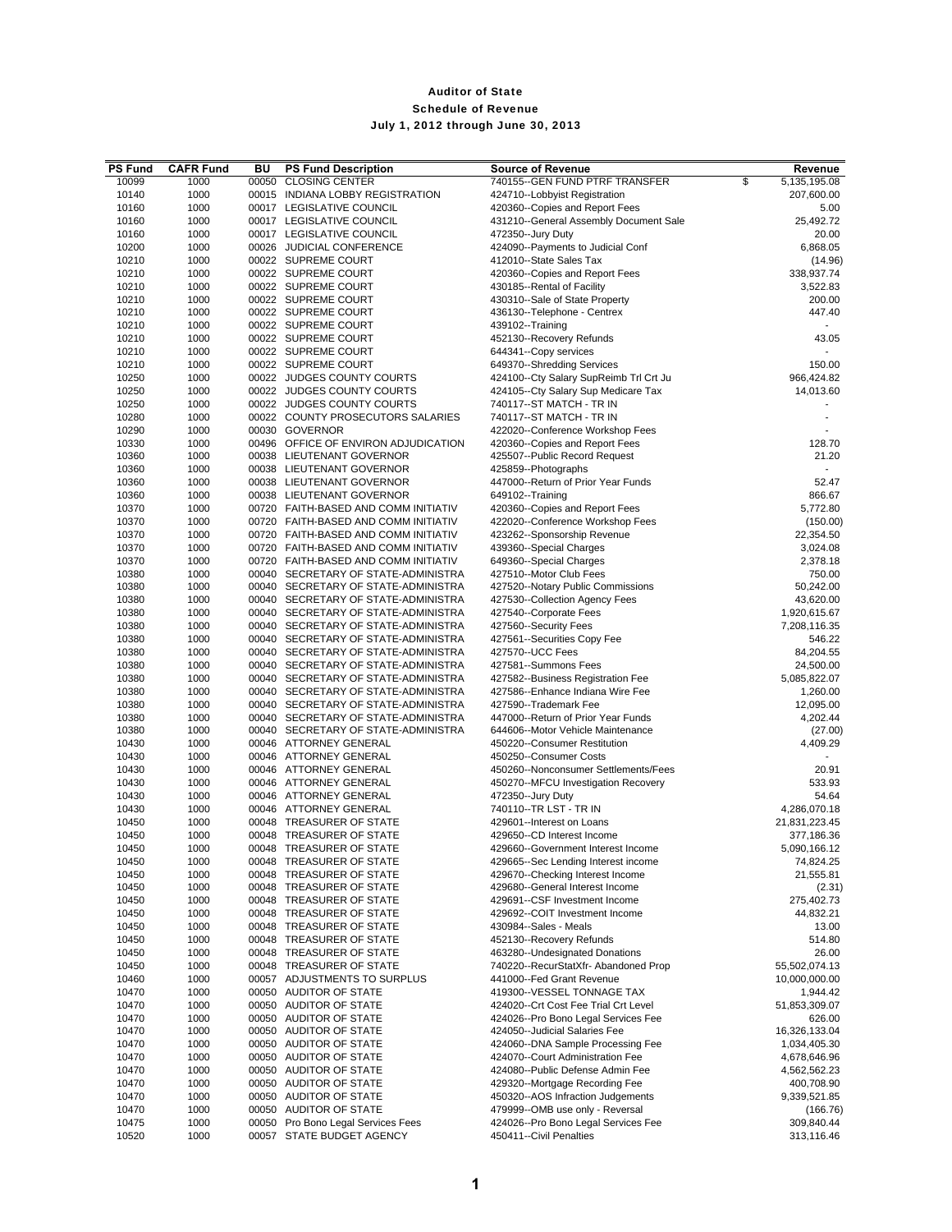# Auditor of State

## Schedule of Revenue

### July 1, 2012 through June 30, 2013

| PS Fund | CAFR Fund | BU | PS Fund Description | Source of Revenue | Revenue |
|---|---|---|---|---|---|
| 10099 | 1000 | 00050 | CLOSING CENTER | 740155--GEN FUND PTRF TRANSFER | $ 5,135,195.08 |
| 10140 | 1000 | 00015 | INDIANA LOBBY REGISTRATION | 424710--Lobbyist Registration | 207,600.00 |
| 10160 | 1000 | 00017 | LEGISLATIVE COUNCIL | 420360--Copies and Report Fees | 5.00 |
| 10160 | 1000 | 00017 | LEGISLATIVE COUNCIL | 431210--General Assembly Document Sale | 25,492.72 |
| 10160 | 1000 | 00017 | LEGISLATIVE COUNCIL | 472350--Jury Duty | 20.00 |
| 10200 | 1000 | 00026 | JUDICIAL CONFERENCE | 424090--Payments to Judicial Conf | 6,868.05 |
| 10210 | 1000 | 00022 | SUPREME COURT | 412010--State Sales Tax | (14.96) |
| 10210 | 1000 | 00022 | SUPREME COURT | 420360--Copies and Report Fees | 338,937.74 |
| 10210 | 1000 | 00022 | SUPREME COURT | 430185--Rental of Facility | 3,522.83 |
| 10210 | 1000 | 00022 | SUPREME COURT | 430310--Sale of State Property | 200.00 |
| 10210 | 1000 | 00022 | SUPREME COURT | 436130--Telephone - Centrex | 447.40 |
| 10210 | 1000 | 00022 | SUPREME COURT | 439102--Training | - |
| 10210 | 1000 | 00022 | SUPREME COURT | 452130--Recovery Refunds | 43.05 |
| 10210 | 1000 | 00022 | SUPREME COURT | 644341--Copy services | - |
| 10210 | 1000 | 00022 | SUPREME COURT | 649370--Shredding Services | 150.00 |
| 10250 | 1000 | 00022 | JUDGES COUNTY COURTS | 424100--Cty Salary SupReimb Trl Crt Ju | 966,424.82 |
| 10250 | 1000 | 00022 | JUDGES COUNTY COURTS | 424105--Cty Salary Sup Medicare Tax | 14,013.60 |
| 10250 | 1000 | 00022 | JUDGES COUNTY COURTS | 740117--ST MATCH - TR IN | - |
| 10280 | 1000 | 00022 | COUNTY PROSECUTORS SALARIES | 740117--ST MATCH - TR IN | - |
| 10290 | 1000 | 00030 | GOVERNOR | 422020--Conference Workshop Fees | - |
| 10330 | 1000 | 00496 | OFFICE OF ENVIRON ADJUDICATION | 420360--Copies and Report Fees | 128.70 |
| 10360 | 1000 | 00038 | LIEUTENANT GOVERNOR | 425507--Public Record Request | 21.20 |
| 10360 | 1000 | 00038 | LIEUTENANT GOVERNOR | 425859--Photographs | - |
| 10360 | 1000 | 00038 | LIEUTENANT GOVERNOR | 447000--Return of Prior Year Funds | 52.47 |
| 10360 | 1000 | 00038 | LIEUTENANT GOVERNOR | 649102--Training | 866.67 |
| 10370 | 1000 | 00720 | FAITH-BASED AND COMM INITIATIV | 420360--Copies and Report Fees | 5,772.80 |
| 10370 | 1000 | 00720 | FAITH-BASED AND COMM INITIATIV | 422020--Conference Workshop Fees | (150.00) |
| 10370 | 1000 | 00720 | FAITH-BASED AND COMM INITIATIV | 423262--Sponsorship Revenue | 22,354.50 |
| 10370 | 1000 | 00720 | FAITH-BASED AND COMM INITIATIV | 439360--Special Charges | 3,024.08 |
| 10370 | 1000 | 00720 | FAITH-BASED AND COMM INITIATIV | 649360--Special Charges | 2,378.18 |
| 10380 | 1000 | 00040 | SECRETARY OF STATE-ADMINISTRA | 427510--Motor Club Fees | 750.00 |
| 10380 | 1000 | 00040 | SECRETARY OF STATE-ADMINISTRA | 427520--Notary Public Commissions | 50,242.00 |
| 10380 | 1000 | 00040 | SECRETARY OF STATE-ADMINISTRA | 427530--Collection Agency Fees | 43,620.00 |
| 10380 | 1000 | 00040 | SECRETARY OF STATE-ADMINISTRA | 427540--Corporate Fees | 1,920,615.67 |
| 10380 | 1000 | 00040 | SECRETARY OF STATE-ADMINISTRA | 427560--Security Fees | 7,208,116.35 |
| 10380 | 1000 | 00040 | SECRETARY OF STATE-ADMINISTRA | 427561--Securities Copy Fee | 546.22 |
| 10380 | 1000 | 00040 | SECRETARY OF STATE-ADMINISTRA | 427570--UCC Fees | 84,204.55 |
| 10380 | 1000 | 00040 | SECRETARY OF STATE-ADMINISTRA | 427581--Summons Fees | 24,500.00 |
| 10380 | 1000 | 00040 | SECRETARY OF STATE-ADMINISTRA | 427582--Business Registration Fee | 5,085,822.07 |
| 10380 | 1000 | 00040 | SECRETARY OF STATE-ADMINISTRA | 427586--Enhance Indiana Wire Fee | 1,260.00 |
| 10380 | 1000 | 00040 | SECRETARY OF STATE-ADMINISTRA | 427590--Trademark Fee | 12,095.00 |
| 10380 | 1000 | 00040 | SECRETARY OF STATE-ADMINISTRA | 447000--Return of Prior Year Funds | 4,202.44 |
| 10380 | 1000 | 00040 | SECRETARY OF STATE-ADMINISTRA | 644606--Motor Vehicle Maintenance | (27.00) |
| 10430 | 1000 | 00046 | ATTORNEY GENERAL | 450220--Consumer Restitution | 4,409.29 |
| 10430 | 1000 | 00046 | ATTORNEY GENERAL | 450250--Consumer Costs | - |
| 10430 | 1000 | 00046 | ATTORNEY GENERAL | 450260--Nonconsumer Settlements/Fees | 20.91 |
| 10430 | 1000 | 00046 | ATTORNEY GENERAL | 450270--MFCU Investigation Recovery | 533.93 |
| 10430 | 1000 | 00046 | ATTORNEY GENERAL | 472350--Jury Duty | 54.64 |
| 10430 | 1000 | 00046 | ATTORNEY GENERAL | 740110--TR LST - TR IN | 4,286,070.18 |
| 10450 | 1000 | 00048 | TREASURER OF STATE | 429601--Interest on Loans | 21,831,223.45 |
| 10450 | 1000 | 00048 | TREASURER OF STATE | 429650--CD Interest Income | 377,186.36 |
| 10450 | 1000 | 00048 | TREASURER OF STATE | 429660--Government Interest Income | 5,090,166.12 |
| 10450 | 1000 | 00048 | TREASURER OF STATE | 429665--Sec Lending Interest income | 74,824.25 |
| 10450 | 1000 | 00048 | TREASURER OF STATE | 429670--Checking Interest Income | 21,555.81 |
| 10450 | 1000 | 00048 | TREASURER OF STATE | 429680--General Interest Income | (2.31) |
| 10450 | 1000 | 00048 | TREASURER OF STATE | 429691--CSF Investment Income | 275,402.73 |
| 10450 | 1000 | 00048 | TREASURER OF STATE | 429692--COIT Investment Income | 44,832.21 |
| 10450 | 1000 | 00048 | TREASURER OF STATE | 430984--Sales - Meals | 13.00 |
| 10450 | 1000 | 00048 | TREASURER OF STATE | 452130--Recovery Refunds | 514.80 |
| 10450 | 1000 | 00048 | TREASURER OF STATE | 463280--Undesignated Donations | 26.00 |
| 10450 | 1000 | 00048 | TREASURER OF STATE | 740220--RecurStatXfr- Abandoned Prop | 55,502,074.13 |
| 10460 | 1000 | 00057 | ADJUSTMENTS TO SURPLUS | 441000--Fed Grant Revenue | 10,000,000.00 |
| 10470 | 1000 | 00050 | AUDITOR OF STATE | 419300--VESSEL TONNAGE TAX | 1,944.42 |
| 10470 | 1000 | 00050 | AUDITOR OF STATE | 424020--Crt Cost Fee Trial Crt Level | 51,853,309.07 |
| 10470 | 1000 | 00050 | AUDITOR OF STATE | 424026--Pro Bono Legal Services Fee | 626.00 |
| 10470 | 1000 | 00050 | AUDITOR OF STATE | 424050--Judicial Salaries Fee | 16,326,133.04 |
| 10470 | 1000 | 00050 | AUDITOR OF STATE | 424060--DNA Sample Processing Fee | 1,034,405.30 |
| 10470 | 1000 | 00050 | AUDITOR OF STATE | 424070--Court Administration Fee | 4,678,646.96 |
| 10470 | 1000 | 00050 | AUDITOR OF STATE | 424080--Public Defense Admin Fee | 4,562,562.23 |
| 10470 | 1000 | 00050 | AUDITOR OF STATE | 429320--Mortgage Recording Fee | 400,708.90 |
| 10470 | 1000 | 00050 | AUDITOR OF STATE | 450320--AOS Infraction Judgements | 9,339,521.85 |
| 10470 | 1000 | 00050 | AUDITOR OF STATE | 479999--OMB use only - Reversal | (166.76) |
| 10475 | 1000 | 00050 | Pro Bono Legal Services Fees | 424026--Pro Bono Legal Services Fee | 309,840.44 |
| 10520 | 1000 | 00057 | STATE BUDGET AGENCY | 450411--Civil Penalties | 313,116.46 |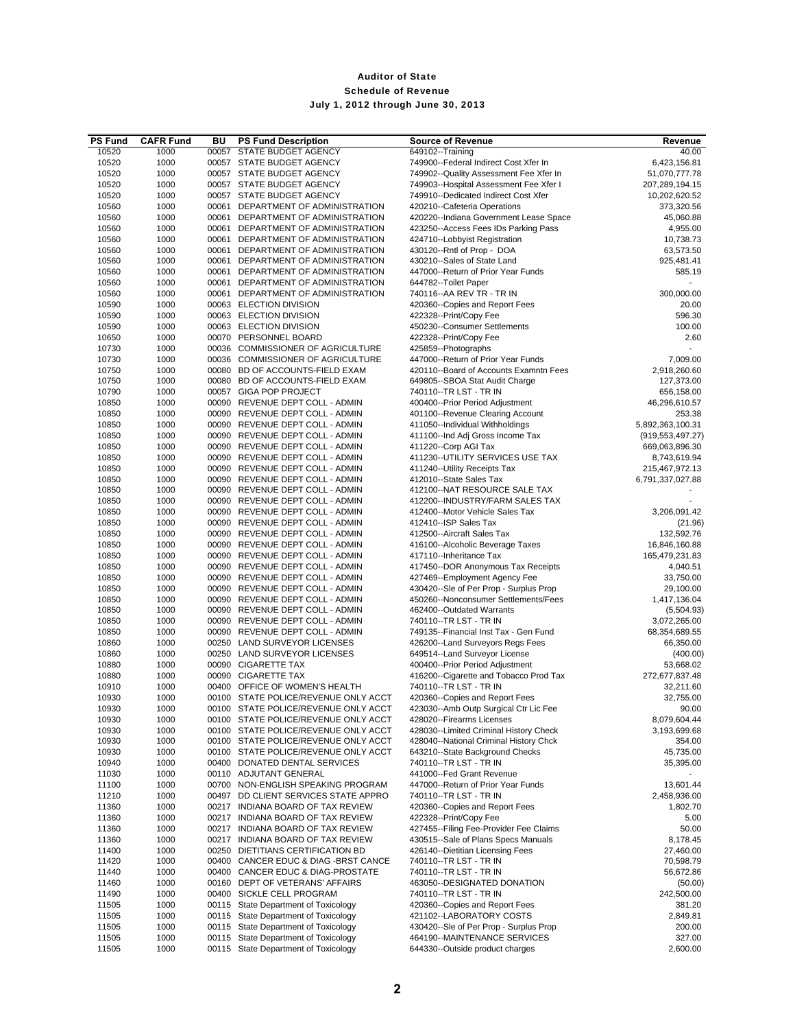# Auditor of State
## Schedule of Revenue
### July 1, 2012 through June 30, 2013

| PS Fund | CAFR Fund | BU | PS Fund Description | Source of Revenue | Revenue |
|---|---|---|---|---|---|
| 10520 | 1000 | 00057 | STATE BUDGET AGENCY | 649102--Training | 40.00 |
| 10520 | 1000 | 00057 | STATE BUDGET AGENCY | 749900--Federal Indirect Cost Xfer In | 6,423,156.81 |
| 10520 | 1000 | 00057 | STATE BUDGET AGENCY | 749902--Quality Assessment Fee Xfer In | 51,070,777.78 |
| 10520 | 1000 | 00057 | STATE BUDGET AGENCY | 749903--Hospital Assessment Fee Xfer I | 207,289,194.15 |
| 10520 | 1000 | 00057 | STATE BUDGET AGENCY | 749910--Dedicated Indirect Cost Xfer | 10,202,620.52 |
| 10560 | 1000 | 00061 | DEPARTMENT OF ADMINISTRATION | 420210--Cafeteria Operations | 373,320.56 |
| 10560 | 1000 | 00061 | DEPARTMENT OF ADMINISTRATION | 420220--Indiana Government Lease Space | 45,060.88 |
| 10560 | 1000 | 00061 | DEPARTMENT OF ADMINISTRATION | 423250--Access Fees IDs Parking Pass | 4,955.00 |
| 10560 | 1000 | 00061 | DEPARTMENT OF ADMINISTRATION | 424710--Lobbyist Registration | 10,738.73 |
| 10560 | 1000 | 00061 | DEPARTMENT OF ADMINISTRATION | 430120--Rntl of Prop - DOA | 63,573.50 |
| 10560 | 1000 | 00061 | DEPARTMENT OF ADMINISTRATION | 430210--Sales of State Land | 925,481.41 |
| 10560 | 1000 | 00061 | DEPARTMENT OF ADMINISTRATION | 447000--Return of Prior Year Funds | 585.19 |
| 10560 | 1000 | 00061 | DEPARTMENT OF ADMINISTRATION | 644782--Toilet Paper | - |
| 10560 | 1000 | 00061 | DEPARTMENT OF ADMINISTRATION | 740116--AA REV TR - TR IN | 300,000.00 |
| 10590 | 1000 | 00063 | ELECTION DIVISION | 420360--Copies and Report Fees | 20.00 |
| 10590 | 1000 | 00063 | ELECTION DIVISION | 422328--Print/Copy Fee | 596.30 |
| 10590 | 1000 | 00063 | ELECTION DIVISION | 450230--Consumer Settlements | 100.00 |
| 10650 | 1000 | 00070 | PERSONNEL BOARD | 422328--Print/Copy Fee | 2.60 |
| 10730 | 1000 | 00036 | COMMISSIONER OF AGRICULTURE | 425859--Photographs | - |
| 10730 | 1000 | 00036 | COMMISSIONER OF AGRICULTURE | 447000--Return of Prior Year Funds | 7,009.00 |
| 10750 | 1000 | 00080 | BD OF ACCOUNTS-FIELD EXAM | 420110--Board of Accounts Examntn Fees | 2,918,260.60 |
| 10750 | 1000 | 00080 | BD OF ACCOUNTS-FIELD EXAM | 649805--SBOA Stat Audit Charge | 127,373.00 |
| 10790 | 1000 | 00057 | GIGA POP PROJECT | 740110--TR LST - TR IN | 656,158.00 |
| 10850 | 1000 | 00090 | REVENUE DEPT COLL - ADMIN | 400400--Prior Period Adjustment | 46,296,610.57 |
| 10850 | 1000 | 00090 | REVENUE DEPT COLL - ADMIN | 401100--Revenue Clearing Account | 253.38 |
| 10850 | 1000 | 00090 | REVENUE DEPT COLL - ADMIN | 411050--Individual Withholdings | 5,892,363,100.31 |
| 10850 | 1000 | 00090 | REVENUE DEPT COLL - ADMIN | 411100--Ind Adj Gross Income Tax | (919,553,497.27) |
| 10850 | 1000 | 00090 | REVENUE DEPT COLL - ADMIN | 411220--Corp AGI Tax | 669,063,896.30 |
| 10850 | 1000 | 00090 | REVENUE DEPT COLL - ADMIN | 411230--UTILITY SERVICES USE TAX | 8,743,619.94 |
| 10850 | 1000 | 00090 | REVENUE DEPT COLL - ADMIN | 411240--Utility Receipts Tax | 215,467,972.13 |
| 10850 | 1000 | 00090 | REVENUE DEPT COLL - ADMIN | 412010--State Sales Tax | 6,791,337,027.88 |
| 10850 | 1000 | 00090 | REVENUE DEPT COLL - ADMIN | 412100--NAT RESOURCE SALE TAX | - |
| 10850 | 1000 | 00090 | REVENUE DEPT COLL - ADMIN | 412200--INDUSTRY/FARM SALES TAX | - |
| 10850 | 1000 | 00090 | REVENUE DEPT COLL - ADMIN | 412400--Motor Vehicle Sales Tax | 3,206,091.42 |
| 10850 | 1000 | 00090 | REVENUE DEPT COLL - ADMIN | 412410--ISP Sales Tax | (21.96) |
| 10850 | 1000 | 00090 | REVENUE DEPT COLL - ADMIN | 412500--Aircraft Sales Tax | 132,592.76 |
| 10850 | 1000 | 00090 | REVENUE DEPT COLL - ADMIN | 416100--Alcoholic Beverage Taxes | 16,846,160.88 |
| 10850 | 1000 | 00090 | REVENUE DEPT COLL - ADMIN | 417110--Inheritance Tax | 165,479,231.83 |
| 10850 | 1000 | 00090 | REVENUE DEPT COLL - ADMIN | 417450--DOR Anonymous Tax Receipts | 4,040.51 |
| 10850 | 1000 | 00090 | REVENUE DEPT COLL - ADMIN | 427469--Employment Agency Fee | 33,750.00 |
| 10850 | 1000 | 00090 | REVENUE DEPT COLL - ADMIN | 430420--Sle of Per Prop - Surplus Prop | 29,100.00 |
| 10850 | 1000 | 00090 | REVENUE DEPT COLL - ADMIN | 450260--Nonconsumer Settlements/Fees | 1,417,136.04 |
| 10850 | 1000 | 00090 | REVENUE DEPT COLL - ADMIN | 462400--Outdated Warrants | (5,504.93) |
| 10850 | 1000 | 00090 | REVENUE DEPT COLL - ADMIN | 740110--TR LST - TR IN | 3,072,265.00 |
| 10850 | 1000 | 00090 | REVENUE DEPT COLL - ADMIN | 749135--Financial Inst Tax - Gen Fund | 68,354,689.55 |
| 10860 | 1000 | 00250 | LAND SURVEYOR LICENSES | 426200--Land Surveyors Regs Fees | 66,350.00 |
| 10860 | 1000 | 00250 | LAND SURVEYOR LICENSES | 649514--Land Surveyor License | (400.00) |
| 10880 | 1000 | 00090 | CIGARETTE TAX | 400400--Prior Period Adjustment | 53,668.02 |
| 10880 | 1000 | 00090 | CIGARETTE TAX | 416200--Cigarette and Tobacco Prod Tax | 272,677,837.48 |
| 10910 | 1000 | 00400 | OFFICE OF WOMEN'S HEALTH | 740110--TR LST - TR IN | 32,211.60 |
| 10930 | 1000 | 00100 | STATE POLICE/REVENUE ONLY ACCT | 420360--Copies and Report Fees | 32,755.00 |
| 10930 | 1000 | 00100 | STATE POLICE/REVENUE ONLY ACCT | 423030--Amb Outp Surgical Ctr Lic Fee | 90.00 |
| 10930 | 1000 | 00100 | STATE POLICE/REVENUE ONLY ACCT | 428020--Firearms Licenses | 8,079,604.44 |
| 10930 | 1000 | 00100 | STATE POLICE/REVENUE ONLY ACCT | 428030--Limited Criminal History Check | 3,193,699.68 |
| 10930 | 1000 | 00100 | STATE POLICE/REVENUE ONLY ACCT | 428040--National Criminal History Chck | 354.00 |
| 10930 | 1000 | 00100 | STATE POLICE/REVENUE ONLY ACCT | 643210--State Background Checks | 45,735.00 |
| 10940 | 1000 | 00400 | DONATED DENTAL SERVICES | 740110--TR LST - TR IN | 35,395.00 |
| 11030 | 1000 | 00110 | ADJUTANT GENERAL | 441000--Fed Grant Revenue | - |
| 11100 | 1000 | 00700 | NON-ENGLISH SPEAKING PROGRAM | 447000--Return of Prior Year Funds | 13,601.44 |
| 11210 | 1000 | 00497 | DD CLIENT SERVICES STATE APPRO | 740110--TR LST - TR IN | 2,458,936.00 |
| 11360 | 1000 | 00217 | INDIANA BOARD OF TAX REVIEW | 420360--Copies and Report Fees | 1,802.70 |
| 11360 | 1000 | 00217 | INDIANA BOARD OF TAX REVIEW | 422328--Print/Copy Fee | 5.00 |
| 11360 | 1000 | 00217 | INDIANA BOARD OF TAX REVIEW | 427455--Filing Fee-Provider Fee Claims | 50.00 |
| 11360 | 1000 | 00217 | INDIANA BOARD OF TAX REVIEW | 430515--Sale of Plans Specs Manuals | 8,178.45 |
| 11400 | 1000 | 00250 | DIETITIANS CERTIFICATION BD | 426140--Dietitian Licensing Fees | 27,460.00 |
| 11420 | 1000 | 00400 | CANCER EDUC & DIAG -BRST CANCE | 740110--TR LST - TR IN | 70,598.79 |
| 11440 | 1000 | 00400 | CANCER EDUC & DIAG-PROSTATE | 740110--TR LST - TR IN | 56,672.86 |
| 11460 | 1000 | 00160 | DEPT OF VETERANS' AFFAIRS | 463050--DESIGNATED DONATION | (50.00) |
| 11490 | 1000 | 00400 | SICKLE CELL PROGRAM | 740110--TR LST - TR IN | 242,500.00 |
| 11505 | 1000 | 00115 | State Department of Toxicology | 420360--Copies and Report Fees | 381.20 |
| 11505 | 1000 | 00115 | State Department of Toxicology | 421102--LABORATORY COSTS | 2,849.81 |
| 11505 | 1000 | 00115 | State Department of Toxicology | 430420--Sle of Per Prop - Surplus Prop | 200.00 |
| 11505 | 1000 | 00115 | State Department of Toxicology | 464190--MAINTENANCE SERVICES | 327.00 |
| 11505 | 1000 | 00115 | State Department of Toxicology | 644330--Outside product charges | 2,600.00 |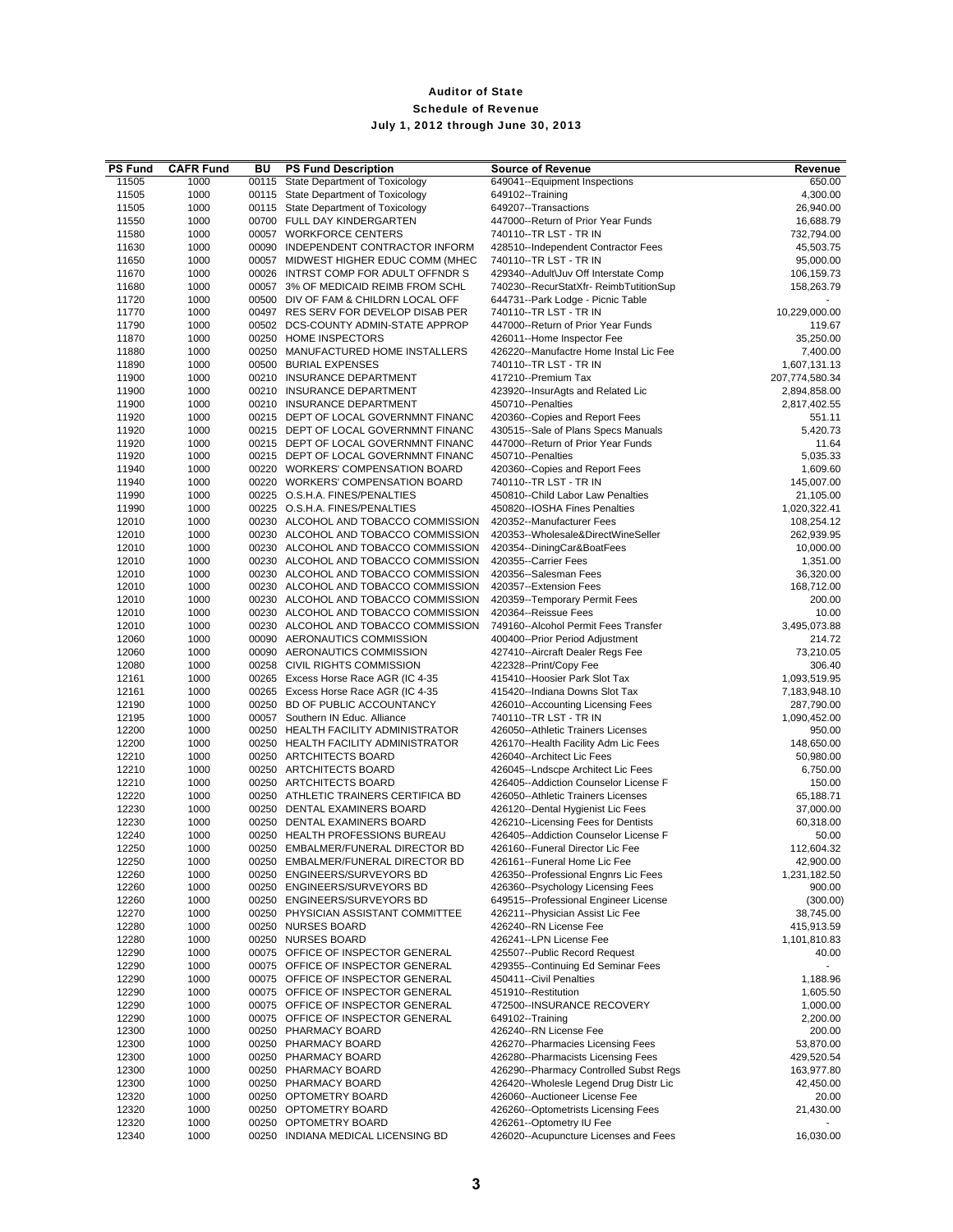## Auditor of State
## Schedule of Revenue
## July 1, 2012 through June 30, 2013

| PS Fund | CAFR Fund | BU | PS Fund Description | Source of Revenue | Revenue |
|---|---|---|---|---|---|
| 11505 | 1000 | 00115 | State Department of Toxicology | 649041--Equipment Inspections | 650.00 |
| 11505 | 1000 | 00115 | State Department of Toxicology | 649102--Training | 4,300.00 |
| 11505 | 1000 | 00115 | State Department of Toxicology | 649207--Transactions | 26,940.00 |
| 11550 | 1000 | 00700 | FULL DAY KINDERGARTEN | 447000--Return of Prior Year Funds | 16,688.79 |
| 11580 | 1000 | 00057 | WORKFORCE CENTERS | 740110--TR LST - TR IN | 732,794.00 |
| 11630 | 1000 | 00090 | INDEPENDENT CONTRACTOR INFORM | 428510--Independent Contractor Fees | 45,503.75 |
| 11650 | 1000 | 00057 | MIDWEST HIGHER EDUC COMM (MHEC | 740110--TR LST - TR IN | 95,000.00 |
| 11670 | 1000 | 00026 | INTRST COMP FOR ADULT OFFNDR S | 429340--Adult\Juv Off Interstate Comp | 106,159.73 |
| 11680 | 1000 | 00057 | 3% OF MEDICAID REIMB FROM SCHL | 740230--RecurStatXfr- ReimbTutitionSup | 158,263.79 |
| 11720 | 1000 | 00500 | DIV OF FAM & CHILDRN LOCAL OFF | 644731--Park Lodge - Picnic Table | - |
| 11770 | 1000 | 00497 | RES SERV FOR DEVELOP DISAB PER | 740110--TR LST - TR IN | 10,229,000.00 |
| 11790 | 1000 | 00502 | DCS-COUNTY ADMIN-STATE APPROP | 447000--Return of Prior Year Funds | 119.67 |
| 11870 | 1000 | 00250 | HOME INSPECTORS | 426011--Home Inspector Fee | 35,250.00 |
| 11880 | 1000 | 00250 | MANUFACTURED HOME INSTALLERS | 426220--Manufactre Home Instal Lic Fee | 7,400.00 |
| 11890 | 1000 | 00500 | BURIAL EXPENSES | 740110--TR LST - TR IN | 1,607,131.13 |
| 11900 | 1000 | 00210 | INSURANCE DEPARTMENT | 417210--Premium Tax | 207,774,580.34 |
| 11900 | 1000 | 00210 | INSURANCE DEPARTMENT | 423920--InsurAgts and Related Lic | 2,894,858.00 |
| 11900 | 1000 | 00210 | INSURANCE DEPARTMENT | 450710--Penalties | 2,817,402.55 |
| 11920 | 1000 | 00215 | DEPT OF LOCAL GOVERNMNT FINANC | 420360--Copies and Report Fees | 551.11 |
| 11920 | 1000 | 00215 | DEPT OF LOCAL GOVERNMNT FINANC | 430515--Sale of Plans Specs Manuals | 5,420.73 |
| 11920 | 1000 | 00215 | DEPT OF LOCAL GOVERNMNT FINANC | 447000--Return of Prior Year Funds | 11.64 |
| 11920 | 1000 | 00215 | DEPT OF LOCAL GOVERNMNT FINANC | 450710--Penalties | 5,035.33 |
| 11940 | 1000 | 00220 | WORKERS' COMPENSATION BOARD | 420360--Copies and Report Fees | 1,609.60 |
| 11940 | 1000 | 00220 | WORKERS' COMPENSATION BOARD | 740110--TR LST - TR IN | 145,007.00 |
| 11990 | 1000 | 00225 | O.S.H.A. FINES/PENALTIES | 450810--Child Labor Law Penalties | 21,105.00 |
| 11990 | 1000 | 00225 | O.S.H.A. FINES/PENALTIES | 450820--IOSHA Fines Penalties | 1,020,322.41 |
| 12010 | 1000 | 00230 | ALCOHOL AND TOBACCO COMMISSION | 420352--Manufacturer Fees | 108,254.12 |
| 12010 | 1000 | 00230 | ALCOHOL AND TOBACCO COMMISSION | 420353--Wholesale&DirectWineSeller | 262,939.95 |
| 12010 | 1000 | 00230 | ALCOHOL AND TOBACCO COMMISSION | 420354--DiningCar&BoatFees | 10,000.00 |
| 12010 | 1000 | 00230 | ALCOHOL AND TOBACCO COMMISSION | 420355--Carrier Fees | 1,351.00 |
| 12010 | 1000 | 00230 | ALCOHOL AND TOBACCO COMMISSION | 420356--Salesman Fees | 36,320.00 |
| 12010 | 1000 | 00230 | ALCOHOL AND TOBACCO COMMISSION | 420357--Extension Fees | 168,712.00 |
| 12010 | 1000 | 00230 | ALCOHOL AND TOBACCO COMMISSION | 420359--Temporary Permit Fees | 200.00 |
| 12010 | 1000 | 00230 | ALCOHOL AND TOBACCO COMMISSION | 420364--Reissue Fees | 10.00 |
| 12010 | 1000 | 00230 | ALCOHOL AND TOBACCO COMMISSION | 749160--Alcohol Permit Fees Transfer | 3,495,073.88 |
| 12060 | 1000 | 00090 | AERONAUTICS COMMISSION | 400400--Prior Period Adjustment | 214.72 |
| 12060 | 1000 | 00090 | AERONAUTICS COMMISSION | 427410--Aircraft Dealer Regs Fee | 73,210.05 |
| 12080 | 1000 | 00258 | CIVIL RIGHTS COMMISSION | 422328--Print/Copy Fee | 306.40 |
| 12161 | 1000 | 00265 | Excess Horse Race AGR (IC 4-35 | 415410--Hoosier Park Slot Tax | 1,093,519.95 |
| 12161 | 1000 | 00265 | Excess Horse Race AGR (IC 4-35 | 415420--Indiana Downs Slot Tax | 7,183,948.10 |
| 12190 | 1000 | 00250 | BD OF PUBLIC ACCOUNTANCY | 426010--Accounting Licensing Fees | 287,790.00 |
| 12195 | 1000 | 00057 | Southern IN Educ. Alliance | 740110--TR LST - TR IN | 1,090,452.00 |
| 12200 | 1000 | 00250 | HEALTH FACILITY ADMINISTRATOR | 426050--Athletic Trainers Licenses | 950.00 |
| 12200 | 1000 | 00250 | HEALTH FACILITY ADMINISTRATOR | 426170--Health Facility Adm Lic Fees | 148,650.00 |
| 12210 | 1000 | 00250 | ARTCHITECTS BOARD | 426040--Architect Lic Fees | 50,980.00 |
| 12210 | 1000 | 00250 | ARTCHITECTS BOARD | 426045--Lndscpe Architect Lic Fees | 6,750.00 |
| 12210 | 1000 | 00250 | ARTCHITECTS BOARD | 426405--Addiction Counselor License F | 150.00 |
| 12220 | 1000 | 00250 | ATHLETIC TRAINERS CERTIFICA BD | 426050--Athletic Trainers Licenses | 65,188.71 |
| 12230 | 1000 | 00250 | DENTAL EXAMINERS BOARD | 426120--Dental Hygienist Lic Fees | 37,000.00 |
| 12230 | 1000 | 00250 | DENTAL EXAMINERS BOARD | 426210--Licensing Fees for Dentists | 60,318.00 |
| 12240 | 1000 | 00250 | HEALTH PROFESSIONS BUREAU | 426405--Addiction Counselor License F | 50.00 |
| 12250 | 1000 | 00250 | EMBALMER/FUNERAL DIRECTOR BD | 426160--Funeral Director Lic Fee | 112,604.32 |
| 12250 | 1000 | 00250 | EMBALMER/FUNERAL DIRECTOR BD | 426161--Funeral Home Lic Fee | 42,900.00 |
| 12260 | 1000 | 00250 | ENGINEERS/SURVEYORS BD | 426350--Professional Engnrs Lic Fees | 1,231,182.50 |
| 12260 | 1000 | 00250 | ENGINEERS/SURVEYORS BD | 426360--Psychology Licensing Fees | 900.00 |
| 12260 | 1000 | 00250 | ENGINEERS/SURVEYORS BD | 649515--Professional Engineer License | (300.00) |
| 12270 | 1000 | 00250 | PHYSICIAN ASSISTANT COMMITTEE | 426211--Physician Assist Lic Fee | 38,745.00 |
| 12280 | 1000 | 00250 | NURSES BOARD | 426240--RN License Fee | 415,913.59 |
| 12280 | 1000 | 00250 | NURSES BOARD | 426241--LPN License Fee | 1,101,810.83 |
| 12290 | 1000 | 00075 | OFFICE OF INSPECTOR GENERAL | 425507--Public Record Request | 40.00 |
| 12290 | 1000 | 00075 | OFFICE OF INSPECTOR GENERAL | 429355--Continuing Ed Seminar Fees | - |
| 12290 | 1000 | 00075 | OFFICE OF INSPECTOR GENERAL | 450411--Civil Penalties | 1,188.96 |
| 12290 | 1000 | 00075 | OFFICE OF INSPECTOR GENERAL | 451910--Restitution | 1,605.50 |
| 12290 | 1000 | 00075 | OFFICE OF INSPECTOR GENERAL | 472500--INSURANCE RECOVERY | 1,000.00 |
| 12290 | 1000 | 00075 | OFFICE OF INSPECTOR GENERAL | 649102--Training | 2,200.00 |
| 12300 | 1000 | 00250 | PHARMACY BOARD | 426240--RN License Fee | 200.00 |
| 12300 | 1000 | 00250 | PHARMACY BOARD | 426270--Pharmacies Licensing Fees | 53,870.00 |
| 12300 | 1000 | 00250 | PHARMACY BOARD | 426280--Pharmacists Licensing Fees | 429,520.54 |
| 12300 | 1000 | 00250 | PHARMACY BOARD | 426290--Pharmacy Controlled Subst Regs | 163,977.80 |
| 12300 | 1000 | 00250 | PHARMACY BOARD | 426420--Wholesle Legend Drug Distr Lic | 42,450.00 |
| 12320 | 1000 | 00250 | OPTOMETRY BOARD | 426060--Auctioneer License Fee | 20.00 |
| 12320 | 1000 | 00250 | OPTOMETRY BOARD | 426260--Optometrists Licensing Fees | 21,430.00 |
| 12320 | 1000 | 00250 | OPTOMETRY BOARD | 426261--Optometry IU Fee | - |
| 12340 | 1000 | 00250 | INDIANA MEDICAL LICENSING BD | 426020--Acupuncture Licenses and Fees | 16,030.00 |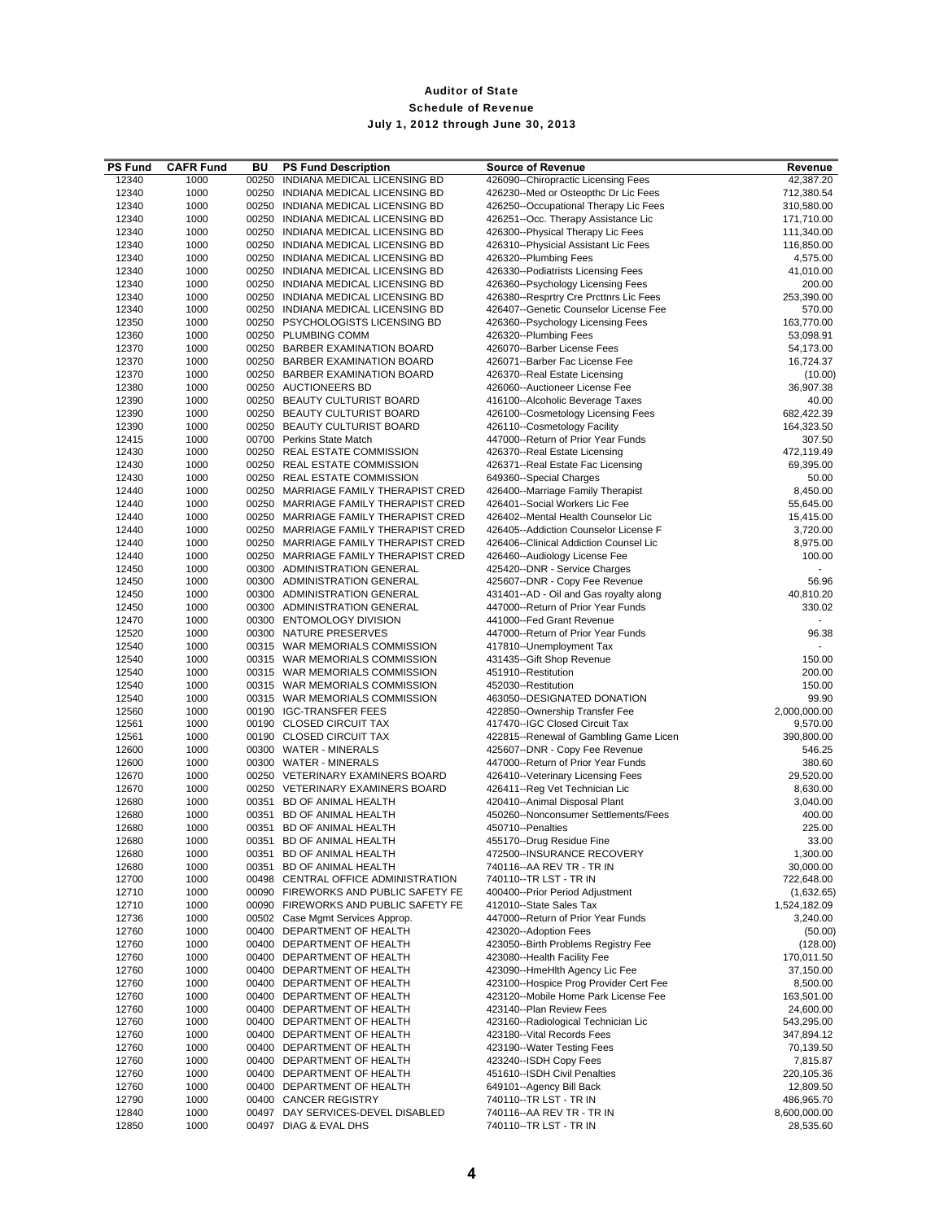# Auditor of State

## Schedule of Revenue

### July 1, 2012 through June 30, 2013

| PS Fund | CAFR Fund | BU | PS Fund Description | Source of Revenue | Revenue |
|---|---|---|---|---|---|
| 12340 | 1000 | 00250 | INDIANA MEDICAL LICENSING BD | 426090--Chiropractic Licensing Fees | 42,387.20 |
| 12340 | 1000 | 00250 | INDIANA MEDICAL LICENSING BD | 426230--Med or Osteopthc Dr Lic Fees | 712,380.54 |
| 12340 | 1000 | 00250 | INDIANA MEDICAL LICENSING BD | 426250--Occupational Therapy Lic Fees | 310,580.00 |
| 12340 | 1000 | 00250 | INDIANA MEDICAL LICENSING BD | 426251--Occ. Therapy Assistance Lic | 171,710.00 |
| 12340 | 1000 | 00250 | INDIANA MEDICAL LICENSING BD | 426300--Physical Therapy Lic Fees | 111,340.00 |
| 12340 | 1000 | 00250 | INDIANA MEDICAL LICENSING BD | 426310--Physicial Assistant Lic Fees | 116,850.00 |
| 12340 | 1000 | 00250 | INDIANA MEDICAL LICENSING BD | 426320--Plumbing Fees | 4,575.00 |
| 12340 | 1000 | 00250 | INDIANA MEDICAL LICENSING BD | 426330--Podiatrists Licensing Fees | 41,010.00 |
| 12340 | 1000 | 00250 | INDIANA MEDICAL LICENSING BD | 426360--Psychology Licensing Fees | 200.00 |
| 12340 | 1000 | 00250 | INDIANA MEDICAL LICENSING BD | 426380--Resprtry Cre Prcttnrs Lic Fees | 253,390.00 |
| 12340 | 1000 | 00250 | INDIANA MEDICAL LICENSING BD | 426407--Genetic Counselor License Fee | 570.00 |
| 12350 | 1000 | 00250 | PSYCHOLOGISTS LICENSING BD | 426360--Psychology Licensing Fees | 163,770.00 |
| 12360 | 1000 | 00250 | PLUMBING COMM | 426320--Plumbing Fees | 53,098.91 |
| 12370 | 1000 | 00250 | BARBER EXAMINATION BOARD | 426070--Barber License Fees | 54,173.00 |
| 12370 | 1000 | 00250 | BARBER EXAMINATION BOARD | 426071--Barber Fac License Fee | 16,724.37 |
| 12370 | 1000 | 00250 | BARBER EXAMINATION BOARD | 426370--Real Estate Licensing | (10.00) |
| 12380 | 1000 | 00250 | AUCTIONEERS BD | 426060--Auctioneer License Fee | 36,907.38 |
| 12390 | 1000 | 00250 | BEAUTY CULTURIST BOARD | 416100--Alcoholic Beverage Taxes | 40.00 |
| 12390 | 1000 | 00250 | BEAUTY CULTURIST BOARD | 426100--Cosmetology Licensing Fees | 682,422.39 |
| 12390 | 1000 | 00250 | BEAUTY CULTURIST BOARD | 426110--Cosmetology Facility | 164,323.50 |
| 12415 | 1000 | 00700 | Perkins State Match | 447000--Return of Prior Year Funds | 307.50 |
| 12430 | 1000 | 00250 | REAL ESTATE COMMISSION | 426370--Real Estate Licensing | 472,119.49 |
| 12430 | 1000 | 00250 | REAL ESTATE COMMISSION | 426371--Real Estate Fac Licensing | 69,395.00 |
| 12430 | 1000 | 00250 | REAL ESTATE COMMISSION | 649360--Special Charges | 50.00 |
| 12440 | 1000 | 00250 | MARRIAGE FAMILY THERAPIST CRED | 426400--Marriage Family Therapist | 8,450.00 |
| 12440 | 1000 | 00250 | MARRIAGE FAMILY THERAPIST CRED | 426401--Social Workers Lic Fee | 55,645.00 |
| 12440 | 1000 | 00250 | MARRIAGE FAMILY THERAPIST CRED | 426402--Mental Health Counselor Lic | 15,415.00 |
| 12440 | 1000 | 00250 | MARRIAGE FAMILY THERAPIST CRED | 426405--Addiction Counselor License F | 3,720.00 |
| 12440 | 1000 | 00250 | MARRIAGE FAMILY THERAPIST CRED | 426406--Clinical Addiction Counsel Lic | 8,975.00 |
| 12440 | 1000 | 00250 | MARRIAGE FAMILY THERAPIST CRED | 426460--Audiology License Fee | 100.00 |
| 12450 | 1000 | 00300 | ADMINISTRATION GENERAL | 425420--DNR - Service Charges | - |
| 12450 | 1000 | 00300 | ADMINISTRATION GENERAL | 425607--DNR - Copy Fee Revenue | 56.96 |
| 12450 | 1000 | 00300 | ADMINISTRATION GENERAL | 431401--AD - Oil and Gas royalty along | 40,810.20 |
| 12450 | 1000 | 00300 | ADMINISTRATION GENERAL | 447000--Return of Prior Year Funds | 330.02 |
| 12470 | 1000 | 00300 | ENTOMOLOGY DIVISION | 441000--Fed Grant Revenue | - |
| 12520 | 1000 | 00300 | NATURE PRESERVES | 447000--Return of Prior Year Funds | 96.38 |
| 12540 | 1000 | 00315 | WAR MEMORIALS COMMISSION | 417810--Unemployment Tax | - |
| 12540 | 1000 | 00315 | WAR MEMORIALS COMMISSION | 431435--Gift Shop Revenue | 150.00 |
| 12540 | 1000 | 00315 | WAR MEMORIALS COMMISSION | 451910--Restitution | 200.00 |
| 12540 | 1000 | 00315 | WAR MEMORIALS COMMISSION | 452030--Restitution | 150.00 |
| 12540 | 1000 | 00315 | WAR MEMORIALS COMMISSION | 463050--DESIGNATED DONATION | 99.90 |
| 12560 | 1000 | 00190 | IGC-TRANSFER FEES | 422850--Ownership Transfer Fee | 2,000,000.00 |
| 12561 | 1000 | 00190 | CLOSED CIRCUIT TAX | 417470--IGC Closed Circuit Tax | 9,570.00 |
| 12561 | 1000 | 00190 | CLOSED CIRCUIT TAX | 422815--Renewal of Gambling Game Licen | 390,800.00 |
| 12600 | 1000 | 00300 | WATER - MINERALS | 425607--DNR - Copy Fee Revenue | 546.25 |
| 12600 | 1000 | 00300 | WATER - MINERALS | 447000--Return of Prior Year Funds | 380.60 |
| 12670 | 1000 | 00250 | VETERINARY EXAMINERS BOARD | 426410--Veterinary Licensing Fees | 29,520.00 |
| 12670 | 1000 | 00250 | VETERINARY EXAMINERS BOARD | 426411--Reg Vet Technician Lic | 8,630.00 |
| 12680 | 1000 | 00351 | BD OF ANIMAL HEALTH | 420410--Animal Disposal Plant | 3,040.00 |
| 12680 | 1000 | 00351 | BD OF ANIMAL HEALTH | 450260--Nonconsumer Settlements/Fees | 400.00 |
| 12680 | 1000 | 00351 | BD OF ANIMAL HEALTH | 450710--Penalties | 225.00 |
| 12680 | 1000 | 00351 | BD OF ANIMAL HEALTH | 455170--Drug Residue Fine | 33.00 |
| 12680 | 1000 | 00351 | BD OF ANIMAL HEALTH | 472500--INSURANCE RECOVERY | 1,300.00 |
| 12680 | 1000 | 00351 | BD OF ANIMAL HEALTH | 740116--AA REV TR - TR IN | 30,000.00 |
| 12700 | 1000 | 00498 | CENTRAL OFFICE ADMINISTRATION | 740110--TR LST - TR IN | 722,648.00 |
| 12710 | 1000 | 00090 | FIREWORKS AND PUBLIC SAFETY FE | 400400--Prior Period Adjustment | (1,632.65) |
| 12710 | 1000 | 00090 | FIREWORKS AND PUBLIC SAFETY FE | 412010--State Sales Tax | 1,524,182.09 |
| 12736 | 1000 | 00502 | Case Mgmt Services Approp. | 447000--Return of Prior Year Funds | 3,240.00 |
| 12760 | 1000 | 00400 | DEPARTMENT OF HEALTH | 423020--Adoption Fees | (50.00) |
| 12760 | 1000 | 00400 | DEPARTMENT OF HEALTH | 423050--Birth Problems Registry Fee | (128.00) |
| 12760 | 1000 | 00400 | DEPARTMENT OF HEALTH | 423080--Health Facility Fee | 170,011.50 |
| 12760 | 1000 | 00400 | DEPARTMENT OF HEALTH | 423090--HmeHlth Agency Lic Fee | 37,150.00 |
| 12760 | 1000 | 00400 | DEPARTMENT OF HEALTH | 423100--Hospice Prog Provider Cert Fee | 8,500.00 |
| 12760 | 1000 | 00400 | DEPARTMENT OF HEALTH | 423120--Mobile Home Park License Fee | 163,501.00 |
| 12760 | 1000 | 00400 | DEPARTMENT OF HEALTH | 423140--Plan Review Fees | 24,600.00 |
| 12760 | 1000 | 00400 | DEPARTMENT OF HEALTH | 423160--Radiological Technician Lic | 543,295.00 |
| 12760 | 1000 | 00400 | DEPARTMENT OF HEALTH | 423180--Vital Records Fees | 347,894.12 |
| 12760 | 1000 | 00400 | DEPARTMENT OF HEALTH | 423190--Water Testing Fees | 70,139.50 |
| 12760 | 1000 | 00400 | DEPARTMENT OF HEALTH | 423240--ISDH Copy Fees | 7,815.87 |
| 12760 | 1000 | 00400 | DEPARTMENT OF HEALTH | 451610--ISDH Civil Penalties | 220,105.36 |
| 12760 | 1000 | 00400 | DEPARTMENT OF HEALTH | 649101--Agency Bill Back | 12,809.50 |
| 12790 | 1000 | 00400 | CANCER REGISTRY | 740110--TR LST - TR IN | 486,965.70 |
| 12840 | 1000 | 00497 | DAY SERVICES-DEVEL DISABLED | 740116--AA REV TR - TR IN | 8,600,000.00 |
| 12850 | 1000 | 00497 | DIAG & EVAL DHS | 740110--TR LST - TR IN | 28,535.60 |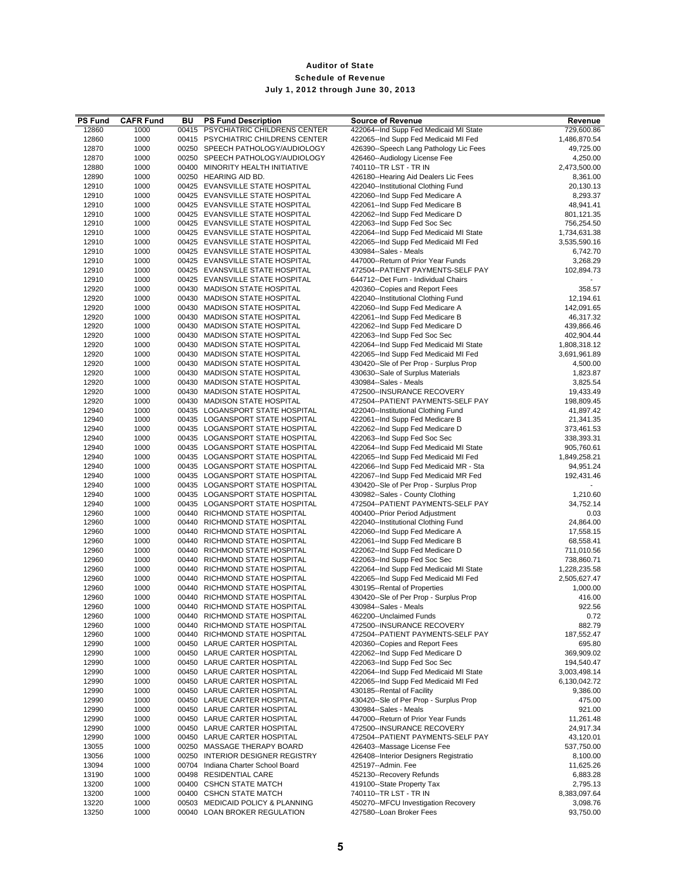**Auditor of State**

**Schedule of Revenue**

**July 1, 2012 through June 30, 2013**

| PS Fund | CAFR Fund | BU | PS Fund Description | Source of Revenue | Revenue |
|---|---|---|---|---|---|
| 12860 | 1000 | 00415 | PSYCHIATRIC CHILDRENS CENTER | 422064--Ind Supp Fed Medicaid MI State | 729,600.86 |
| 12860 | 1000 | 00415 | PSYCHIATRIC CHILDRENS CENTER | 422065--Ind Supp Fed Medicaid MI Fed | 1,486,870.54 |
| 12870 | 1000 | 00250 | SPEECH PATHOLOGY/AUDIOLOGY | 426390--Speech Lang Pathology Lic Fees | 49,725.00 |
| 12870 | 1000 | 00250 | SPEECH PATHOLOGY/AUDIOLOGY | 426460--Audiology License Fee | 4,250.00 |
| 12880 | 1000 | 00400 | MINORITY HEALTH INITIATIVE | 740110--TR LST - TR IN | 2,473,500.00 |
| 12890 | 1000 | 00250 | HEARING AID BD. | 426180--Hearing Aid Dealers Lic Fees | 8,361.00 |
| 12910 | 1000 | 00425 | EVANSVILLE STATE HOSPITAL | 422040--Institutional Clothing Fund | 20,130.13 |
| 12910 | 1000 | 00425 | EVANSVILLE STATE HOSPITAL | 422060--Ind Supp Fed Medicare A | 8,293.37 |
| 12910 | 1000 | 00425 | EVANSVILLE STATE HOSPITAL | 422061--Ind Supp Fed Medicare B | 48,941.41 |
| 12910 | 1000 | 00425 | EVANSVILLE STATE HOSPITAL | 422062--Ind Supp Fed Medicare D | 801,121.35 |
| 12910 | 1000 | 00425 | EVANSVILLE STATE HOSPITAL | 422063--Ind Supp Fed Soc Sec | 756,254.50 |
| 12910 | 1000 | 00425 | EVANSVILLE STATE HOSPITAL | 422064--Ind Supp Fed Medicaid MI State | 1,734,631.38 |
| 12910 | 1000 | 00425 | EVANSVILLE STATE HOSPITAL | 422065--Ind Supp Fed Medicaid MI Fed | 3,535,590.16 |
| 12910 | 1000 | 00425 | EVANSVILLE STATE HOSPITAL | 430984--Sales - Meals | 6,742.70 |
| 12910 | 1000 | 00425 | EVANSVILLE STATE HOSPITAL | 447000--Return of Prior Year Funds | 3,268.29 |
| 12910 | 1000 | 00425 | EVANSVILLE STATE HOSPITAL | 472504--PATIENT PAYMENTS-SELF PAY | 102,894.73 |
| 12910 | 1000 | 00425 | EVANSVILLE STATE HOSPITAL | 644712--Det Furn - Individual Chairs | - |
| 12920 | 1000 | 00430 | MADISON STATE HOSPITAL | 420360--Copies and Report Fees | 358.57 |
| 12920 | 1000 | 00430 | MADISON STATE HOSPITAL | 422040--Institutional Clothing Fund | 12,194.61 |
| 12920 | 1000 | 00430 | MADISON STATE HOSPITAL | 422060--Ind Supp Fed Medicare A | 142,091.65 |
| 12920 | 1000 | 00430 | MADISON STATE HOSPITAL | 422061--Ind Supp Fed Medicare B | 46,317.32 |
| 12920 | 1000 | 00430 | MADISON STATE HOSPITAL | 422062--Ind Supp Fed Medicare D | 439,866.46 |
| 12920 | 1000 | 00430 | MADISON STATE HOSPITAL | 422063--Ind Supp Fed Soc Sec | 402,904.44 |
| 12920 | 1000 | 00430 | MADISON STATE HOSPITAL | 422064--Ind Supp Fed Medicaid MI State | 1,808,318.12 |
| 12920 | 1000 | 00430 | MADISON STATE HOSPITAL | 422065--Ind Supp Fed Medicaid MI Fed | 3,691,961.89 |
| 12920 | 1000 | 00430 | MADISON STATE HOSPITAL | 430420--Sle of Per Prop - Surplus Prop | 4,500.00 |
| 12920 | 1000 | 00430 | MADISON STATE HOSPITAL | 430630--Sale of Surplus Materials | 1,823.87 |
| 12920 | 1000 | 00430 | MADISON STATE HOSPITAL | 430984--Sales - Meals | 3,825.54 |
| 12920 | 1000 | 00430 | MADISON STATE HOSPITAL | 472500--INSURANCE RECOVERY | 19,433.49 |
| 12920 | 1000 | 00430 | MADISON STATE HOSPITAL | 472504--PATIENT PAYMENTS-SELF PAY | 198,809.45 |
| 12940 | 1000 | 00435 | LOGANSPORT STATE HOSPITAL | 422040--Institutional Clothing Fund | 41,897.42 |
| 12940 | 1000 | 00435 | LOGANSPORT STATE HOSPITAL | 422061--Ind Supp Fed Medicare B | 21,341.35 |
| 12940 | 1000 | 00435 | LOGANSPORT STATE HOSPITAL | 422062--Ind Supp Fed Medicare D | 373,461.53 |
| 12940 | 1000 | 00435 | LOGANSPORT STATE HOSPITAL | 422063--Ind Supp Fed Soc Sec | 338,393.31 |
| 12940 | 1000 | 00435 | LOGANSPORT STATE HOSPITAL | 422064--Ind Supp Fed Medicaid MI State | 905,760.61 |
| 12940 | 1000 | 00435 | LOGANSPORT STATE HOSPITAL | 422065--Ind Supp Fed Medicaid MI Fed | 1,849,258.21 |
| 12940 | 1000 | 00435 | LOGANSPORT STATE HOSPITAL | 422066--Ind Supp Fed Medicaid MR - Sta | 94,951.24 |
| 12940 | 1000 | 00435 | LOGANSPORT STATE HOSPITAL | 422067--Ind Supp Fed Medicaid MR Fed | 192,431.46 |
| 12940 | 1000 | 00435 | LOGANSPORT STATE HOSPITAL | 430420--Sle of Per Prop - Surplus Prop | - |
| 12940 | 1000 | 00435 | LOGANSPORT STATE HOSPITAL | 430982--Sales - County Clothing | 1,210.60 |
| 12940 | 1000 | 00435 | LOGANSPORT STATE HOSPITAL | 472504--PATIENT PAYMENTS-SELF PAY | 34,752.14 |
| 12960 | 1000 | 00440 | RICHMOND STATE HOSPITAL | 400400--Prior Period Adjustment | 0.03 |
| 12960 | 1000 | 00440 | RICHMOND STATE HOSPITAL | 422040--Institutional Clothing Fund | 24,864.00 |
| 12960 | 1000 | 00440 | RICHMOND STATE HOSPITAL | 422060--Ind Supp Fed Medicare A | 17,558.15 |
| 12960 | 1000 | 00440 | RICHMOND STATE HOSPITAL | 422061--Ind Supp Fed Medicare B | 68,558.41 |
| 12960 | 1000 | 00440 | RICHMOND STATE HOSPITAL | 422062--Ind Supp Fed Medicare D | 711,010.56 |
| 12960 | 1000 | 00440 | RICHMOND STATE HOSPITAL | 422063--Ind Supp Fed Soc Sec | 738,860.71 |
| 12960 | 1000 | 00440 | RICHMOND STATE HOSPITAL | 422064--Ind Supp Fed Medicaid MI State | 1,228,235.58 |
| 12960 | 1000 | 00440 | RICHMOND STATE HOSPITAL | 422065--Ind Supp Fed Medicaid MI Fed | 2,505,627.47 |
| 12960 | 1000 | 00440 | RICHMOND STATE HOSPITAL | 430195--Rental of Properties | 1,000.00 |
| 12960 | 1000 | 00440 | RICHMOND STATE HOSPITAL | 430420--Sle of Per Prop - Surplus Prop | 416.00 |
| 12960 | 1000 | 00440 | RICHMOND STATE HOSPITAL | 430984--Sales - Meals | 922.56 |
| 12960 | 1000 | 00440 | RICHMOND STATE HOSPITAL | 462200--Unclaimed Funds | 0.72 |
| 12960 | 1000 | 00440 | RICHMOND STATE HOSPITAL | 472500--INSURANCE RECOVERY | 882.79 |
| 12960 | 1000 | 00440 | RICHMOND STATE HOSPITAL | 472504--PATIENT PAYMENTS-SELF PAY | 187,552.47 |
| 12990 | 1000 | 00450 | LARUE CARTER HOSPITAL | 420360--Copies and Report Fees | 695.80 |
| 12990 | 1000 | 00450 | LARUE CARTER HOSPITAL | 422062--Ind Supp Fed Medicare D | 369,909.02 |
| 12990 | 1000 | 00450 | LARUE CARTER HOSPITAL | 422063--Ind Supp Fed Soc Sec | 194,540.47 |
| 12990 | 1000 | 00450 | LARUE CARTER HOSPITAL | 422064--Ind Supp Fed Medicaid MI State | 3,003,498.14 |
| 12990 | 1000 | 00450 | LARUE CARTER HOSPITAL | 422065--Ind Supp Fed Medicaid MI Fed | 6,130,042.72 |
| 12990 | 1000 | 00450 | LARUE CARTER HOSPITAL | 430185--Rental of Facility | 9,386.00 |
| 12990 | 1000 | 00450 | LARUE CARTER HOSPITAL | 430420--Sle of Per Prop - Surplus Prop | 475.00 |
| 12990 | 1000 | 00450 | LARUE CARTER HOSPITAL | 430984--Sales - Meals | 921.00 |
| 12990 | 1000 | 00450 | LARUE CARTER HOSPITAL | 447000--Return of Prior Year Funds | 11,261.48 |
| 12990 | 1000 | 00450 | LARUE CARTER HOSPITAL | 472500--INSURANCE RECOVERY | 24,917.34 |
| 12990 | 1000 | 00450 | LARUE CARTER HOSPITAL | 472504--PATIENT PAYMENTS-SELF PAY | 43,120.01 |
| 13055 | 1000 | 00250 | MASSAGE THERAPY BOARD | 426403--Massage License Fee | 537,750.00 |
| 13056 | 1000 | 00250 | INTERIOR DESIGNER REGISTRY | 426408--Interior Designers Registratio | 8,100.00 |
| 13094 | 1000 | 00704 | Indiana Charter School Board | 425197--Admin. Fee | 11,625.26 |
| 13190 | 1000 | 00498 | RESIDENTIAL CARE | 452130--Recovery Refunds | 6,883.28 |
| 13200 | 1000 | 00400 | CSHCN STATE MATCH | 419100--State Property Tax | 2,795.13 |
| 13200 | 1000 | 00400 | CSHCN STATE MATCH | 740110--TR LST - TR IN | 8,383,097.64 |
| 13220 | 1000 | 00503 | MEDICAID POLICY & PLANNING | 450270--MFCU Investigation Recovery | 3,098.76 |
| 13250 | 1000 | 00040 | LOAN BROKER REGULATION | 427580--Loan Broker Fees | 93,750.00 |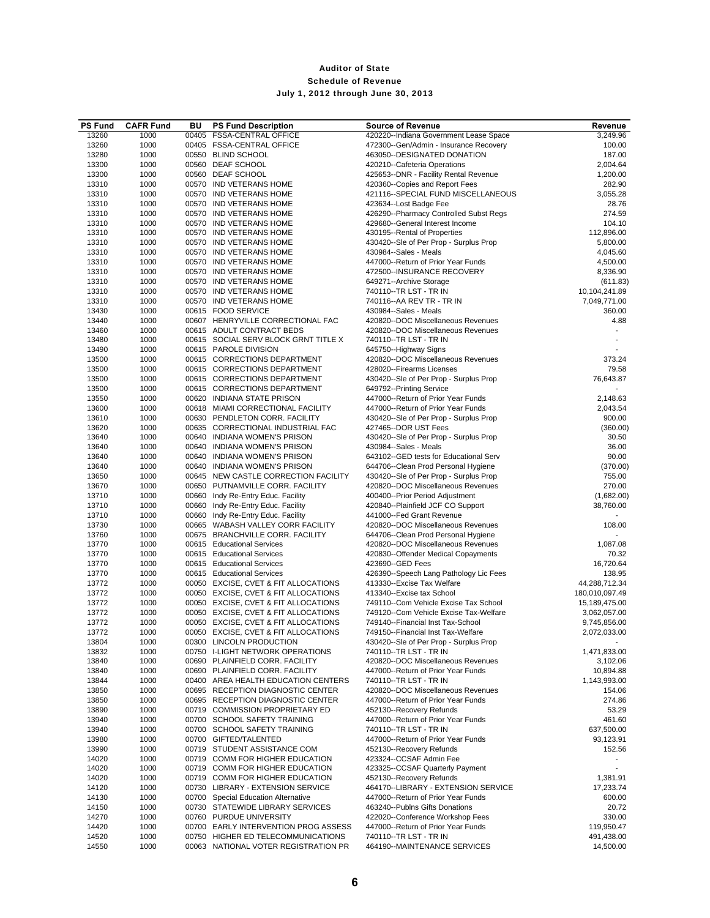# Auditor of State

## Schedule of Revenue

### July 1, 2012 through June 30, 2013

| PS Fund | CAFR Fund | BU | PS Fund Description | Source of Revenue | Revenue |
|---|---|---|---|---|---|
| 13260 | 1000 | 00405 | FSSA-CENTRAL OFFICE | 420220--Indiana Government Lease Space | 3,249.96 |
| 13260 | 1000 | 00405 | FSSA-CENTRAL OFFICE | 472300--Gen/Admin - Insurance Recovery | 100.00 |
| 13280 | 1000 | 00550 | BLIND SCHOOL | 463050--DESIGNATED DONATION | 187.00 |
| 13300 | 1000 | 00560 | DEAF SCHOOL | 420210--Cafeteria Operations | 2,004.64 |
| 13300 | 1000 | 00560 | DEAF SCHOOL | 425653--DNR - Facility Rental Revenue | 1,200.00 |
| 13310 | 1000 | 00570 | IND VETERANS HOME | 420360--Copies and Report Fees | 282.90 |
| 13310 | 1000 | 00570 | IND VETERANS HOME | 421116--SPECIAL FUND MISCELLANEOUS | 3,055.28 |
| 13310 | 1000 | 00570 | IND VETERANS HOME | 423634--Lost Badge Fee | 28.76 |
| 13310 | 1000 | 00570 | IND VETERANS HOME | 426290--Pharmacy Controlled Subst Regs | 274.59 |
| 13310 | 1000 | 00570 | IND VETERANS HOME | 429680--General Interest Income | 104.10 |
| 13310 | 1000 | 00570 | IND VETERANS HOME | 430195--Rental of Properties | 112,896.00 |
| 13310 | 1000 | 00570 | IND VETERANS HOME | 430420--Sle of Per Prop - Surplus Prop | 5,800.00 |
| 13310 | 1000 | 00570 | IND VETERANS HOME | 430984--Sales - Meals | 4,045.60 |
| 13310 | 1000 | 00570 | IND VETERANS HOME | 447000--Return of Prior Year Funds | 4,500.00 |
| 13310 | 1000 | 00570 | IND VETERANS HOME | 472500--INSURANCE RECOVERY | 8,336.90 |
| 13310 | 1000 | 00570 | IND VETERANS HOME | 649271--Archive Storage | (611.83) |
| 13310 | 1000 | 00570 | IND VETERANS HOME | 740110--TR LST - TR IN | 10,104,241.89 |
| 13310 | 1000 | 00570 | IND VETERANS HOME | 740116--AA REV TR - TR IN | 7,049,771.00 |
| 13430 | 1000 | 00615 | FOOD SERVICE | 430984--Sales - Meals | 360.00 |
| 13440 | 1000 | 00607 | HENRYVILLE CORRECTIONAL FAC | 420820--DOC Miscellaneous Revenues | 4.88 |
| 13460 | 1000 | 00615 | ADULT CONTRACT BEDS | 420820--DOC Miscellaneous Revenues | - |
| 13480 | 1000 | 00615 | SOCIAL SERV BLOCK GRNT TITLE X | 740110--TR LST - TR IN | - |
| 13490 | 1000 | 00615 | PAROLE DIVISION | 645750--Highway Signs | - |
| 13500 | 1000 | 00615 | CORRECTIONS DEPARTMENT | 420820--DOC Miscellaneous Revenues | 373.24 |
| 13500 | 1000 | 00615 | CORRECTIONS DEPARTMENT | 428020--Firearms Licenses | 79.58 |
| 13500 | 1000 | 00615 | CORRECTIONS DEPARTMENT | 430420--Sle of Per Prop - Surplus Prop | 76,643.87 |
| 13500 | 1000 | 00615 | CORRECTIONS DEPARTMENT | 649792--Printing Service | - |
| 13550 | 1000 | 00620 | INDIANA STATE PRISON | 447000--Return of Prior Year Funds | 2,148.63 |
| 13600 | 1000 | 00618 | MIAMI CORRECTIONAL FACILITY | 447000--Return of Prior Year Funds | 2,043.54 |
| 13610 | 1000 | 00630 | PENDLETON CORR. FACILITY | 430420--Sle of Per Prop - Surplus Prop | 900.00 |
| 13620 | 1000 | 00635 | CORRECTIONAL INDUSTRIAL FAC | 427465--DOR UST Fees | (360.00) |
| 13640 | 1000 | 00640 | INDIANA WOMEN'S PRISON | 430420--Sle of Per Prop - Surplus Prop | 30.50 |
| 13640 | 1000 | 00640 | INDIANA WOMEN'S PRISON | 430984--Sales - Meals | 36.00 |
| 13640 | 1000 | 00640 | INDIANA WOMEN'S PRISON | 643102--GED tests for Educational Serv | 90.00 |
| 13640 | 1000 | 00640 | INDIANA WOMEN'S PRISON | 644706--Clean Prod Personal Hygiene | (370.00) |
| 13650 | 1000 | 00645 | NEW CASTLE CORRECTION FACILITY | 430420--Sle of Per Prop - Surplus Prop | 755.00 |
| 13670 | 1000 | 00650 | PUTNAMVILLE CORR. FACILITY | 420820--DOC Miscellaneous Revenues | 270.00 |
| 13710 | 1000 | 00660 | Indy Re-Entry Educ. Facility | 400400--Prior Period Adjustment | (1,682.00) |
| 13710 | 1000 | 00660 | Indy Re-Entry Educ. Facility | 420840--Plainfield JCF CO Support | 38,760.00 |
| 13710 | 1000 | 00660 | Indy Re-Entry Educ. Facility | 441000--Fed Grant Revenue | - |
| 13730 | 1000 | 00665 | WABASH VALLEY CORR FACILITY | 420820--DOC Miscellaneous Revenues | 108.00 |
| 13760 | 1000 | 00675 | BRANCHVILLE CORR. FACILITY | 644706--Clean Prod Personal Hygiene | - |
| 13770 | 1000 | 00615 | Educational Services | 420820--DOC Miscellaneous Revenues | 1,087.08 |
| 13770 | 1000 | 00615 | Educational Services | 420830--Offender Medical Copayments | 70.32 |
| 13770 | 1000 | 00615 | Educational Services | 423690--GED Fees | 16,720.64 |
| 13770 | 1000 | 00615 | Educational Services | 426390--Speech Lang Pathology Lic Fees | 138.95 |
| 13772 | 1000 | 00050 | EXCISE, CVET & FIT ALLOCATIONS | 413330--Excise Tax Welfare | 44,288,712.34 |
| 13772 | 1000 | 00050 | EXCISE, CVET & FIT ALLOCATIONS | 413340--Excise tax School | 180,010,097.49 |
| 13772 | 1000 | 00050 | EXCISE, CVET & FIT ALLOCATIONS | 749110--Com Vehicle Excise Tax School | 15,189,475.00 |
| 13772 | 1000 | 00050 | EXCISE, CVET & FIT ALLOCATIONS | 749120--Com Vehicle Excise Tax-Welfare | 3,062,057.00 |
| 13772 | 1000 | 00050 | EXCISE, CVET & FIT ALLOCATIONS | 749140--Financial Inst Tax-School | 9,745,856.00 |
| 13772 | 1000 | 00050 | EXCISE, CVET & FIT ALLOCATIONS | 749150--Financial Inst Tax-Welfare | 2,072,033.00 |
| 13804 | 1000 | 00300 | LINCOLN PRODUCTION | 430420--Sle of Per Prop - Surplus Prop | - |
| 13832 | 1000 | 00750 | I-LIGHT NETWORK OPERATIONS | 740110--TR LST - TR IN | 1,471,833.00 |
| 13840 | 1000 | 00690 | PLAINFIELD CORR. FACILITY | 420820--DOC Miscellaneous Revenues | 3,102.06 |
| 13840 | 1000 | 00690 | PLAINFIELD CORR. FACILITY | 447000--Return of Prior Year Funds | 10,894.88 |
| 13844 | 1000 | 00400 | AREA HEALTH EDUCATION CENTERS | 740110--TR LST - TR IN | 1,143,993.00 |
| 13850 | 1000 | 00695 | RECEPTION DIAGNOSTIC CENTER | 420820--DOC Miscellaneous Revenues | 154.06 |
| 13850 | 1000 | 00695 | RECEPTION DIAGNOSTIC CENTER | 447000--Return of Prior Year Funds | 274.86 |
| 13890 | 1000 | 00719 | COMMISSION PROPRIETARY ED | 452130--Recovery Refunds | 53.29 |
| 13940 | 1000 | 00700 | SCHOOL SAFETY TRAINING | 447000--Return of Prior Year Funds | 461.60 |
| 13940 | 1000 | 00700 | SCHOOL SAFETY TRAINING | 740110--TR LST - TR IN | 637,500.00 |
| 13980 | 1000 | 00700 | GIFTED/TALENTED | 447000--Return of Prior Year Funds | 93,123.91 |
| 13990 | 1000 | 00719 | STUDENT ASSISTANCE COM | 452130--Recovery Refunds | 152.56 |
| 14020 | 1000 | 00719 | COMM FOR HIGHER EDUCATION | 423324--CCSAF Admin Fee | - |
| 14020 | 1000 | 00719 | COMM FOR HIGHER EDUCATION | 423325--CCSAF Quarterly Payment | - |
| 14020 | 1000 | 00719 | COMM FOR HIGHER EDUCATION | 452130--Recovery Refunds | 1,381.91 |
| 14120 | 1000 | 00730 | LIBRARY - EXTENSION SERVICE | 464170--LIBRARY - EXTENSION SERVICE | 17,233.74 |
| 14130 | 1000 | 00700 | Special Education Alternative | 447000--Return of Prior Year Funds | 600.00 |
| 14150 | 1000 | 00730 | STATEWIDE LIBRARY SERVICES | 463240--Publns Gifts Donations | 20.72 |
| 14270 | 1000 | 00760 | PURDUE UNIVERSITY | 422020--Conference Workshop Fees | 330.00 |
| 14420 | 1000 | 00700 | EARLY INTERVENTION PROG ASSESS | 447000--Return of Prior Year Funds | 119,950.47 |
| 14520 | 1000 | 00750 | HIGHER ED TELECOMMUNICATIONS | 740110--TR LST - TR IN | 491,438.00 |
| 14550 | 1000 | 00063 | NATIONAL VOTER REGISTRATION PR | 464190--MAINTENANCE SERVICES | 14,500.00 |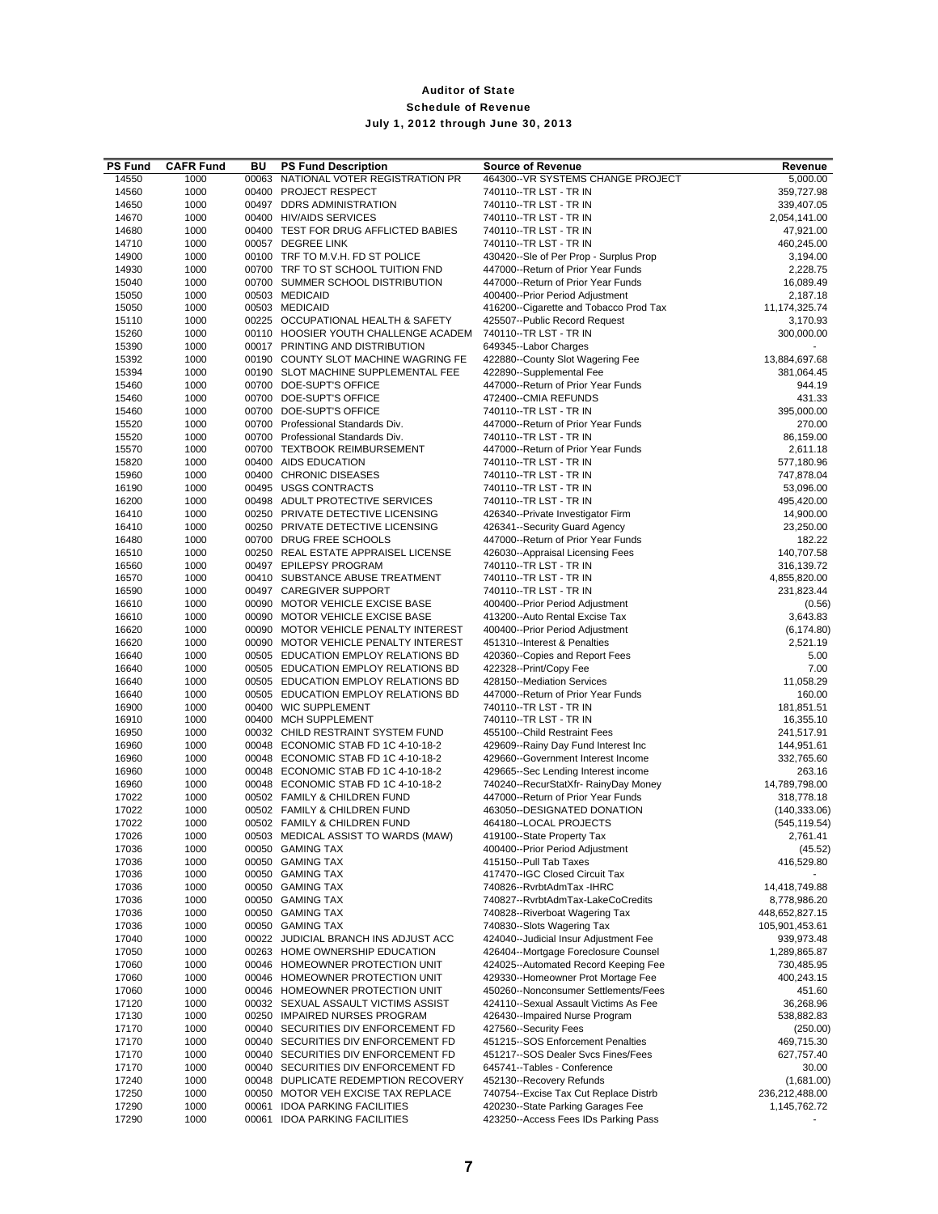# Auditor of State
## Schedule of Revenue
### July 1, 2012 through June 30, 2013

| PS Fund | CAFR Fund | BU | PS Fund Description | Source of Revenue | Revenue |
|---|---|---|---|---|---|
| 14550 | 1000 | 00063 | NATIONAL VOTER REGISTRATION PR | 464300--VR SYSTEMS CHANGE PROJECT | 5,000.00 |
| 14560 | 1000 | 00400 | PROJECT RESPECT | 740110--TR LST - TR IN | 359,727.98 |
| 14650 | 1000 | 00497 | DDRS ADMINISTRATION | 740110--TR LST - TR IN | 339,407.05 |
| 14670 | 1000 | 00400 | HIV/AIDS SERVICES | 740110--TR LST - TR IN | 2,054,141.00 |
| 14680 | 1000 | 00400 | TEST FOR DRUG AFFLICTED BABIES | 740110--TR LST - TR IN | 47,921.00 |
| 14710 | 1000 | 00057 | DEGREE LINK | 740110--TR LST - TR IN | 460,245.00 |
| 14900 | 1000 | 00100 | TRF TO M.V.H. FD ST POLICE | 430420--Sle of Per Prop - Surplus Prop | 3,194.00 |
| 14930 | 1000 | 00700 | TRF TO ST SCHOOL TUITION FND | 447000--Return of Prior Year Funds | 2,228.75 |
| 15040 | 1000 | 00700 | SUMMER SCHOOL DISTRIBUTION | 447000--Return of Prior Year Funds | 16,089.49 |
| 15050 | 1000 | 00503 | MEDICAID | 400400--Prior Period Adjustment | 2,187.18 |
| 15050 | 1000 | 00503 | MEDICAID | 416200--Cigarette and Tobacco Prod Tax | 11,174,325.74 |
| 15110 | 1000 | 00225 | OCCUPATIONAL HEALTH & SAFETY | 425507--Public Record Request | 3,170.93 |
| 15260 | 1000 | 00110 | HOOSIER YOUTH CHALLENGE ACADEM | 740110--TR LST - TR IN | 300,000.00 |
| 15390 | 1000 | 00017 | PRINTING AND DISTRIBUTION | 649345--Labor Charges | - |
| 15392 | 1000 | 00190 | COUNTY SLOT MACHINE WAGRING FE | 422880--County Slot Wagering Fee | 13,884,697.68 |
| 15394 | 1000 | 00190 | SLOT MACHINE SUPPLEMENTAL FEE | 422890--Supplemental Fee | 381,064.45 |
| 15460 | 1000 | 00700 | DOE-SUPT'S OFFICE | 447000--Return of Prior Year Funds | 944.19 |
| 15460 | 1000 | 00700 | DOE-SUPT'S OFFICE | 472400--CMIA REFUNDS | 431.33 |
| 15460 | 1000 | 00700 | DOE-SUPT'S OFFICE | 740110--TR LST - TR IN | 395,000.00 |
| 15520 | 1000 | 00700 | Professional Standards Div. | 447000--Return of Prior Year Funds | 270.00 |
| 15520 | 1000 | 00700 | Professional Standards Div. | 740110--TR LST - TR IN | 86,159.00 |
| 15570 | 1000 | 00700 | TEXTBOOK REIMBURSEMENT | 447000--Return of Prior Year Funds | 2,611.18 |
| 15820 | 1000 | 00400 | AIDS EDUCATION | 740110--TR LST - TR IN | 577,180.96 |
| 15960 | 1000 | 00400 | CHRONIC DISEASES | 740110--TR LST - TR IN | 747,878.04 |
| 16190 | 1000 | 00495 | USGS CONTRACTS | 740110--TR LST - TR IN | 53,096.00 |
| 16200 | 1000 | 00498 | ADULT PROTECTIVE SERVICES | 740110--TR LST - TR IN | 495,420.00 |
| 16410 | 1000 | 00250 | PRIVATE DETECTIVE LICENSING | 426340--Private Investigator Firm | 14,900.00 |
| 16410 | 1000 | 00250 | PRIVATE DETECTIVE LICENSING | 426341--Security Guard Agency | 23,250.00 |
| 16480 | 1000 | 00700 | DRUG FREE SCHOOLS | 447000--Return of Prior Year Funds | 182.22 |
| 16510 | 1000 | 00250 | REAL ESTATE APPRAISEL LICENSE | 426030--Appraisal Licensing Fees | 140,707.58 |
| 16560 | 1000 | 00497 | EPILEPSY PROGRAM | 740110--TR LST - TR IN | 316,139.72 |
| 16570 | 1000 | 00410 | SUBSTANCE ABUSE TREATMENT | 740110--TR LST - TR IN | 4,855,820.00 |
| 16590 | 1000 | 00497 | CAREGIVER SUPPORT | 740110--TR LST - TR IN | 231,823.44 |
| 16610 | 1000 | 00090 | MOTOR VEHICLE EXCISE BASE | 400400--Prior Period Adjustment | (0.56) |
| 16610 | 1000 | 00090 | MOTOR VEHICLE EXCISE BASE | 413200--Auto Rental Excise Tax | 3,643.83 |
| 16620 | 1000 | 00090 | MOTOR VEHICLE PENALTY INTEREST | 400400--Prior Period Adjustment | (6,174.80) |
| 16620 | 1000 | 00090 | MOTOR VEHICLE PENALTY INTEREST | 451310--Interest & Penalties | 2,521.19 |
| 16640 | 1000 | 00505 | EDUCATION EMPLOY RELATIONS BD | 420360--Copies and Report Fees | 5.00 |
| 16640 | 1000 | 00505 | EDUCATION EMPLOY RELATIONS BD | 422328--Print/Copy Fee | 7.00 |
| 16640 | 1000 | 00505 | EDUCATION EMPLOY RELATIONS BD | 428150--Mediation Services | 11,058.29 |
| 16640 | 1000 | 00505 | EDUCATION EMPLOY RELATIONS BD | 447000--Return of Prior Year Funds | 160.00 |
| 16900 | 1000 | 00400 | WIC SUPPLEMENT | 740110--TR LST - TR IN | 181,851.51 |
| 16910 | 1000 | 00400 | MCH SUPPLEMENT | 740110--TR LST - TR IN | 16,355.10 |
| 16950 | 1000 | 00032 | CHILD RESTRAINT SYSTEM FUND | 455100--Child Restraint Fees | 241,517.91 |
| 16960 | 1000 | 00048 | ECONOMIC STAB FD 1C 4-10-18-2 | 429609--Rainy Day Fund Interest Inc | 144,951.61 |
| 16960 | 1000 | 00048 | ECONOMIC STAB FD 1C 4-10-18-2 | 429660--Government Interest Income | 332,765.60 |
| 16960 | 1000 | 00048 | ECONOMIC STAB FD 1C 4-10-18-2 | 429665--Sec Lending Interest income | 263.16 |
| 16960 | 1000 | 00048 | ECONOMIC STAB FD 1C 4-10-18-2 | 740240--RecurStatXfr- RainyDay Money | 14,789,798.00 |
| 17022 | 1000 | 00502 | FAMILY & CHILDREN FUND | 447000--Return of Prior Year Funds | 318,778.18 |
| 17022 | 1000 | 00502 | FAMILY & CHILDREN FUND | 463050--DESIGNATED DONATION | (140,333.06) |
| 17022 | 1000 | 00502 | FAMILY & CHILDREN FUND | 464180--LOCAL PROJECTS | (545,119.54) |
| 17026 | 1000 | 00503 | MEDICAL ASSIST TO WARDS (MAW) | 419100--State Property Tax | 2,761.41 |
| 17036 | 1000 | 00050 | GAMING TAX | 400400--Prior Period Adjustment | (45.52) |
| 17036 | 1000 | 00050 | GAMING TAX | 415150--Pull Tab Taxes | 416,529.80 |
| 17036 | 1000 | 00050 | GAMING TAX | 417470--IGC Closed Circuit Tax | - |
| 17036 | 1000 | 00050 | GAMING TAX | 740826--RvrbtAdmTax -IHRC | 14,418,749.88 |
| 17036 | 1000 | 00050 | GAMING TAX | 740827--RvrbtAdmTax-LakeCoCredits | 8,778,986.20 |
| 17036 | 1000 | 00050 | GAMING TAX | 740828--Riverboat Wagering Tax | 448,652,827.15 |
| 17036 | 1000 | 00050 | GAMING TAX | 740830--Slots Wagering Tax | 105,901,453.61 |
| 17040 | 1000 | 00022 | JUDICIAL BRANCH INS ADJUST ACC | 424040--Judicial Insur Adjustment Fee | 939,973.48 |
| 17050 | 1000 | 00263 | HOME OWNERSHIP EDUCATION | 426404--Mortgage Foreclosure Counsel | 1,289,865.87 |
| 17060 | 1000 | 00046 | HOMEOWNER PROTECTION UNIT | 424025--Automated Record Keeping Fee | 730,485.95 |
| 17060 | 1000 | 00046 | HOMEOWNER PROTECTION UNIT | 429330--Homeowner Prot Mortage Fee | 400,243.15 |
| 17060 | 1000 | 00046 | HOMEOWNER PROTECTION UNIT | 450260--Nonconsumer Settlements/Fees | 451.60 |
| 17120 | 1000 | 00032 | SEXUAL ASSAULT VICTIMS ASSIST | 424110--Sexual Assault Victims As Fee | 36,268.96 |
| 17130 | 1000 | 00250 | IMPAIRED NURSES PROGRAM | 426430--Impaired Nurse Program | 538,882.83 |
| 17170 | 1000 | 00040 | SECURITIES DIV ENFORCEMENT FD | 427560--Security Fees | (250.00) |
| 17170 | 1000 | 00040 | SECURITIES DIV ENFORCEMENT FD | 451215--SOS Enforcement Penalties | 469,715.30 |
| 17170 | 1000 | 00040 | SECURITIES DIV ENFORCEMENT FD | 451217--SOS Dealer Svcs Fines/Fees | 627,757.40 |
| 17170 | 1000 | 00040 | SECURITIES DIV ENFORCEMENT FD | 645741--Tables - Conference | 30.00 |
| 17240 | 1000 | 00048 | DUPLICATE REDEMPTION RECOVERY | 452130--Recovery Refunds | (1,681.00) |
| 17250 | 1000 | 00050 | MOTOR VEH EXCISE TAX REPLACE | 740754--Excise Tax Cut Replace Distrb | 236,212,488.00 |
| 17290 | 1000 | 00061 | IDOA PARKING FACILITIES | 420230--State Parking Garages Fee | 1,145,762.72 |
| 17290 | 1000 | 00061 | IDOA PARKING FACILITIES | 423250--Access Fees IDs Parking Pass | - |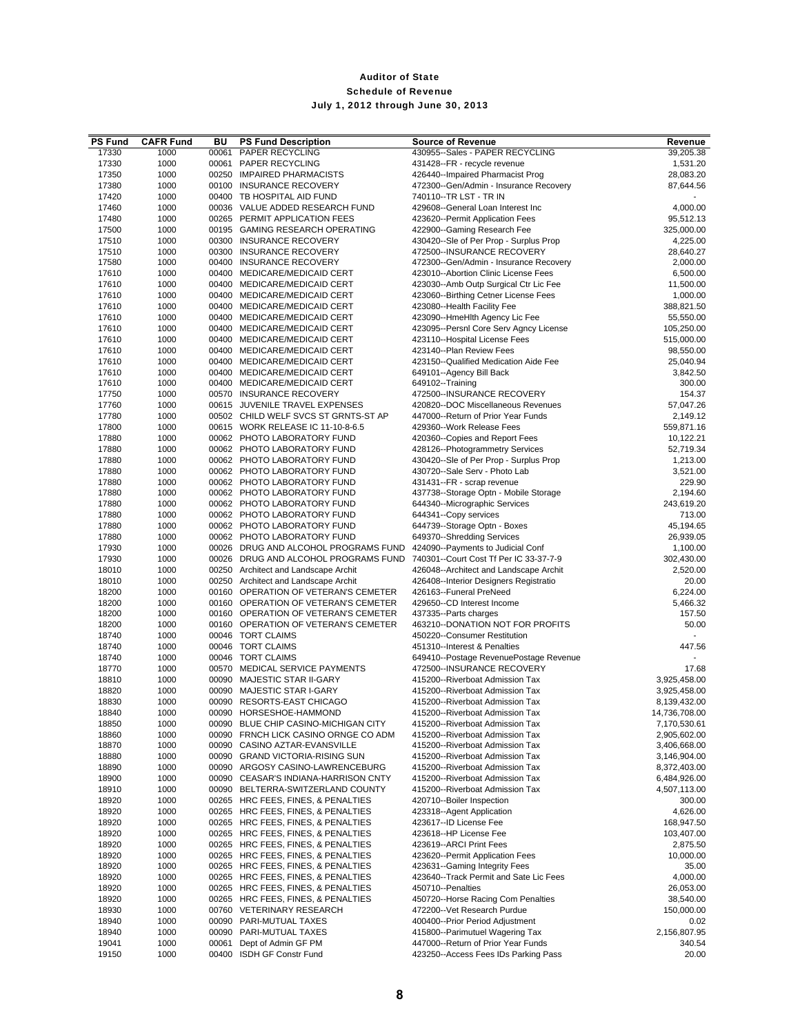# Auditor of State

## Schedule of Revenue

### July 1, 2012 through June 30, 2013

| PS Fund | CAFR Fund | BU | PS Fund Description | Source of Revenue | Revenue |
|---|---|---|---|---|---|
| 17330 | 1000 | 00061 | PAPER RECYCLING | 430955--Sales - PAPER RECYCLING | 39,205.38 |
| 17330 | 1000 | 00061 | PAPER RECYCLING | 431428--FR - recycle revenue | 1,531.20 |
| 17350 | 1000 | 00250 | IMPAIRED PHARMACISTS | 426440--Impaired Pharmacist Prog | 28,083.20 |
| 17380 | 1000 | 00100 | INSURANCE RECOVERY | 472300--Gen/Admin - Insurance Recovery | 87,644.56 |
| 17420 | 1000 | 00400 | TB HOSPITAL AID FUND | 740110--TR LST - TR IN | - |
| 17460 | 1000 | 00036 | VALUE ADDED RESEARCH FUND | 429608--General Loan Interest Inc | 4,000.00 |
| 17480 | 1000 | 00265 | PERMIT APPLICATION FEES | 423620--Permit Application Fees | 95,512.13 |
| 17500 | 1000 | 00195 | GAMING RESEARCH OPERATING | 422900--Gaming Research Fee | 325,000.00 |
| 17510 | 1000 | 00300 | INSURANCE RECOVERY | 430420--Sle of Per Prop - Surplus Prop | 4,225.00 |
| 17510 | 1000 | 00300 | INSURANCE RECOVERY | 472500--INSURANCE RECOVERY | 28,640.27 |
| 17580 | 1000 | 00400 | INSURANCE RECOVERY | 472300--Gen/Admin - Insurance Recovery | 2,000.00 |
| 17610 | 1000 | 00400 | MEDICARE/MEDICAID CERT | 423010--Abortion Clinic License Fees | 6,500.00 |
| 17610 | 1000 | 00400 | MEDICARE/MEDICAID CERT | 423030--Amb Outp Surgical Ctr Lic Fee | 11,500.00 |
| 17610 | 1000 | 00400 | MEDICARE/MEDICAID CERT | 423060--Birthing Cetner License Fees | 1,000.00 |
| 17610 | 1000 | 00400 | MEDICARE/MEDICAID CERT | 423080--Health Facility Fee | 388,821.50 |
| 17610 | 1000 | 00400 | MEDICARE/MEDICAID CERT | 423090--HmeHlth Agency Lic Fee | 55,550.00 |
| 17610 | 1000 | 00400 | MEDICARE/MEDICAID CERT | 423095--Persnl Core Serv Agncy License | 105,250.00 |
| 17610 | 1000 | 00400 | MEDICARE/MEDICAID CERT | 423110--Hospital License Fees | 515,000.00 |
| 17610 | 1000 | 00400 | MEDICARE/MEDICAID CERT | 423140--Plan Review Fees | 98,550.00 |
| 17610 | 1000 | 00400 | MEDICARE/MEDICAID CERT | 423150--Qualified Medication Aide Fee | 25,040.94 |
| 17610 | 1000 | 00400 | MEDICARE/MEDICAID CERT | 649101--Agency Bill Back | 3,842.50 |
| 17610 | 1000 | 00400 | MEDICARE/MEDICAID CERT | 649102--Training | 300.00 |
| 17750 | 1000 | 00570 | INSURANCE RECOVERY | 472500--INSURANCE RECOVERY | 154.37 |
| 17760 | 1000 | 00615 | JUVENILE TRAVEL EXPENSES | 420820--DOC Miscellaneous Revenues | 57,047.26 |
| 17780 | 1000 | 00502 | CHILD WELF SVCS ST GRNTS-ST AP | 447000--Return of Prior Year Funds | 2,149.12 |
| 17800 | 1000 | 00615 | WORK RELEASE IC 11-10-8-6.5 | 429360--Work Release Fees | 559,871.16 |
| 17880 | 1000 | 00062 | PHOTO LABORATORY FUND | 420360--Copies and Report Fees | 10,122.21 |
| 17880 | 1000 | 00062 | PHOTO LABORATORY FUND | 428126--Photogrammetry Services | 52,719.34 |
| 17880 | 1000 | 00062 | PHOTO LABORATORY FUND | 430420--Sle of Per Prop - Surplus Prop | 1,213.00 |
| 17880 | 1000 | 00062 | PHOTO LABORATORY FUND | 430720--Sale Serv - Photo Lab | 3,521.00 |
| 17880 | 1000 | 00062 | PHOTO LABORATORY FUND | 431431--FR - scrap revenue | 229.90 |
| 17880 | 1000 | 00062 | PHOTO LABORATORY FUND | 437738--Storage Optn - Mobile Storage | 2,194.60 |
| 17880 | 1000 | 00062 | PHOTO LABORATORY FUND | 644340--Micrographic Services | 243,619.20 |
| 17880 | 1000 | 00062 | PHOTO LABORATORY FUND | 644341--Copy services | 713.00 |
| 17880 | 1000 | 00062 | PHOTO LABORATORY FUND | 644739--Storage Optn - Boxes | 45,194.65 |
| 17880 | 1000 | 00062 | PHOTO LABORATORY FUND | 649370--Shredding Services | 26,939.05 |
| 17930 | 1000 | 00026 | DRUG AND ALCOHOL PROGRAMS FUND | 424090--Payments to Judicial Conf | 1,100.00 |
| 17930 | 1000 | 00026 | DRUG AND ALCOHOL PROGRAMS FUND | 740301--Court Cost Tf Per IC 33-37-7-9 | 302,430.00 |
| 18010 | 1000 | 00250 | Architect and Landscape Archit | 426048--Architect and Landscape Archit | 2,520.00 |
| 18010 | 1000 | 00250 | Architect and Landscape Archit | 426408--Interior Designers Registratio | 20.00 |
| 18200 | 1000 | 00160 | OPERATION OF VETERAN'S CEMETER | 426163--Funeral PreNeed | 6,224.00 |
| 18200 | 1000 | 00160 | OPERATION OF VETERAN'S CEMETER | 429650--CD Interest Income | 5,466.32 |
| 18200 | 1000 | 00160 | OPERATION OF VETERAN'S CEMETER | 437335--Parts charges | 157.50 |
| 18200 | 1000 | 00160 | OPERATION OF VETERAN'S CEMETER | 463210--DONATION NOT FOR PROFITS | 50.00 |
| 18740 | 1000 | 00046 | TORT CLAIMS | 450220--Consumer Restitution | - |
| 18740 | 1000 | 00046 | TORT CLAIMS | 451310--Interest & Penalties | 447.56 |
| 18740 | 1000 | 00046 | TORT CLAIMS | 649410--Postage RevenuePostage Revenue | - |
| 18770 | 1000 | 00570 | MEDICAL SERVICE PAYMENTS | 472500--INSURANCE RECOVERY | 17.68 |
| 18810 | 1000 | 00090 | MAJESTIC STAR II-GARY | 415200--Riverboat Admission Tax | 3,925,458.00 |
| 18820 | 1000 | 00090 | MAJESTIC STAR I-GARY | 415200--Riverboat Admission Tax | 3,925,458.00 |
| 18830 | 1000 | 00090 | RESORTS-EAST CHICAGO | 415200--Riverboat Admission Tax | 8,139,432.00 |
| 18840 | 1000 | 00090 | HORSESHOE-HAMMOND | 415200--Riverboat Admission Tax | 14,736,708.00 |
| 18850 | 1000 | 00090 | BLUE CHIP CASINO-MICHIGAN CITY | 415200--Riverboat Admission Tax | 7,170,530.61 |
| 18860 | 1000 | 00090 | FRNCH LICK CASINO ORNGE CO ADM | 415200--Riverboat Admission Tax | 2,905,602.00 |
| 18870 | 1000 | 00090 | CASINO AZTAR-EVANSVILLE | 415200--Riverboat Admission Tax | 3,406,668.00 |
| 18880 | 1000 | 00090 | GRAND VICTORIA-RISING SUN | 415200--Riverboat Admission Tax | 3,146,904.00 |
| 18890 | 1000 | 00090 | ARGOSY CASINO-LAWRENCEBURG | 415200--Riverboat Admission Tax | 8,372,403.00 |
| 18900 | 1000 | 00090 | CEASAR'S INDIANA-HARRISON CNTY | 415200--Riverboat Admission Tax | 6,484,926.00 |
| 18910 | 1000 | 00090 | BELTERRA-SWITZERLAND COUNTY | 415200--Riverboat Admission Tax | 4,507,113.00 |
| 18920 | 1000 | 00265 | HRC FEES, FINES, & PENALTIES | 420710--Boiler Inspection | 300.00 |
| 18920 | 1000 | 00265 | HRC FEES, FINES, & PENALTIES | 423318--Agent Application | 4,626.00 |
| 18920 | 1000 | 00265 | HRC FEES, FINES, & PENALTIES | 423617--ID License Fee | 168,947.50 |
| 18920 | 1000 | 00265 | HRC FEES, FINES, & PENALTIES | 423618--HP License Fee | 103,407.00 |
| 18920 | 1000 | 00265 | HRC FEES, FINES, & PENALTIES | 423619--ARCI Print Fees | 2,875.50 |
| 18920 | 1000 | 00265 | HRC FEES, FINES, & PENALTIES | 423620--Permit Application Fees | 10,000.00 |
| 18920 | 1000 | 00265 | HRC FEES, FINES, & PENALTIES | 423631--Gaming Integrity Fees | 35.00 |
| 18920 | 1000 | 00265 | HRC FEES, FINES, & PENALTIES | 423640--Track Permit and Sate Lic Fees | 4,000.00 |
| 18920 | 1000 | 00265 | HRC FEES, FINES, & PENALTIES | 450710--Penalties | 26,053.00 |
| 18920 | 1000 | 00265 | HRC FEES, FINES, & PENALTIES | 450720--Horse Racing Com Penalties | 38,540.00 |
| 18930 | 1000 | 00760 | VETERINARY RESEARCH | 472200--Vet Research Purdue | 150,000.00 |
| 18940 | 1000 | 00090 | PARI-MUTUAL TAXES | 400400--Prior Period Adjustment | 0.02 |
| 18940 | 1000 | 00090 | PARI-MUTUAL TAXES | 415800--Parimutuel Wagering Tax | 2,156,807.95 |
| 19041 | 1000 | 00061 | Dept of Admin GF PM | 447000--Return of Prior Year Funds | 340.54 |
| 19150 | 1000 | 00400 | ISDH GF Constr Fund | 423250--Access Fees IDs Parking Pass | 20.00 |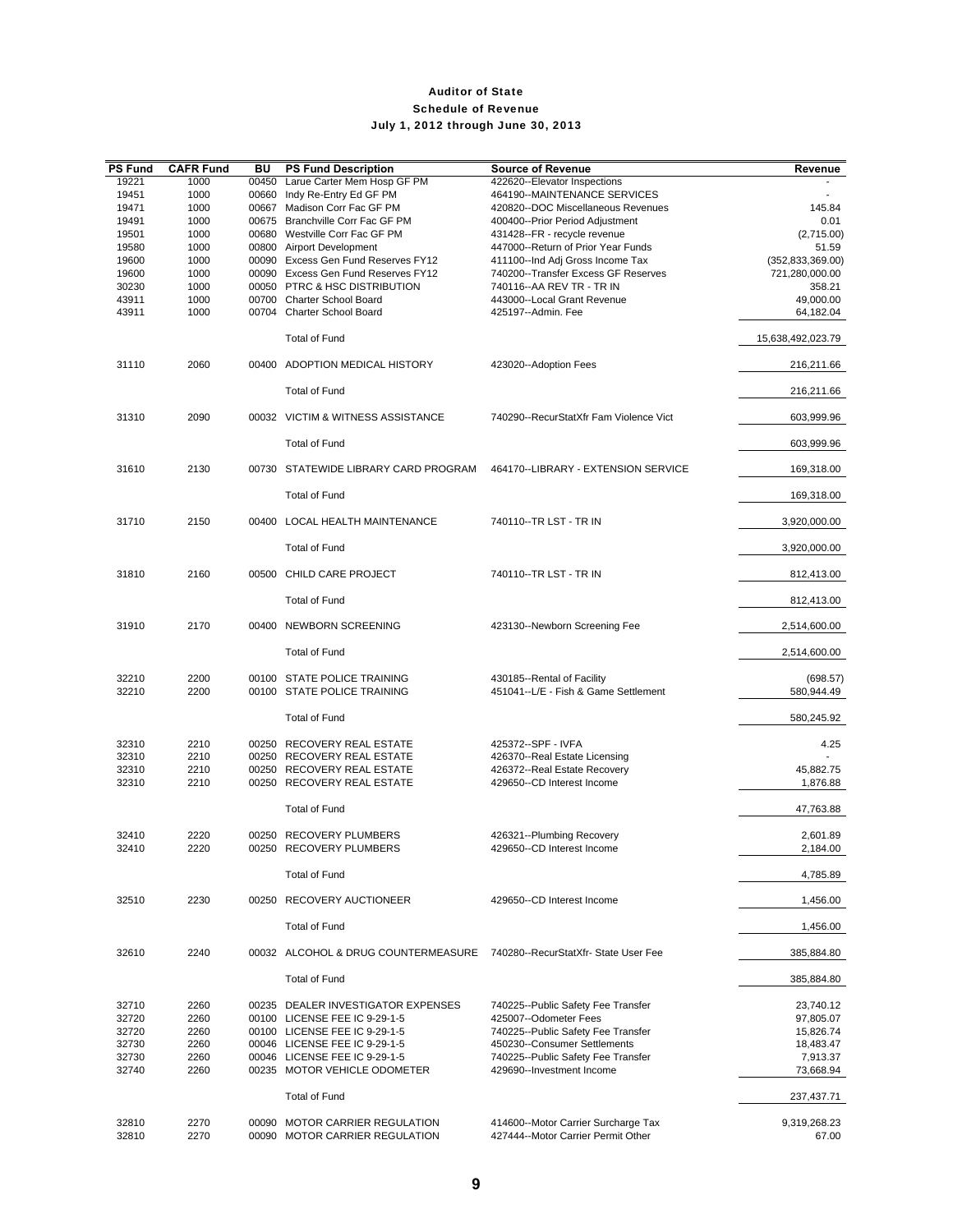# Auditor of State

## Schedule of Revenue

### July 1, 2012 through June 30, 2013

| PS Fund | CAFR Fund | BU | PS Fund Description | Source of Revenue | Revenue |
|---|---|---|---|---|---|
| 19221 | 1000 | 00450 | Larue Carter Mem Hosp GF PM | 422620--Elevator Inspections | - |
| 19451 | 1000 | 00660 | Indy Re-Entry Ed GF PM | 464190--MAINTENANCE SERVICES | - |
| 19471 | 1000 | 00667 | Madison Corr Fac GF PM | 420820--DOC Miscellaneous Revenues | 145.84 |
| 19491 | 1000 | 00675 | Branchville Corr Fac GF PM | 400400--Prior Period Adjustment | 0.01 |
| 19501 | 1000 | 00680 | Westville Corr Fac GF PM | 431428--FR - recycle revenue | (2,715.00) |
| 19580 | 1000 | 00800 | Airport Development | 447000--Return of Prior Year Funds | 51.59 |
| 19600 | 1000 | 00090 | Excess Gen Fund Reserves FY12 | 411100--Ind Adj Gross Income Tax | (352,833,369.00) |
| 19600 | 1000 | 00090 | Excess Gen Fund Reserves FY12 | 740200--Transfer Excess GF Reserves | 721,280,000.00 |
| 30230 | 1000 | 00050 | PTRC & HSC DISTRIBUTION | 740116--AA REV TR - TR IN | 358.21 |
| 43911 | 1000 | 00700 | Charter School Board | 443000--Local Grant Revenue | 49,000.00 |
| 43911 | 1000 | 00704 | Charter School Board | 425197--Admin. Fee | 64,182.04 |
| | | | Total of Fund | | 15,638,492,023.79 |
| 31110 | 2060 | 00400 | ADOPTION MEDICAL HISTORY | 423020--Adoption Fees | 216,211.66 |
| | | | Total of Fund | | 216,211.66 |
| 31310 | 2090 | 00032 | VICTIM & WITNESS ASSISTANCE | 740290--RecurStatXfr Fam Violence Vict | 603,999.96 |
| | | | Total of Fund | | 603,999.96 |
| 31610 | 2130 | 00730 | STATEWIDE LIBRARY CARD PROGRAM | 464170--LIBRARY - EXTENSION SERVICE | 169,318.00 |
| | | | Total of Fund | | 169,318.00 |
| 31710 | 2150 | 00400 | LOCAL HEALTH MAINTENANCE | 740110--TR LST - TR IN | 3,920,000.00 |
| | | | Total of Fund | | 3,920,000.00 |
| 31810 | 2160 | 00500 | CHILD CARE PROJECT | 740110--TR LST - TR IN | 812,413.00 |
| | | | Total of Fund | | 812,413.00 |
| 31910 | 2170 | 00400 | NEWBORN SCREENING | 423130--Newborn Screening Fee | 2,514,600.00 |
| | | | Total of Fund | | 2,514,600.00 |
| 32210 | 2200 | 00100 | STATE POLICE TRAINING | 430185--Rental of Facility | (698.57) |
| 32210 | 2200 | 00100 | STATE POLICE TRAINING | 451041--L/E - Fish & Game Settlement | 580,944.49 |
| | | | Total of Fund | | 580,245.92 |
| 32310 | 2210 | 00250 | RECOVERY REAL ESTATE | 425372--SPF - IVFA | 4.25 |
| 32310 | 2210 | 00250 | RECOVERY REAL ESTATE | 426370--Real Estate Licensing | - |
| 32310 | 2210 | 00250 | RECOVERY REAL ESTATE | 426372--Real Estate Recovery | 45,882.75 |
| 32310 | 2210 | 00250 | RECOVERY REAL ESTATE | 429650--CD Interest Income | 1,876.88 |
| | | | Total of Fund | | 47,763.88 |
| 32410 | 2220 | 00250 | RECOVERY PLUMBERS | 426321--Plumbing Recovery | 2,601.89 |
| 32410 | 2220 | 00250 | RECOVERY PLUMBERS | 429650--CD Interest Income | 2,184.00 |
| | | | Total of Fund | | 4,785.89 |
| 32510 | 2230 | 00250 | RECOVERY AUCTIONEER | 429650--CD Interest Income | 1,456.00 |
| | | | Total of Fund | | 1,456.00 |
| 32610 | 2240 | 00032 | ALCOHOL & DRUG COUNTERMEASURE | 740280--RecurStatXfr- State User Fee | 385,884.80 |
| | | | Total of Fund | | 385,884.80 |
| 32710 | 2260 | 00235 | DEALER INVESTIGATOR EXPENSES | 740225--Public Safety Fee Transfer | 23,740.12 |
| 32720 | 2260 | 00100 | LICENSE FEE IC 9-29-1-5 | 425007--Odometer Fees | 97,805.07 |
| 32720 | 2260 | 00100 | LICENSE FEE IC 9-29-1-5 | 740225--Public Safety Fee Transfer | 15,826.74 |
| 32730 | 2260 | 00046 | LICENSE FEE IC 9-29-1-5 | 450230--Consumer Settlements | 18,483.47 |
| 32730 | 2260 | 00046 | LICENSE FEE IC 9-29-1-5 | 740225--Public Safety Fee Transfer | 7,913.37 |
| 32740 | 2260 | 00235 | MOTOR VEHICLE ODOMETER | 429690--Investment Income | 73,668.94 |
| | | | Total of Fund | | 237,437.71 |
| 32810 | 2270 | 00090 | MOTOR CARRIER REGULATION | 414600--Motor Carrier Surcharge Tax | 9,319,268.23 |
| 32810 | 2270 | 00090 | MOTOR CARRIER REGULATION | 427444--Motor Carrier Permit Other | 67.00 |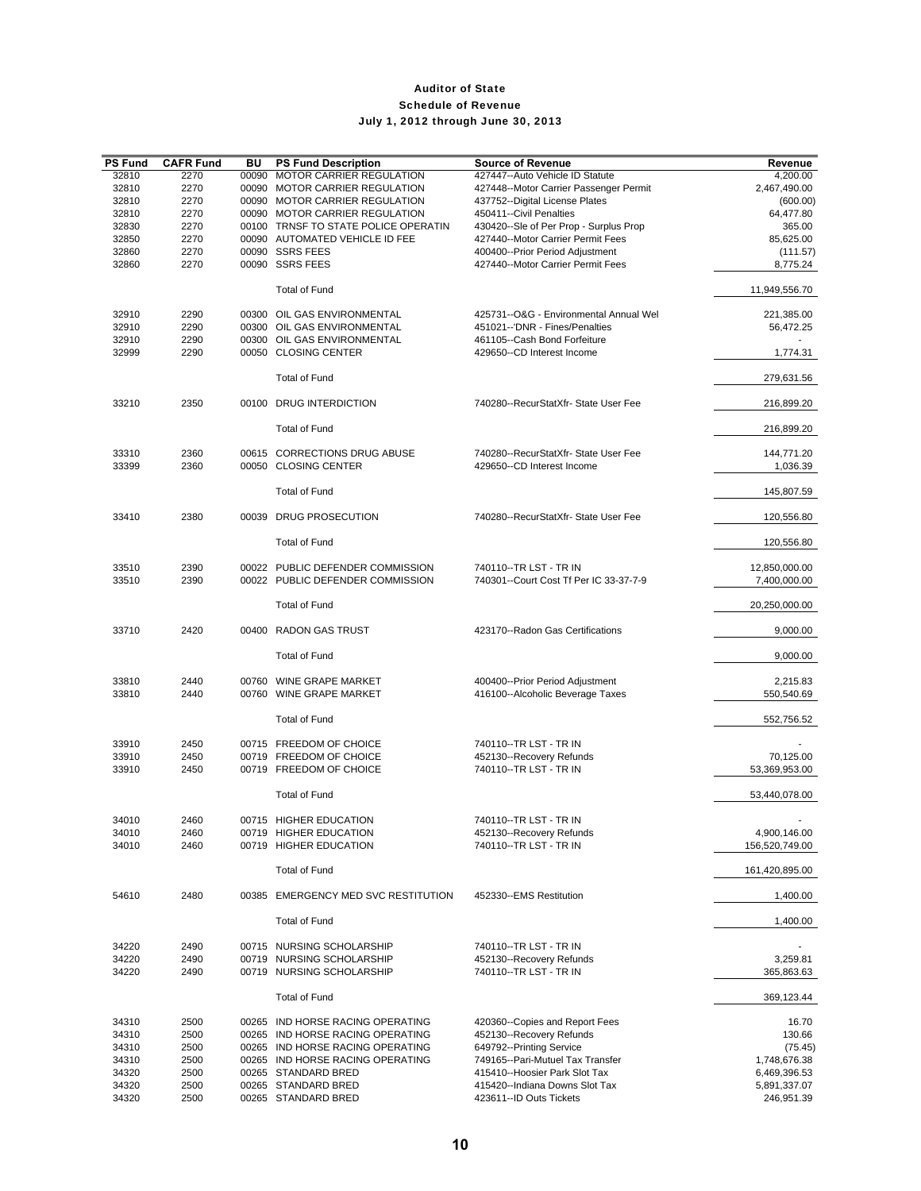# Auditor of State

## Schedule of Revenue

### July 1, 2012 through June 30, 2013

| PS Fund | CAFR Fund | BU | PS Fund Description | Source of Revenue | Revenue |
|---|---|---|---|---|---|
| 32810 | 2270 | 00090 | MOTOR CARRIER REGULATION | 427447--Auto Vehicle ID Statute | 4,200.00 |
| 32810 | 2270 | 00090 | MOTOR CARRIER REGULATION | 427448--Motor Carrier Passenger Permit | 2,467,490.00 |
| 32810 | 2270 | 00090 | MOTOR CARRIER REGULATION | 437752--Digital License Plates | (600.00) |
| 32810 | 2270 | 00090 | MOTOR CARRIER REGULATION | 450411--Civil Penalties | 64,477.80 |
| 32830 | 2270 | 00100 | TRNSF TO STATE POLICE OPERATIN | 430420--Sle of Per Prop - Surplus Prop | 365.00 |
| 32850 | 2270 | 00090 | AUTOMATED VEHICLE ID FEE | 427440--Motor Carrier Permit Fees | 85,625.00 |
| 32860 | 2270 | 00090 | SSRS FEES | 400400--Prior Period Adjustment | (111.57) |
| 32860 | 2270 | 00090 | SSRS FEES | 427440--Motor Carrier Permit Fees | 8,775.24 |
| | | | Total of Fund | | 11,949,556.70 |
| 32910 | 2290 | 00300 | OIL GAS ENVIRONMENTAL | 425731--O&G - Environmental Annual Wel | 221,385.00 |
| 32910 | 2290 | 00300 | OIL GAS ENVIRONMENTAL | 451021--'DNR - Fines/Penalties | 56,472.25 |
| 32910 | 2290 | 00300 | OIL GAS ENVIRONMENTAL | 461105--Cash Bond Forfeiture | - |
| 32999 | 2290 | 00050 | CLOSING CENTER | 429650--CD Interest Income | 1,774.31 |
| | | | Total of Fund | | 279,631.56 |
| 33210 | 2350 | 00100 | DRUG INTERDICTION | 740280--RecurStatXfr- State User Fee | 216,899.20 |
| | | | Total of Fund | | 216,899.20 |
| 33310 | 2360 | 00615 | CORRECTIONS DRUG ABUSE | 740280--RecurStatXfr- State User Fee | 144,771.20 |
| 33399 | 2360 | 00050 | CLOSING CENTER | 429650--CD Interest Income | 1,036.39 |
| | | | Total of Fund | | 145,807.59 |
| 33410 | 2380 | 00039 | DRUG PROSECUTION | 740280--RecurStatXfr- State User Fee | 120,556.80 |
| | | | Total of Fund | | 120,556.80 |
| 33510 | 2390 | 00022 | PUBLIC DEFENDER COMMISSION | 740110--TR LST - TR IN | 12,850,000.00 |
| 33510 | 2390 | 00022 | PUBLIC DEFENDER COMMISSION | 740301--Court Cost Tf Per IC 33-37-7-9 | 7,400,000.00 |
| | | | Total of Fund | | 20,250,000.00 |
| 33710 | 2420 | 00400 | RADON GAS TRUST | 423170--Radon Gas Certifications | 9,000.00 |
| | | | Total of Fund | | 9,000.00 |
| 33810 | 2440 | 00760 | WINE GRAPE MARKET | 400400--Prior Period Adjustment | 2,215.83 |
| 33810 | 2440 | 00760 | WINE GRAPE MARKET | 416100--Alcoholic Beverage Taxes | 550,540.69 |
| | | | Total of Fund | | 552,756.52 |
| 33910 | 2450 | 00715 | FREEDOM OF CHOICE | 740110--TR LST - TR IN | - |
| 33910 | 2450 | 00719 | FREEDOM OF CHOICE | 452130--Recovery Refunds | 70,125.00 |
| 33910 | 2450 | 00719 | FREEDOM OF CHOICE | 740110--TR LST - TR IN | 53,369,953.00 |
| | | | Total of Fund | | 53,440,078.00 |
| 34010 | 2460 | 00715 | HIGHER EDUCATION | 740110--TR LST - TR IN | - |
| 34010 | 2460 | 00719 | HIGHER EDUCATION | 452130--Recovery Refunds | 4,900,146.00 |
| 34010 | 2460 | 00719 | HIGHER EDUCATION | 740110--TR LST - TR IN | 156,520,749.00 |
| | | | Total of Fund | | 161,420,895.00 |
| 54610 | 2480 | 00385 | EMERGENCY MED SVC RESTITUTION | 452330--EMS Restitution | 1,400.00 |
| | | | Total of Fund | | 1,400.00 |
| 34220 | 2490 | 00715 | NURSING SCHOLARSHIP | 740110--TR LST - TR IN | - |
| 34220 | 2490 | 00719 | NURSING SCHOLARSHIP | 452130--Recovery Refunds | 3,259.81 |
| 34220 | 2490 | 00719 | NURSING SCHOLARSHIP | 740110--TR LST - TR IN | 365,863.63 |
| | | | Total of Fund | | 369,123.44 |
| 34310 | 2500 | 00265 | IND HORSE RACING OPERATING | 420360--Copies and Report Fees | 16.70 |
| 34310 | 2500 | 00265 | IND HORSE RACING OPERATING | 452130--Recovery Refunds | 130.66 |
| 34310 | 2500 | 00265 | IND HORSE RACING OPERATING | 649792--Printing Service | (75.45) |
| 34310 | 2500 | 00265 | IND HORSE RACING OPERATING | 749165--Pari-Mutuel Tax Transfer | 1,748,676.38 |
| 34320 | 2500 | 00265 | STANDARD BRED | 415410--Hoosier Park Slot Tax | 6,469,396.53 |
| 34320 | 2500 | 00265 | STANDARD BRED | 415420--Indiana Downs Slot Tax | 5,891,337.07 |
| 34320 | 2500 | 00265 | STANDARD BRED | 423611--ID Outs Tickets | 246,951.39 |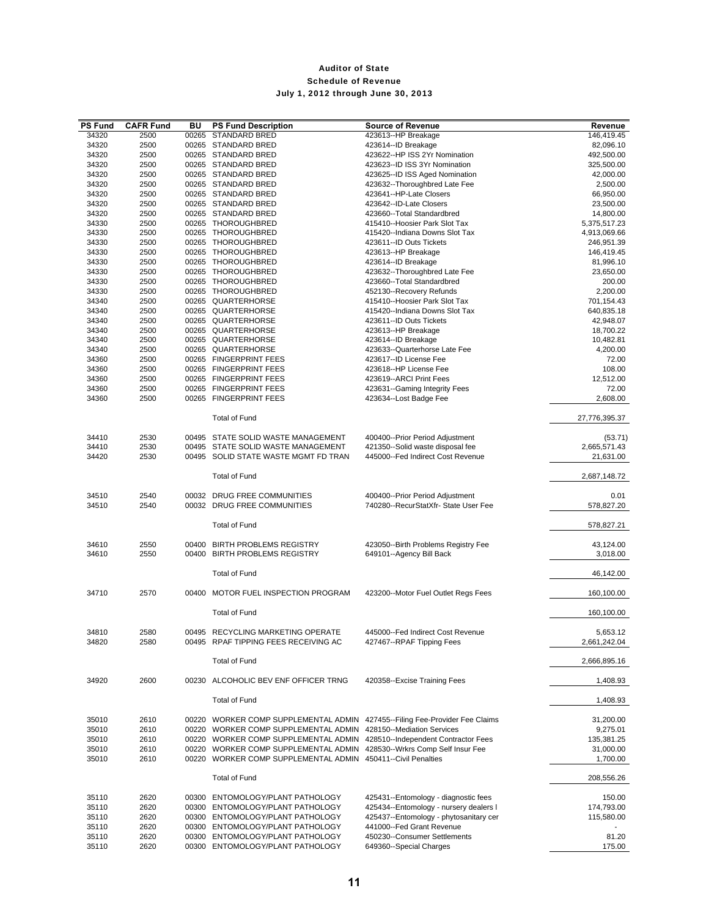# Auditor of State

## Schedule of Revenue

### July 1, 2012 through June 30, 2013

| PS Fund | CAFR Fund | BU | PS Fund Description | Source of Revenue | Revenue |
|---|---|---|---|---|---|
| 34320 | 2500 | 00265 | STANDARD BRED | 423613--HP Breakage | 146,419.45 |
| 34320 | 2500 | 00265 | STANDARD BRED | 423614--ID Breakage | 82,096.10 |
| 34320 | 2500 | 00265 | STANDARD BRED | 423622--HP ISS 2Yr Nomination | 492,500.00 |
| 34320 | 2500 | 00265 | STANDARD BRED | 423623--ID ISS 3Yr Nomination | 325,500.00 |
| 34320 | 2500 | 00265 | STANDARD BRED | 423625--ID ISS Aged Nomination | 42,000.00 |
| 34320 | 2500 | 00265 | STANDARD BRED | 423632--Thoroughbred Late Fee | 2,500.00 |
| 34320 | 2500 | 00265 | STANDARD BRED | 423641--HP-Late Closers | 66,950.00 |
| 34320 | 2500 | 00265 | STANDARD BRED | 423642--ID-Late Closers | 23,500.00 |
| 34320 | 2500 | 00265 | STANDARD BRED | 423660--Total Standardbred | 14,800.00 |
| 34330 | 2500 | 00265 | THOROUGHBRED | 415410--Hoosier Park Slot Tax | 5,375,517.23 |
| 34330 | 2500 | 00265 | THOROUGHBRED | 415420--Indiana Downs Slot Tax | 4,913,069.66 |
| 34330 | 2500 | 00265 | THOROUGHBRED | 423611--ID Outs Tickets | 246,951.39 |
| 34330 | 2500 | 00265 | THOROUGHBRED | 423613--HP Breakage | 146,419.45 |
| 34330 | 2500 | 00265 | THOROUGHBRED | 423614--ID Breakage | 81,996.10 |
| 34330 | 2500 | 00265 | THOROUGHBRED | 423632--Thoroughbred Late Fee | 23,650.00 |
| 34330 | 2500 | 00265 | THOROUGHBRED | 423660--Total Standardbred | 200.00 |
| 34330 | 2500 | 00265 | THOROUGHBRED | 452130--Recovery Refunds | 2,200.00 |
| 34340 | 2500 | 00265 | QUARTERHORSE | 415410--Hoosier Park Slot Tax | 701,154.43 |
| 34340 | 2500 | 00265 | QUARTERHORSE | 415420--Indiana Downs Slot Tax | 640,835.18 |
| 34340 | 2500 | 00265 | QUARTERHORSE | 423611--ID Outs Tickets | 42,948.07 |
| 34340 | 2500 | 00265 | QUARTERHORSE | 423613--HP Breakage | 18,700.22 |
| 34340 | 2500 | 00265 | QUARTERHORSE | 423614--ID Breakage | 10,482.81 |
| 34340 | 2500 | 00265 | QUARTERHORSE | 423633--Quarterhorse Late Fee | 4,200.00 |
| 34360 | 2500 | 00265 | FINGERPRINT FEES | 423617--ID License Fee | 72.00 |
| 34360 | 2500 | 00265 | FINGERPRINT FEES | 423618--HP License Fee | 108.00 |
| 34360 | 2500 | 00265 | FINGERPRINT FEES | 423619--ARCI Print Fees | 12,512.00 |
| 34360 | 2500 | 00265 | FINGERPRINT FEES | 423631--Gaming Integrity Fees | 72.00 |
| 34360 | 2500 | 00265 | FINGERPRINT FEES | 423634--Lost Badge Fee | 2,608.00 |
| | | | Total of Fund | | 27,776,395.37 |
| 34410 | 2530 | 00495 | STATE SOLID WASTE MANAGEMENT | 400400--Prior Period Adjustment | (53.71) |
| 34410 | 2530 | 00495 | STATE SOLID WASTE MANAGEMENT | 421350--Solid waste disposal fee | 2,665,571.43 |
| 34420 | 2530 | 00495 | SOLID STATE WASTE MGMT FD TRAN | 445000--Fed Indirect Cost Revenue | 21,631.00 |
| | | | Total of Fund | | 2,687,148.72 |
| 34510 | 2540 | 00032 | DRUG FREE COMMUNITIES | 400400--Prior Period Adjustment | 0.01 |
| 34510 | 2540 | 00032 | DRUG FREE COMMUNITIES | 740280--RecurStatXfr- State User Fee | 578,827.20 |
| | | | Total of Fund | | 578,827.21 |
| 34610 | 2550 | 00400 | BIRTH PROBLEMS REGISTRY | 423050--Birth Problems Registry Fee | 43,124.00 |
| 34610 | 2550 | 00400 | BIRTH PROBLEMS REGISTRY | 649101--Agency Bill Back | 3,018.00 |
| | | | Total of Fund | | 46,142.00 |
| 34710 | 2570 | 00400 | MOTOR FUEL INSPECTION PROGRAM | 423200--Motor Fuel Outlet Regs Fees | 160,100.00 |
| | | | Total of Fund | | 160,100.00 |
| 34810 | 2580 | 00495 | RECYCLING MARKETING OPERATE | 445000--Fed Indirect Cost Revenue | 5,653.12 |
| 34820 | 2580 | 00495 | RPAF TIPPING FEES RECEIVING AC | 427467--RPAF Tipping Fees | 2,661,242.04 |
| | | | Total of Fund | | 2,666,895.16 |
| 34920 | 2600 | 00230 | ALCOHOLIC BEV ENF OFFICER TRNG | 420358--Excise Training Fees | 1,408.93 |
| | | | Total of Fund | | 1,408.93 |
| 35010 | 2610 | 00220 | WORKER COMP SUPPLEMENTAL ADMIN | 427455--Filing Fee-Provider Fee Claims | 31,200.00 |
| 35010 | 2610 | 00220 | WORKER COMP SUPPLEMENTAL ADMIN | 428150--Mediation Services | 9,275.01 |
| 35010 | 2610 | 00220 | WORKER COMP SUPPLEMENTAL ADMIN | 428510--Independent Contractor Fees | 135,381.25 |
| 35010 | 2610 | 00220 | WORKER COMP SUPPLEMENTAL ADMIN | 428530--Wrkrs Comp Self Insur Fee | 31,000.00 |
| 35010 | 2610 | 00220 | WORKER COMP SUPPLEMENTAL ADMIN | 450411--Civil Penalties | 1,700.00 |
| | | | Total of Fund | | 208,556.26 |
| 35110 | 2620 | 00300 | ENTOMOLOGY/PLANT PATHOLOGY | 425431--Entomology - diagnostic fees | 150.00 |
| 35110 | 2620 | 00300 | ENTOMOLOGY/PLANT PATHOLOGY | 425434--Entomology - nursery dealers l | 174,793.00 |
| 35110 | 2620 | 00300 | ENTOMOLOGY/PLANT PATHOLOGY | 425437--Entomology - phytosanitary cer | 115,580.00 |
| 35110 | 2620 | 00300 | ENTOMOLOGY/PLANT PATHOLOGY | 441000--Fed Grant Revenue | - |
| 35110 | 2620 | 00300 | ENTOMOLOGY/PLANT PATHOLOGY | 450230--Consumer Settlements | 81.20 |
| 35110 | 2620 | 00300 | ENTOMOLOGY/PLANT PATHOLOGY | 649360--Special Charges | 175.00 |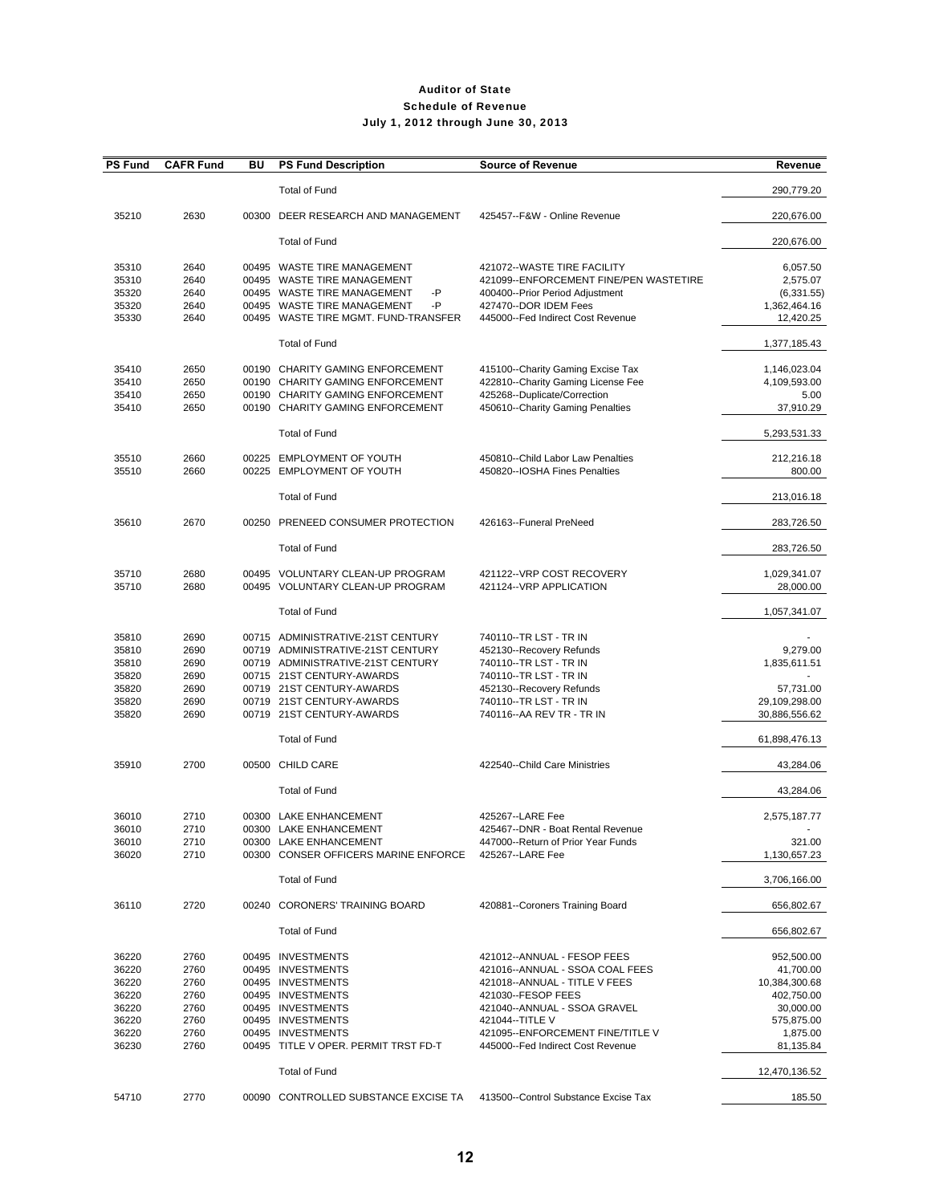# Auditor of State
## Schedule of Revenue
### July 1, 2012 through June 30, 2013

| PS Fund | CAFR Fund | BU | PS Fund Description | Source of Revenue | Revenue |
|---|---|---|---|---|---|
| | | | Total of Fund | | 290,779.20 |
| 35210 | 2630 | 00300 | DEER RESEARCH AND MANAGEMENT | 425457--F&W - Online Revenue | 220,676.00 |
| | | | Total of Fund | | 220,676.00 |
| 35310 | 2640 | 00495 | WASTE TIRE MANAGEMENT | 421072--WASTE TIRE FACILITY | 6,057.50 |
| 35310 | 2640 | 00495 | WASTE TIRE MANAGEMENT | 421099--ENFORCEMENT FINE/PEN WASTETIRE | 2,575.07 |
| 35320 | 2640 | 00495 | WASTE TIRE MANAGEMENT -P | 400400--Prior Period Adjustment | (6,331.55) |
| 35320 | 2640 | 00495 | WASTE TIRE MANAGEMENT -P | 427470--DOR IDEM Fees | 1,362,464.16 |
| 35330 | 2640 | 00495 | WASTE TIRE MGMT. FUND-TRANSFER | 445000--Fed Indirect Cost Revenue | 12,420.25 |
| | | | Total of Fund | | 1,377,185.43 |
| 35410 | 2650 | 00190 | CHARITY GAMING ENFORCEMENT | 415100--Charity Gaming Excise Tax | 1,146,023.04 |
| 35410 | 2650 | 00190 | CHARITY GAMING ENFORCEMENT | 422810--Charity Gaming License Fee | 4,109,593.00 |
| 35410 | 2650 | 00190 | CHARITY GAMING ENFORCEMENT | 425268--Duplicate/Correction | 5.00 |
| 35410 | 2650 | 00190 | CHARITY GAMING ENFORCEMENT | 450610--Charity Gaming Penalties | 37,910.29 |
| | | | Total of Fund | | 5,293,531.33 |
| 35510 | 2660 | 00225 | EMPLOYMENT OF YOUTH | 450810--Child Labor Law Penalties | 212,216.18 |
| 35510 | 2660 | 00225 | EMPLOYMENT OF YOUTH | 450820--IOSHA Fines Penalties | 800.00 |
| | | | Total of Fund | | 213,016.18 |
| 35610 | 2670 | 00250 | PRENEED CONSUMER PROTECTION | 426163--Funeral PreNeed | 283,726.50 |
| | | | Total of Fund | | 283,726.50 |
| 35710 | 2680 | 00495 | VOLUNTARY CLEAN-UP PROGRAM | 421122--VRP COST RECOVERY | 1,029,341.07 |
| 35710 | 2680 | 00495 | VOLUNTARY CLEAN-UP PROGRAM | 421124--VRP APPLICATION | 28,000.00 |
| | | | Total of Fund | | 1,057,341.07 |
| 35810 | 2690 | 00715 | ADMINISTRATIVE-21ST CENTURY | 740110--TR LST - TR IN | - |
| 35810 | 2690 | 00719 | ADMINISTRATIVE-21ST CENTURY | 452130--Recovery Refunds | 9,279.00 |
| 35810 | 2690 | 00719 | ADMINISTRATIVE-21ST CENTURY | 740110--TR LST - TR IN | 1,835,611.51 |
| 35820 | 2690 | 00715 | 21ST CENTURY-AWARDS | 740110--TR LST - TR IN | - |
| 35820 | 2690 | 00719 | 21ST CENTURY-AWARDS | 452130--Recovery Refunds | 57,731.00 |
| 35820 | 2690 | 00719 | 21ST CENTURY-AWARDS | 740110--TR LST - TR IN | 29,109,298.00 |
| 35820 | 2690 | 00719 | 21ST CENTURY-AWARDS | 740116--AA REV TR - TR IN | 30,886,556.62 |
| | | | Total of Fund | | 61,898,476.13 |
| 35910 | 2700 | 00500 | CHILD CARE | 422540--Child Care Ministries | 43,284.06 |
| | | | Total of Fund | | 43,284.06 |
| 36010 | 2710 | 00300 | LAKE ENHANCEMENT | 425267--LARE Fee | 2,575,187.77 |
| 36010 | 2710 | 00300 | LAKE ENHANCEMENT | 425467--DNR - Boat Rental Revenue | - |
| 36010 | 2710 | 00300 | LAKE ENHANCEMENT | 447000--Return of Prior Year Funds | 321.00 |
| 36020 | 2710 | 00300 | CONSER OFFICERS MARINE ENFORCE | 425267--LARE Fee | 1,130,657.23 |
| | | | Total of Fund | | 3,706,166.00 |
| 36110 | 2720 | 00240 | CORONERS' TRAINING BOARD | 420881--Coroners Training Board | 656,802.67 |
| | | | Total of Fund | | 656,802.67 |
| 36220 | 2760 | 00495 | INVESTMENTS | 421012--ANNUAL - FESOP FEES | 952,500.00 |
| 36220 | 2760 | 00495 | INVESTMENTS | 421016--ANNUAL - SSOA COAL FEES | 41,700.00 |
| 36220 | 2760 | 00495 | INVESTMENTS | 421018--ANNUAL - TITLE V FEES | 10,384,300.68 |
| 36220 | 2760 | 00495 | INVESTMENTS | 421030--FESOP FEES | 402,750.00 |
| 36220 | 2760 | 00495 | INVESTMENTS | 421040--ANNUAL - SSOA GRAVEL | 30,000.00 |
| 36220 | 2760 | 00495 | INVESTMENTS | 421044--TITLE V | 575,875.00 |
| 36220 | 2760 | 00495 | INVESTMENTS | 421095--ENFORCEMENT FINE/TITLE V | 1,875.00 |
| 36230 | 2760 | 00495 | TITLE V OPER. PERMIT TRST FD-T | 445000--Fed Indirect Cost Revenue | 81,135.84 |
| | | | Total of Fund | | 12,470,136.52 |
| 54710 | 2770 | 00090 | CONTROLLED SUBSTANCE EXCISE TA | 413500--Control Substance Excise Tax | 185.50 |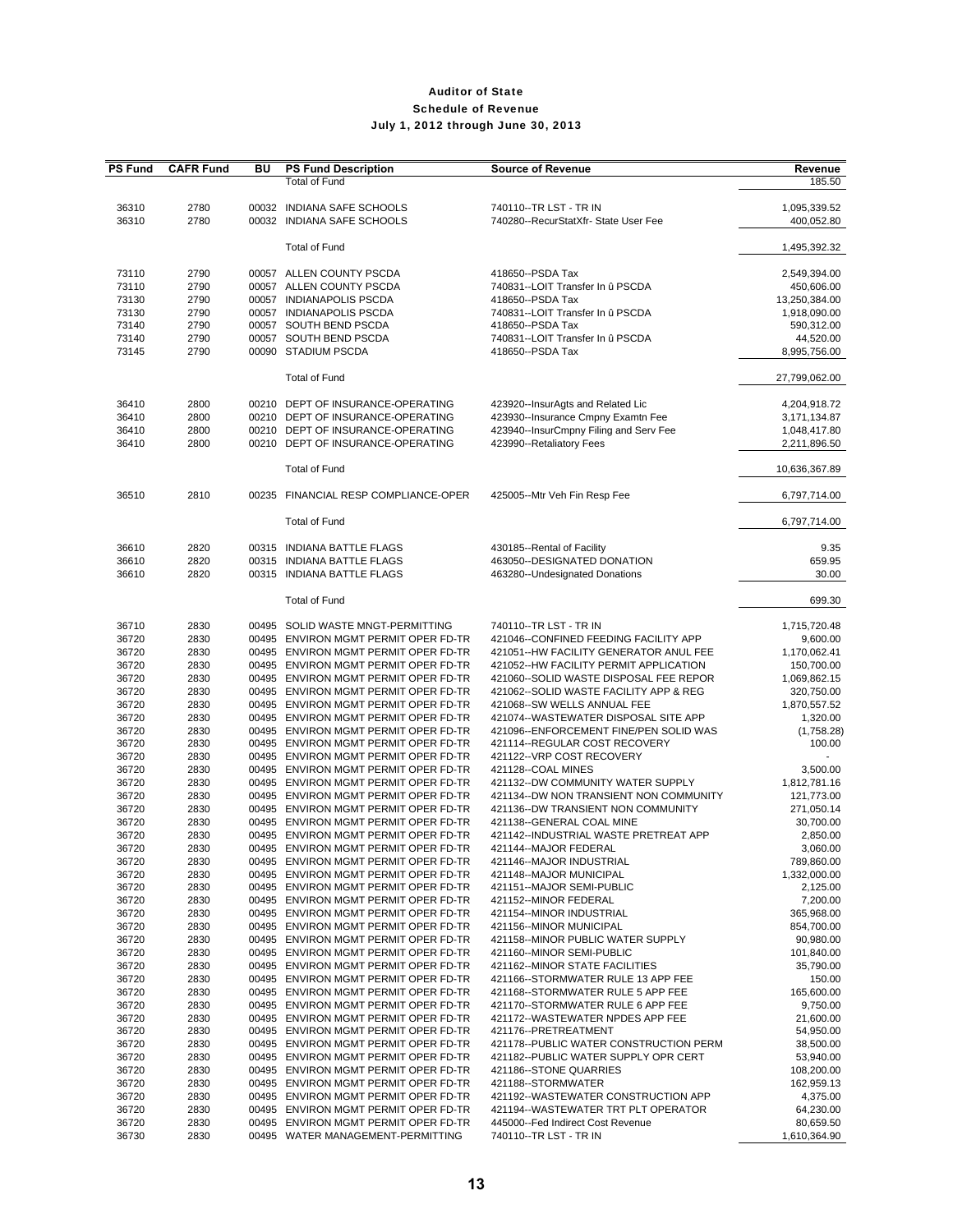# Auditor of State
## Schedule of Revenue
### July 1, 2012 through June 30, 2013

| PS Fund | CAFR Fund | BU | PS Fund Description | Source of Revenue | Revenue |
|---|---|---|---|---|---|
| | | | Total of Fund | | 185.50 |
| 36310 | 2780 | 00032 | INDIANA SAFE SCHOOLS | 740110--TR LST - TR IN | 1,095,339.52 |
| 36310 | 2780 | 00032 | INDIANA SAFE SCHOOLS | 740280--RecurStatXfr- State User Fee | 400,052.80 |
| | | | Total of Fund | | 1,495,392.32 |
| 73110 | 2790 | 00057 | ALLEN COUNTY PSCDA | 418650--PSDA Tax | 2,549,394.00 |
| 73110 | 2790 | 00057 | ALLEN COUNTY PSCDA | 740831--LOIT Transfer In û PSCDA | 450,606.00 |
| 73130 | 2790 | 00057 | INDIANAPOLIS PSCDA | 418650--PSDA Tax | 13,250,384.00 |
| 73130 | 2790 | 00057 | INDIANAPOLIS PSCDA | 740831--LOIT Transfer In û PSCDA | 1,918,090.00 |
| 73140 | 2790 | 00057 | SOUTH BEND PSCDA | 418650--PSDA Tax | 590,312.00 |
| 73140 | 2790 | 00057 | SOUTH BEND PSCDA | 740831--LOIT Transfer In û PSCDA | 44,520.00 |
| 73145 | 2790 | 00090 | STADIUM PSCDA | 418650--PSDA Tax | 8,995,756.00 |
| | | | Total of Fund | | 27,799,062.00 |
| 36410 | 2800 | 00210 | DEPT OF INSURANCE-OPERATING | 423920--InsurAgts and Related Lic | 4,204,918.72 |
| 36410 | 2800 | 00210 | DEPT OF INSURANCE-OPERATING | 423930--Insurance Cmpny Examtn Fee | 3,171,134.87 |
| 36410 | 2800 | 00210 | DEPT OF INSURANCE-OPERATING | 423940--InsurCmpny Filing and Serv Fee | 1,048,417.80 |
| 36410 | 2800 | 00210 | DEPT OF INSURANCE-OPERATING | 423990--Retaliatory Fees | 2,211,896.50 |
| | | | Total of Fund | | 10,636,367.89 |
| 36510 | 2810 | 00235 | FINANCIAL RESP COMPLIANCE-OPER | 425005--Mtr Veh Fin Resp Fee | 6,797,714.00 |
| | | | Total of Fund | | 6,797,714.00 |
| 36610 | 2820 | 00315 | INDIANA BATTLE FLAGS | 430185--Rental of Facility | 9.35 |
| 36610 | 2820 | 00315 | INDIANA BATTLE FLAGS | 463050--DESIGNATED DONATION | 659.95 |
| 36610 | 2820 | 00315 | INDIANA BATTLE FLAGS | 463280--Undesignated Donations | 30.00 |
| | | | Total of Fund | | 699.30 |
| 36710 | 2830 | 00495 | SOLID WASTE MNGT-PERMITTING | 740110--TR LST - TR IN | 1,715,720.48 |
| 36720 | 2830 | 00495 | ENVIRON MGMT PERMIT OPER FD-TR | 421046--CONFINED FEEDING FACILITY APP | 9,600.00 |
| 36720 | 2830 | 00495 | ENVIRON MGMT PERMIT OPER FD-TR | 421051--HW FACILITY GENERATOR ANUL FEE | 1,170,062.41 |
| 36720 | 2830 | 00495 | ENVIRON MGMT PERMIT OPER FD-TR | 421052--HW FACILITY PERMIT APPLICATION | 150,700.00 |
| 36720 | 2830 | 00495 | ENVIRON MGMT PERMIT OPER FD-TR | 421060--SOLID WASTE DISPOSAL FEE REPOR | 1,069,862.15 |
| 36720 | 2830 | 00495 | ENVIRON MGMT PERMIT OPER FD-TR | 421062--SOLID WASTE FACILITY APP & REG | 320,750.00 |
| 36720 | 2830 | 00495 | ENVIRON MGMT PERMIT OPER FD-TR | 421068--SW WELLS ANNUAL FEE | 1,870,557.52 |
| 36720 | 2830 | 00495 | ENVIRON MGMT PERMIT OPER FD-TR | 421074--WASTEWATER DISPOSAL SITE APP | 1,320.00 |
| 36720 | 2830 | 00495 | ENVIRON MGMT PERMIT OPER FD-TR | 421096--ENFORCEMENT FINE/PEN SOLID WAS | (1,758.28) |
| 36720 | 2830 | 00495 | ENVIRON MGMT PERMIT OPER FD-TR | 421114--REGULAR COST RECOVERY | 100.00 |
| 36720 | 2830 | 00495 | ENVIRON MGMT PERMIT OPER FD-TR | 421122--VRP COST RECOVERY | - |
| 36720 | 2830 | 00495 | ENVIRON MGMT PERMIT OPER FD-TR | 421128--COAL MINES | 3,500.00 |
| 36720 | 2830 | 00495 | ENVIRON MGMT PERMIT OPER FD-TR | 421132--DW COMMUNITY WATER SUPPLY | 1,812,781.16 |
| 36720 | 2830 | 00495 | ENVIRON MGMT PERMIT OPER FD-TR | 421134--DW NON TRANSIENT NON COMMUNITY | 121,773.00 |
| 36720 | 2830 | 00495 | ENVIRON MGMT PERMIT OPER FD-TR | 421136--DW TRANSIENT NON COMMUNITY | 271,050.14 |
| 36720 | 2830 | 00495 | ENVIRON MGMT PERMIT OPER FD-TR | 421138--GENERAL COAL MINE | 30,700.00 |
| 36720 | 2830 | 00495 | ENVIRON MGMT PERMIT OPER FD-TR | 421142--INDUSTRIAL WASTE PRETREAT APP | 2,850.00 |
| 36720 | 2830 | 00495 | ENVIRON MGMT PERMIT OPER FD-TR | 421144--MAJOR FEDERAL | 3,060.00 |
| 36720 | 2830 | 00495 | ENVIRON MGMT PERMIT OPER FD-TR | 421146--MAJOR INDUSTRIAL | 789,860.00 |
| 36720 | 2830 | 00495 | ENVIRON MGMT PERMIT OPER FD-TR | 421148--MAJOR MUNICIPAL | 1,332,000.00 |
| 36720 | 2830 | 00495 | ENVIRON MGMT PERMIT OPER FD-TR | 421151--MAJOR SEMI-PUBLIC | 2,125.00 |
| 36720 | 2830 | 00495 | ENVIRON MGMT PERMIT OPER FD-TR | 421152--MINOR FEDERAL | 7,200.00 |
| 36720 | 2830 | 00495 | ENVIRON MGMT PERMIT OPER FD-TR | 421154--MINOR INDUSTRIAL | 365,968.00 |
| 36720 | 2830 | 00495 | ENVIRON MGMT PERMIT OPER FD-TR | 421156--MINOR MUNICIPAL | 854,700.00 |
| 36720 | 2830 | 00495 | ENVIRON MGMT PERMIT OPER FD-TR | 421158--MINOR PUBLIC WATER SUPPLY | 90,980.00 |
| 36720 | 2830 | 00495 | ENVIRON MGMT PERMIT OPER FD-TR | 421160--MINOR SEMI-PUBLIC | 101,840.00 |
| 36720 | 2830 | 00495 | ENVIRON MGMT PERMIT OPER FD-TR | 421162--MINOR STATE FACILITIES | 35,790.00 |
| 36720 | 2830 | 00495 | ENVIRON MGMT PERMIT OPER FD-TR | 421166--STORMWATER RULE 13 APP FEE | 150.00 |
| 36720 | 2830 | 00495 | ENVIRON MGMT PERMIT OPER FD-TR | 421168--STORMWATER RULE 5 APP FEE | 165,600.00 |
| 36720 | 2830 | 00495 | ENVIRON MGMT PERMIT OPER FD-TR | 421170--STORMWATER RULE 6 APP FEE | 9,750.00 |
| 36720 | 2830 | 00495 | ENVIRON MGMT PERMIT OPER FD-TR | 421172--WASTEWATER NPDES APP FEE | 21,600.00 |
| 36720 | 2830 | 00495 | ENVIRON MGMT PERMIT OPER FD-TR | 421176--PRETREATMENT | 54,950.00 |
| 36720 | 2830 | 00495 | ENVIRON MGMT PERMIT OPER FD-TR | 421178--PUBLIC WATER CONSTRUCTION PERM | 38,500.00 |
| 36720 | 2830 | 00495 | ENVIRON MGMT PERMIT OPER FD-TR | 421182--PUBLIC WATER SUPPLY OPR CERT | 53,940.00 |
| 36720 | 2830 | 00495 | ENVIRON MGMT PERMIT OPER FD-TR | 421186--STONE QUARRIES | 108,200.00 |
| 36720 | 2830 | 00495 | ENVIRON MGMT PERMIT OPER FD-TR | 421188--STORMWATER | 162,959.13 |
| 36720 | 2830 | 00495 | ENVIRON MGMT PERMIT OPER FD-TR | 421192--WASTEWATER CONSTRUCTION APP | 4,375.00 |
| 36720 | 2830 | 00495 | ENVIRON MGMT PERMIT OPER FD-TR | 421194--WASTEWATER TRT PLT OPERATOR | 64,230.00 |
| 36720 | 2830 | 00495 | ENVIRON MGMT PERMIT OPER FD-TR | 445000--Fed Indirect Cost Revenue | 80,659.50 |
| 36730 | 2830 | 00495 | WATER MANAGEMENT-PERMITTING | 740110--TR LST - TR IN | 1,610,364.90 |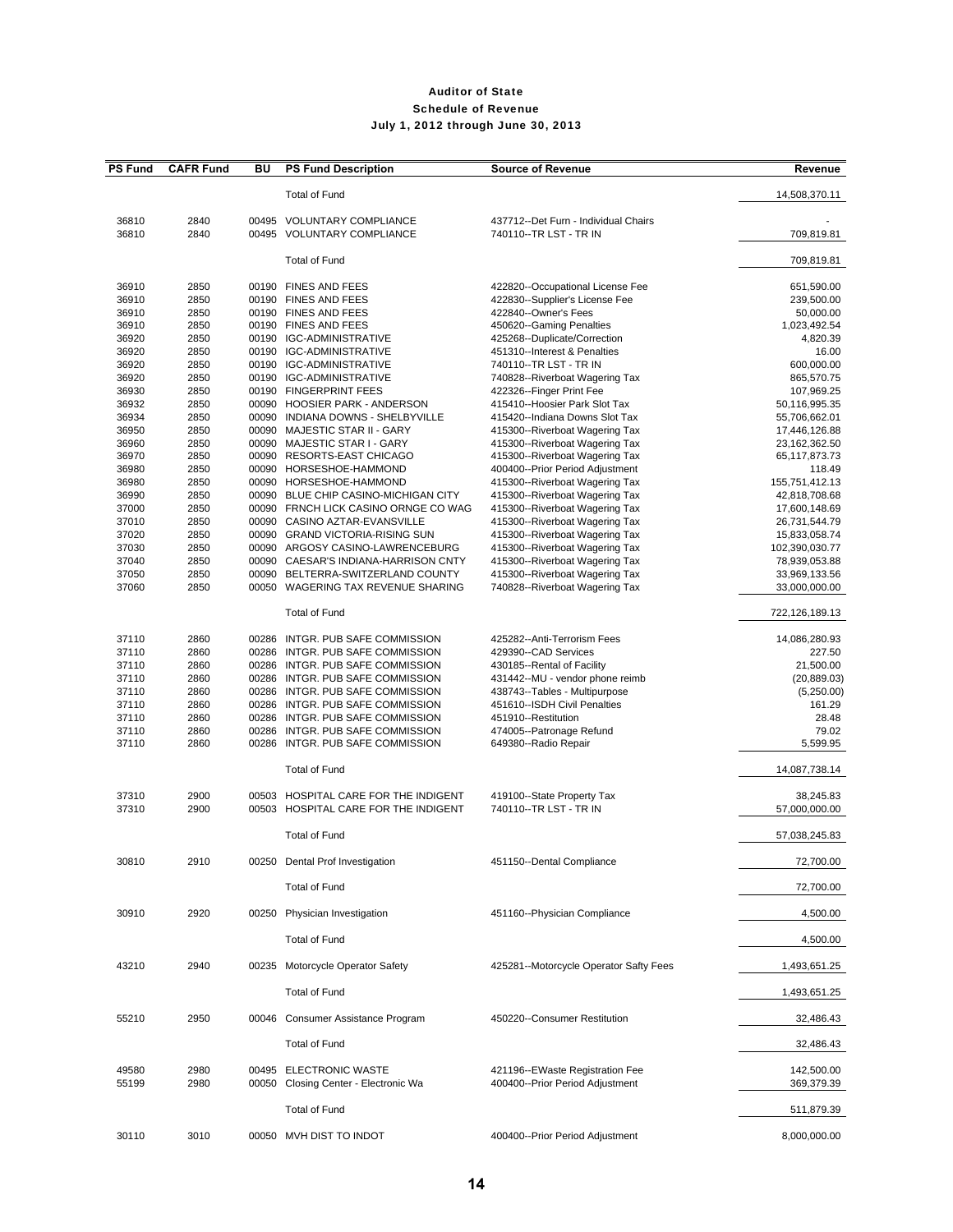# Auditor of State

## Schedule of Revenue

### July 1, 2012 through June 30, 2013

| PS Fund | CAFR Fund | BU | PS Fund Description | Source of Revenue | Revenue |
|---|---|---|---|---|---|
| | | | Total of Fund | | 14,508,370.11 |
| 36810 | 2840 | 00495 | VOLUNTARY COMPLIANCE | 437712--Det Furn - Individual Chairs | - |
| 36810 | 2840 | 00495 | VOLUNTARY COMPLIANCE | 740110--TR LST - TR IN | 709,819.81 |
| | | | Total of Fund | | 709,819.81 |
| 36910 | 2850 | 00190 | FINES AND FEES | 422820--Occupational License Fee | 651,590.00 |
| 36910 | 2850 | 00190 | FINES AND FEES | 422830--Supplier's License Fee | 239,500.00 |
| 36910 | 2850 | 00190 | FINES AND FEES | 422840--Owner's Fees | 50,000.00 |
| 36910 | 2850 | 00190 | FINES AND FEES | 450620--Gaming Penalties | 1,023,492.54 |
| 36920 | 2850 | 00190 | IGC-ADMINISTRATIVE | 425268--Duplicate/Correction | 4,820.39 |
| 36920 | 2850 | 00190 | IGC-ADMINISTRATIVE | 451310--Interest & Penalties | 16.00 |
| 36920 | 2850 | 00190 | IGC-ADMINISTRATIVE | 740110--TR LST - TR IN | 600,000.00 |
| 36920 | 2850 | 00190 | IGC-ADMINISTRATIVE | 740828--Riverboat Wagering Tax | 865,570.75 |
| 36930 | 2850 | 00190 | FINGERPRINT FEES | 422326--Finger Print Fee | 107,969.25 |
| 36932 | 2850 | 00090 | HOOSIER PARK - ANDERSON | 415410--Hoosier Park Slot Tax | 50,116,995.35 |
| 36934 | 2850 | 00090 | INDIANA DOWNS - SHELBYVILLE | 415420--Indiana Downs Slot Tax | 55,706,662.01 |
| 36950 | 2850 | 00090 | MAJESTIC STAR II - GARY | 415300--Riverboat Wagering Tax | 17,446,126.88 |
| 36960 | 2850 | 00090 | MAJESTIC STAR I - GARY | 415300--Riverboat Wagering Tax | 23,162,362.50 |
| 36970 | 2850 | 00090 | RESORTS-EAST CHICAGO | 415300--Riverboat Wagering Tax | 65,117,873.73 |
| 36980 | 2850 | 00090 | HORSESHOE-HAMMOND | 400400--Prior Period Adjustment | 118.49 |
| 36980 | 2850 | 00090 | HORSESHOE-HAMMOND | 415300--Riverboat Wagering Tax | 155,751,412.13 |
| 36990 | 2850 | 00090 | BLUE CHIP CASINO-MICHIGAN CITY | 415300--Riverboat Wagering Tax | 42,818,708.68 |
| 37000 | 2850 | 00090 | FRNCH LICK CASINO ORNGE CO WAG | 415300--Riverboat Wagering Tax | 17,600,148.69 |
| 37010 | 2850 | 00090 | CASINO AZTAR-EVANSVILLE | 415300--Riverboat Wagering Tax | 26,731,544.79 |
| 37020 | 2850 | 00090 | GRAND VICTORIA-RISING SUN | 415300--Riverboat Wagering Tax | 15,833,058.74 |
| 37030 | 2850 | 00090 | ARGOSY CASINO-LAWRENCEBURG | 415300--Riverboat Wagering Tax | 102,390,030.77 |
| 37040 | 2850 | 00090 | CAESAR'S INDIANA-HARRISON CNTY | 415300--Riverboat Wagering Tax | 78,939,053.88 |
| 37050 | 2850 | 00090 | BELTERRA-SWITZERLAND COUNTY | 415300--Riverboat Wagering Tax | 33,969,133.56 |
| 37060 | 2850 | 00050 | WAGERING TAX REVENUE SHARING | 740828--Riverboat Wagering Tax | 33,000,000.00 |
| | | | Total of Fund | | 722,126,189.13 |
| 37110 | 2860 | 00286 | INTGR. PUB SAFE COMMISSION | 425282--Anti-Terrorism Fees | 14,086,280.93 |
| 37110 | 2860 | 00286 | INTGR. PUB SAFE COMMISSION | 429390--CAD Services | 227.50 |
| 37110 | 2860 | 00286 | INTGR. PUB SAFE COMMISSION | 430185--Rental of Facility | 21,500.00 |
| 37110 | 2860 | 00286 | INTGR. PUB SAFE COMMISSION | 431442--MU - vendor phone reimb | (20,889.03) |
| 37110 | 2860 | 00286 | INTGR. PUB SAFE COMMISSION | 438743--Tables - Multipurpose | (5,250.00) |
| 37110 | 2860 | 00286 | INTGR. PUB SAFE COMMISSION | 451610--ISDH Civil Penalties | 161.29 |
| 37110 | 2860 | 00286 | INTGR. PUB SAFE COMMISSION | 451910--Restitution | 28.48 |
| 37110 | 2860 | 00286 | INTGR. PUB SAFE COMMISSION | 474005--Patronage Refund | 79.02 |
| 37110 | 2860 | 00286 | INTGR. PUB SAFE COMMISSION | 649380--Radio Repair | 5,599.95 |
| | | | Total of Fund | | 14,087,738.14 |
| 37310 | 2900 | 00503 | HOSPITAL CARE FOR THE INDIGENT | 419100--State Property Tax | 38,245.83 |
| 37310 | 2900 | 00503 | HOSPITAL CARE FOR THE INDIGENT | 740110--TR LST - TR IN | 57,000,000.00 |
| | | | Total of Fund | | 57,038,245.83 |
| 30810 | 2910 | 00250 | Dental Prof Investigation | 451150--Dental Compliance | 72,700.00 |
| | | | Total of Fund | | 72,700.00 |
| 30910 | 2920 | 00250 | Physician Investigation | 451160--Physician Compliance | 4,500.00 |
| | | | Total of Fund | | 4,500.00 |
| 43210 | 2940 | 00235 | Motorcycle Operator Safety | 425281--Motorcycle Operator Safty Fees | 1,493,651.25 |
| | | | Total of Fund | | 1,493,651.25 |
| 55210 | 2950 | 00046 | Consumer Assistance Program | 450220--Consumer Restitution | 32,486.43 |
| | | | Total of Fund | | 32,486.43 |
| 49580 | 2980 | 00495 | ELECTRONIC WASTE | 421196--EWaste Registration Fee | 142,500.00 |
| 55199 | 2980 | 00050 | Closing Center - Electronic Wa | 400400--Prior Period Adjustment | 369,379.39 |
| | | | Total of Fund | | 511,879.39 |
| 30110 | 3010 | 00050 | MVH DIST TO INDOT | 400400--Prior Period Adjustment | 8,000,000.00 |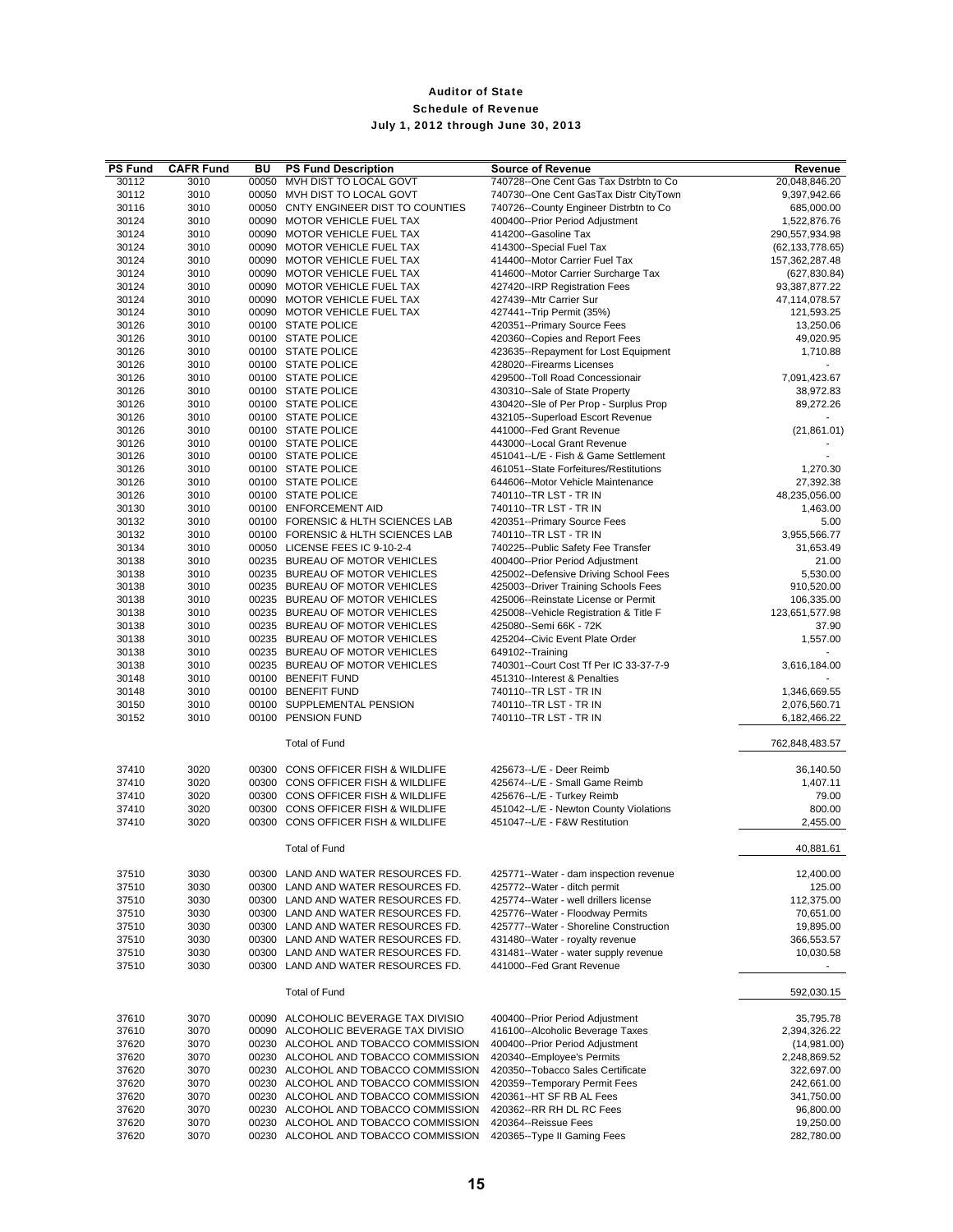# Auditor of State

## Schedule of Revenue

### July 1, 2012 through June 30, 2013

| PS Fund | CAFR Fund | BU | PS Fund Description | Source of Revenue | Revenue |
|---|---|---|---|---|---|
| 30112 | 3010 | 00050 | MVH DIST TO LOCAL GOVT | 740728--One Cent Gas Tax Dstrbtn to Co | 20,048,846.20 |
| 30112 | 3010 | 00050 | MVH DIST TO LOCAL GOVT | 740730--One Cent GasTax Distr CityTown | 9,397,942.66 |
| 30116 | 3010 | 00050 | CNTY ENGINEER DIST TO COUNTIES | 740726--County Engineer Distrbtn to Co | 685,000.00 |
| 30124 | 3010 | 00090 | MOTOR VEHICLE FUEL TAX | 400400--Prior Period Adjustment | 1,522,876.76 |
| 30124 | 3010 | 00090 | MOTOR VEHICLE FUEL TAX | 414200--Gasoline Tax | 290,557,934.98 |
| 30124 | 3010 | 00090 | MOTOR VEHICLE FUEL TAX | 414300--Special Fuel Tax | (62,133,778.65) |
| 30124 | 3010 | 00090 | MOTOR VEHICLE FUEL TAX | 414400--Motor Carrier Fuel Tax | 157,362,287.48 |
| 30124 | 3010 | 00090 | MOTOR VEHICLE FUEL TAX | 414600--Motor Carrier Surcharge Tax | (627,830.84) |
| 30124 | 3010 | 00090 | MOTOR VEHICLE FUEL TAX | 427420--IRP Registration Fees | 93,387,877.22 |
| 30124 | 3010 | 00090 | MOTOR VEHICLE FUEL TAX | 427439--Mtr Carrier Sur | 47,114,078.57 |
| 30124 | 3010 | 00090 | MOTOR VEHICLE FUEL TAX | 427441--Trip Permit (35%) | 121,593.25 |
| 30126 | 3010 | 00100 | STATE POLICE | 420351--Primary Source Fees | 13,250.06 |
| 30126 | 3010 | 00100 | STATE POLICE | 420360--Copies and Report Fees | 49,020.95 |
| 30126 | 3010 | 00100 | STATE POLICE | 423635--Repayment for Lost Equipment | 1,710.88 |
| 30126 | 3010 | 00100 | STATE POLICE | 428020--Firearms Licenses | - |
| 30126 | 3010 | 00100 | STATE POLICE | 429500--Toll Road Concessionair | 7,091,423.67 |
| 30126 | 3010 | 00100 | STATE POLICE | 430310--Sale of State Property | 38,972.83 |
| 30126 | 3010 | 00100 | STATE POLICE | 430420--Sle of Per Prop - Surplus Prop | 89,272.26 |
| 30126 | 3010 | 00100 | STATE POLICE | 432105--Superload Escort Revenue | - |
| 30126 | 3010 | 00100 | STATE POLICE | 441000--Fed Grant Revenue | (21,861.01) |
| 30126 | 3010 | 00100 | STATE POLICE | 443000--Local Grant Revenue | - |
| 30126 | 3010 | 00100 | STATE POLICE | 451041--L/E - Fish & Game Settlement | - |
| 30126 | 3010 | 00100 | STATE POLICE | 461051--State Forfeitures/Restitutions | 1,270.30 |
| 30126 | 3010 | 00100 | STATE POLICE | 644606--Motor Vehicle Maintenance | 27,392.38 |
| 30126 | 3010 | 00100 | STATE POLICE | 740110--TR LST - TR IN | 48,235,056.00 |
| 30130 | 3010 | 00100 | ENFORCEMENT AID | 740110--TR LST - TR IN | 1,463.00 |
| 30132 | 3010 | 00100 | FORENSIC & HLTH SCIENCES LAB | 420351--Primary Source Fees | 5.00 |
| 30132 | 3010 | 00100 | FORENSIC & HLTH SCIENCES LAB | 740110--TR LST - TR IN | 3,955,566.77 |
| 30134 | 3010 | 00050 | LICENSE FEES IC 9-10-2-4 | 740225--Public Safety Fee Transfer | 31,653.49 |
| 30138 | 3010 | 00235 | BUREAU OF MOTOR VEHICLES | 400400--Prior Period Adjustment | 21.00 |
| 30138 | 3010 | 00235 | BUREAU OF MOTOR VEHICLES | 425002--Defensive Driving School Fees | 5,530.00 |
| 30138 | 3010 | 00235 | BUREAU OF MOTOR VEHICLES | 425003--Driver Training Schools Fees | 910,520.00 |
| 30138 | 3010 | 00235 | BUREAU OF MOTOR VEHICLES | 425006--Reinstate License or Permit | 106,335.00 |
| 30138 | 3010 | 00235 | BUREAU OF MOTOR VEHICLES | 425008--Vehicle Registration & Title F | 123,651,577.98 |
| 30138 | 3010 | 00235 | BUREAU OF MOTOR VEHICLES | 425080--Semi 66K - 72K | 37.90 |
| 30138 | 3010 | 00235 | BUREAU OF MOTOR VEHICLES | 425204--Civic Event Plate Order | 1,557.00 |
| 30138 | 3010 | 00235 | BUREAU OF MOTOR VEHICLES | 649102--Training | - |
| 30138 | 3010 | 00235 | BUREAU OF MOTOR VEHICLES | 740301--Court Cost Tf Per IC 33-37-7-9 | 3,616,184.00 |
| 30148 | 3010 | 00100 | BENEFIT FUND | 451310--Interest & Penalties | - |
| 30148 | 3010 | 00100 | BENEFIT FUND | 740110--TR LST - TR IN | 1,346,669.55 |
| 30150 | 3010 | 00100 | SUPPLEMENTAL PENSION | 740110--TR LST - TR IN | 2,076,560.71 |
| 30152 | 3010 | 00100 | PENSION FUND | 740110--TR LST - TR IN | 6,182,466.22 |
| | | | Total of Fund | | 762,848,483.57 |
| 37410 | 3020 | 00300 | CONS OFFICER FISH & WILDLIFE | 425673--L/E - Deer Reimb | 36,140.50 |
| 37410 | 3020 | 00300 | CONS OFFICER FISH & WILDLIFE | 425674--L/E - Small Game Reimb | 1,407.11 |
| 37410 | 3020 | 00300 | CONS OFFICER FISH & WILDLIFE | 425676--L/E - Turkey Reimb | 79.00 |
| 37410 | 3020 | 00300 | CONS OFFICER FISH & WILDLIFE | 451042--L/E - Newton County Violations | 800.00 |
| 37410 | 3020 | 00300 | CONS OFFICER FISH & WILDLIFE | 451047--L/E - F&W Restitution | 2,455.00 |
| | | | Total of Fund | | 40,881.61 |
| 37510 | 3030 | 00300 | LAND AND WATER RESOURCES FD. | 425771--Water - dam inspection revenue | 12,400.00 |
| 37510 | 3030 | 00300 | LAND AND WATER RESOURCES FD. | 425772--Water - ditch permit | 125.00 |
| 37510 | 3030 | 00300 | LAND AND WATER RESOURCES FD. | 425774--Water - well drillers license | 112,375.00 |
| 37510 | 3030 | 00300 | LAND AND WATER RESOURCES FD. | 425776--Water - Floodway Permits | 70,651.00 |
| 37510 | 3030 | 00300 | LAND AND WATER RESOURCES FD. | 425777--Water - Shoreline Construction | 19,895.00 |
| 37510 | 3030 | 00300 | LAND AND WATER RESOURCES FD. | 431480--Water - royalty revenue | 366,553.57 |
| 37510 | 3030 | 00300 | LAND AND WATER RESOURCES FD. | 431481--Water - water supply revenue | 10,030.58 |
| 37510 | 3030 | 00300 | LAND AND WATER RESOURCES FD. | 441000--Fed Grant Revenue | - |
| | | | Total of Fund | | 592,030.15 |
| 37610 | 3070 | 00090 | ALCOHOLIC BEVERAGE TAX DIVISIO | 400400--Prior Period Adjustment | 35,795.78 |
| 37610 | 3070 | 00090 | ALCOHOLIC BEVERAGE TAX DIVISIO | 416100--Alcoholic Beverage Taxes | 2,394,326.22 |
| 37620 | 3070 | 00230 | ALCOHOL AND TOBACCO COMMISSION | 400400--Prior Period Adjustment | (14,981.00) |
| 37620 | 3070 | 00230 | ALCOHOL AND TOBACCO COMMISSION | 420340--Employee's Permits | 2,248,869.52 |
| 37620 | 3070 | 00230 | ALCOHOL AND TOBACCO COMMISSION | 420350--Tobacco Sales Certificate | 322,697.00 |
| 37620 | 3070 | 00230 | ALCOHOL AND TOBACCO COMMISSION | 420359--Temporary Permit Fees | 242,661.00 |
| 37620 | 3070 | 00230 | ALCOHOL AND TOBACCO COMMISSION | 420361--HT SF RB AL Fees | 341,750.00 |
| 37620 | 3070 | 00230 | ALCOHOL AND TOBACCO COMMISSION | 420362--RR RH DL RC Fees | 96,800.00 |
| 37620 | 3070 | 00230 | ALCOHOL AND TOBACCO COMMISSION | 420364--Reissue Fees | 19,250.00 |
| 37620 | 3070 | 00230 | ALCOHOL AND TOBACCO COMMISSION | 420365--Type II Gaming Fees | 282,780.00 |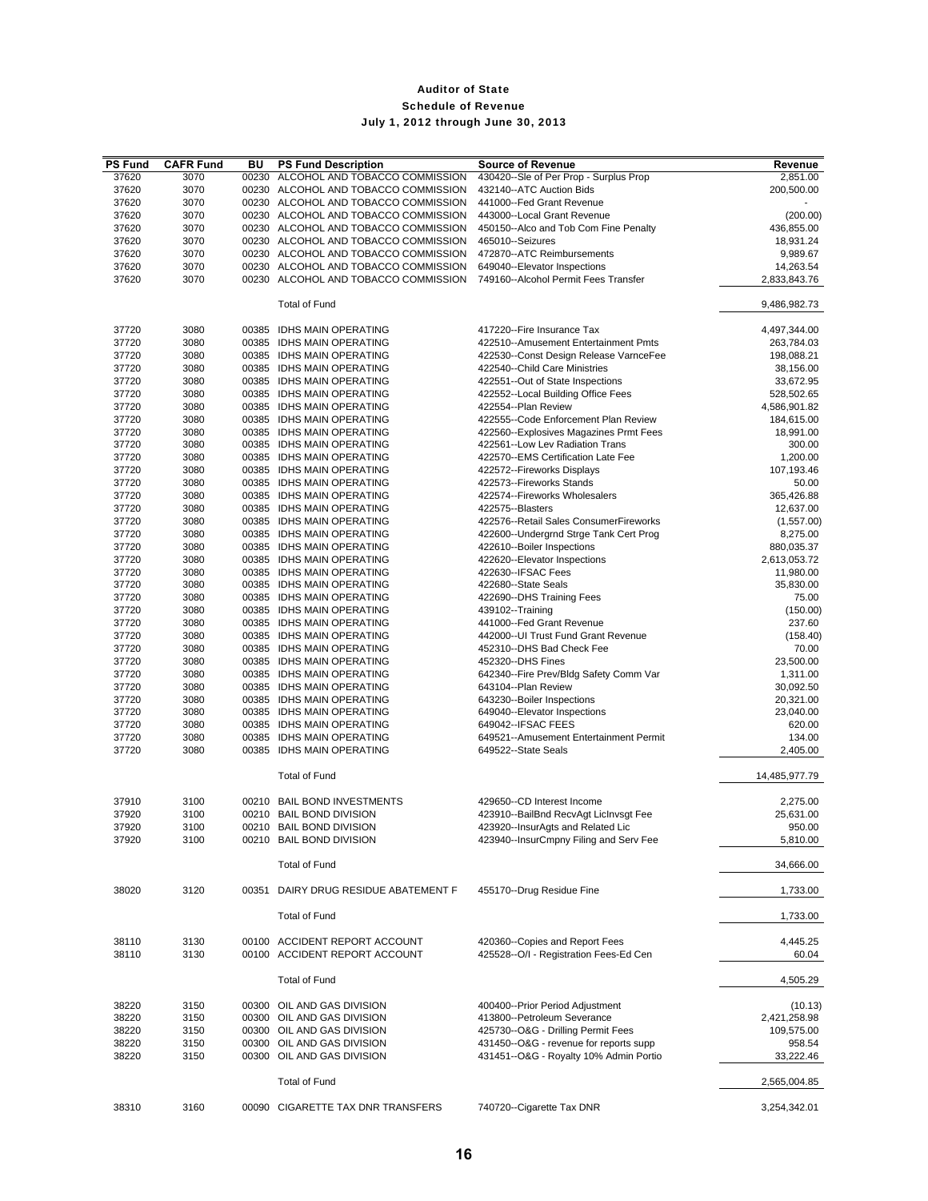# Auditor of State

## Schedule of Revenue

### July 1, 2012 through June 30, 2013

| PS Fund | CAFR Fund | BU | PS Fund Description | Source of Revenue | Revenue |
|---|---|---|---|---|---|
| 37620 | 3070 | 00230 | ALCOHOL AND TOBACCO COMMISSION | 430420--Sle of Per Prop - Surplus Prop | 2,851.00 |
| 37620 | 3070 | 00230 | ALCOHOL AND TOBACCO COMMISSION | 432140--ATC Auction Bids | 200,500.00 |
| 37620 | 3070 | 00230 | ALCOHOL AND TOBACCO COMMISSION | 441000--Fed Grant Revenue | - |
| 37620 | 3070 | 00230 | ALCOHOL AND TOBACCO COMMISSION | 443000--Local Grant Revenue | (200.00) |
| 37620 | 3070 | 00230 | ALCOHOL AND TOBACCO COMMISSION | 450150--Alco and Tob Com Fine Penalty | 436,855.00 |
| 37620 | 3070 | 00230 | ALCOHOL AND TOBACCO COMMISSION | 465010--Seizures | 18,931.24 |
| 37620 | 3070 | 00230 | ALCOHOL AND TOBACCO COMMISSION | 472870--ATC Reimbursements | 9,989.67 |
| 37620 | 3070 | 00230 | ALCOHOL AND TOBACCO COMMISSION | 649040--Elevator Inspections | 14,263.54 |
| 37620 | 3070 | 00230 | ALCOHOL AND TOBACCO COMMISSION | 749160--Alcohol Permit Fees Transfer | 2,833,843.76 |
| | | | Total of Fund | | 9,486,982.73 |
| 37720 | 3080 | 00385 | IDHS MAIN OPERATING | 417220--Fire Insurance Tax | 4,497,344.00 |
| 37720 | 3080 | 00385 | IDHS MAIN OPERATING | 422510--Amusement Entertainment Pmts | 263,784.03 |
| 37720 | 3080 | 00385 | IDHS MAIN OPERATING | 422530--Const Design Release VarnceFee | 198,088.21 |
| 37720 | 3080 | 00385 | IDHS MAIN OPERATING | 422540--Child Care Ministries | 38,156.00 |
| 37720 | 3080 | 00385 | IDHS MAIN OPERATING | 422551--Out of State Inspections | 33,672.95 |
| 37720 | 3080 | 00385 | IDHS MAIN OPERATING | 422552--Local Building Office Fees | 528,502.65 |
| 37720 | 3080 | 00385 | IDHS MAIN OPERATING | 422554--Plan Review | 4,586,901.82 |
| 37720 | 3080 | 00385 | IDHS MAIN OPERATING | 422555--Code Enforcement Plan Review | 184,615.00 |
| 37720 | 3080 | 00385 | IDHS MAIN OPERATING | 422560--Explosives Magazines Prmt Fees | 18,991.00 |
| 37720 | 3080 | 00385 | IDHS MAIN OPERATING | 422561--Low Lev Radiation Trans | 300.00 |
| 37720 | 3080 | 00385 | IDHS MAIN OPERATING | 422570--EMS Certification Late Fee | 1,200.00 |
| 37720 | 3080 | 00385 | IDHS MAIN OPERATING | 422572--Fireworks Displays | 107,193.46 |
| 37720 | 3080 | 00385 | IDHS MAIN OPERATING | 422573--Fireworks Stands | 50.00 |
| 37720 | 3080 | 00385 | IDHS MAIN OPERATING | 422574--Fireworks Wholesalers | 365,426.88 |
| 37720 | 3080 | 00385 | IDHS MAIN OPERATING | 422575--Blasters | 12,637.00 |
| 37720 | 3080 | 00385 | IDHS MAIN OPERATING | 422576--Retail Sales ConsumerFireworks | (1,557.00) |
| 37720 | 3080 | 00385 | IDHS MAIN OPERATING | 422600--Undergrnd Strge Tank Cert Prog | 8,275.00 |
| 37720 | 3080 | 00385 | IDHS MAIN OPERATING | 422610--Boiler Inspections | 880,035.37 |
| 37720 | 3080 | 00385 | IDHS MAIN OPERATING | 422620--Elevator Inspections | 2,613,053.72 |
| 37720 | 3080 | 00385 | IDHS MAIN OPERATING | 422630--IFSAC Fees | 11,980.00 |
| 37720 | 3080 | 00385 | IDHS MAIN OPERATING | 422680--State Seals | 35,830.00 |
| 37720 | 3080 | 00385 | IDHS MAIN OPERATING | 422690--DHS Training Fees | 75.00 |
| 37720 | 3080 | 00385 | IDHS MAIN OPERATING | 439102--Training | (150.00) |
| 37720 | 3080 | 00385 | IDHS MAIN OPERATING | 441000--Fed Grant Revenue | 237.60 |
| 37720 | 3080 | 00385 | IDHS MAIN OPERATING | 442000--UI Trust Fund Grant Revenue | (158.40) |
| 37720 | 3080 | 00385 | IDHS MAIN OPERATING | 452310--DHS Bad Check Fee | 70.00 |
| 37720 | 3080 | 00385 | IDHS MAIN OPERATING | 452320--DHS Fines | 23,500.00 |
| 37720 | 3080 | 00385 | IDHS MAIN OPERATING | 642340--Fire Prev/Bldg Safety Comm Var | 1,311.00 |
| 37720 | 3080 | 00385 | IDHS MAIN OPERATING | 643104--Plan Review | 30,092.50 |
| 37720 | 3080 | 00385 | IDHS MAIN OPERATING | 643230--Boiler Inspections | 20,321.00 |
| 37720 | 3080 | 00385 | IDHS MAIN OPERATING | 649040--Elevator Inspections | 23,040.00 |
| 37720 | 3080 | 00385 | IDHS MAIN OPERATING | 649042--IFSAC FEES | 620.00 |
| 37720 | 3080 | 00385 | IDHS MAIN OPERATING | 649521--Amusement Entertainment Permit | 134.00 |
| 37720 | 3080 | 00385 | IDHS MAIN OPERATING | 649522--State Seals | 2,405.00 |
| | | | Total of Fund | | 14,485,977.79 |
| 37910 | 3100 | 00210 | BAIL BOND INVESTMENTS | 429650--CD Interest Income | 2,275.00 |
| 37920 | 3100 | 00210 | BAIL BOND DIVISION | 423910--BailBnd RecvAgt LicInvsgt Fee | 25,631.00 |
| 37920 | 3100 | 00210 | BAIL BOND DIVISION | 423920--InsurAgts and Related Lic | 950.00 |
| 37920 | 3100 | 00210 | BAIL BOND DIVISION | 423940--InsurCmpny Filing and Serv Fee | 5,810.00 |
| | | | Total of Fund | | 34,666.00 |
| 38020 | 3120 | 00351 | DAIRY DRUG RESIDUE ABATEMENT F | 455170--Drug Residue Fine | 1,733.00 |
| | | | Total of Fund | | 1,733.00 |
| 38110 | 3130 | 00100 | ACCIDENT REPORT ACCOUNT | 420360--Copies and Report Fees | 4,445.25 |
| 38110 | 3130 | 00100 | ACCIDENT REPORT ACCOUNT | 425528--O/I - Registration Fees-Ed Cen | 60.04 |
| | | | Total of Fund | | 4,505.29 |
| 38220 | 3150 | 00300 | OIL AND GAS DIVISION | 400400--Prior Period Adjustment | (10.13) |
| 38220 | 3150 | 00300 | OIL AND GAS DIVISION | 413800--Petroleum Severance | 2,421,258.98 |
| 38220 | 3150 | 00300 | OIL AND GAS DIVISION | 425730--O&G - Drilling Permit Fees | 109,575.00 |
| 38220 | 3150 | 00300 | OIL AND GAS DIVISION | 431450--O&G - revenue for reports supp | 958.54 |
| 38220 | 3150 | 00300 | OIL AND GAS DIVISION | 431451--O&G - Royalty 10% Admin Portio | 33,222.46 |
| | | | Total of Fund | | 2,565,004.85 |
| 38310 | 3160 | 00090 | CIGARETTE TAX DNR TRANSFERS | 740720--Cigarette Tax DNR | 3,254,342.01 |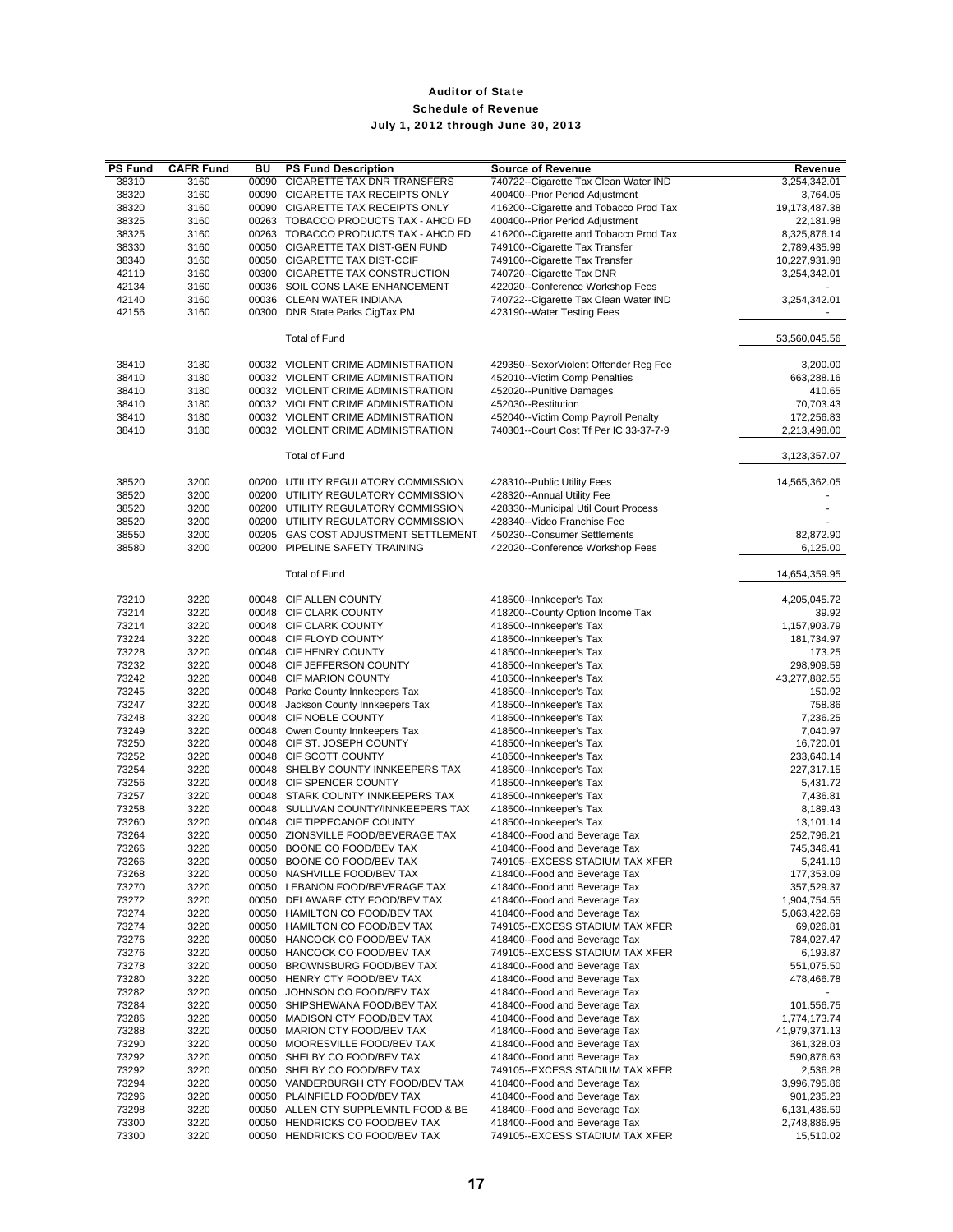# Auditor of State

## Schedule of Revenue

### July 1, 2012 through June 30, 2013

| PS Fund | CAFR Fund | BU | PS Fund Description | Source of Revenue | Revenue |
|---|---|---|---|---|---|
| 38310 | 3160 | 00090 | CIGARETTE TAX DNR TRANSFERS | 740722--Cigarette Tax Clean Water IND | 3,254,342.01 |
| 38320 | 3160 | 00090 | CIGARETTE TAX RECEIPTS ONLY | 400400--Prior Period Adjustment | 3,764.05 |
| 38320 | 3160 | 00090 | CIGARETTE TAX RECEIPTS ONLY | 416200--Cigarette and Tobacco Prod Tax | 19,173,487.38 |
| 38325 | 3160 | 00263 | TOBACCO PRODUCTS TAX - AHCD FD | 400400--Prior Period Adjustment | 22,181.98 |
| 38325 | 3160 | 00263 | TOBACCO PRODUCTS TAX - AHCD FD | 416200--Cigarette and Tobacco Prod Tax | 8,325,876.14 |
| 38330 | 3160 | 00050 | CIGARETTE TAX DIST-GEN FUND | 749100--Cigarette Tax Transfer | 2,789,435.99 |
| 38340 | 3160 | 00050 | CIGARETTE TAX DIST-CCIF | 749100--Cigarette Tax Transfer | 10,227,931.98 |
| 42119 | 3160 | 00300 | CIGARETTE TAX CONSTRUCTION | 740720--Cigarette Tax DNR | 3,254,342.01 |
| 42134 | 3160 | 00036 | SOIL CONS LAKE ENHANCEMENT | 422020--Conference Workshop Fees | - |
| 42140 | 3160 | 00036 | CLEAN WATER INDIANA | 740722--Cigarette Tax Clean Water IND | 3,254,342.01 |
| 42156 | 3160 | 00300 | DNR State Parks CigTax PM | 423190--Water Testing Fees | - |
| | | | Total of Fund | | 53,560,045.56 |
| 38410 | 3180 | 00032 | VIOLENT CRIME ADMINISTRATION | 429350--SexorViolent Offender Reg Fee | 3,200.00 |
| 38410 | 3180 | 00032 | VIOLENT CRIME ADMINISTRATION | 452010--Victim Comp Penalties | 663,288.16 |
| 38410 | 3180 | 00032 | VIOLENT CRIME ADMINISTRATION | 452020--Punitive Damages | 410.65 |
| 38410 | 3180 | 00032 | VIOLENT CRIME ADMINISTRATION | 452030--Restitution | 70,703.43 |
| 38410 | 3180 | 00032 | VIOLENT CRIME ADMINISTRATION | 452040--Victim Comp Payroll Penalty | 172,256.83 |
| 38410 | 3180 | 00032 | VIOLENT CRIME ADMINISTRATION | 740301--Court Cost Tf Per IC 33-37-7-9 | 2,213,498.00 |
| | | | Total of Fund | | 3,123,357.07 |
| 38520 | 3200 | 00200 | UTILITY REGULATORY COMMISSION | 428310--Public Utility Fees | 14,565,362.05 |
| 38520 | 3200 | 00200 | UTILITY REGULATORY COMMISSION | 428320--Annual Utility Fee | - |
| 38520 | 3200 | 00200 | UTILITY REGULATORY COMMISSION | 428330--Municipal Util Court Process | - |
| 38520 | 3200 | 00200 | UTILITY REGULATORY COMMISSION | 428340--Video Franchise Fee | - |
| 38550 | 3200 | 00205 | GAS COST ADJUSTMENT SETTLEMENT | 450230--Consumer Settlements | 82,872.90 |
| 38580 | 3200 | 00200 | PIPELINE SAFETY TRAINING | 422020--Conference Workshop Fees | 6,125.00 |
| | | | Total of Fund | | 14,654,359.95 |
| 73210 | 3220 | 00048 | CIF ALLEN COUNTY | 418500--Innkeeper's Tax | 4,205,045.72 |
| 73214 | 3220 | 00048 | CIF CLARK COUNTY | 418200--County Option Income Tax | 39.92 |
| 73214 | 3220 | 00048 | CIF CLARK COUNTY | 418500--Innkeeper's Tax | 1,157,903.79 |
| 73224 | 3220 | 00048 | CIF FLOYD COUNTY | 418500--Innkeeper's Tax | 181,734.97 |
| 73228 | 3220 | 00048 | CIF HENRY COUNTY | 418500--Innkeeper's Tax | 173.25 |
| 73232 | 3220 | 00048 | CIF JEFFERSON COUNTY | 418500--Innkeeper's Tax | 298,909.59 |
| 73242 | 3220 | 00048 | CIF MARION COUNTY | 418500--Innkeeper's Tax | 43,277,882.55 |
| 73245 | 3220 | 00048 | Parke County Innkeepers Tax | 418500--Innkeeper's Tax | 150.92 |
| 73247 | 3220 | 00048 | Jackson County Innkeepers Tax | 418500--Innkeeper's Tax | 758.86 |
| 73248 | 3220 | 00048 | CIF NOBLE COUNTY | 418500--Innkeeper's Tax | 7,236.25 |
| 73249 | 3220 | 00048 | Owen County Innkeepers Tax | 418500--Innkeeper's Tax | 7,040.97 |
| 73250 | 3220 | 00048 | CIF ST. JOSEPH COUNTY | 418500--Innkeeper's Tax | 16,720.01 |
| 73252 | 3220 | 00048 | CIF SCOTT COUNTY | 418500--Innkeeper's Tax | 233,640.14 |
| 73254 | 3220 | 00048 | SHELBY COUNTY INNKEEPERS TAX | 418500--Innkeeper's Tax | 227,317.15 |
| 73256 | 3220 | 00048 | CIF SPENCER COUNTY | 418500--Innkeeper's Tax | 5,431.72 |
| 73257 | 3220 | 00048 | STARK COUNTY INNKEEPERS TAX | 418500--Innkeeper's Tax | 7,436.81 |
| 73258 | 3220 | 00048 | SULLIVAN COUNTY/INNKEEPERS TAX | 418500--Innkeeper's Tax | 8,189.43 |
| 73260 | 3220 | 00048 | CIF TIPPECANOE COUNTY | 418500--Innkeeper's Tax | 13,101.14 |
| 73264 | 3220 | 00050 | ZIONSVILLE FOOD/BEVERAGE TAX | 418400--Food and Beverage Tax | 252,796.21 |
| 73266 | 3220 | 00050 | BOONE CO FOOD/BEV TAX | 418400--Food and Beverage Tax | 745,346.41 |
| 73266 | 3220 | 00050 | BOONE CO FOOD/BEV TAX | 749105--EXCESS STADIUM TAX XFER | 5,241.19 |
| 73268 | 3220 | 00050 | NASHVILLE FOOD/BEV TAX | 418400--Food and Beverage Tax | 177,353.09 |
| 73270 | 3220 | 00050 | LEBANON FOOD/BEVERAGE TAX | 418400--Food and Beverage Tax | 357,529.37 |
| 73272 | 3220 | 00050 | DELAWARE CTY FOOD/BEV TAX | 418400--Food and Beverage Tax | 1,904,754.55 |
| 73274 | 3220 | 00050 | HAMILTON CO FOOD/BEV TAX | 418400--Food and Beverage Tax | 5,063,422.69 |
| 73274 | 3220 | 00050 | HAMILTON CO FOOD/BEV TAX | 749105--EXCESS STADIUM TAX XFER | 69,026.81 |
| 73276 | 3220 | 00050 | HANCOCK CO FOOD/BEV TAX | 418400--Food and Beverage Tax | 784,027.47 |
| 73276 | 3220 | 00050 | HANCOCK CO FOOD/BEV TAX | 749105--EXCESS STADIUM TAX XFER | 6,193.87 |
| 73278 | 3220 | 00050 | BROWNSBURG FOOD/BEV TAX | 418400--Food and Beverage Tax | 551,075.50 |
| 73280 | 3220 | 00050 | HENRY CTY FOOD/BEV TAX | 418400--Food and Beverage Tax | 478,466.78 |
| 73282 | 3220 | 00050 | JOHNSON CO FOOD/BEV TAX | 418400--Food and Beverage Tax | - |
| 73284 | 3220 | 00050 | SHIPSHEWANA FOOD/BEV TAX | 418400--Food and Beverage Tax | 101,556.75 |
| 73286 | 3220 | 00050 | MADISON CTY FOOD/BEV TAX | 418400--Food and Beverage Tax | 1,774,173.74 |
| 73288 | 3220 | 00050 | MARION CTY FOOD/BEV TAX | 418400--Food and Beverage Tax | 41,979,371.13 |
| 73290 | 3220 | 00050 | MOORESVILLE FOOD/BEV TAX | 418400--Food and Beverage Tax | 361,328.03 |
| 73292 | 3220 | 00050 | SHELBY CO FOOD/BEV TAX | 418400--Food and Beverage Tax | 590,876.63 |
| 73292 | 3220 | 00050 | SHELBY CO FOOD/BEV TAX | 749105--EXCESS STADIUM TAX XFER | 2,536.28 |
| 73294 | 3220 | 00050 | VANDERBURGH CTY FOOD/BEV TAX | 418400--Food and Beverage Tax | 3,996,795.86 |
| 73296 | 3220 | 00050 | PLAINFIELD FOOD/BEV TAX | 418400--Food and Beverage Tax | 901,235.23 |
| 73298 | 3220 | 00050 | ALLEN CTY SUPPLEMNTL FOOD & BE | 418400--Food and Beverage Tax | 6,131,436.59 |
| 73300 | 3220 | 00050 | HENDRICKS CO FOOD/BEV TAX | 418400--Food and Beverage Tax | 2,748,886.95 |
| 73300 | 3220 | 00050 | HENDRICKS CO FOOD/BEV TAX | 749105--EXCESS STADIUM TAX XFER | 15,510.02 |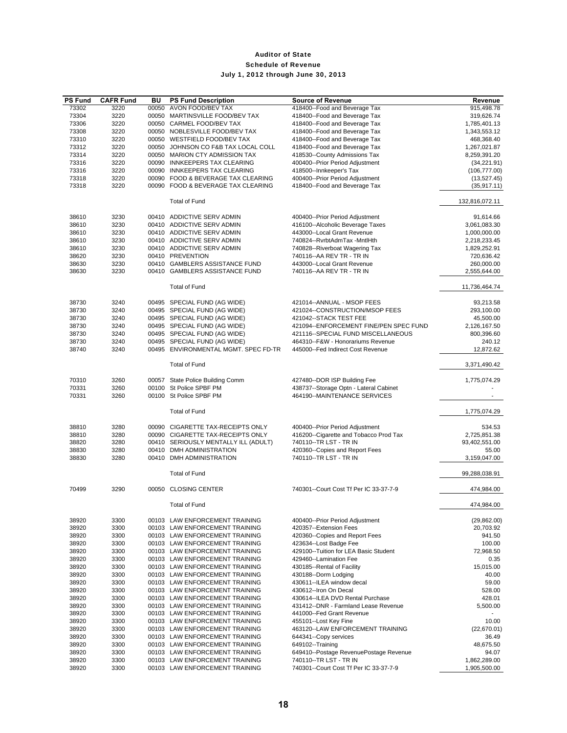# Auditor of State

## Schedule of Revenue

### July 1, 2012 through June 30, 2013

| PS Fund | CAFR Fund | BU | PS Fund Description | Source of Revenue | Revenue |
|---|---|---|---|---|---|
| 73302 | 3220 | 00050 | AVON FOOD/BEV TAX | 418400--Food and Beverage Tax | 915,498.78 |
| 73304 | 3220 | 00050 | MARTINSVILLE FOOD/BEV TAX | 418400--Food and Beverage Tax | 319,626.74 |
| 73306 | 3220 | 00050 | CARMEL FOOD/BEV TAX | 418400--Food and Beverage Tax | 1,785,401.13 |
| 73308 | 3220 | 00050 | NOBLESVILLE FOOD/BEV TAX | 418400--Food and Beverage Tax | 1,343,553.12 |
| 73310 | 3220 | 00050 | WESTFIELD FOOD/BEV TAX | 418400--Food and Beverage Tax | 468,368.40 |
| 73312 | 3220 | 00050 | JOHNSON CO F&B TAX LOCAL COLL | 418400--Food and Beverage Tax | 1,267,021.87 |
| 73314 | 3220 | 00050 | MARION CTY ADMISSION TAX | 418530--County Admissions Tax | 8,259,391.20 |
| 73316 | 3220 | 00090 | INNKEEPERS TAX CLEARING | 400400--Prior Period Adjustment | (34,221.91) |
| 73316 | 3220 | 00090 | INNKEEPERS TAX CLEARING | 418500--Innkeeper's Tax | (106,777.00) |
| 73318 | 3220 | 00090 | FOOD & BEVERAGE TAX CLEARING | 400400--Prior Period Adjustment | (13,527.45) |
| 73318 | 3220 | 00090 | FOOD & BEVERAGE TAX CLEARING | 418400--Food and Beverage Tax | (35,917.11) |
| | | | Total of Fund | | 132,816,072.11 |
| 38610 | 3230 | 00410 | ADDICTIVE SERV ADMIN | 400400--Prior Period Adjustment | 91,614.66 |
| 38610 | 3230 | 00410 | ADDICTIVE SERV ADMIN | 416100--Alcoholic Beverage Taxes | 3,061,083.30 |
| 38610 | 3230 | 00410 | ADDICTIVE SERV ADMIN | 443000--Local Grant Revenue | 1,000,000.00 |
| 38610 | 3230 | 00410 | ADDICTIVE SERV ADMIN | 740824--RvrbtAdmTax -MntlHth | 2,218,233.45 |
| 38610 | 3230 | 00410 | ADDICTIVE SERV ADMIN | 740828--Riverboat Wagering Tax | 1,829,252.91 |
| 38620 | 3230 | 00410 | PREVENTION | 740116--AA REV TR - TR IN | 720,636.42 |
| 38630 | 3230 | 00410 | GAMBLERS ASSISTANCE FUND | 443000--Local Grant Revenue | 260,000.00 |
| 38630 | 3230 | 00410 | GAMBLERS ASSISTANCE FUND | 740116--AA REV TR - TR IN | 2,555,644.00 |
| | | | Total of Fund | | 11,736,464.74 |
| 38730 | 3240 | 00495 | SPECIAL FUND (AG WIDE) | 421014--ANNUAL - MSOP FEES | 93,213.58 |
| 38730 | 3240 | 00495 | SPECIAL FUND (AG WIDE) | 421024--CONSTRUCTION/MSOP FEES | 293,100.00 |
| 38730 | 3240 | 00495 | SPECIAL FUND (AG WIDE) | 421042--STACK TEST FEE | 45,500.00 |
| 38730 | 3240 | 00495 | SPECIAL FUND (AG WIDE) | 421094--ENFORCEMENT FINE/PEN SPEC FUND | 2,126,167.50 |
| 38730 | 3240 | 00495 | SPECIAL FUND (AG WIDE) | 421116--SPECIAL FUND MISCELLANEOUS | 800,396.60 |
| 38730 | 3240 | 00495 | SPECIAL FUND (AG WIDE) | 464310--F&W - Honorariums Revenue | 240.12 |
| 38740 | 3240 | 00495 | ENVIRONMENTAL MGMT. SPEC FD-TR | 445000--Fed Indirect Cost Revenue | 12,872.62 |
| | | | Total of Fund | | 3,371,490.42 |
| 70310 | 3260 | 00057 | State Police Building Comm | 427480--DOR ISP Building Fee | 1,775,074.29 |
| 70331 | 3260 | 00100 | St Police SPBF PM | 438737--Storage Optn - Lateral Cabinet | - |
| 70331 | 3260 | 00100 | St Police SPBF PM | 464190--MAINTENANCE SERVICES | - |
| | | | Total of Fund | | 1,775,074.29 |
| 38810 | 3280 | 00090 | CIGARETTE TAX-RECEIPTS ONLY | 400400--Prior Period Adjustment | 534.53 |
| 38810 | 3280 | 00090 | CIGARETTE TAX-RECEIPTS ONLY | 416200--Cigarette and Tobacco Prod Tax | 2,725,851.38 |
| 38820 | 3280 | 00410 | SERIOUSLY MENTALLY ILL (ADULT) | 740110--TR LST - TR IN | 93,402,551.00 |
| 38830 | 3280 | 00410 | DMH ADMINISTRATION | 420360--Copies and Report Fees | 55.00 |
| 38830 | 3280 | 00410 | DMH ADMINISTRATION | 740110--TR LST - TR IN | 3,159,047.00 |
| | | | Total of Fund | | 99,288,038.91 |
| 70499 | 3290 | 00050 | CLOSING CENTER | 740301--Court Cost Tf Per IC 33-37-7-9 | 474,984.00 |
| | | | Total of Fund | | 474,984.00 |
| 38920 | 3300 | 00103 | LAW ENFORCEMENT TRAINING | 400400--Prior Period Adjustment | (29,862.00) |
| 38920 | 3300 | 00103 | LAW ENFORCEMENT TRAINING | 420357--Extension Fees | 20,703.92 |
| 38920 | 3300 | 00103 | LAW ENFORCEMENT TRAINING | 420360--Copies and Report Fees | 941.50 |
| 38920 | 3300 | 00103 | LAW ENFORCEMENT TRAINING | 423634--Lost Badge Fee | 100.00 |
| 38920 | 3300 | 00103 | LAW ENFORCEMENT TRAINING | 429100--Tuition for LEA Basic Student | 72,968.50 |
| 38920 | 3300 | 00103 | LAW ENFORCEMENT TRAINING | 429460--Lamination Fee | 0.35 |
| 38920 | 3300 | 00103 | LAW ENFORCEMENT TRAINING | 430185--Rental of Facility | 15,015.00 |
| 38920 | 3300 | 00103 | LAW ENFORCEMENT TRAINING | 430188--Dorm Lodging | 40.00 |
| 38920 | 3300 | 00103 | LAW ENFORCEMENT TRAINING | 430611--ILEA window decal | 59.00 |
| 38920 | 3300 | 00103 | LAW ENFORCEMENT TRAINING | 430612--Iron On Decal | 528.00 |
| 38920 | 3300 | 00103 | LAW ENFORCEMENT TRAINING | 430614--ILEA DVD Rental Purchase | 428.01 |
| 38920 | 3300 | 00103 | LAW ENFORCEMENT TRAINING | 431412--DNR - Farmland Lease Revenue | 5,500.00 |
| 38920 | 3300 | 00103 | LAW ENFORCEMENT TRAINING | 441000--Fed Grant Revenue | - |
| 38920 | 3300 | 00103 | LAW ENFORCEMENT TRAINING | 455101--Lost Key Fine | 10.00 |
| 38920 | 3300 | 00103 | LAW ENFORCEMENT TRAINING | 463120--LAW ENFORCEMENT TRAINING | (22,670.01) |
| 38920 | 3300 | 00103 | LAW ENFORCEMENT TRAINING | 644341--Copy services | 36.49 |
| 38920 | 3300 | 00103 | LAW ENFORCEMENT TRAINING | 649102--Training | 48,675.50 |
| 38920 | 3300 | 00103 | LAW ENFORCEMENT TRAINING | 649410--Postage RevenuePostage Revenue | 94.07 |
| 38920 | 3300 | 00103 | LAW ENFORCEMENT TRAINING | 740110--TR LST - TR IN | 1,862,289.00 |
| 38920 | 3300 | 00103 | LAW ENFORCEMENT TRAINING | 740301--Court Cost Tf Per IC 33-37-7-9 | 1,905,500.00 |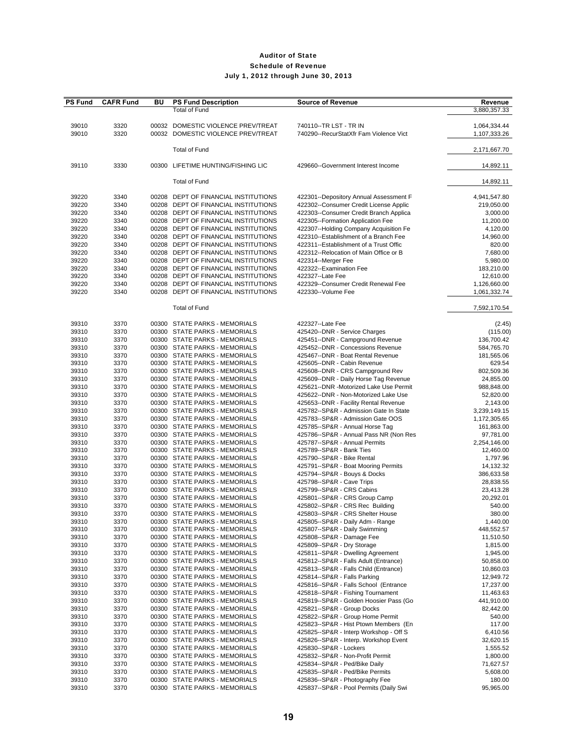# Auditor of State

## Schedule of Revenue

### July 1, 2012 through June 30, 2013

| PS Fund | CAFR Fund | BU | PS Fund Description | Source of Revenue | Revenue |
|---|---|---|---|---|---|
| | | | Total of Fund | | 3,880,357.33 |
| 39010 | 3320 | 00032 | DOMESTIC VIOLENCE PREV/TREAT | 740110--TR LST - TR IN | 1,064,334.44 |
| 39010 | 3320 | 00032 | DOMESTIC VIOLENCE PREV/TREAT | 740290--RecurStatXfr Fam Violence Vict | 1,107,333.26 |
| | | | Total of Fund | | 2,171,667.70 |
| 39110 | 3330 | 00300 | LIFETIME HUNTING/FISHING LIC | 429660--Government Interest Income | 14,892.11 |
| | | | Total of Fund | | 14,892.11 |
| 39220 | 3340 | 00208 | DEPT OF FINANCIAL INSTITUTIONS | 422301--Depository Annual Assessment F | 4,941,547.80 |
| 39220 | 3340 | 00208 | DEPT OF FINANCIAL INSTITUTIONS | 422302--Consumer Credit License Applic | 219,050.00 |
| 39220 | 3340 | 00208 | DEPT OF FINANCIAL INSTITUTIONS | 422303--Consumer Credit Branch Applica | 3,000.00 |
| 39220 | 3340 | 00208 | DEPT OF FINANCIAL INSTITUTIONS | 422305--Formation Application Fee | 11,200.00 |
| 39220 | 3340 | 00208 | DEPT OF FINANCIAL INSTITUTIONS | 422307--Holding Company Acquisition Fe | 4,120.00 |
| 39220 | 3340 | 00208 | DEPT OF FINANCIAL INSTITUTIONS | 422310--Establishment of a Branch Fee | 14,960.00 |
| 39220 | 3340 | 00208 | DEPT OF FINANCIAL INSTITUTIONS | 422311--Establishment of a Trust Offic | 820.00 |
| 39220 | 3340 | 00208 | DEPT OF FINANCIAL INSTITUTIONS | 422312--Relocation of Main Office or B | 7,680.00 |
| 39220 | 3340 | 00208 | DEPT OF FINANCIAL INSTITUTIONS | 422314--Merger Fee | 5,980.00 |
| 39220 | 3340 | 00208 | DEPT OF FINANCIAL INSTITUTIONS | 422322--Examination Fee | 183,210.00 |
| 39220 | 3340 | 00208 | DEPT OF FINANCIAL INSTITUTIONS | 422327--Late Fee | 12,610.00 |
| 39220 | 3340 | 00208 | DEPT OF FINANCIAL INSTITUTIONS | 422329--Consumer Credit Renewal Fee | 1,126,660.00 |
| 39220 | 3340 | 00208 | DEPT OF FINANCIAL INSTITUTIONS | 422330--Volume Fee | 1,061,332.74 |
| | | | Total of Fund | | 7,592,170.54 |
| 39310 | 3370 | 00300 | STATE PARKS - MEMORIALS | 422327--Late Fee | (2.45) |
| 39310 | 3370 | 00300 | STATE PARKS - MEMORIALS | 425420--DNR - Service Charges | (115.00) |
| 39310 | 3370 | 00300 | STATE PARKS - MEMORIALS | 425451--DNR - Campground Revenue | 136,700.42 |
| 39310 | 3370 | 00300 | STATE PARKS - MEMORIALS | 425452--DNR - Concessions Revenue | 584,765.70 |
| 39310 | 3370 | 00300 | STATE PARKS - MEMORIALS | 425467--DNR - Boat Rental Revenue | 181,565.06 |
| 39310 | 3370 | 00300 | STATE PARKS - MEMORIALS | 425605--DNR - Cabin Revenue | 629.54 |
| 39310 | 3370 | 00300 | STATE PARKS - MEMORIALS | 425608--DNR - CRS Campground Rev | 802,509.36 |
| 39310 | 3370 | 00300 | STATE PARKS - MEMORIALS | 425609--DNR - Daily Horse Tag Revenue | 24,855.00 |
| 39310 | 3370 | 00300 | STATE PARKS - MEMORIALS | 425621--DNR -Motorized Lake Use Permit | 988,848.00 |
| 39310 | 3370 | 00300 | STATE PARKS - MEMORIALS | 425622--DNR - Non-Motorized Lake Use | 52,820.00 |
| 39310 | 3370 | 00300 | STATE PARKS - MEMORIALS | 425653--DNR - Facility Rental Revenue | 2,143.00 |
| 39310 | 3370 | 00300 | STATE PARKS - MEMORIALS | 425782--SP&R - Admission Gate In State | 3,239,149.15 |
| 39310 | 3370 | 00300 | STATE PARKS - MEMORIALS | 425783--SP&R - Admission Gate OOS | 1,172,305.65 |
| 39310 | 3370 | 00300 | STATE PARKS - MEMORIALS | 425785--SP&R - Annual Horse Tag | 161,863.00 |
| 39310 | 3370 | 00300 | STATE PARKS - MEMORIALS | 425786--SP&R - Annual Pass NR (Non Res | 97,781.00 |
| 39310 | 3370 | 00300 | STATE PARKS - MEMORIALS | 425787--SP&R - Annual Permits | 2,254,146.00 |
| 39310 | 3370 | 00300 | STATE PARKS - MEMORIALS | 425789--SP&R - Bank Ties | 12,460.00 |
| 39310 | 3370 | 00300 | STATE PARKS - MEMORIALS | 425790--SP&R - Bike Rental | 1,797.96 |
| 39310 | 3370 | 00300 | STATE PARKS - MEMORIALS | 425791--SP&R - Boat Mooring Permits | 14,132.32 |
| 39310 | 3370 | 00300 | STATE PARKS - MEMORIALS | 425794--SP&R - Bouys & Docks | 386,633.58 |
| 39310 | 3370 | 00300 | STATE PARKS - MEMORIALS | 425798--SP&R - Cave Trips | 28,838.55 |
| 39310 | 3370 | 00300 | STATE PARKS - MEMORIALS | 425799--SP&R - CRS Cabins | 23,413.28 |
| 39310 | 3370 | 00300 | STATE PARKS - MEMORIALS | 425801--SP&R - CRS Group Camp | 20,292.01 |
| 39310 | 3370 | 00300 | STATE PARKS - MEMORIALS | 425802--SP&R - CRS Rec Building | 540.00 |
| 39310 | 3370 | 00300 | STATE PARKS - MEMORIALS | 425803--SP&R - CRS Shelter House | 380.00 |
| 39310 | 3370 | 00300 | STATE PARKS - MEMORIALS | 425805--SP&R - Daily Adm - Range | 1,440.00 |
| 39310 | 3370 | 00300 | STATE PARKS - MEMORIALS | 425807--SP&R - Daily Swimming | 448,552.57 |
| 39310 | 3370 | 00300 | STATE PARKS - MEMORIALS | 425808--SP&R - Damage Fee | 11,510.50 |
| 39310 | 3370 | 00300 | STATE PARKS - MEMORIALS | 425809--SP&R - Dry Storage | 1,815.00 |
| 39310 | 3370 | 00300 | STATE PARKS - MEMORIALS | 425811--SP&R - Dwelling Agreement | 1,945.00 |
| 39310 | 3370 | 00300 | STATE PARKS - MEMORIALS | 425812--SP&R - Falls Adult (Entrance) | 50,858.00 |
| 39310 | 3370 | 00300 | STATE PARKS - MEMORIALS | 425813--SP&R - Falls Child (Entrance) | 10,860.03 |
| 39310 | 3370 | 00300 | STATE PARKS - MEMORIALS | 425814--SP&R - Falls Parking | 12,949.72 |
| 39310 | 3370 | 00300 | STATE PARKS - MEMORIALS | 425816--SP&R - Falls School (Entrance | 17,237.00 |
| 39310 | 3370 | 00300 | STATE PARKS - MEMORIALS | 425818--SP&R - Fishing Tournament | 11,463.63 |
| 39310 | 3370 | 00300 | STATE PARKS - MEMORIALS | 425819--SP&R - Golden Hoosier Pass (Go | 441,910.00 |
| 39310 | 3370 | 00300 | STATE PARKS - MEMORIALS | 425821--SP&R - Group Docks | 82,442.00 |
| 39310 | 3370 | 00300 | STATE PARKS - MEMORIALS | 425822--SP&R - Group Home Permit | 540.00 |
| 39310 | 3370 | 00300 | STATE PARKS - MEMORIALS | 425823--SP&R - Hist Ptown Members (En | 117.00 |
| 39310 | 3370 | 00300 | STATE PARKS - MEMORIALS | 425825--SP&R - Interp Workshop - Off S | 6,410.56 |
| 39310 | 3370 | 00300 | STATE PARKS - MEMORIALS | 425826--SP&R - Interp. Workshop Event | 32,620.15 |
| 39310 | 3370 | 00300 | STATE PARKS - MEMORIALS | 425830--SP&R - Lockers | 1,555.52 |
| 39310 | 3370 | 00300 | STATE PARKS - MEMORIALS | 425832--SP&R - Non-Profit Permit | 1,800.00 |
| 39310 | 3370 | 00300 | STATE PARKS - MEMORIALS | 425834--SP&R - Ped/Bike Daily | 71,627.57 |
| 39310 | 3370 | 00300 | STATE PARKS - MEMORIALS | 425835--SP&R - Ped/Bike Permits | 5,608.00 |
| 39310 | 3370 | 00300 | STATE PARKS - MEMORIALS | 425836--SP&R - Photography Fee | 180.00 |
| 39310 | 3370 | 00300 | STATE PARKS - MEMORIALS | 425837--SP&R - Pool Permits (Daily Swi | 95,965.00 |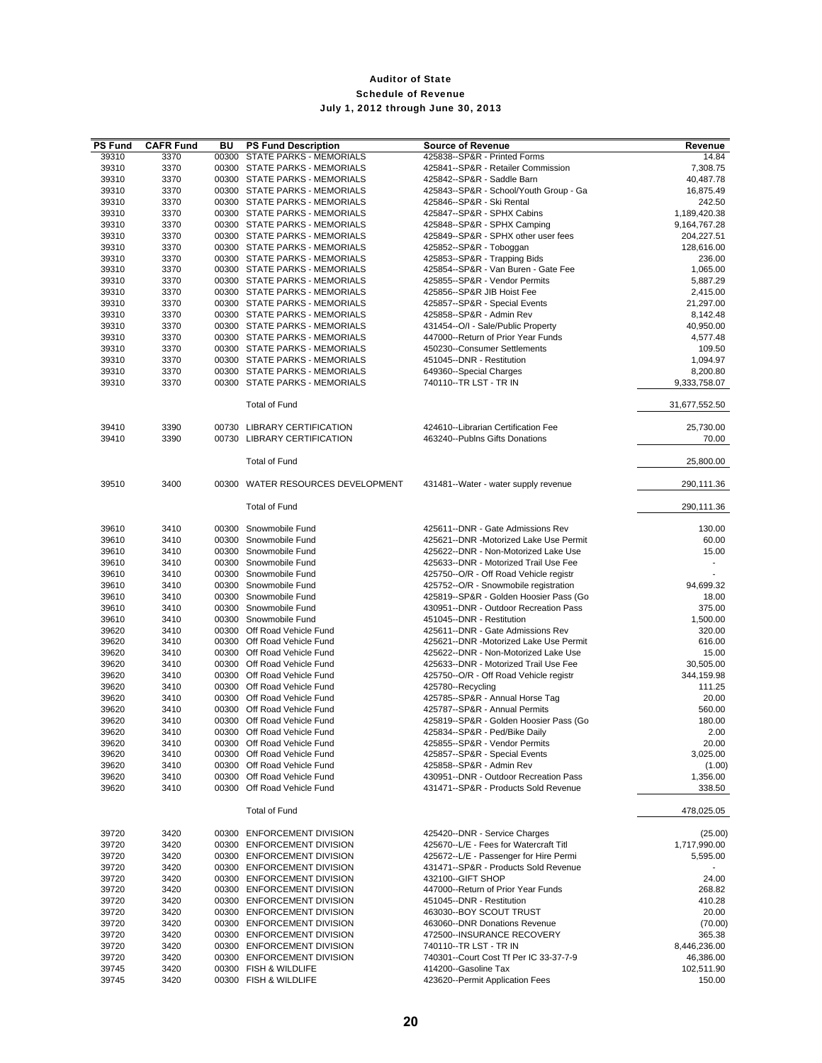# Auditor of State
## Schedule of Revenue
### July 1, 2012 through June 30, 2013

| PS Fund | CAFR Fund | BU | PS Fund Description | Source of Revenue | Revenue |
|---|---|---|---|---|---|
| 39310 | 3370 | 00300 | STATE PARKS - MEMORIALS | 425838--SP&R - Printed Forms | 14.84 |
| 39310 | 3370 | 00300 | STATE PARKS - MEMORIALS | 425841--SP&R - Retailer Commission | 7,308.75 |
| 39310 | 3370 | 00300 | STATE PARKS - MEMORIALS | 425842--SP&R - Saddle Barn | 40,487.78 |
| 39310 | 3370 | 00300 | STATE PARKS - MEMORIALS | 425843--SP&R - School/Youth Group - Ga | 16,875.49 |
| 39310 | 3370 | 00300 | STATE PARKS - MEMORIALS | 425846--SP&R - Ski Rental | 242.50 |
| 39310 | 3370 | 00300 | STATE PARKS - MEMORIALS | 425847--SP&R - SPHX Cabins | 1,189,420.38 |
| 39310 | 3370 | 00300 | STATE PARKS - MEMORIALS | 425848--SP&R - SPHX Camping | 9,164,767.28 |
| 39310 | 3370 | 00300 | STATE PARKS - MEMORIALS | 425849--SP&R - SPHX other user fees | 204,227.51 |
| 39310 | 3370 | 00300 | STATE PARKS - MEMORIALS | 425852--SP&R - Toboggan | 128,616.00 |
| 39310 | 3370 | 00300 | STATE PARKS - MEMORIALS | 425853--SP&R - Trapping Bids | 236.00 |
| 39310 | 3370 | 00300 | STATE PARKS - MEMORIALS | 425854--SP&R - Van Buren - Gate Fee | 1,065.00 |
| 39310 | 3370 | 00300 | STATE PARKS - MEMORIALS | 425855--SP&R - Vendor Permits | 5,887.29 |
| 39310 | 3370 | 00300 | STATE PARKS - MEMORIALS | 425856--SP&R JIB Hoist Fee | 2,415.00 |
| 39310 | 3370 | 00300 | STATE PARKS - MEMORIALS | 425857--SP&R - Special Events | 21,297.00 |
| 39310 | 3370 | 00300 | STATE PARKS - MEMORIALS | 425858--SP&R - Admin Rev | 8,142.48 |
| 39310 | 3370 | 00300 | STATE PARKS - MEMORIALS | 431454--O/I - Sale/Public Property | 40,950.00 |
| 39310 | 3370 | 00300 | STATE PARKS - MEMORIALS | 447000--Return of Prior Year Funds | 4,577.48 |
| 39310 | 3370 | 00300 | STATE PARKS - MEMORIALS | 450230--Consumer Settlements | 109.50 |
| 39310 | 3370 | 00300 | STATE PARKS - MEMORIALS | 451045--DNR - Restitution | 1,094.97 |
| 39310 | 3370 | 00300 | STATE PARKS - MEMORIALS | 649360--Special Charges | 8,200.80 |
| 39310 | 3370 | 00300 | STATE PARKS - MEMORIALS | 740110--TR LST - TR IN | 9,333,758.07 |
| | | | Total of Fund | | 31,677,552.50 |
| 39410 | 3390 | 00730 | LIBRARY CERTIFICATION | 424610--Librarian Certification Fee | 25,730.00 |
| 39410 | 3390 | 00730 | LIBRARY CERTIFICATION | 463240--Publns Gifts Donations | 70.00 |
| | | | Total of Fund | | 25,800.00 |
| 39510 | 3400 | 00300 | WATER RESOURCES DEVELOPMENT | 431481--Water - water supply revenue | 290,111.36 |
| | | | Total of Fund | | 290,111.36 |
| 39610 | 3410 | 00300 | Snowmobile Fund | 425611--DNR - Gate Admissions Rev | 130.00 |
| 39610 | 3410 | 00300 | Snowmobile Fund | 425621--DNR -Motorized Lake Use Permit | 60.00 |
| 39610 | 3410 | 00300 | Snowmobile Fund | 425622--DNR - Non-Motorized Lake Use | 15.00 |
| 39610 | 3410 | 00300 | Snowmobile Fund | 425633--DNR - Motorized Trail Use Fee | - |
| 39610 | 3410 | 00300 | Snowmobile Fund | 425750--O/R - Off Road Vehicle registr | - |
| 39610 | 3410 | 00300 | Snowmobile Fund | 425752--O/R - Snowmobile registration | 94,699.32 |
| 39610 | 3410 | 00300 | Snowmobile Fund | 425819--SP&R - Golden Hoosier Pass (Go | 18.00 |
| 39610 | 3410 | 00300 | Snowmobile Fund | 430951--DNR - Outdoor Recreation Pass | 375.00 |
| 39610 | 3410 | 00300 | Snowmobile Fund | 451045--DNR - Restitution | 1,500.00 |
| 39620 | 3410 | 00300 | Off Road Vehicle Fund | 425611--DNR - Gate Admissions Rev | 320.00 |
| 39620 | 3410 | 00300 | Off Road Vehicle Fund | 425621--DNR -Motorized Lake Use Permit | 616.00 |
| 39620 | 3410 | 00300 | Off Road Vehicle Fund | 425622--DNR - Non-Motorized Lake Use | 15.00 |
| 39620 | 3410 | 00300 | Off Road Vehicle Fund | 425633--DNR - Motorized Trail Use Fee | 30,505.00 |
| 39620 | 3410 | 00300 | Off Road Vehicle Fund | 425750--O/R - Off Road Vehicle registr | 344,159.98 |
| 39620 | 3410 | 00300 | Off Road Vehicle Fund | 425780--Recycling | 111.25 |
| 39620 | 3410 | 00300 | Off Road Vehicle Fund | 425785--SP&R - Annual Horse Tag | 20.00 |
| 39620 | 3410 | 00300 | Off Road Vehicle Fund | 425787--SP&R - Annual Permits | 560.00 |
| 39620 | 3410 | 00300 | Off Road Vehicle Fund | 425819--SP&R - Golden Hoosier Pass (Go | 180.00 |
| 39620 | 3410 | 00300 | Off Road Vehicle Fund | 425834--SP&R - Ped/Bike Daily | 2.00 |
| 39620 | 3410 | 00300 | Off Road Vehicle Fund | 425855--SP&R - Vendor Permits | 20.00 |
| 39620 | 3410 | 00300 | Off Road Vehicle Fund | 425857--SP&R - Special Events | 3,025.00 |
| 39620 | 3410 | 00300 | Off Road Vehicle Fund | 425858--SP&R - Admin Rev | (1.00) |
| 39620 | 3410 | 00300 | Off Road Vehicle Fund | 430951--DNR - Outdoor Recreation Pass | 1,356.00 |
| 39620 | 3410 | 00300 | Off Road Vehicle Fund | 431471--SP&R - Products Sold Revenue | 338.50 |
| | | | Total of Fund | | 478,025.05 |
| 39720 | 3420 | 00300 | ENFORCEMENT DIVISION | 425420--DNR - Service Charges | (25.00) |
| 39720 | 3420 | 00300 | ENFORCEMENT DIVISION | 425670--L/E - Fees for Watercraft Titl | 1,717,990.00 |
| 39720 | 3420 | 00300 | ENFORCEMENT DIVISION | 425672--L/E - Passenger for Hire Permi | 5,595.00 |
| 39720 | 3420 | 00300 | ENFORCEMENT DIVISION | 431471--SP&R - Products Sold Revenue | - |
| 39720 | 3420 | 00300 | ENFORCEMENT DIVISION | 432100--GIFT SHOP | 24.00 |
| 39720 | 3420 | 00300 | ENFORCEMENT DIVISION | 447000--Return of Prior Year Funds | 268.82 |
| 39720 | 3420 | 00300 | ENFORCEMENT DIVISION | 451045--DNR - Restitution | 410.28 |
| 39720 | 3420 | 00300 | ENFORCEMENT DIVISION | 463030--BOY SCOUT TRUST | 20.00 |
| 39720 | 3420 | 00300 | ENFORCEMENT DIVISION | 463060--DNR Donations Revenue | (70.00) |
| 39720 | 3420 | 00300 | ENFORCEMENT DIVISION | 472500--INSURANCE RECOVERY | 365.38 |
| 39720 | 3420 | 00300 | ENFORCEMENT DIVISION | 740110--TR LST - TR IN | 8,446,236.00 |
| 39720 | 3420 | 00300 | ENFORCEMENT DIVISION | 740301--Court Cost Tf Per IC 33-37-7-9 | 46,386.00 |
| 39745 | 3420 | 00300 | FISH & WILDLIFE | 414200--Gasoline Tax | 102,511.90 |
| 39745 | 3420 | 00300 | FISH & WILDLIFE | 423620--Permit Application Fees | 150.00 |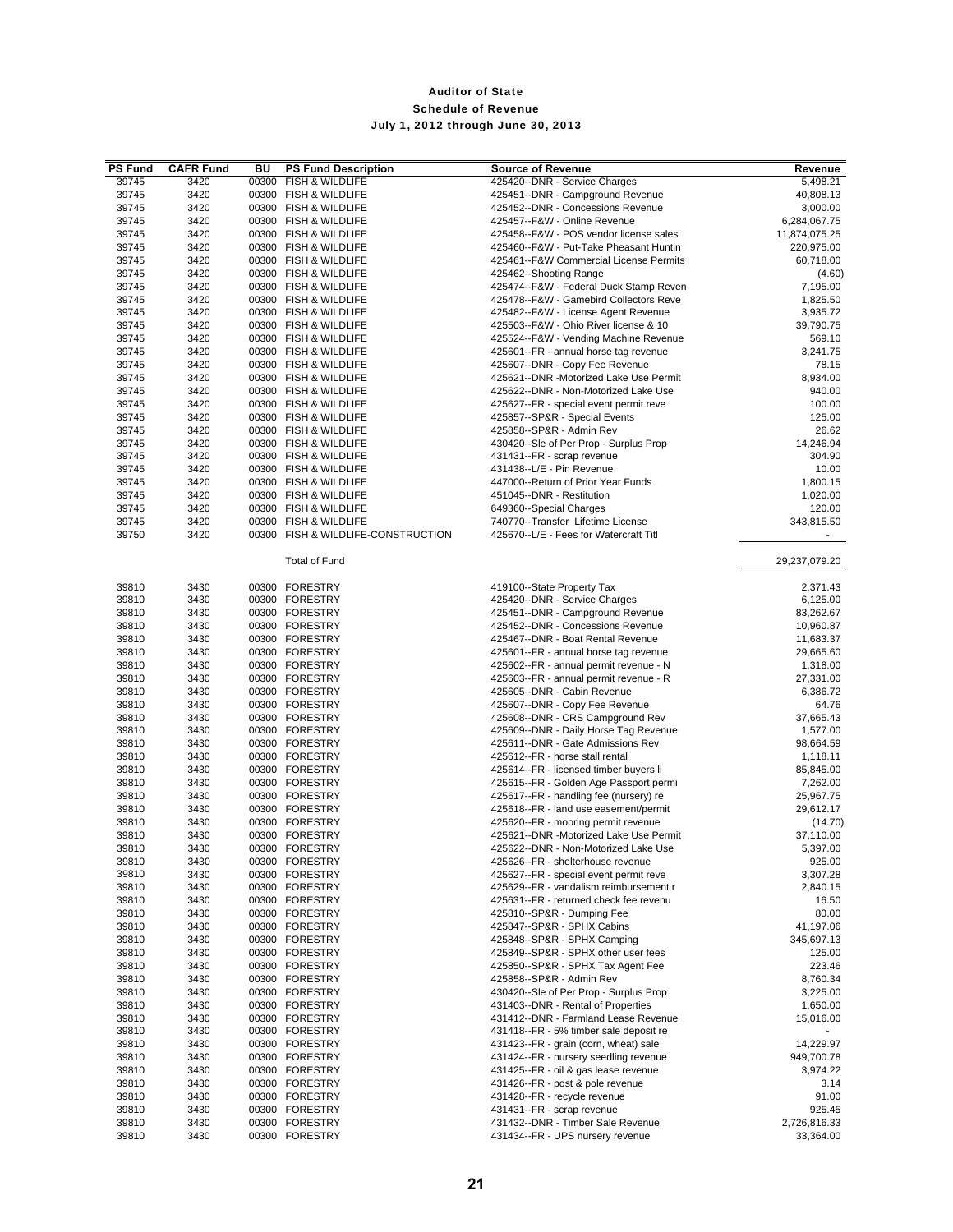# Auditor of State
## Schedule of Revenue
### July 1, 2012 through June 30, 2013

| PS Fund | CAFR Fund | BU | PS Fund Description | Source of Revenue | Revenue |
|---|---|---|---|---|---|
| 39745 | 3420 | 00300 | FISH & WILDLIFE | 425420--DNR - Service Charges | 5,498.21 |
| 39745 | 3420 | 00300 | FISH & WILDLIFE | 425451--DNR - Campground Revenue | 40,808.13 |
| 39745 | 3420 | 00300 | FISH & WILDLIFE | 425452--DNR - Concessions Revenue | 3,000.00 |
| 39745 | 3420 | 00300 | FISH & WILDLIFE | 425457--F&W - Online Revenue | 6,284,067.75 |
| 39745 | 3420 | 00300 | FISH & WILDLIFE | 425458--F&W - POS vendor license sales | 11,874,075.25 |
| 39745 | 3420 | 00300 | FISH & WILDLIFE | 425460--F&W - Put-Take Pheasant Huntin | 220,975.00 |
| 39745 | 3420 | 00300 | FISH & WILDLIFE | 425461--F&W Commercial License Permits | 60,718.00 |
| 39745 | 3420 | 00300 | FISH & WILDLIFE | 425462--Shooting Range | (4.60) |
| 39745 | 3420 | 00300 | FISH & WILDLIFE | 425474--F&W - Federal Duck Stamp Reven | 7,195.00 |
| 39745 | 3420 | 00300 | FISH & WILDLIFE | 425478--F&W - Gamebird Collectors Reve | 1,825.50 |
| 39745 | 3420 | 00300 | FISH & WILDLIFE | 425482--F&W - License Agent Revenue | 3,935.72 |
| 39745 | 3420 | 00300 | FISH & WILDLIFE | 425503--F&W - Ohio River license & 10 | 39,790.75 |
| 39745 | 3420 | 00300 | FISH & WILDLIFE | 425524--F&W - Vending Machine Revenue | 569.10 |
| 39745 | 3420 | 00300 | FISH & WILDLIFE | 425601--FR - annual horse tag revenue | 3,241.75 |
| 39745 | 3420 | 00300 | FISH & WILDLIFE | 425607--DNR - Copy Fee Revenue | 78.15 |
| 39745 | 3420 | 00300 | FISH & WILDLIFE | 425621--DNR -Motorized Lake Use Permit | 8,934.00 |
| 39745 | 3420 | 00300 | FISH & WILDLIFE | 425622--DNR - Non-Motorized Lake Use | 940.00 |
| 39745 | 3420 | 00300 | FISH & WILDLIFE | 425627--FR - special event permit reve | 100.00 |
| 39745 | 3420 | 00300 | FISH & WILDLIFE | 425857--SP&R - Special Events | 125.00 |
| 39745 | 3420 | 00300 | FISH & WILDLIFE | 425858--SP&R - Admin Rev | 26.62 |
| 39745 | 3420 | 00300 | FISH & WILDLIFE | 430420--Sle of Per Prop - Surplus Prop | 14,246.94 |
| 39745 | 3420 | 00300 | FISH & WILDLIFE | 431431--FR - scrap revenue | 304.90 |
| 39745 | 3420 | 00300 | FISH & WILDLIFE | 431438--L/E - Pin Revenue | 10.00 |
| 39745 | 3420 | 00300 | FISH & WILDLIFE | 447000--Return of Prior Year Funds | 1,800.15 |
| 39745 | 3420 | 00300 | FISH & WILDLIFE | 451045--DNR - Restitution | 1,020.00 |
| 39745 | 3420 | 00300 | FISH & WILDLIFE | 649360--Special Charges | 120.00 |
| 39745 | 3420 | 00300 | FISH & WILDLIFE | 740770--Transfer Lifetime License | 343,815.50 |
| 39750 | 3420 | 00300 | FISH & WILDLIFE-CONSTRUCTION | 425670--L/E - Fees for Watercraft Titl | - |
| | | | Total of Fund | | 29,237,079.20 |
| 39810 | 3430 | 00300 | FORESTRY | 419100--State Property Tax | 2,371.43 |
| 39810 | 3430 | 00300 | FORESTRY | 425420--DNR - Service Charges | 6,125.00 |
| 39810 | 3430 | 00300 | FORESTRY | 425451--DNR - Campground Revenue | 83,262.67 |
| 39810 | 3430 | 00300 | FORESTRY | 425452--DNR - Concessions Revenue | 10,960.87 |
| 39810 | 3430 | 00300 | FORESTRY | 425467--DNR - Boat Rental Revenue | 11,683.37 |
| 39810 | 3430 | 00300 | FORESTRY | 425601--FR - annual horse tag revenue | 29,665.60 |
| 39810 | 3430 | 00300 | FORESTRY | 425602--FR - annual permit revenue - N | 1,318.00 |
| 39810 | 3430 | 00300 | FORESTRY | 425603--FR - annual permit revenue - R | 27,331.00 |
| 39810 | 3430 | 00300 | FORESTRY | 425605--DNR - Cabin Revenue | 6,386.72 |
| 39810 | 3430 | 00300 | FORESTRY | 425607--DNR - Copy Fee Revenue | 64.76 |
| 39810 | 3430 | 00300 | FORESTRY | 425608--DNR - CRS Campground Rev | 37,665.43 |
| 39810 | 3430 | 00300 | FORESTRY | 425609--DNR - Daily Horse Tag Revenue | 1,577.00 |
| 39810 | 3430 | 00300 | FORESTRY | 425611--DNR - Gate Admissions Rev | 98,664.59 |
| 39810 | 3430 | 00300 | FORESTRY | 425612--FR - horse stall rental | 1,118.11 |
| 39810 | 3430 | 00300 | FORESTRY | 425614--FR - licensed timber buyers li | 85,845.00 |
| 39810 | 3430 | 00300 | FORESTRY | 425615--FR - Golden Age Passport permi | 7,262.00 |
| 39810 | 3430 | 00300 | FORESTRY | 425617--FR - handling fee (nursery) re | 25,967.75 |
| 39810 | 3430 | 00300 | FORESTRY | 425618--FR - land use easement/permit | 29,612.17 |
| 39810 | 3430 | 00300 | FORESTRY | 425620--FR - mooring permit revenue | (14.70) |
| 39810 | 3430 | 00300 | FORESTRY | 425621--DNR -Motorized Lake Use Permit | 37,110.00 |
| 39810 | 3430 | 00300 | FORESTRY | 425622--DNR - Non-Motorized Lake Use | 5,397.00 |
| 39810 | 3430 | 00300 | FORESTRY | 425626--FR - shelterhouse revenue | 925.00 |
| 39810 | 3430 | 00300 | FORESTRY | 425627--FR - special event permit reve | 3,307.28 |
| 39810 | 3430 | 00300 | FORESTRY | 425629--FR - vandalism reimbursement r | 2,840.15 |
| 39810 | 3430 | 00300 | FORESTRY | 425631--FR - returned check fee revenu | 16.50 |
| 39810 | 3430 | 00300 | FORESTRY | 425810--SP&R - Dumping Fee | 80.00 |
| 39810 | 3430 | 00300 | FORESTRY | 425847--SP&R - SPHX Cabins | 41,197.06 |
| 39810 | 3430 | 00300 | FORESTRY | 425848--SP&R - SPHX Camping | 345,697.13 |
| 39810 | 3430 | 00300 | FORESTRY | 425849--SP&R - SPHX other user fees | 125.00 |
| 39810 | 3430 | 00300 | FORESTRY | 425850--SP&R - SPHX Tax Agent Fee | 223.46 |
| 39810 | 3430 | 00300 | FORESTRY | 425858--SP&R - Admin Rev | 8,760.34 |
| 39810 | 3430 | 00300 | FORESTRY | 430420--Sle of Per Prop - Surplus Prop | 3,225.00 |
| 39810 | 3430 | 00300 | FORESTRY | 431403--DNR - Rental of Properties | 1,650.00 |
| 39810 | 3430 | 00300 | FORESTRY | 431412--DNR - Farmland Lease Revenue | 15,016.00 |
| 39810 | 3430 | 00300 | FORESTRY | 431418--FR - 5% timber sale deposit re | - |
| 39810 | 3430 | 00300 | FORESTRY | 431423--FR - grain (corn, wheat) sale | 14,229.97 |
| 39810 | 3430 | 00300 | FORESTRY | 431424--FR - nursery seedling revenue | 949,700.78 |
| 39810 | 3430 | 00300 | FORESTRY | 431425--FR - oil & gas lease revenue | 3,974.22 |
| 39810 | 3430 | 00300 | FORESTRY | 431426--FR - post & pole revenue | 3.14 |
| 39810 | 3430 | 00300 | FORESTRY | 431428--FR - recycle revenue | 91.00 |
| 39810 | 3430 | 00300 | FORESTRY | 431431--FR - scrap revenue | 925.45 |
| 39810 | 3430 | 00300 | FORESTRY | 431432--DNR - Timber Sale Revenue | 2,726,816.33 |
| 39810 | 3430 | 00300 | FORESTRY | 431434--FR - UPS nursery revenue | 33,364.00 |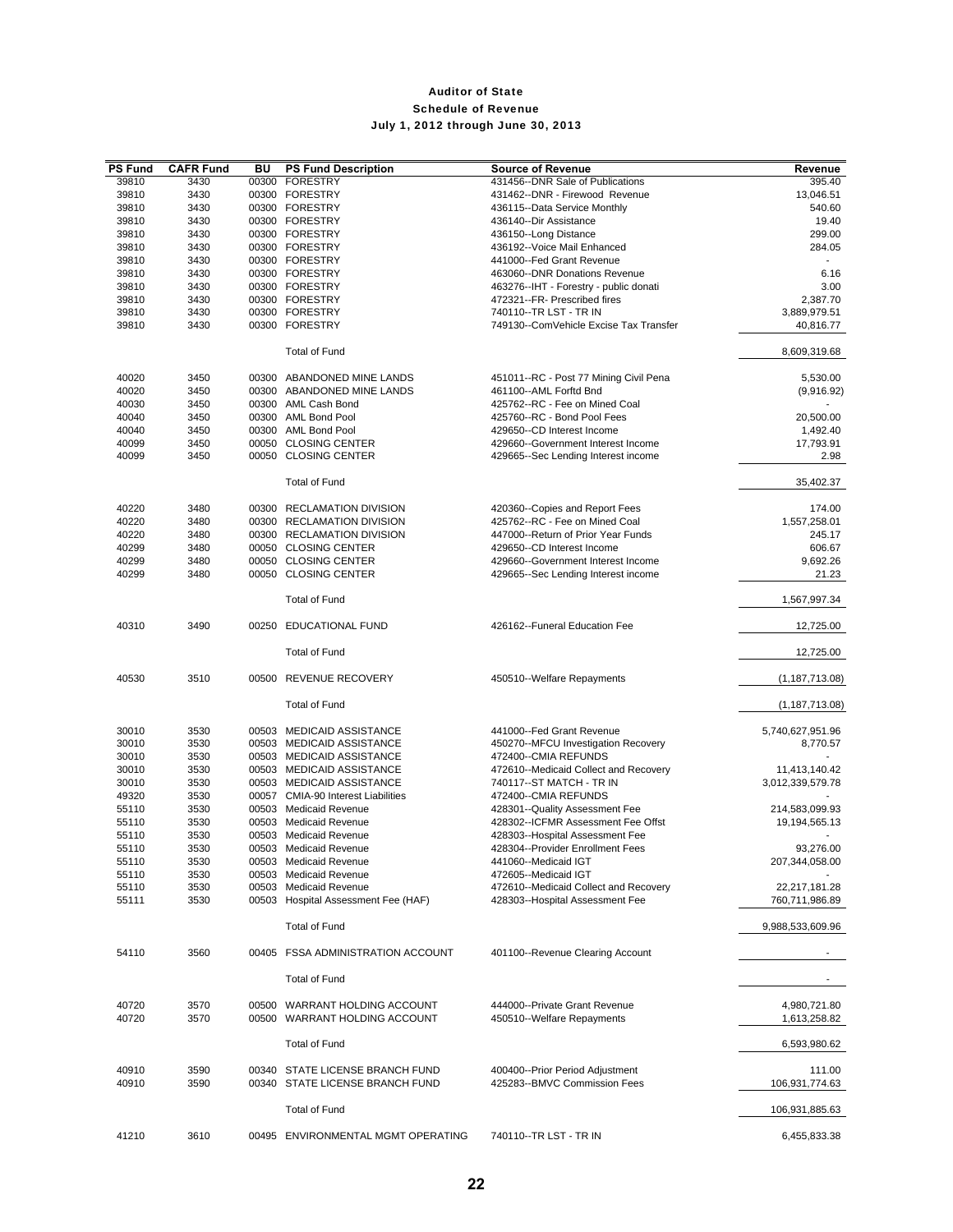# Auditor of State

## Schedule of Revenue

### July 1, 2012 through June 30, 2013

| PS Fund | CAFR Fund | BU | PS Fund Description | Source of Revenue | Revenue |
|---|---|---|---|---|---|
| 39810 | 3430 | 00300 | FORESTRY | 431456--DNR Sale of Publications | 395.40 |
| 39810 | 3430 | 00300 | FORESTRY | 431462--DNR - Firewood Revenue | 13,046.51 |
| 39810 | 3430 | 00300 | FORESTRY | 436115--Data Service Monthly | 540.60 |
| 39810 | 3430 | 00300 | FORESTRY | 436140--Dir Assistance | 19.40 |
| 39810 | 3430 | 00300 | FORESTRY | 436150--Long Distance | 299.00 |
| 39810 | 3430 | 00300 | FORESTRY | 436192--Voice Mail Enhanced | 284.05 |
| 39810 | 3430 | 00300 | FORESTRY | 441000--Fed Grant Revenue | - |
| 39810 | 3430 | 00300 | FORESTRY | 463060--DNR Donations Revenue | 6.16 |
| 39810 | 3430 | 00300 | FORESTRY | 463276--IHT - Forestry - public donati | 3.00 |
| 39810 | 3430 | 00300 | FORESTRY | 472321--FR- Prescribed fires | 2,387.70 |
| 39810 | 3430 | 00300 | FORESTRY | 740110--TR LST - TR IN | 3,889,979.51 |
| 39810 | 3430 | 00300 | FORESTRY | 749130--ComVehicle Excise Tax Transfer | 40,816.77 |
| | | | Total of Fund | | 8,609,319.68 |
| 40020 | 3450 | 00300 | ABANDONED MINE LANDS | 451011--RC - Post 77 Mining Civil Pena | 5,530.00 |
| 40020 | 3450 | 00300 | ABANDONED MINE LANDS | 461100--AML Forftd Bnd | (9,916.92) |
| 40030 | 3450 | 00300 | AML Cash Bond | 425762--RC - Fee on Mined Coal | - |
| 40040 | 3450 | 00300 | AML Bond Pool | 425760--RC - Bond Pool Fees | 20,500.00 |
| 40040 | 3450 | 00300 | AML Bond Pool | 429650--CD Interest Income | 1,492.40 |
| 40099 | 3450 | 00050 | CLOSING CENTER | 429660--Government Interest Income | 17,793.91 |
| 40099 | 3450 | 00050 | CLOSING CENTER | 429665--Sec Lending Interest income | 2.98 |
| | | | Total of Fund | | 35,402.37 |
| 40220 | 3480 | 00300 | RECLAMATION DIVISION | 420360--Copies and Report Fees | 174.00 |
| 40220 | 3480 | 00300 | RECLAMATION DIVISION | 425762--RC - Fee on Mined Coal | 1,557,258.01 |
| 40220 | 3480 | 00300 | RECLAMATION DIVISION | 447000--Return of Prior Year Funds | 245.17 |
| 40299 | 3480 | 00050 | CLOSING CENTER | 429650--CD Interest Income | 606.67 |
| 40299 | 3480 | 00050 | CLOSING CENTER | 429660--Government Interest Income | 9,692.26 |
| 40299 | 3480 | 00050 | CLOSING CENTER | 429665--Sec Lending Interest income | 21.23 |
| | | | Total of Fund | | 1,567,997.34 |
| 40310 | 3490 | 00250 | EDUCATIONAL FUND | 426162--Funeral Education Fee | 12,725.00 |
| | | | Total of Fund | | 12,725.00 |
| 40530 | 3510 | 00500 | REVENUE RECOVERY | 450510--Welfare Repayments | (1,187,713.08) |
| | | | Total of Fund | | (1,187,713.08) |
| 30010 | 3530 | 00503 | MEDICAID ASSISTANCE | 441000--Fed Grant Revenue | 5,740,627,951.96 |
| 30010 | 3530 | 00503 | MEDICAID ASSISTANCE | 450270--MFCU Investigation Recovery | 8,770.57 |
| 30010 | 3530 | 00503 | MEDICAID ASSISTANCE | 472400--CMIA REFUNDS | - |
| 30010 | 3530 | 00503 | MEDICAID ASSISTANCE | 472610--Medicaid Collect and Recovery | 11,413,140.42 |
| 30010 | 3530 | 00503 | MEDICAID ASSISTANCE | 740117--ST MATCH - TR IN | 3,012,339,579.78 |
| 49320 | 3530 | 00057 | CMIA-90 Interest Liabilities | 472400--CMIA REFUNDS | - |
| 55110 | 3530 | 00503 | Medicaid Revenue | 428301--Quality Assessment Fee | 214,583,099.93 |
| 55110 | 3530 | 00503 | Medicaid Revenue | 428302--ICFMR Assessment Fee Offst | 19,194,565.13 |
| 55110 | 3530 | 00503 | Medicaid Revenue | 428303--Hospital Assessment Fee | - |
| 55110 | 3530 | 00503 | Medicaid Revenue | 428304--Provider Enrollment Fees | 93,276.00 |
| 55110 | 3530 | 00503 | Medicaid Revenue | 441060--Medicaid IGT | 207,344,058.00 |
| 55110 | 3530 | 00503 | Medicaid Revenue | 472605--Medicaid IGT | - |
| 55110 | 3530 | 00503 | Medicaid Revenue | 472610--Medicaid Collect and Recovery | 22,217,181.28 |
| 55111 | 3530 | 00503 | Hospital Assessment Fee (HAF) | 428303--Hospital Assessment Fee | 760,711,986.89 |
| | | | Total of Fund | | 9,988,533,609.96 |
| 54110 | 3560 | 00405 | FSSA ADMINISTRATION ACCOUNT | 401100--Revenue Clearing Account | - |
| | | | Total of Fund | | - |
| 40720 | 3570 | 00500 | WARRANT HOLDING ACCOUNT | 444000--Private Grant Revenue | 4,980,721.80 |
| 40720 | 3570 | 00500 | WARRANT HOLDING ACCOUNT | 450510--Welfare Repayments | 1,613,258.82 |
| | | | Total of Fund | | 6,593,980.62 |
| 40910 | 3590 | 00340 | STATE LICENSE BRANCH FUND | 400400--Prior Period Adjustment | 111.00 |
| 40910 | 3590 | 00340 | STATE LICENSE BRANCH FUND | 425283--BMVC Commission Fees | 106,931,774.63 |
| | | | Total of Fund | | 106,931,885.63 |
| 41210 | 3610 | 00495 | ENVIRONMENTAL MGMT OPERATING | 740110--TR LST - TR IN | 6,455,833.38 |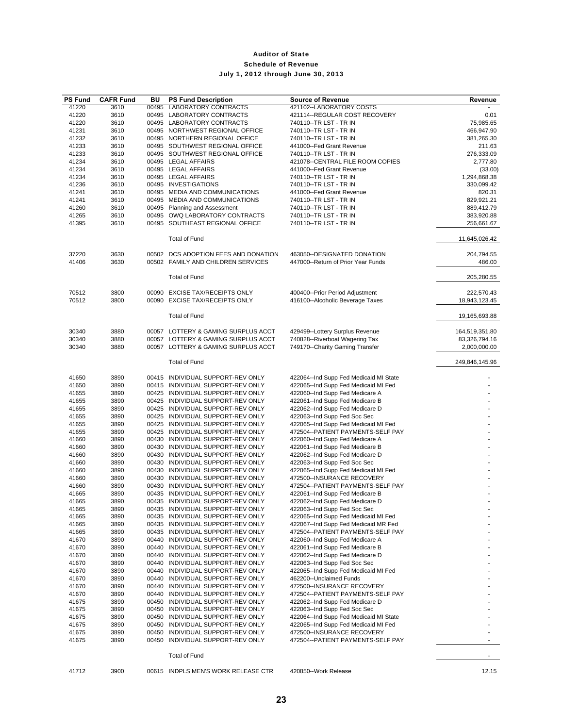# Auditor of State
## Schedule of Revenue
### July 1, 2012 through June 30, 2013

| PS Fund | CAFR Fund | BU | PS Fund Description | Source of Revenue | Revenue |
|---|---|---|---|---|---|
| 41220 | 3610 | 00495 | LABORATORY CONTRACTS | 421102--LABORATORY COSTS | - |
| 41220 | 3610 | 00495 | LABORATORY CONTRACTS | 421114--REGULAR COST RECOVERY | 0.01 |
| 41220 | 3610 | 00495 | LABORATORY CONTRACTS | 740110--TR LST - TR IN | 75,985.65 |
| 41231 | 3610 | 00495 | NORTHWEST REGIONAL OFFICE | 740110--TR LST - TR IN | 466,947.90 |
| 41232 | 3610 | 00495 | NORTHERN REGIONAL OFFICE | 740110--TR LST - TR IN | 381,265.30 |
| 41233 | 3610 | 00495 | SOUTHWEST REGIONAL OFFICE | 441000--Fed Grant Revenue | 211.63 |
| 41233 | 3610 | 00495 | SOUTHWEST REGIONAL OFFICE | 740110--TR LST - TR IN | 276,333.09 |
| 41234 | 3610 | 00495 | LEGAL AFFAIRS | 421078--CENTRAL FILE ROOM COPIES | 2,777.80 |
| 41234 | 3610 | 00495 | LEGAL AFFAIRS | 441000--Fed Grant Revenue | (33.00) |
| 41234 | 3610 | 00495 | LEGAL AFFAIRS | 740110--TR LST - TR IN | 1,294,868.38 |
| 41236 | 3610 | 00495 | INVESTIGATIONS | 740110--TR LST - TR IN | 330,099.42 |
| 41241 | 3610 | 00495 | MEDIA AND COMMUNICATIONS | 441000--Fed Grant Revenue | 820.31 |
| 41241 | 3610 | 00495 | MEDIA AND COMMUNICATIONS | 740110--TR LST - TR IN | 829,921.21 |
| 41260 | 3610 | 00495 | Planning and Assessment | 740110--TR LST - TR IN | 889,412.79 |
| 41265 | 3610 | 00495 | OWQ LABORATORY CONTRACTS | 740110--TR LST - TR IN | 383,920.88 |
| 41395 | 3610 | 00495 | SOUTHEAST REGIONAL OFFICE | 740110--TR LST - TR IN | 256,661.67 |
| | | | Total of Fund | | 11,645,026.42 |
| 37220 | 3630 | 00502 | DCS ADOPTION FEES AND DONATION | 463050--DESIGNATED DONATION | 204,794.55 |
| 41406 | 3630 | 00502 | FAMILY AND CHILDREN SERVICES | 447000--Return of Prior Year Funds | 486.00 |
| | | | Total of Fund | | 205,280.55 |
| 70512 | 3800 | 00090 | EXCISE TAX/RECEIPTS ONLY | 400400--Prior Period Adjustment | 222,570.43 |
| 70512 | 3800 | 00090 | EXCISE TAX/RECEIPTS ONLY | 416100--Alcoholic Beverage Taxes | 18,943,123.45 |
| | | | Total of Fund | | 19,165,693.88 |
| 30340 | 3880 | 00057 | LOTTERY & GAMING SURPLUS ACCT | 429499--Lottery Surplus Revenue | 164,519,351.80 |
| 30340 | 3880 | 00057 | LOTTERY & GAMING SURPLUS ACCT | 740828--Riverboat Wagering Tax | 83,326,794.16 |
| 30340 | 3880 | 00057 | LOTTERY & GAMING SURPLUS ACCT | 749170--Charity Gaming Transfer | 2,000,000.00 |
| | | | Total of Fund | | 249,846,145.96 |
| 41650 | 3890 | 00415 | INDIVIDUAL SUPPORT-REV ONLY | 422064--Ind Supp Fed Medicaid MI State | - |
| 41650 | 3890 | 00415 | INDIVIDUAL SUPPORT-REV ONLY | 422065--Ind Supp Fed Medicaid MI Fed | - |
| 41655 | 3890 | 00425 | INDIVIDUAL SUPPORT-REV ONLY | 422060--Ind Supp Fed Medicare A | - |
| 41655 | 3890 | 00425 | INDIVIDUAL SUPPORT-REV ONLY | 422061--Ind Supp Fed Medicare B | - |
| 41655 | 3890 | 00425 | INDIVIDUAL SUPPORT-REV ONLY | 422062--Ind Supp Fed Medicare D | - |
| 41655 | 3890 | 00425 | INDIVIDUAL SUPPORT-REV ONLY | 422063--Ind Supp Fed Soc Sec | - |
| 41655 | 3890 | 00425 | INDIVIDUAL SUPPORT-REV ONLY | 422065--Ind Supp Fed Medicaid MI Fed | - |
| 41655 | 3890 | 00425 | INDIVIDUAL SUPPORT-REV ONLY | 472504--PATIENT PAYMENTS-SELF PAY | - |
| 41660 | 3890 | 00430 | INDIVIDUAL SUPPORT-REV ONLY | 422060--Ind Supp Fed Medicare A | - |
| 41660 | 3890 | 00430 | INDIVIDUAL SUPPORT-REV ONLY | 422061--Ind Supp Fed Medicare B | - |
| 41660 | 3890 | 00430 | INDIVIDUAL SUPPORT-REV ONLY | 422062--Ind Supp Fed Medicare D | - |
| 41660 | 3890 | 00430 | INDIVIDUAL SUPPORT-REV ONLY | 422063--Ind Supp Fed Soc Sec | - |
| 41660 | 3890 | 00430 | INDIVIDUAL SUPPORT-REV ONLY | 422065--Ind Supp Fed Medicaid MI Fed | - |
| 41660 | 3890 | 00430 | INDIVIDUAL SUPPORT-REV ONLY | 472500--INSURANCE RECOVERY | - |
| 41660 | 3890 | 00430 | INDIVIDUAL SUPPORT-REV ONLY | 472504--PATIENT PAYMENTS-SELF PAY | - |
| 41665 | 3890 | 00435 | INDIVIDUAL SUPPORT-REV ONLY | 422061--Ind Supp Fed Medicare B | - |
| 41665 | 3890 | 00435 | INDIVIDUAL SUPPORT-REV ONLY | 422062--Ind Supp Fed Medicare D | - |
| 41665 | 3890 | 00435 | INDIVIDUAL SUPPORT-REV ONLY | 422063--Ind Supp Fed Soc Sec | - |
| 41665 | 3890 | 00435 | INDIVIDUAL SUPPORT-REV ONLY | 422065--Ind Supp Fed Medicaid MI Fed | - |
| 41665 | 3890 | 00435 | INDIVIDUAL SUPPORT-REV ONLY | 422067--Ind Supp Fed Medicaid MR Fed | - |
| 41665 | 3890 | 00435 | INDIVIDUAL SUPPORT-REV ONLY | 472504--PATIENT PAYMENTS-SELF PAY | - |
| 41670 | 3890 | 00440 | INDIVIDUAL SUPPORT-REV ONLY | 422060--Ind Supp Fed Medicare A | - |
| 41670 | 3890 | 00440 | INDIVIDUAL SUPPORT-REV ONLY | 422061--Ind Supp Fed Medicare B | - |
| 41670 | 3890 | 00440 | INDIVIDUAL SUPPORT-REV ONLY | 422062--Ind Supp Fed Medicare D | - |
| 41670 | 3890 | 00440 | INDIVIDUAL SUPPORT-REV ONLY | 422063--Ind Supp Fed Soc Sec | - |
| 41670 | 3890 | 00440 | INDIVIDUAL SUPPORT-REV ONLY | 422065--Ind Supp Fed Medicaid MI Fed | - |
| 41670 | 3890 | 00440 | INDIVIDUAL SUPPORT-REV ONLY | 462200--Unclaimed Funds | - |
| 41670 | 3890 | 00440 | INDIVIDUAL SUPPORT-REV ONLY | 472500--INSURANCE RECOVERY | - |
| 41670 | 3890 | 00440 | INDIVIDUAL SUPPORT-REV ONLY | 472504--PATIENT PAYMENTS-SELF PAY | - |
| 41675 | 3890 | 00450 | INDIVIDUAL SUPPORT-REV ONLY | 422062--Ind Supp Fed Medicare D | - |
| 41675 | 3890 | 00450 | INDIVIDUAL SUPPORT-REV ONLY | 422063--Ind Supp Fed Soc Sec | - |
| 41675 | 3890 | 00450 | INDIVIDUAL SUPPORT-REV ONLY | 422064--Ind Supp Fed Medicaid MI State | - |
| 41675 | 3890 | 00450 | INDIVIDUAL SUPPORT-REV ONLY | 422065--Ind Supp Fed Medicaid MI Fed | - |
| 41675 | 3890 | 00450 | INDIVIDUAL SUPPORT-REV ONLY | 472500--INSURANCE RECOVERY | - |
| 41675 | 3890 | 00450 | INDIVIDUAL SUPPORT-REV ONLY | 472504--PATIENT PAYMENTS-SELF PAY | - |
| | | | Total of Fund | | - |
| 41712 | 3900 | 00615 | INDPLS MEN'S WORK RELEASE CTR | 420850--Work Release | 12.15 |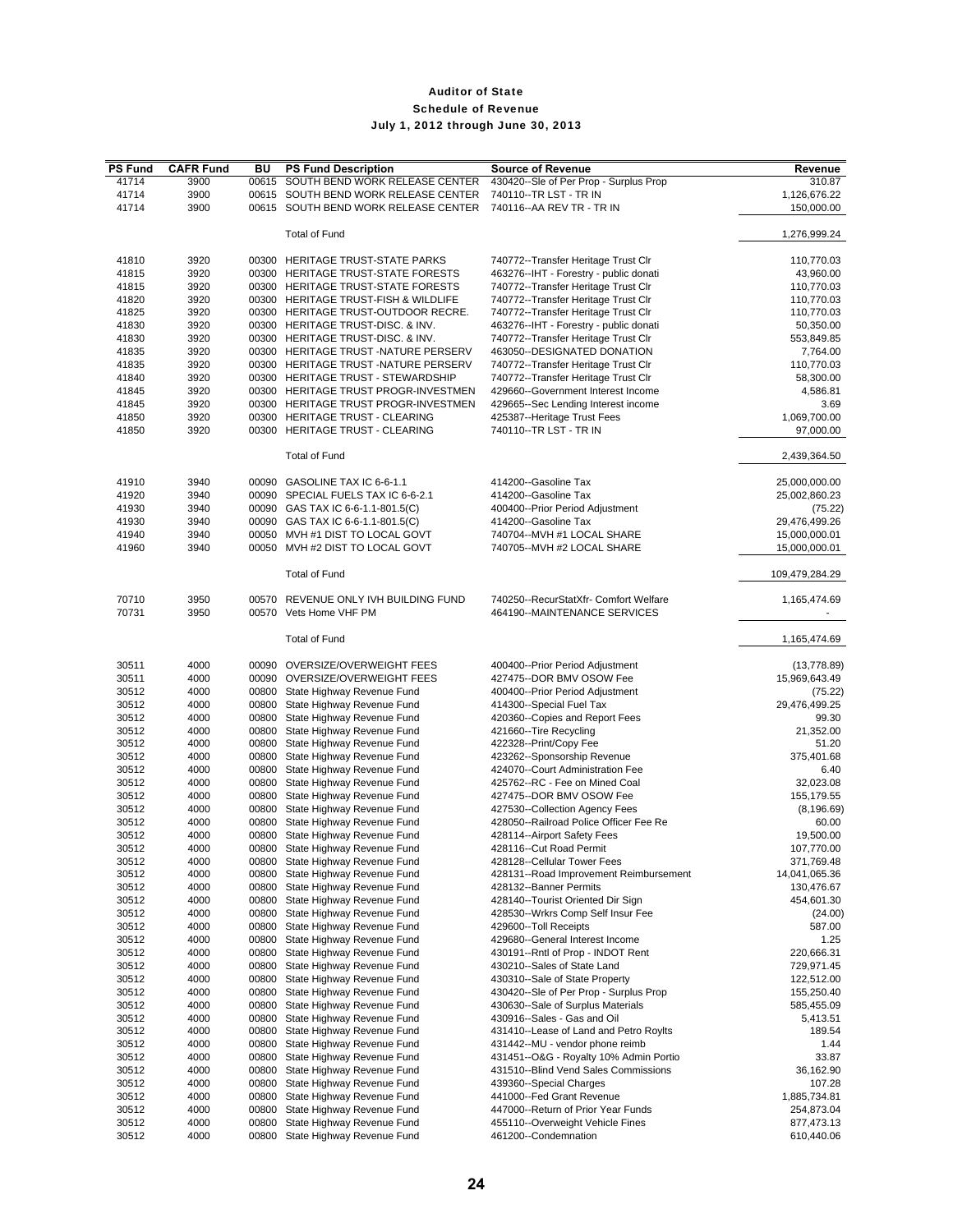# Auditor of State
## Schedule of Revenue
### July 1, 2012 through June 30, 2013

| PS Fund | CAFR Fund | BU | PS Fund Description | Source of Revenue | Revenue |
|---|---|---|---|---|---|
| 41714 | 3900 | 00615 | SOUTH BEND WORK RELEASE CENTER | 430420--Sle of Per Prop - Surplus Prop | 310.87 |
| 41714 | 3900 | 00615 | SOUTH BEND WORK RELEASE CENTER | 740110--TR LST - TR IN | 1,126,676.22 |
| 41714 | 3900 | 00615 | SOUTH BEND WORK RELEASE CENTER | 740116--AA REV TR - TR IN | 150,000.00 |
| | | | Total of Fund | | 1,276,999.24 |
| 41810 | 3920 | 00300 | HERITAGE TRUST-STATE PARKS | 740772--Transfer Heritage Trust Clr | 110,770.03 |
| 41815 | 3920 | 00300 | HERITAGE TRUST-STATE FORESTS | 463276--IHT - Forestry - public donati | 43,960.00 |
| 41815 | 3920 | 00300 | HERITAGE TRUST-STATE FORESTS | 740772--Transfer Heritage Trust Clr | 110,770.03 |
| 41820 | 3920 | 00300 | HERITAGE TRUST-FISH & WILDLIFE | 740772--Transfer Heritage Trust Clr | 110,770.03 |
| 41825 | 3920 | 00300 | HERITAGE TRUST-OUTDOOR RECRE. | 740772--Transfer Heritage Trust Clr | 110,770.03 |
| 41830 | 3920 | 00300 | HERITAGE TRUST-DISC. & INV. | 463276--IHT - Forestry - public donati | 50,350.00 |
| 41830 | 3920 | 00300 | HERITAGE TRUST-DISC. & INV. | 740772--Transfer Heritage Trust Clr | 553,849.85 |
| 41835 | 3920 | 00300 | HERITAGE TRUST -NATURE PERSERV | 463050--DESIGNATED DONATION | 7,764.00 |
| 41835 | 3920 | 00300 | HERITAGE TRUST -NATURE PERSERV | 740772--Transfer Heritage Trust Clr | 110,770.03 |
| 41840 | 3920 | 00300 | HERITAGE TRUST - STEWARDSHIP | 740772--Transfer Heritage Trust Clr | 58,300.00 |
| 41845 | 3920 | 00300 | HERITAGE TRUST PROGR-INVESTMEN | 429660--Government Interest Income | 4,586.81 |
| 41845 | 3920 | 00300 | HERITAGE TRUST PROGR-INVESTMEN | 429665--Sec Lending Interest income | 3.69 |
| 41850 | 3920 | 00300 | HERITAGE TRUST - CLEARING | 425387--Heritage Trust Fees | 1,069,700.00 |
| 41850 | 3920 | 00300 | HERITAGE TRUST - CLEARING | 740110--TR LST - TR IN | 97,000.00 |
| | | | Total of Fund | | 2,439,364.50 |
| 41910 | 3940 | 00090 | GASOLINE TAX IC 6-6-1.1 | 414200--Gasoline Tax | 25,000,000.00 |
| 41920 | 3940 | 00090 | SPECIAL FUELS TAX IC 6-6-2.1 | 414200--Gasoline Tax | 25,002,860.23 |
| 41930 | 3940 | 00090 | GAS TAX IC 6-6-1.1-801.5(C) | 400400--Prior Period Adjustment | (75.22) |
| 41930 | 3940 | 00090 | GAS TAX IC 6-6-1.1-801.5(C) | 414200--Gasoline Tax | 29,476,499.26 |
| 41940 | 3940 | 00050 | MVH #1 DIST TO LOCAL GOVT | 740704--MVH #1 LOCAL SHARE | 15,000,000.01 |
| 41960 | 3940 | 00050 | MVH #2 DIST TO LOCAL GOVT | 740705--MVH #2 LOCAL SHARE | 15,000,000.01 |
| | | | Total of Fund | | 109,479,284.29 |
| 70710 | 3950 | 00570 | REVENUE ONLY IVH BUILDING FUND | 740250--RecurStatXfr- Comfort Welfare | 1,165,474.69 |
| 70731 | 3950 | 00570 | Vets Home VHF PM | 464190--MAINTENANCE SERVICES | - |
| | | | Total of Fund | | 1,165,474.69 |
| 30511 | 4000 | 00090 | OVERSIZE/OVERWEIGHT FEES | 400400--Prior Period Adjustment | (13,778.89) |
| 30511 | 4000 | 00090 | OVERSIZE/OVERWEIGHT FEES | 427475--DOR BMV OSOW Fee | 15,969,643.49 |
| 30512 | 4000 | 00800 | State Highway Revenue Fund | 400400--Prior Period Adjustment | (75.22) |
| 30512 | 4000 | 00800 | State Highway Revenue Fund | 414300--Special Fuel Tax | 29,476,499.25 |
| 30512 | 4000 | 00800 | State Highway Revenue Fund | 420360--Copies and Report Fees | 99.30 |
| 30512 | 4000 | 00800 | State Highway Revenue Fund | 421660--Tire Recycling | 21,352.00 |
| 30512 | 4000 | 00800 | State Highway Revenue Fund | 422328--Print/Copy Fee | 51.20 |
| 30512 | 4000 | 00800 | State Highway Revenue Fund | 423262--Sponsorship Revenue | 375,401.68 |
| 30512 | 4000 | 00800 | State Highway Revenue Fund | 424070--Court Administration Fee | 6.40 |
| 30512 | 4000 | 00800 | State Highway Revenue Fund | 425762--RC - Fee on Mined Coal | 32,023.08 |
| 30512 | 4000 | 00800 | State Highway Revenue Fund | 427475--DOR BMV OSOW Fee | 155,179.55 |
| 30512 | 4000 | 00800 | State Highway Revenue Fund | 427530--Collection Agency Fees | (8,196.69) |
| 30512 | 4000 | 00800 | State Highway Revenue Fund | 428050--Railroad Police Officer Fee Re | 60.00 |
| 30512 | 4000 | 00800 | State Highway Revenue Fund | 428114--Airport Safety Fees | 19,500.00 |
| 30512 | 4000 | 00800 | State Highway Revenue Fund | 428116--Cut Road Permit | 107,770.00 |
| 30512 | 4000 | 00800 | State Highway Revenue Fund | 428128--Cellular Tower Fees | 371,769.48 |
| 30512 | 4000 | 00800 | State Highway Revenue Fund | 428131--Road Improvement Reimbursement | 14,041,065.36 |
| 30512 | 4000 | 00800 | State Highway Revenue Fund | 428132--Banner Permits | 130,476.67 |
| 30512 | 4000 | 00800 | State Highway Revenue Fund | 428140--Tourist Oriented Dir Sign | 454,601.30 |
| 30512 | 4000 | 00800 | State Highway Revenue Fund | 428530--Wrkrs Comp Self Insur Fee | (24.00) |
| 30512 | 4000 | 00800 | State Highway Revenue Fund | 429600--Toll Receipts | 587.00 |
| 30512 | 4000 | 00800 | State Highway Revenue Fund | 429680--General Interest Income | 1.25 |
| 30512 | 4000 | 00800 | State Highway Revenue Fund | 430191--Rntl of Prop - INDOT Rent | 220,666.31 |
| 30512 | 4000 | 00800 | State Highway Revenue Fund | 430210--Sales of State Land | 729,971.45 |
| 30512 | 4000 | 00800 | State Highway Revenue Fund | 430310--Sale of State Property | 122,512.00 |
| 30512 | 4000 | 00800 | State Highway Revenue Fund | 430420--Sle of Per Prop - Surplus Prop | 155,250.40 |
| 30512 | 4000 | 00800 | State Highway Revenue Fund | 430630--Sale of Surplus Materials | 585,455.09 |
| 30512 | 4000 | 00800 | State Highway Revenue Fund | 430916--Sales - Gas and Oil | 5,413.51 |
| 30512 | 4000 | 00800 | State Highway Revenue Fund | 431410--Lease of Land and Petro Roylts | 189.54 |
| 30512 | 4000 | 00800 | State Highway Revenue Fund | 431442--MU - vendor phone reimb | 1.44 |
| 30512 | 4000 | 00800 | State Highway Revenue Fund | 431451--O&G - Royalty 10% Admin Portio | 33.87 |
| 30512 | 4000 | 00800 | State Highway Revenue Fund | 431510--Blind Vend Sales Commissions | 36,162.90 |
| 30512 | 4000 | 00800 | State Highway Revenue Fund | 439360--Special Charges | 107.28 |
| 30512 | 4000 | 00800 | State Highway Revenue Fund | 441000--Fed Grant Revenue | 1,885,734.81 |
| 30512 | 4000 | 00800 | State Highway Revenue Fund | 447000--Return of Prior Year Funds | 254,873.04 |
| 30512 | 4000 | 00800 | State Highway Revenue Fund | 455110--Overweight Vehicle Fines | 877,473.13 |
| 30512 | 4000 | 00800 | State Highway Revenue Fund | 461200--Condemnation | 610,440.06 |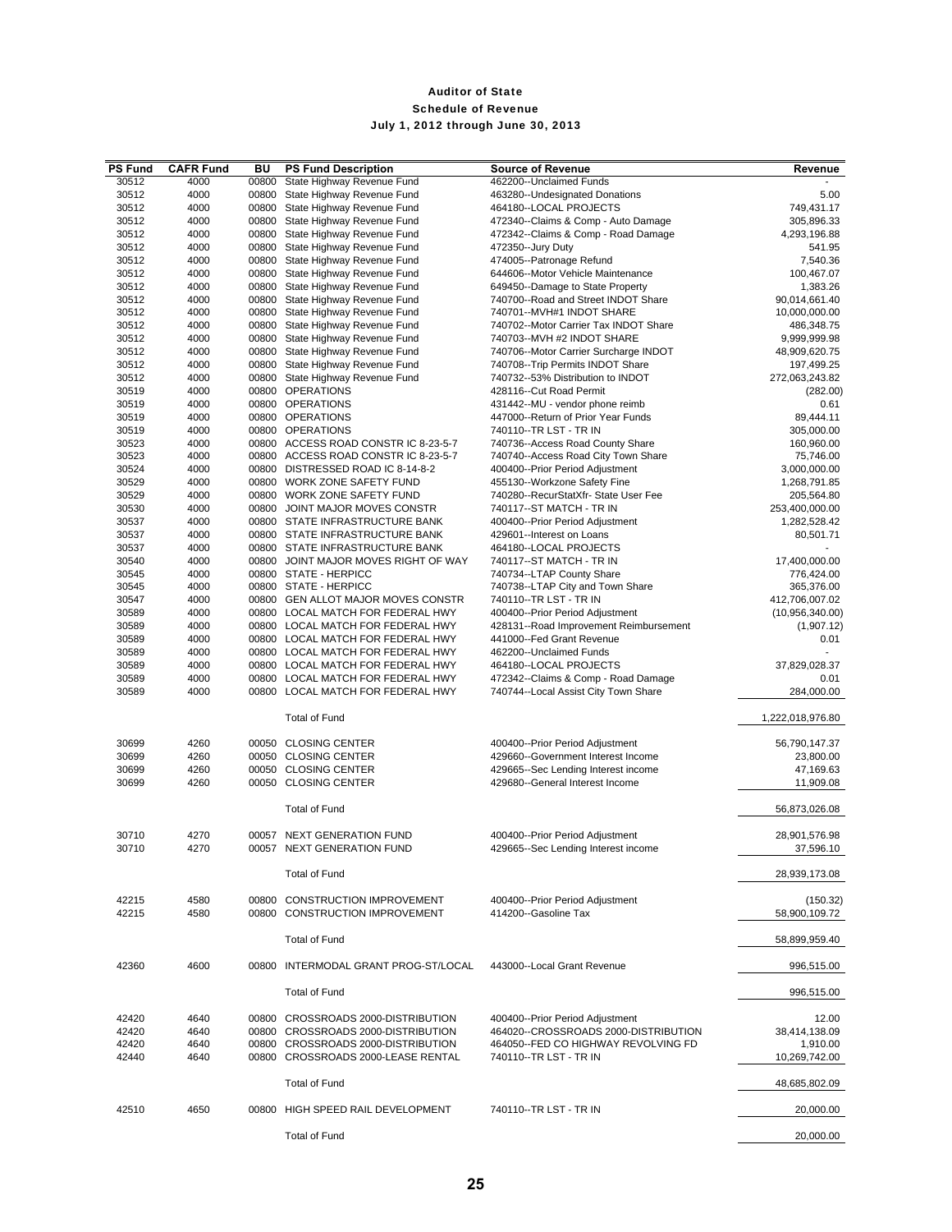# Auditor of State

## Schedule of Revenue

### July 1, 2012 through June 30, 2013

| PS Fund | CAFR Fund | BU | PS Fund Description | Source of Revenue | Revenue |
|---|---|---|---|---|---|
| 30512 | 4000 | 00800 | State Highway Revenue Fund | 462200--Unclaimed Funds | - |
| 30512 | 4000 | 00800 | State Highway Revenue Fund | 463280--Undesignated Donations | 5.00 |
| 30512 | 4000 | 00800 | State Highway Revenue Fund | 464180--LOCAL PROJECTS | 749,431.17 |
| 30512 | 4000 | 00800 | State Highway Revenue Fund | 472340--Claims & Comp - Auto Damage | 305,896.33 |
| 30512 | 4000 | 00800 | State Highway Revenue Fund | 472342--Claims & Comp - Road Damage | 4,293,196.88 |
| 30512 | 4000 | 00800 | State Highway Revenue Fund | 472350--Jury Duty | 541.95 |
| 30512 | 4000 | 00800 | State Highway Revenue Fund | 474005--Patronage Refund | 7,540.36 |
| 30512 | 4000 | 00800 | State Highway Revenue Fund | 644606--Motor Vehicle Maintenance | 100,467.07 |
| 30512 | 4000 | 00800 | State Highway Revenue Fund | 649450--Damage to State Property | 1,383.26 |
| 30512 | 4000 | 00800 | State Highway Revenue Fund | 740700--Road and Street INDOT Share | 90,014,661.40 |
| 30512 | 4000 | 00800 | State Highway Revenue Fund | 740701--MVH#1 INDOT SHARE | 10,000,000.00 |
| 30512 | 4000 | 00800 | State Highway Revenue Fund | 740702--Motor Carrier Tax INDOT Share | 486,348.75 |
| 30512 | 4000 | 00800 | State Highway Revenue Fund | 740703--MVH #2 INDOT SHARE | 9,999,999.98 |
| 30512 | 4000 | 00800 | State Highway Revenue Fund | 740706--Motor Carrier Surcharge INDOT | 48,909,620.75 |
| 30512 | 4000 | 00800 | State Highway Revenue Fund | 740708--Trip Permits INDOT Share | 197,499.25 |
| 30512 | 4000 | 00800 | State Highway Revenue Fund | 740732--53% Distribution to INDOT | 272,063,243.82 |
| 30519 | 4000 | 00800 | OPERATIONS | 428116--Cut Road Permit | (282.00) |
| 30519 | 4000 | 00800 | OPERATIONS | 431442--MU - vendor phone reimb | 0.61 |
| 30519 | 4000 | 00800 | OPERATIONS | 447000--Return of Prior Year Funds | 89,444.11 |
| 30519 | 4000 | 00800 | OPERATIONS | 740110--TR LST - TR IN | 305,000.00 |
| 30523 | 4000 | 00800 | ACCESS ROAD CONSTR IC 8-23-5-7 | 740736--Access Road County Share | 160,960.00 |
| 30523 | 4000 | 00800 | ACCESS ROAD CONSTR IC 8-23-5-7 | 740740--Access Road City Town Share | 75,746.00 |
| 30524 | 4000 | 00800 | DISTRESSED ROAD IC 8-14-8-2 | 400400--Prior Period Adjustment | 3,000,000.00 |
| 30529 | 4000 | 00800 | WORK ZONE SAFETY FUND | 455130--Workzone Safety Fine | 1,268,791.85 |
| 30529 | 4000 | 00800 | WORK ZONE SAFETY FUND | 740280--RecurStatXfr- State User Fee | 205,564.80 |
| 30530 | 4000 | 00800 | JOINT MAJOR MOVES CONSTR | 740117--ST MATCH - TR IN | 253,400,000.00 |
| 30537 | 4000 | 00800 | STATE INFRASTRUCTURE BANK | 400400--Prior Period Adjustment | 1,282,528.42 |
| 30537 | 4000 | 00800 | STATE INFRASTRUCTURE BANK | 429601--Interest on Loans | 80,501.71 |
| 30537 | 4000 | 00800 | STATE INFRASTRUCTURE BANK | 464180--LOCAL PROJECTS | - |
| 30540 | 4000 | 00800 | JOINT MAJOR MOVES RIGHT OF WAY | 740117--ST MATCH - TR IN | 17,400,000.00 |
| 30545 | 4000 | 00800 | STATE - HERPICC | 740734--LTAP County Share | 776,424.00 |
| 30545 | 4000 | 00800 | STATE - HERPICC | 740738--LTAP City and Town Share | 365,376.00 |
| 30547 | 4000 | 00800 | GEN ALLOT MAJOR MOVES CONSTR | 740110--TR LST - TR IN | 412,706,007.02 |
| 30589 | 4000 | 00800 | LOCAL MATCH FOR FEDERAL HWY | 400400--Prior Period Adjustment | (10,956,340.00) |
| 30589 | 4000 | 00800 | LOCAL MATCH FOR FEDERAL HWY | 428131--Road Improvement Reimbursement | (1,907.12) |
| 30589 | 4000 | 00800 | LOCAL MATCH FOR FEDERAL HWY | 441000--Fed Grant Revenue | 0.01 |
| 30589 | 4000 | 00800 | LOCAL MATCH FOR FEDERAL HWY | 462200--Unclaimed Funds | - |
| 30589 | 4000 | 00800 | LOCAL MATCH FOR FEDERAL HWY | 464180--LOCAL PROJECTS | 37,829,028.37 |
| 30589 | 4000 | 00800 | LOCAL MATCH FOR FEDERAL HWY | 472342--Claims & Comp - Road Damage | 0.01 |
| 30589 | 4000 | 00800 | LOCAL MATCH FOR FEDERAL HWY | 740744--Local Assist City Town Share | 284,000.00 |
| | | | Total of Fund | | 1,222,018,976.80 |
| 30699 | 4260 | 00050 | CLOSING CENTER | 400400--Prior Period Adjustment | 56,790,147.37 |
| 30699 | 4260 | 00050 | CLOSING CENTER | 429660--Government Interest Income | 23,800.00 |
| 30699 | 4260 | 00050 | CLOSING CENTER | 429665--Sec Lending Interest income | 47,169.63 |
| 30699 | 4260 | 00050 | CLOSING CENTER | 429680--General Interest Income | 11,909.08 |
| | | | Total of Fund | | 56,873,026.08 |
| 30710 | 4270 | 00057 | NEXT GENERATION FUND | 400400--Prior Period Adjustment | 28,901,576.98 |
| 30710 | 4270 | 00057 | NEXT GENERATION FUND | 429665--Sec Lending Interest income | 37,596.10 |
| | | | Total of Fund | | 28,939,173.08 |
| 42215 | 4580 | 00800 | CONSTRUCTION IMPROVEMENT | 400400--Prior Period Adjustment | (150.32) |
| 42215 | 4580 | 00800 | CONSTRUCTION IMPROVEMENT | 414200--Gasoline Tax | 58,900,109.72 |
| | | | Total of Fund | | 58,899,959.40 |
| 42360 | 4600 | 00800 | INTERMODAL GRANT PROG-ST/LOCAL | 443000--Local Grant Revenue | 996,515.00 |
| | | | Total of Fund | | 996,515.00 |
| 42420 | 4640 | 00800 | CROSSROADS 2000-DISTRIBUTION | 400400--Prior Period Adjustment | 12.00 |
| 42420 | 4640 | 00800 | CROSSROADS 2000-DISTRIBUTION | 464020--CROSSROADS 2000-DISTRIBUTION | 38,414,138.09 |
| 42420 | 4640 | 00800 | CROSSROADS 2000-DISTRIBUTION | 464050--FED CO HIGHWAY REVOLVING FD | 1,910.00 |
| 42440 | 4640 | 00800 | CROSSROADS 2000-LEASE RENTAL | 740110--TR LST - TR IN | 10,269,742.00 |
| | | | Total of Fund | | 48,685,802.09 |
| 42510 | 4650 | 00800 | HIGH SPEED RAIL DEVELOPMENT | 740110--TR LST - TR IN | 20,000.00 |
| | | | Total of Fund | | 20,000.00 |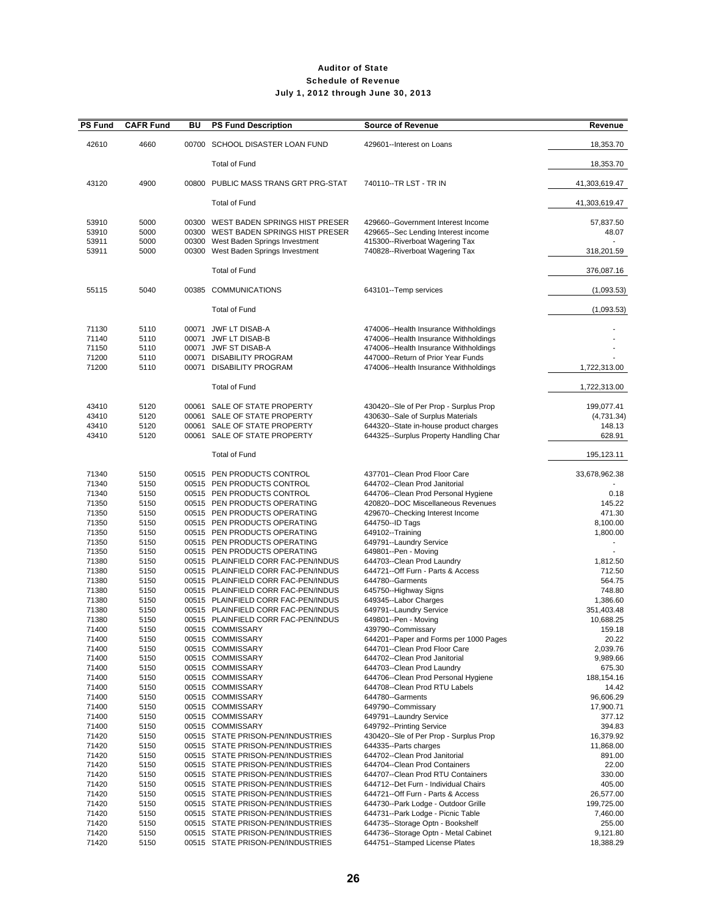# Auditor of State

## Schedule of Revenue

### July 1, 2012 through June 30, 2013

| PS Fund | CAFR Fund | BU | PS Fund Description | Source of Revenue | Revenue |
|---|---|---|---|---|---|
| 42610 | 4660 | 00700 | SCHOOL DISASTER LOAN FUND | 429601--Interest on Loans | 18,353.70 |
| | | | Total of Fund | | 18,353.70 |
| 43120 | 4900 | 00800 | PUBLIC MASS TRANS GRT PRG-STAT | 740110--TR LST - TR IN | 41,303,619.47 |
| | | | Total of Fund | | 41,303,619.47 |
| 53910 | 5000 | 00300 | WEST BADEN SPRINGS HIST PRESER | 429660--Government Interest Income | 57,837.50 |
| 53910 | 5000 | 00300 | WEST BADEN SPRINGS HIST PRESER | 429665--Sec Lending Interest income | 48.07 |
| 53911 | 5000 | 00300 | West Baden Springs Investment | 415300--Riverboat Wagering Tax | - |
| 53911 | 5000 | 00300 | West Baden Springs Investment | 740828--Riverboat Wagering Tax | 318,201.59 |
| | | | Total of Fund | | 376,087.16 |
| 55115 | 5040 | 00385 | COMMUNICATIONS | 643101--Temp services | (1,093.53) |
| | | | Total of Fund | | (1,093.53) |
| 71130 | 5110 | 00071 | JWF LT DISAB-A | 474006--Health Insurance Withholdings | - |
| 71140 | 5110 | 00071 | JWF LT DISAB-B | 474006--Health Insurance Withholdings | - |
| 71150 | 5110 | 00071 | JWF ST DISAB-A | 474006--Health Insurance Withholdings | - |
| 71200 | 5110 | 00071 | DISABILITY PROGRAM | 447000--Return of Prior Year Funds | - |
| 71200 | 5110 | 00071 | DISABILITY PROGRAM | 474006--Health Insurance Withholdings | 1,722,313.00 |
| | | | Total of Fund | | 1,722,313.00 |
| 43410 | 5120 | 00061 | SALE OF STATE PROPERTY | 430420--Sle of Per Prop - Surplus Prop | 199,077.41 |
| 43410 | 5120 | 00061 | SALE OF STATE PROPERTY | 430630--Sale of Surplus Materials | (4,731.34) |
| 43410 | 5120 | 00061 | SALE OF STATE PROPERTY | 644320--State in-house product charges | 148.13 |
| 43410 | 5120 | 00061 | SALE OF STATE PROPERTY | 644325--Surplus Property Handling Char | 628.91 |
| | | | Total of Fund | | 195,123.11 |
| 71340 | 5150 | 00515 | PEN PRODUCTS CONTROL | 437701--Clean Prod Floor Care | 33,678,962.38 |
| 71340 | 5150 | 00515 | PEN PRODUCTS CONTROL | 644702--Clean Prod Janitorial | - |
| 71340 | 5150 | 00515 | PEN PRODUCTS CONTROL | 644706--Clean Prod Personal Hygiene | 0.18 |
| 71350 | 5150 | 00515 | PEN PRODUCTS OPERATING | 420820--DOC Miscellaneous Revenues | 145.22 |
| 71350 | 5150 | 00515 | PEN PRODUCTS OPERATING | 429670--Checking Interest Income | 471.30 |
| 71350 | 5150 | 00515 | PEN PRODUCTS OPERATING | 644750--ID Tags | 8,100.00 |
| 71350 | 5150 | 00515 | PEN PRODUCTS OPERATING | 649102--Training | 1,800.00 |
| 71350 | 5150 | 00515 | PEN PRODUCTS OPERATING | 649791--Laundry Service | - |
| 71350 | 5150 | 00515 | PEN PRODUCTS OPERATING | 649801--Pen - Moving | - |
| 71380 | 5150 | 00515 | PLAINFIELD CORR FAC-PEN/INDUS | 644703--Clean Prod Laundry | 1,812.50 |
| 71380 | 5150 | 00515 | PLAINFIELD CORR FAC-PEN/INDUS | 644721--Off Furn - Parts & Access | 712.50 |
| 71380 | 5150 | 00515 | PLAINFIELD CORR FAC-PEN/INDUS | 644780--Garments | 564.75 |
| 71380 | 5150 | 00515 | PLAINFIELD CORR FAC-PEN/INDUS | 645750--Highway Signs | 748.80 |
| 71380 | 5150 | 00515 | PLAINFIELD CORR FAC-PEN/INDUS | 649345--Labor Charges | 1,386.60 |
| 71380 | 5150 | 00515 | PLAINFIELD CORR FAC-PEN/INDUS | 649791--Laundry Service | 351,403.48 |
| 71380 | 5150 | 00515 | PLAINFIELD CORR FAC-PEN/INDUS | 649801--Pen - Moving | 10,688.25 |
| 71400 | 5150 | 00515 | COMMISSARY | 439790--Commissary | 159.18 |
| 71400 | 5150 | 00515 | COMMISSARY | 644201--Paper and Forms per 1000 Pages | 20.22 |
| 71400 | 5150 | 00515 | COMMISSARY | 644701--Clean Prod Floor Care | 2,039.76 |
| 71400 | 5150 | 00515 | COMMISSARY | 644702--Clean Prod Janitorial | 9,989.66 |
| 71400 | 5150 | 00515 | COMMISSARY | 644703--Clean Prod Laundry | 675.30 |
| 71400 | 5150 | 00515 | COMMISSARY | 644706--Clean Prod Personal Hygiene | 188,154.16 |
| 71400 | 5150 | 00515 | COMMISSARY | 644708--Clean Prod RTU Labels | 14.42 |
| 71400 | 5150 | 00515 | COMMISSARY | 644780--Garments | 96,606.29 |
| 71400 | 5150 | 00515 | COMMISSARY | 649790--Commissary | 17,900.71 |
| 71400 | 5150 | 00515 | COMMISSARY | 649791--Laundry Service | 377.12 |
| 71400 | 5150 | 00515 | COMMISSARY | 649792--Printing Service | 394.83 |
| 71420 | 5150 | 00515 | STATE PRISON-PEN/INDUSTRIES | 430420--Sle of Per Prop - Surplus Prop | 16,379.92 |
| 71420 | 5150 | 00515 | STATE PRISON-PEN/INDUSTRIES | 644335--Parts charges | 11,868.00 |
| 71420 | 5150 | 00515 | STATE PRISON-PEN/INDUSTRIES | 644702--Clean Prod Janitorial | 891.00 |
| 71420 | 5150 | 00515 | STATE PRISON-PEN/INDUSTRIES | 644704--Clean Prod Containers | 22.00 |
| 71420 | 5150 | 00515 | STATE PRISON-PEN/INDUSTRIES | 644707--Clean Prod RTU Containers | 330.00 |
| 71420 | 5150 | 00515 | STATE PRISON-PEN/INDUSTRIES | 644712--Det Furn - Individual Chairs | 405.00 |
| 71420 | 5150 | 00515 | STATE PRISON-PEN/INDUSTRIES | 644721--Off Furn - Parts & Access | 26,577.00 |
| 71420 | 5150 | 00515 | STATE PRISON-PEN/INDUSTRIES | 644730--Park Lodge - Outdoor Grille | 199,725.00 |
| 71420 | 5150 | 00515 | STATE PRISON-PEN/INDUSTRIES | 644731--Park Lodge - Picnic Table | 7,460.00 |
| 71420 | 5150 | 00515 | STATE PRISON-PEN/INDUSTRIES | 644735--Storage Optn - Bookshelf | 255.00 |
| 71420 | 5150 | 00515 | STATE PRISON-PEN/INDUSTRIES | 644736--Storage Optn - Metal Cabinet | 9,121.80 |
| 71420 | 5150 | 00515 | STATE PRISON-PEN/INDUSTRIES | 644751--Stamped License Plates | 18,388.29 |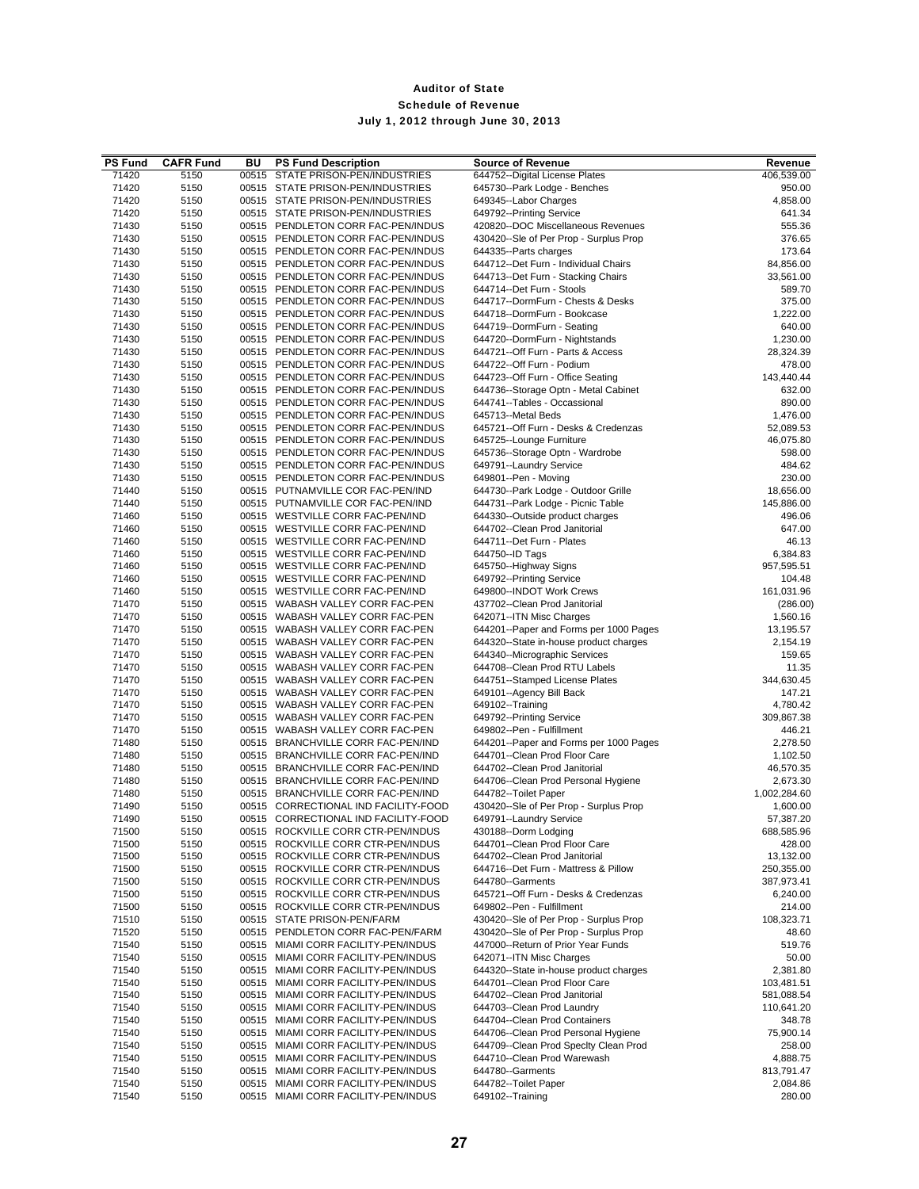# Auditor of State

## Schedule of Revenue

### July 1, 2012 through June 30, 2013

| PS Fund | CAFR Fund | BU | PS Fund Description | Source of Revenue | Revenue |
|---|---|---|---|---|---|
| 71420 | 5150 | 00515 | STATE PRISON-PEN/INDUSTRIES | 644752--Digital License Plates | 406,539.00 |
| 71420 | 5150 | 00515 | STATE PRISON-PEN/INDUSTRIES | 645730--Park Lodge - Benches | 950.00 |
| 71420 | 5150 | 00515 | STATE PRISON-PEN/INDUSTRIES | 649345--Labor Charges | 4,858.00 |
| 71420 | 5150 | 00515 | STATE PRISON-PEN/INDUSTRIES | 649792--Printing Service | 641.34 |
| 71430 | 5150 | 00515 | PENDLETON CORR FAC-PEN/INDUS | 420820--DOC Miscellaneous Revenues | 555.36 |
| 71430 | 5150 | 00515 | PENDLETON CORR FAC-PEN/INDUS | 430420--Sle of Per Prop - Surplus Prop | 376.65 |
| 71430 | 5150 | 00515 | PENDLETON CORR FAC-PEN/INDUS | 644335--Parts charges | 173.64 |
| 71430 | 5150 | 00515 | PENDLETON CORR FAC-PEN/INDUS | 644712--Det Furn - Individual Chairs | 84,856.00 |
| 71430 | 5150 | 00515 | PENDLETON CORR FAC-PEN/INDUS | 644713--Det Furn - Stacking Chairs | 33,561.00 |
| 71430 | 5150 | 00515 | PENDLETON CORR FAC-PEN/INDUS | 644714--Det Furn - Stools | 589.70 |
| 71430 | 5150 | 00515 | PENDLETON CORR FAC-PEN/INDUS | 644717--DormFurn - Chests & Desks | 375.00 |
| 71430 | 5150 | 00515 | PENDLETON CORR FAC-PEN/INDUS | 644718--DormFurn - Bookcase | 1,222.00 |
| 71430 | 5150 | 00515 | PENDLETON CORR FAC-PEN/INDUS | 644719--DormFurn - Seating | 640.00 |
| 71430 | 5150 | 00515 | PENDLETON CORR FAC-PEN/INDUS | 644720--DormFurn - Nightstands | 1,230.00 |
| 71430 | 5150 | 00515 | PENDLETON CORR FAC-PEN/INDUS | 644721--Off Furn - Parts & Access | 28,324.39 |
| 71430 | 5150 | 00515 | PENDLETON CORR FAC-PEN/INDUS | 644722--Off Furn - Podium | 478.00 |
| 71430 | 5150 | 00515 | PENDLETON CORR FAC-PEN/INDUS | 644723--Off Furn - Office Seating | 143,440.44 |
| 71430 | 5150 | 00515 | PENDLETON CORR FAC-PEN/INDUS | 644736--Storage Optn - Metal Cabinet | 632.00 |
| 71430 | 5150 | 00515 | PENDLETON CORR FAC-PEN/INDUS | 644741--Tables - Occassional | 890.00 |
| 71430 | 5150 | 00515 | PENDLETON CORR FAC-PEN/INDUS | 645713--Metal Beds | 1,476.00 |
| 71430 | 5150 | 00515 | PENDLETON CORR FAC-PEN/INDUS | 645721--Off Furn - Desks & Credenzas | 52,089.53 |
| 71430 | 5150 | 00515 | PENDLETON CORR FAC-PEN/INDUS | 645725--Lounge Furniture | 46,075.80 |
| 71430 | 5150 | 00515 | PENDLETON CORR FAC-PEN/INDUS | 645736--Storage Optn - Wardrobe | 598.00 |
| 71430 | 5150 | 00515 | PENDLETON CORR FAC-PEN/INDUS | 649791--Laundry Service | 484.62 |
| 71430 | 5150 | 00515 | PENDLETON CORR FAC-PEN/INDUS | 649801--Pen - Moving | 230.00 |
| 71440 | 5150 | 00515 | PUTNAMVILLE COR FAC-PEN/IND | 644730--Park Lodge - Outdoor Grille | 18,656.00 |
| 71440 | 5150 | 00515 | PUTNAMVILLE COR FAC-PEN/IND | 644731--Park Lodge - Picnic Table | 145,886.00 |
| 71460 | 5150 | 00515 | WESTVILLE CORR FAC-PEN/IND | 644330--Outside product charges | 496.06 |
| 71460 | 5150 | 00515 | WESTVILLE CORR FAC-PEN/IND | 644702--Clean Prod Janitorial | 647.00 |
| 71460 | 5150 | 00515 | WESTVILLE CORR FAC-PEN/IND | 644711--Det Furn - Plates | 46.13 |
| 71460 | 5150 | 00515 | WESTVILLE CORR FAC-PEN/IND | 644750--ID Tags | 6,384.83 |
| 71460 | 5150 | 00515 | WESTVILLE CORR FAC-PEN/IND | 645750--Highway Signs | 957,595.51 |
| 71460 | 5150 | 00515 | WESTVILLE CORR FAC-PEN/IND | 649792--Printing Service | 104.48 |
| 71460 | 5150 | 00515 | WESTVILLE CORR FAC-PEN/IND | 649800--INDOT Work Crews | 161,031.96 |
| 71470 | 5150 | 00515 | WABASH VALLEY CORR FAC-PEN | 437702--Clean Prod Janitorial | (286.00) |
| 71470 | 5150 | 00515 | WABASH VALLEY CORR FAC-PEN | 642071--ITN Misc Charges | 1,560.16 |
| 71470 | 5150 | 00515 | WABASH VALLEY CORR FAC-PEN | 644201--Paper and Forms per 1000 Pages | 13,195.57 |
| 71470 | 5150 | 00515 | WABASH VALLEY CORR FAC-PEN | 644320--State in-house product charges | 2,154.19 |
| 71470 | 5150 | 00515 | WABASH VALLEY CORR FAC-PEN | 644340--Micrographic Services | 159.65 |
| 71470 | 5150 | 00515 | WABASH VALLEY CORR FAC-PEN | 644708--Clean Prod RTU Labels | 11.35 |
| 71470 | 5150 | 00515 | WABASH VALLEY CORR FAC-PEN | 644751--Stamped License Plates | 344,630.45 |
| 71470 | 5150 | 00515 | WABASH VALLEY CORR FAC-PEN | 649101--Agency Bill Back | 147.21 |
| 71470 | 5150 | 00515 | WABASH VALLEY CORR FAC-PEN | 649102--Training | 4,780.42 |
| 71470 | 5150 | 00515 | WABASH VALLEY CORR FAC-PEN | 649792--Printing Service | 309,867.38 |
| 71470 | 5150 | 00515 | WABASH VALLEY CORR FAC-PEN | 649802--Pen - Fulfillment | 446.21 |
| 71480 | 5150 | 00515 | BRANCHVILLE CORR FAC-PEN/IND | 644201--Paper and Forms per 1000 Pages | 2,278.50 |
| 71480 | 5150 | 00515 | BRANCHVILLE CORR FAC-PEN/IND | 644701--Clean Prod Floor Care | 1,102.50 |
| 71480 | 5150 | 00515 | BRANCHVILLE CORR FAC-PEN/IND | 644702--Clean Prod Janitorial | 46,570.35 |
| 71480 | 5150 | 00515 | BRANCHVILLE CORR FAC-PEN/IND | 644706--Clean Prod Personal Hygiene | 2,673.30 |
| 71480 | 5150 | 00515 | BRANCHVILLE CORR FAC-PEN/IND | 644782--Toilet Paper | 1,002,284.60 |
| 71490 | 5150 | 00515 | CORRECTIONAL IND FACILITY-FOOD | 430420--Sle of Per Prop - Surplus Prop | 1,600.00 |
| 71490 | 5150 | 00515 | CORRECTIONAL IND FACILITY-FOOD | 649791--Laundry Service | 57,387.20 |
| 71500 | 5150 | 00515 | ROCKVILLE CORR CTR-PEN/INDUS | 430188--Dorm Lodging | 688,585.96 |
| 71500 | 5150 | 00515 | ROCKVILLE CORR CTR-PEN/INDUS | 644701--Clean Prod Floor Care | 428.00 |
| 71500 | 5150 | 00515 | ROCKVILLE CORR CTR-PEN/INDUS | 644702--Clean Prod Janitorial | 13,132.00 |
| 71500 | 5150 | 00515 | ROCKVILLE CORR CTR-PEN/INDUS | 644716--Det Furn - Mattress & Pillow | 250,355.00 |
| 71500 | 5150 | 00515 | ROCKVILLE CORR CTR-PEN/INDUS | 644780--Garments | 387,973.41 |
| 71500 | 5150 | 00515 | ROCKVILLE CORR CTR-PEN/INDUS | 645721--Off Furn - Desks & Credenzas | 6,240.00 |
| 71500 | 5150 | 00515 | ROCKVILLE CORR CTR-PEN/INDUS | 649802--Pen - Fulfillment | 214.00 |
| 71510 | 5150 | 00515 | STATE PRISON-PEN/FARM | 430420--Sle of Per Prop - Surplus Prop | 108,323.71 |
| 71520 | 5150 | 00515 | PENDLETON CORR FAC-PEN/FARM | 430420--Sle of Per Prop - Surplus Prop | 48.60 |
| 71540 | 5150 | 00515 | MIAMI CORR FACILITY-PEN/INDUS | 447000--Return of Prior Year Funds | 519.76 |
| 71540 | 5150 | 00515 | MIAMI CORR FACILITY-PEN/INDUS | 642071--ITN Misc Charges | 50.00 |
| 71540 | 5150 | 00515 | MIAMI CORR FACILITY-PEN/INDUS | 644320--State in-house product charges | 2,381.80 |
| 71540 | 5150 | 00515 | MIAMI CORR FACILITY-PEN/INDUS | 644701--Clean Prod Floor Care | 103,481.51 |
| 71540 | 5150 | 00515 | MIAMI CORR FACILITY-PEN/INDUS | 644702--Clean Prod Janitorial | 581,088.54 |
| 71540 | 5150 | 00515 | MIAMI CORR FACILITY-PEN/INDUS | 644703--Clean Prod Laundry | 110,641.20 |
| 71540 | 5150 | 00515 | MIAMI CORR FACILITY-PEN/INDUS | 644704--Clean Prod Containers | 348.78 |
| 71540 | 5150 | 00515 | MIAMI CORR FACILITY-PEN/INDUS | 644706--Clean Prod Personal Hygiene | 75,900.14 |
| 71540 | 5150 | 00515 | MIAMI CORR FACILITY-PEN/INDUS | 644709--Clean Prod Specity Clean Prod | 258.00 |
| 71540 | 5150 | 00515 | MIAMI CORR FACILITY-PEN/INDUS | 644710--Clean Prod Warewash | 4,888.75 |
| 71540 | 5150 | 00515 | MIAMI CORR FACILITY-PEN/INDUS | 644780--Garments | 813,791.47 |
| 71540 | 5150 | 00515 | MIAMI CORR FACILITY-PEN/INDUS | 644782--Toilet Paper | 2,084.86 |
| 71540 | 5150 | 00515 | MIAMI CORR FACILITY-PEN/INDUS | 649102--Training | 280.00 |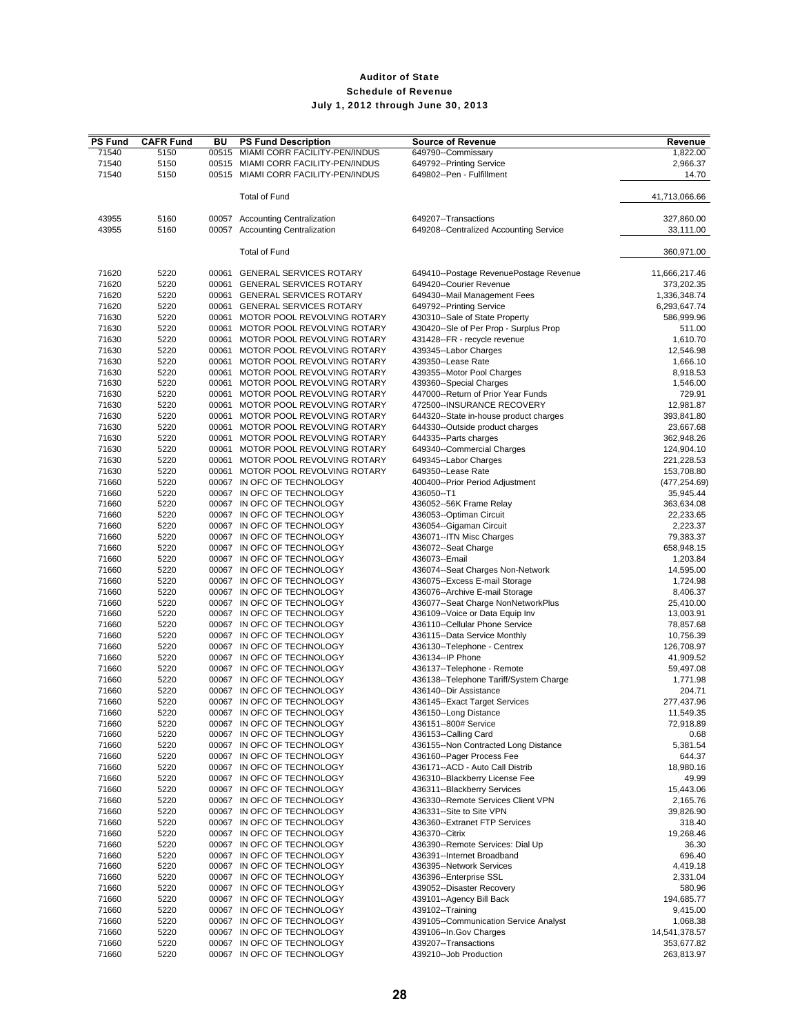# Auditor of State

## Schedule of Revenue

### July 1, 2012 through June 30, 2013

| PS Fund | CAFR Fund | BU | PS Fund Description | Source of Revenue | Revenue |
|---|---|---|---|---|---|
| 71540 | 5150 | 00515 | MIAMI CORR FACILITY-PEN/INDUS | 649790--Commissary | 1,822.00 |
| 71540 | 5150 | 00515 | MIAMI CORR FACILITY-PEN/INDUS | 649792--Printing Service | 2,966.37 |
| 71540 | 5150 | 00515 | MIAMI CORR FACILITY-PEN/INDUS | 649802--Pen - Fulfillment | 14.70 |
| | | | Total of Fund | | 41,713,066.66 |
| 43955 | 5160 | 00057 | Accounting Centralization | 649207--Transactions | 327,860.00 |
| 43955 | 5160 | 00057 | Accounting Centralization | 649208--Centralized Accounting Service | 33,111.00 |
| | | | Total of Fund | | 360,971.00 |
| 71620 | 5220 | 00061 | GENERAL SERVICES ROTARY | 649410--Postage RevenuePostage Revenue | 11,666,217.46 |
| 71620 | 5220 | 00061 | GENERAL SERVICES ROTARY | 649420--Courier Revenue | 373,202.35 |
| 71620 | 5220 | 00061 | GENERAL SERVICES ROTARY | 649430--Mail Management Fees | 1,336,348.74 |
| 71620 | 5220 | 00061 | GENERAL SERVICES ROTARY | 649792--Printing Service | 6,293,647.74 |
| 71630 | 5220 | 00061 | MOTOR POOL REVOLVING ROTARY | 430310--Sale of State Property | 586,999.96 |
| 71630 | 5220 | 00061 | MOTOR POOL REVOLVING ROTARY | 430420--Sle of Per Prop - Surplus Prop | 511.00 |
| 71630 | 5220 | 00061 | MOTOR POOL REVOLVING ROTARY | 431428--FR - recycle revenue | 1,610.70 |
| 71630 | 5220 | 00061 | MOTOR POOL REVOLVING ROTARY | 439345--Labor Charges | 12,546.98 |
| 71630 | 5220 | 00061 | MOTOR POOL REVOLVING ROTARY | 439350--Lease Rate | 1,666.10 |
| 71630 | 5220 | 00061 | MOTOR POOL REVOLVING ROTARY | 439355--Motor Pool Charges | 8,918.53 |
| 71630 | 5220 | 00061 | MOTOR POOL REVOLVING ROTARY | 439360--Special Charges | 1,546.00 |
| 71630 | 5220 | 00061 | MOTOR POOL REVOLVING ROTARY | 447000--Return of Prior Year Funds | 729.91 |
| 71630 | 5220 | 00061 | MOTOR POOL REVOLVING ROTARY | 472500--INSURANCE RECOVERY | 12,981.87 |
| 71630 | 5220 | 00061 | MOTOR POOL REVOLVING ROTARY | 644320--State in-house product charges | 393,841.80 |
| 71630 | 5220 | 00061 | MOTOR POOL REVOLVING ROTARY | 644330--Outside product charges | 23,667.68 |
| 71630 | 5220 | 00061 | MOTOR POOL REVOLVING ROTARY | 644335--Parts charges | 362,948.26 |
| 71630 | 5220 | 00061 | MOTOR POOL REVOLVING ROTARY | 649340--Commercial Charges | 124,904.10 |
| 71630 | 5220 | 00061 | MOTOR POOL REVOLVING ROTARY | 649345--Labor Charges | 221,228.53 |
| 71630 | 5220 | 00061 | MOTOR POOL REVOLVING ROTARY | 649350--Lease Rate | 153,708.80 |
| 71660 | 5220 | 00067 | IN OFC OF TECHNOLOGY | 400400--Prior Period Adjustment | (477,254.69) |
| 71660 | 5220 | 00067 | IN OFC OF TECHNOLOGY | 436050--T1 | 35,945.44 |
| 71660 | 5220 | 00067 | IN OFC OF TECHNOLOGY | 436052--56K Frame Relay | 363,634.08 |
| 71660 | 5220 | 00067 | IN OFC OF TECHNOLOGY | 436053--Optiman Circuit | 22,233.65 |
| 71660 | 5220 | 00067 | IN OFC OF TECHNOLOGY | 436054--Gigaman Circuit | 2,223.37 |
| 71660 | 5220 | 00067 | IN OFC OF TECHNOLOGY | 436071--ITN Misc Charges | 79,383.37 |
| 71660 | 5220 | 00067 | IN OFC OF TECHNOLOGY | 436072--Seat Charge | 658,948.15 |
| 71660 | 5220 | 00067 | IN OFC OF TECHNOLOGY | 436073--Email | 1,203.84 |
| 71660 | 5220 | 00067 | IN OFC OF TECHNOLOGY | 436074--Seat Charges Non-Network | 14,595.00 |
| 71660 | 5220 | 00067 | IN OFC OF TECHNOLOGY | 436075--Excess E-mail Storage | 1,724.98 |
| 71660 | 5220 | 00067 | IN OFC OF TECHNOLOGY | 436076--Archive E-mail Storage | 8,406.37 |
| 71660 | 5220 | 00067 | IN OFC OF TECHNOLOGY | 436077--Seat Charge NonNetworkPlus | 25,410.00 |
| 71660 | 5220 | 00067 | IN OFC OF TECHNOLOGY | 436109--Voice or Data Equip Inv | 13,003.91 |
| 71660 | 5220 | 00067 | IN OFC OF TECHNOLOGY | 436110--Cellular Phone Service | 78,857.68 |
| 71660 | 5220 | 00067 | IN OFC OF TECHNOLOGY | 436115--Data Service Monthly | 10,756.39 |
| 71660 | 5220 | 00067 | IN OFC OF TECHNOLOGY | 436130--Telephone - Centrex | 126,708.97 |
| 71660 | 5220 | 00067 | IN OFC OF TECHNOLOGY | 436134--IP Phone | 41,909.52 |
| 71660 | 5220 | 00067 | IN OFC OF TECHNOLOGY | 436137--Telephone - Remote | 59,497.08 |
| 71660 | 5220 | 00067 | IN OFC OF TECHNOLOGY | 436138--Telephone Tariff/System Charge | 1,771.98 |
| 71660 | 5220 | 00067 | IN OFC OF TECHNOLOGY | 436140--Dir Assistance | 204.71 |
| 71660 | 5220 | 00067 | IN OFC OF TECHNOLOGY | 436145--Exact Target Services | 277,437.96 |
| 71660 | 5220 | 00067 | IN OFC OF TECHNOLOGY | 436150--Long Distance | 11,549.35 |
| 71660 | 5220 | 00067 | IN OFC OF TECHNOLOGY | 436151--800# Service | 72,918.89 |
| 71660 | 5220 | 00067 | IN OFC OF TECHNOLOGY | 436153--Calling Card | 0.68 |
| 71660 | 5220 | 00067 | IN OFC OF TECHNOLOGY | 436155--Non Contracted Long Distance | 5,381.54 |
| 71660 | 5220 | 00067 | IN OFC OF TECHNOLOGY | 436160--Pager Process Fee | 644.37 |
| 71660 | 5220 | 00067 | IN OFC OF TECHNOLOGY | 436171--ACD - Auto Call Distrib | 18,980.16 |
| 71660 | 5220 | 00067 | IN OFC OF TECHNOLOGY | 436310--Blackberry License Fee | 49.99 |
| 71660 | 5220 | 00067 | IN OFC OF TECHNOLOGY | 436311--Blackberry Services | 15,443.06 |
| 71660 | 5220 | 00067 | IN OFC OF TECHNOLOGY | 436330--Remote Services Client VPN | 2,165.76 |
| 71660 | 5220 | 00067 | IN OFC OF TECHNOLOGY | 436331--Site to Site VPN | 39,826.90 |
| 71660 | 5220 | 00067 | IN OFC OF TECHNOLOGY | 436360--Extranet FTP Services | 318.40 |
| 71660 | 5220 | 00067 | IN OFC OF TECHNOLOGY | 436370--Citrix | 19,268.46 |
| 71660 | 5220 | 00067 | IN OFC OF TECHNOLOGY | 436390--Remote Services: Dial Up | 36.30 |
| 71660 | 5220 | 00067 | IN OFC OF TECHNOLOGY | 436391--Internet Broadband | 696.40 |
| 71660 | 5220 | 00067 | IN OFC OF TECHNOLOGY | 436395--Network Services | 4,419.18 |
| 71660 | 5220 | 00067 | IN OFC OF TECHNOLOGY | 436396--Enterprise SSL | 2,331.04 |
| 71660 | 5220 | 00067 | IN OFC OF TECHNOLOGY | 439052--Disaster Recovery | 580.96 |
| 71660 | 5220 | 00067 | IN OFC OF TECHNOLOGY | 439101--Agency Bill Back | 194,685.77 |
| 71660 | 5220 | 00067 | IN OFC OF TECHNOLOGY | 439102--Training | 9,415.00 |
| 71660 | 5220 | 00067 | IN OFC OF TECHNOLOGY | 439105--Communication Service Analyst | 1,068.38 |
| 71660 | 5220 | 00067 | IN OFC OF TECHNOLOGY | 439106--In.Gov Charges | 14,541,378.57 |
| 71660 | 5220 | 00067 | IN OFC OF TECHNOLOGY | 439207--Transactions | 353,677.82 |
| 71660 | 5220 | 00067 | IN OFC OF TECHNOLOGY | 439210--Job Production | 263,813.97 |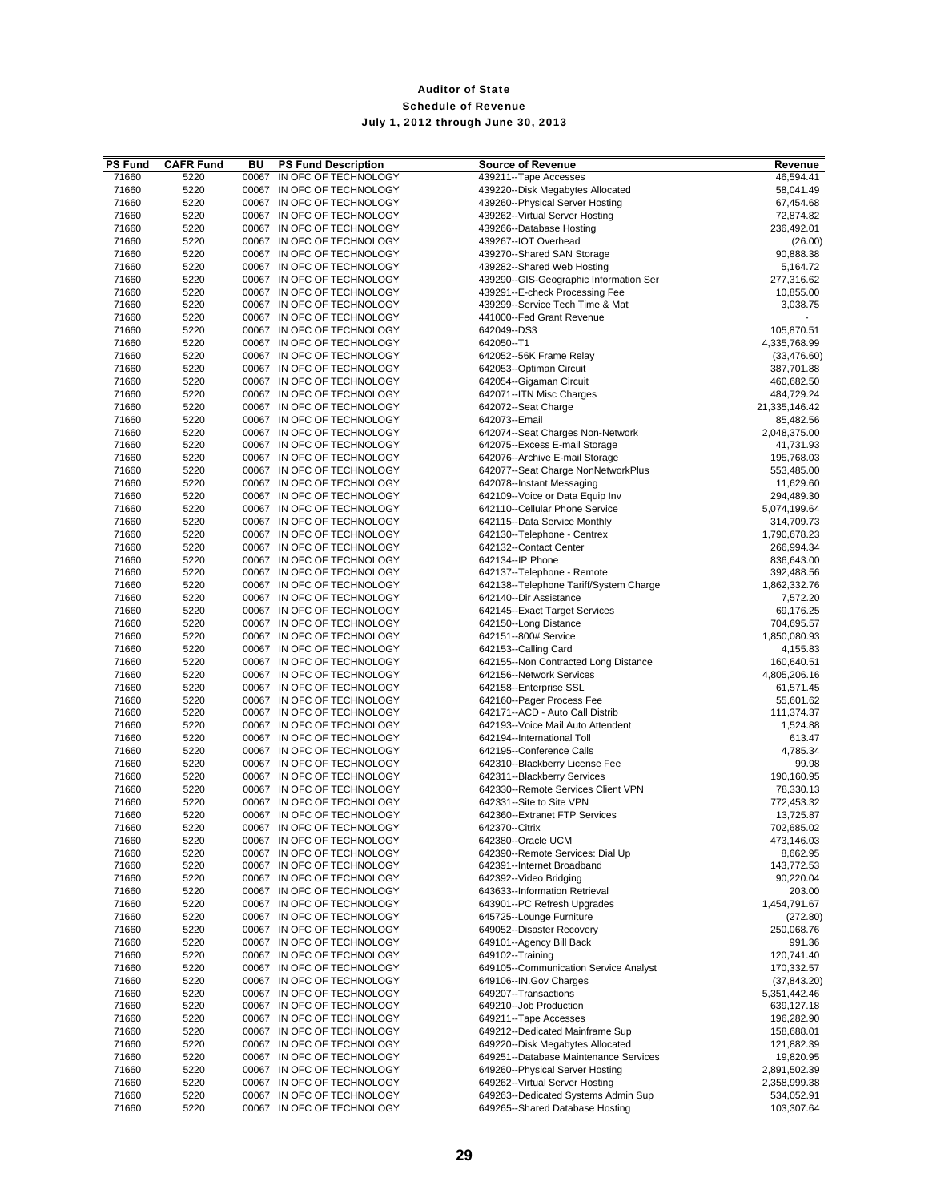# Auditor of State
## Schedule of Revenue
### July 1, 2012 through June 30, 2013

| PS Fund | CAFR Fund | BU | PS Fund Description | Source of Revenue | Revenue |
|---|---|---|---|---|---|
| 71660 | 5220 | 00067 | IN OFC OF TECHNOLOGY | 439211--Tape Accesses | 46,594.41 |
| 71660 | 5220 | 00067 | IN OFC OF TECHNOLOGY | 439220--Disk Megabytes Allocated | 58,041.49 |
| 71660 | 5220 | 00067 | IN OFC OF TECHNOLOGY | 439260--Physical Server Hosting | 67,454.68 |
| 71660 | 5220 | 00067 | IN OFC OF TECHNOLOGY | 439262--Virtual Server Hosting | 72,874.82 |
| 71660 | 5220 | 00067 | IN OFC OF TECHNOLOGY | 439266--Database Hosting | 236,492.01 |
| 71660 | 5220 | 00067 | IN OFC OF TECHNOLOGY | 439267--IOT Overhead | (26.00) |
| 71660 | 5220 | 00067 | IN OFC OF TECHNOLOGY | 439270--Shared SAN Storage | 90,888.38 |
| 71660 | 5220 | 00067 | IN OFC OF TECHNOLOGY | 439282--Shared Web Hosting | 5,164.72 |
| 71660 | 5220 | 00067 | IN OFC OF TECHNOLOGY | 439290--GIS-Geographic Information Ser | 277,316.62 |
| 71660 | 5220 | 00067 | IN OFC OF TECHNOLOGY | 439291--E-check Processing Fee | 10,855.00 |
| 71660 | 5220 | 00067 | IN OFC OF TECHNOLOGY | 439299--Service Tech Time & Mat | 3,038.75 |
| 71660 | 5220 | 00067 | IN OFC OF TECHNOLOGY | 441000--Fed Grant Revenue | - |
| 71660 | 5220 | 00067 | IN OFC OF TECHNOLOGY | 642049--DS3 | 105,870.51 |
| 71660 | 5220 | 00067 | IN OFC OF TECHNOLOGY | 642050--T1 | 4,335,768.99 |
| 71660 | 5220 | 00067 | IN OFC OF TECHNOLOGY | 642052--56K Frame Relay | (33,476.60) |
| 71660 | 5220 | 00067 | IN OFC OF TECHNOLOGY | 642053--Optiman Circuit | 387,701.88 |
| 71660 | 5220 | 00067 | IN OFC OF TECHNOLOGY | 642054--Gigaman Circuit | 460,682.50 |
| 71660 | 5220 | 00067 | IN OFC OF TECHNOLOGY | 642071--ITN Misc Charges | 484,729.24 |
| 71660 | 5220 | 00067 | IN OFC OF TECHNOLOGY | 642072--Seat Charge | 21,335,146.42 |
| 71660 | 5220 | 00067 | IN OFC OF TECHNOLOGY | 642073--Email | 85,482.56 |
| 71660 | 5220 | 00067 | IN OFC OF TECHNOLOGY | 642074--Seat Charges Non-Network | 2,048,375.00 |
| 71660 | 5220 | 00067 | IN OFC OF TECHNOLOGY | 642075--Excess E-mail Storage | 41,731.93 |
| 71660 | 5220 | 00067 | IN OFC OF TECHNOLOGY | 642076--Archive E-mail Storage | 195,768.03 |
| 71660 | 5220 | 00067 | IN OFC OF TECHNOLOGY | 642077--Seat Charge NonNetworkPlus | 553,485.00 |
| 71660 | 5220 | 00067 | IN OFC OF TECHNOLOGY | 642078--Instant Messaging | 11,629.60 |
| 71660 | 5220 | 00067 | IN OFC OF TECHNOLOGY | 642109--Voice or Data Equip Inv | 294,489.30 |
| 71660 | 5220 | 00067 | IN OFC OF TECHNOLOGY | 642110--Cellular Phone Service | 5,074,199.64 |
| 71660 | 5220 | 00067 | IN OFC OF TECHNOLOGY | 642115--Data Service Monthly | 314,709.73 |
| 71660 | 5220 | 00067 | IN OFC OF TECHNOLOGY | 642130--Telephone - Centrex | 1,790,678.23 |
| 71660 | 5220 | 00067 | IN OFC OF TECHNOLOGY | 642132--Contact Center | 266,994.34 |
| 71660 | 5220 | 00067 | IN OFC OF TECHNOLOGY | 642134--IP Phone | 836,643.00 |
| 71660 | 5220 | 00067 | IN OFC OF TECHNOLOGY | 642137--Telephone - Remote | 392,488.56 |
| 71660 | 5220 | 00067 | IN OFC OF TECHNOLOGY | 642138--Telephone Tariff/System Charge | 1,862,332.76 |
| 71660 | 5220 | 00067 | IN OFC OF TECHNOLOGY | 642140--Dir Assistance | 7,572.20 |
| 71660 | 5220 | 00067 | IN OFC OF TECHNOLOGY | 642145--Exact Target Services | 69,176.25 |
| 71660 | 5220 | 00067 | IN OFC OF TECHNOLOGY | 642150--Long Distance | 704,695.57 |
| 71660 | 5220 | 00067 | IN OFC OF TECHNOLOGY | 642151--800# Service | 1,850,080.93 |
| 71660 | 5220 | 00067 | IN OFC OF TECHNOLOGY | 642153--Calling Card | 4,155.83 |
| 71660 | 5220 | 00067 | IN OFC OF TECHNOLOGY | 642155--Non Contracted Long Distance | 160,640.51 |
| 71660 | 5220 | 00067 | IN OFC OF TECHNOLOGY | 642156--Network Services | 4,805,206.16 |
| 71660 | 5220 | 00067 | IN OFC OF TECHNOLOGY | 642158--Enterprise SSL | 61,571.45 |
| 71660 | 5220 | 00067 | IN OFC OF TECHNOLOGY | 642160--Pager Process Fee | 55,601.62 |
| 71660 | 5220 | 00067 | IN OFC OF TECHNOLOGY | 642171--ACD - Auto Call Distrib | 111,374.37 |
| 71660 | 5220 | 00067 | IN OFC OF TECHNOLOGY | 642193--Voice Mail Auto Attendent | 1,524.88 |
| 71660 | 5220 | 00067 | IN OFC OF TECHNOLOGY | 642194--International Toll | 613.47 |
| 71660 | 5220 | 00067 | IN OFC OF TECHNOLOGY | 642195--Conference Calls | 4,785.34 |
| 71660 | 5220 | 00067 | IN OFC OF TECHNOLOGY | 642310--Blackberry License Fee | 99.98 |
| 71660 | 5220 | 00067 | IN OFC OF TECHNOLOGY | 642311--Blackberry Services | 190,160.95 |
| 71660 | 5220 | 00067 | IN OFC OF TECHNOLOGY | 642330--Remote Services Client VPN | 78,330.13 |
| 71660 | 5220 | 00067 | IN OFC OF TECHNOLOGY | 642331--Site to Site VPN | 772,453.32 |
| 71660 | 5220 | 00067 | IN OFC OF TECHNOLOGY | 642360--Extranet FTP Services | 13,725.87 |
| 71660 | 5220 | 00067 | IN OFC OF TECHNOLOGY | 642370--Citrix | 702,685.02 |
| 71660 | 5220 | 00067 | IN OFC OF TECHNOLOGY | 642380--Oracle UCM | 473,146.03 |
| 71660 | 5220 | 00067 | IN OFC OF TECHNOLOGY | 642390--Remote Services: Dial Up | 8,662.95 |
| 71660 | 5220 | 00067 | IN OFC OF TECHNOLOGY | 642391--Internet Broadband | 143,772.53 |
| 71660 | 5220 | 00067 | IN OFC OF TECHNOLOGY | 642392--Video Bridging | 90,220.04 |
| 71660 | 5220 | 00067 | IN OFC OF TECHNOLOGY | 643633--Information Retrieval | 203.00 |
| 71660 | 5220 | 00067 | IN OFC OF TECHNOLOGY | 643901--PC Refresh Upgrades | 1,454,791.67 |
| 71660 | 5220 | 00067 | IN OFC OF TECHNOLOGY | 645725--Lounge Furniture | (272.80) |
| 71660 | 5220 | 00067 | IN OFC OF TECHNOLOGY | 649052--Disaster Recovery | 250,068.76 |
| 71660 | 5220 | 00067 | IN OFC OF TECHNOLOGY | 649101--Agency Bill Back | 991.36 |
| 71660 | 5220 | 00067 | IN OFC OF TECHNOLOGY | 649102--Training | 120,741.40 |
| 71660 | 5220 | 00067 | IN OFC OF TECHNOLOGY | 649105--Communication Service Analyst | 170,332.57 |
| 71660 | 5220 | 00067 | IN OFC OF TECHNOLOGY | 649106--IN.Gov Charges | (37,843.20) |
| 71660 | 5220 | 00067 | IN OFC OF TECHNOLOGY | 649207--Transactions | 5,351,442.46 |
| 71660 | 5220 | 00067 | IN OFC OF TECHNOLOGY | 649210--Job Production | 639,127.18 |
| 71660 | 5220 | 00067 | IN OFC OF TECHNOLOGY | 649211--Tape Accesses | 196,282.90 |
| 71660 | 5220 | 00067 | IN OFC OF TECHNOLOGY | 649212--Dedicated Mainframe Sup | 158,688.01 |
| 71660 | 5220 | 00067 | IN OFC OF TECHNOLOGY | 649220--Disk Megabytes Allocated | 121,882.39 |
| 71660 | 5220 | 00067 | IN OFC OF TECHNOLOGY | 649251--Database Maintenance Services | 19,820.95 |
| 71660 | 5220 | 00067 | IN OFC OF TECHNOLOGY | 649260--Physical Server Hosting | 2,891,502.39 |
| 71660 | 5220 | 00067 | IN OFC OF TECHNOLOGY | 649262--Virtual Server Hosting | 2,358,999.38 |
| 71660 | 5220 | 00067 | IN OFC OF TECHNOLOGY | 649263--Dedicated Systems Admin Sup | 534,052.91 |
| 71660 | 5220 | 00067 | IN OFC OF TECHNOLOGY | 649265--Shared Database Hosting | 103,307.64 |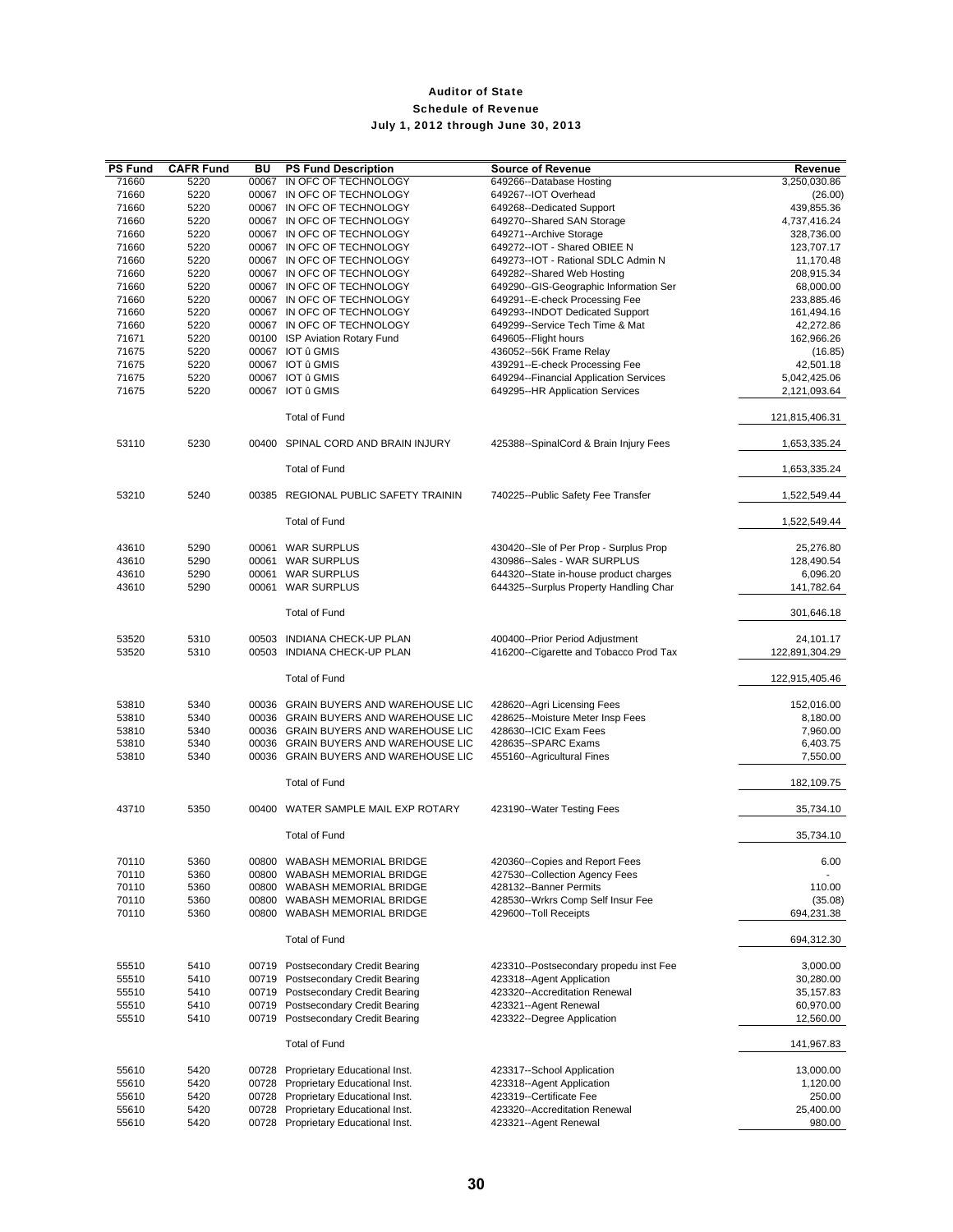# Auditor of State
## Schedule of Revenue
### July 1, 2012 through June 30, 2013

| PS Fund | CAFR Fund | BU | PS Fund Description | Source of Revenue | Revenue |
|---|---|---|---|---|---|
| 71660 | 5220 | 00067 | IN OFC OF TECHNOLOGY | 649266--Database Hosting | 3,250,030.86 |
| 71660 | 5220 | 00067 | IN OFC OF TECHNOLOGY | 649267--IOT Overhead | (26.00) |
| 71660 | 5220 | 00067 | IN OFC OF TECHNOLOGY | 649268--Dedicated Support | 439,855.36 |
| 71660 | 5220 | 00067 | IN OFC OF TECHNOLOGY | 649270--Shared SAN Storage | 4,737,416.24 |
| 71660 | 5220 | 00067 | IN OFC OF TECHNOLOGY | 649271--Archive Storage | 328,736.00 |
| 71660 | 5220 | 00067 | IN OFC OF TECHNOLOGY | 649272--IOT - Shared OBIEE N | 123,707.17 |
| 71660 | 5220 | 00067 | IN OFC OF TECHNOLOGY | 649273--IOT - Rational SDLC Admin N | 11,170.48 |
| 71660 | 5220 | 00067 | IN OFC OF TECHNOLOGY | 649282--Shared Web Hosting | 208,915.34 |
| 71660 | 5220 | 00067 | IN OFC OF TECHNOLOGY | 649290--GIS-Geographic Information Ser | 68,000.00 |
| 71660 | 5220 | 00067 | IN OFC OF TECHNOLOGY | 649291--E-check Processing Fee | 233,885.46 |
| 71660 | 5220 | 00067 | IN OFC OF TECHNOLOGY | 649293--INDOT Dedicated Support | 161,494.16 |
| 71660 | 5220 | 00067 | IN OFC OF TECHNOLOGY | 649299--Service Tech Time & Mat | 42,272.86 |
| 71671 | 5220 | 00100 | ISP Aviation Rotary Fund | 649605--Flight hours | 162,966.26 |
| 71675 | 5220 | 00067 | IOT û GMIS | 436052--56K Frame Relay | (16.85) |
| 71675 | 5220 | 00067 | IOT û GMIS | 439291--E-check Processing Fee | 42,501.18 |
| 71675 | 5220 | 00067 | IOT û GMIS | 649294--Financial Application Services | 5,042,425.06 |
| 71675 | 5220 | 00067 | IOT û GMIS | 649295--HR Application Services | 2,121,093.64 |
| | | | Total of Fund | | 121,815,406.31 |
| 53110 | 5230 | 00400 | SPINAL CORD AND BRAIN INJURY | 425388--SpinalCord & Brain Injury Fees | 1,653,335.24 |
| | | | Total of Fund | | 1,653,335.24 |
| 53210 | 5240 | 00385 | REGIONAL PUBLIC SAFETY TRAININ | 740225--Public Safety Fee Transfer | 1,522,549.44 |
| | | | Total of Fund | | 1,522,549.44 |
| 43610 | 5290 | 00061 | WAR SURPLUS | 430420--Sle of Per Prop - Surplus Prop | 25,276.80 |
| 43610 | 5290 | 00061 | WAR SURPLUS | 430986--Sales - WAR SURPLUS | 128,490.54 |
| 43610 | 5290 | 00061 | WAR SURPLUS | 644320--State in-house product charges | 6,096.20 |
| 43610 | 5290 | 00061 | WAR SURPLUS | 644325--Surplus Property Handling Char | 141,782.64 |
| | | | Total of Fund | | 301,646.18 |
| 53520 | 5310 | 00503 | INDIANA CHECK-UP PLAN | 400400--Prior Period Adjustment | 24,101.17 |
| 53520 | 5310 | 00503 | INDIANA CHECK-UP PLAN | 416200--Cigarette and Tobacco Prod Tax | 122,891,304.29 |
| | | | Total of Fund | | 122,915,405.46 |
| 53810 | 5340 | 00036 | GRAIN BUYERS AND WAREHOUSE LIC | 428620--Agri Licensing Fees | 152,016.00 |
| 53810 | 5340 | 00036 | GRAIN BUYERS AND WAREHOUSE LIC | 428625--Moisture Meter Insp Fees | 8,180.00 |
| 53810 | 5340 | 00036 | GRAIN BUYERS AND WAREHOUSE LIC | 428630--ICIC Exam Fees | 7,960.00 |
| 53810 | 5340 | 00036 | GRAIN BUYERS AND WAREHOUSE LIC | 428635--SPARC Exams | 6,403.75 |
| 53810 | 5340 | 00036 | GRAIN BUYERS AND WAREHOUSE LIC | 455160--Agricultural Fines | 7,550.00 |
| | | | Total of Fund | | 182,109.75 |
| 43710 | 5350 | 00400 | WATER SAMPLE MAIL EXP ROTARY | 423190--Water Testing Fees | 35,734.10 |
| | | | Total of Fund | | 35,734.10 |
| 70110 | 5360 | 00800 | WABASH MEMORIAL BRIDGE | 420360--Copies and Report Fees | 6.00 |
| 70110 | 5360 | 00800 | WABASH MEMORIAL BRIDGE | 427530--Collection Agency Fees | - |
| 70110 | 5360 | 00800 | WABASH MEMORIAL BRIDGE | 428132--Banner Permits | 110.00 |
| 70110 | 5360 | 00800 | WABASH MEMORIAL BRIDGE | 428530--Wrkrs Comp Self Insur Fee | (35.08) |
| 70110 | 5360 | 00800 | WABASH MEMORIAL BRIDGE | 429600--Toll Receipts | 694,231.38 |
| | | | Total of Fund | | 694,312.30 |
| 55510 | 5410 | 00719 | Postsecondary Credit Bearing | 423310--Postsecondary propedu inst Fee | 3,000.00 |
| 55510 | 5410 | 00719 | Postsecondary Credit Bearing | 423318--Agent Application | 30,280.00 |
| 55510 | 5410 | 00719 | Postsecondary Credit Bearing | 423320--Accreditation Renewal | 35,157.83 |
| 55510 | 5410 | 00719 | Postsecondary Credit Bearing | 423321--Agent Renewal | 60,970.00 |
| 55510 | 5410 | 00719 | Postsecondary Credit Bearing | 423322--Degree Application | 12,560.00 |
| | | | Total of Fund | | 141,967.83 |
| 55610 | 5420 | 00728 | Proprietary Educational Inst. | 423317--School Application | 13,000.00 |
| 55610 | 5420 | 00728 | Proprietary Educational Inst. | 423318--Agent Application | 1,120.00 |
| 55610 | 5420 | 00728 | Proprietary Educational Inst. | 423319--Certificate Fee | 250.00 |
| 55610 | 5420 | 00728 | Proprietary Educational Inst. | 423320--Accreditation Renewal | 25,400.00 |
| 55610 | 5420 | 00728 | Proprietary Educational Inst. | 423321--Agent Renewal | 980.00 |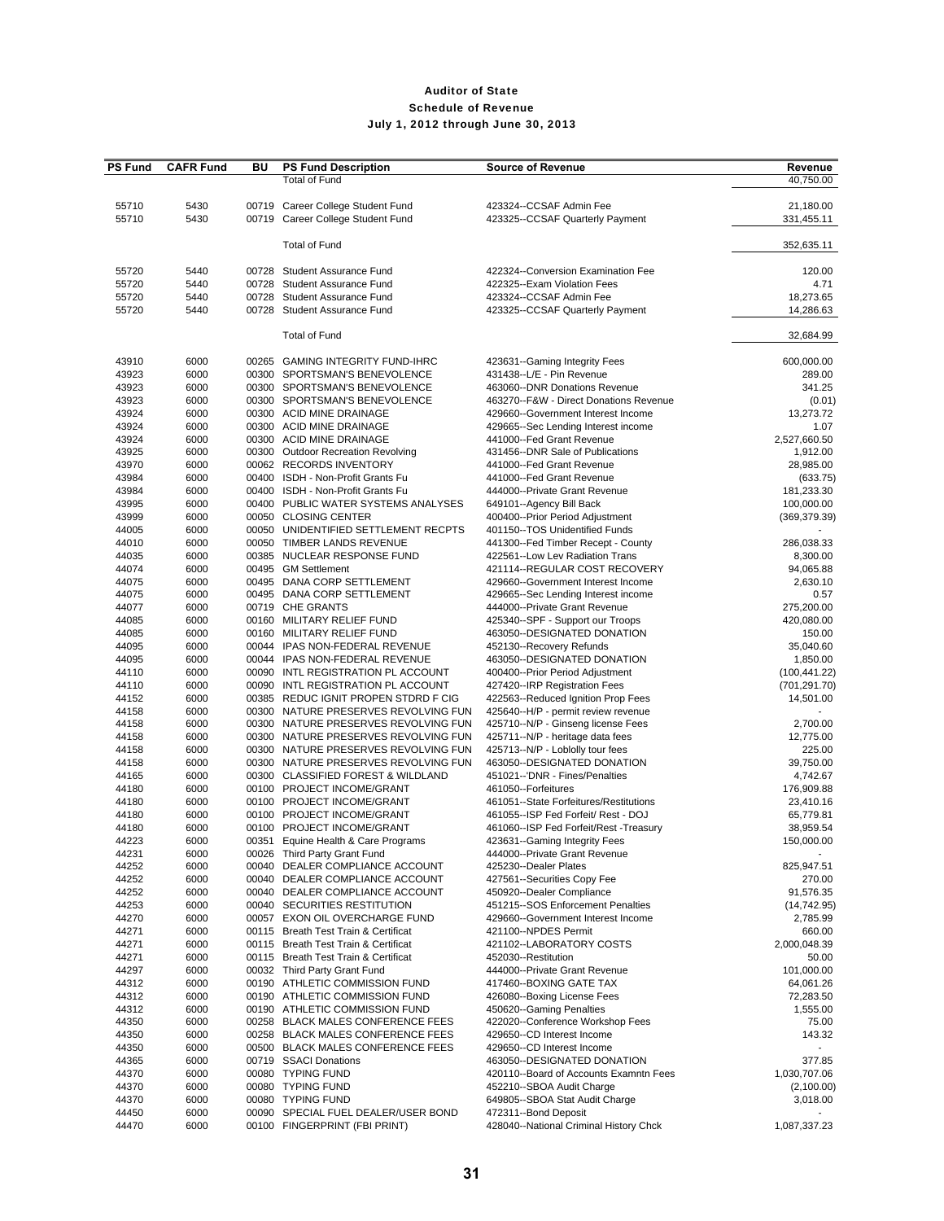# Auditor of State
## Schedule of Revenue
### July 1, 2012 through June 30, 2013

| PS Fund | CAFR Fund | BU | PS Fund Description | Source of Revenue | Revenue |
|---|---|---|---|---|---|
| | | | Total of Fund | | 40,750.00 |
| 55710 | 5430 | 00719 | Career College Student Fund | 423324--CCSAF Admin Fee | 21,180.00 |
| 55710 | 5430 | 00719 | Career College Student Fund | 423325--CCSAF Quarterly Payment | 331,455.11 |
| | | | Total of Fund | | 352,635.11 |
| 55720 | 5440 | 00728 | Student Assurance Fund | 422324--Conversion Examination Fee | 120.00 |
| 55720 | 5440 | 00728 | Student Assurance Fund | 422325--Exam Violation Fees | 4.71 |
| 55720 | 5440 | 00728 | Student Assurance Fund | 423324--CCSAF Admin Fee | 18,273.65 |
| 55720 | 5440 | 00728 | Student Assurance Fund | 423325--CCSAF Quarterly Payment | 14,286.63 |
| | | | Total of Fund | | 32,684.99 |
| 43910 | 6000 | 00265 | GAMING INTEGRITY FUND-IHRC | 423631--Gaming Integrity Fees | 600,000.00 |
| 43923 | 6000 | 00300 | SPORTSMAN'S BENEVOLENCE | 431438--L/E - Pin Revenue | 289.00 |
| 43923 | 6000 | 00300 | SPORTSMAN'S BENEVOLENCE | 463060--DNR Donations Revenue | 341.25 |
| 43923 | 6000 | 00300 | SPORTSMAN'S BENEVOLENCE | 463270--F&W - Direct Donations Revenue | (0.01) |
| 43924 | 6000 | 00300 | ACID MINE DRAINAGE | 429660--Government Interest Income | 13,273.72 |
| 43924 | 6000 | 00300 | ACID MINE DRAINAGE | 429665--Sec Lending Interest income | 1.07 |
| 43924 | 6000 | 00300 | ACID MINE DRAINAGE | 441000--Fed Grant Revenue | 2,527,660.50 |
| 43925 | 6000 | 00300 | Outdoor Recreation Revolving | 431456--DNR Sale of Publications | 1,912.00 |
| 43970 | 6000 | 00062 | RECORDS INVENTORY | 441000--Fed Grant Revenue | 28,985.00 |
| 43984 | 6000 | 00400 | ISDH - Non-Profit Grants Fu | 441000--Fed Grant Revenue | (633.75) |
| 43984 | 6000 | 00400 | ISDH - Non-Profit Grants Fu | 444000--Private Grant Revenue | 181,233.30 |
| 43995 | 6000 | 00400 | PUBLIC WATER SYSTEMS ANALYSES | 649101--Agency Bill Back | 100,000.00 |
| 43999 | 6000 | 00050 | CLOSING CENTER | 400400--Prior Period Adjustment | (369,379.39) |
| 44005 | 6000 | 00050 | UNIDENTIFIED SETTLEMENT RECPTS | 401150--TOS Unidentified Funds | - |
| 44010 | 6000 | 00050 | TIMBER LANDS REVENUE | 441300--Fed Timber Recept - County | 286,038.33 |
| 44035 | 6000 | 00385 | NUCLEAR RESPONSE FUND | 422561--Low Lev Radiation Trans | 8,300.00 |
| 44074 | 6000 | 00495 | GM Settlement | 421114--REGULAR COST RECOVERY | 94,065.88 |
| 44075 | 6000 | 00495 | DANA CORP SETTLEMENT | 429660--Government Interest Income | 2,630.10 |
| 44075 | 6000 | 00495 | DANA CORP SETTLEMENT | 429665--Sec Lending Interest income | 0.57 |
| 44077 | 6000 | 00719 | CHE GRANTS | 444000--Private Grant Revenue | 275,200.00 |
| 44085 | 6000 | 00160 | MILITARY RELIEF FUND | 425340--SPF - Support our Troops | 420,080.00 |
| 44085 | 6000 | 00160 | MILITARY RELIEF FUND | 463050--DESIGNATED DONATION | 150.00 |
| 44095 | 6000 | 00044 | IPAS NON-FEDERAL REVENUE | 452130--Recovery Refunds | 35,040.60 |
| 44095 | 6000 | 00044 | IPAS NON-FEDERAL REVENUE | 463050--DESIGNATED DONATION | 1,850.00 |
| 44110 | 6000 | 00090 | INTL REGISTRATION PL ACCOUNT | 400400--Prior Period Adjustment | (100,441.22) |
| 44110 | 6000 | 00090 | INTL REGISTRATION PL ACCOUNT | 427420--IRP Registration Fees | (701,291.70) |
| 44152 | 6000 | 00385 | REDUC IGNIT PROPEN STDRD F CIG | 422563--Reduced Ignition Prop Fees | 14,501.00 |
| 44158 | 6000 | 00300 | NATURE PRESERVES REVOLVING FUN | 425640--H/P - permit review revenue | - |
| 44158 | 6000 | 00300 | NATURE PRESERVES REVOLVING FUN | 425710--N/P - Ginseng license Fees | 2,700.00 |
| 44158 | 6000 | 00300 | NATURE PRESERVES REVOLVING FUN | 425711--N/P - heritage data fees | 12,775.00 |
| 44158 | 6000 | 00300 | NATURE PRESERVES REVOLVING FUN | 425713--N/P - Loblolly tour fees | 225.00 |
| 44158 | 6000 | 00300 | NATURE PRESERVES REVOLVING FUN | 463050--DESIGNATED DONATION | 39,750.00 |
| 44165 | 6000 | 00300 | CLASSIFIED FOREST & WILDLAND | 451021--'DNR - Fines/Penalties | 4,742.67 |
| 44180 | 6000 | 00100 | PROJECT INCOME/GRANT | 461050--Forfeitures | 176,909.88 |
| 44180 | 6000 | 00100 | PROJECT INCOME/GRANT | 461051--State Forfeitures/Restitutions | 23,410.16 |
| 44180 | 6000 | 00100 | PROJECT INCOME/GRANT | 461055--ISP Fed Forfeit/ Rest - DOJ | 65,779.81 |
| 44180 | 6000 | 00100 | PROJECT INCOME/GRANT | 461060--ISP Fed Forfeit/Rest -Treasury | 38,959.54 |
| 44223 | 6000 | 00351 | Equine Health & Care Programs | 423631--Gaming Integrity Fees | 150,000.00 |
| 44231 | 6000 | 00026 | Third Party Grant Fund | 444000--Private Grant Revenue | - |
| 44252 | 6000 | 00040 | DEALER COMPLIANCE ACCOUNT | 425230--Dealer Plates | 825,947.51 |
| 44252 | 6000 | 00040 | DEALER COMPLIANCE ACCOUNT | 427561--Securities Copy Fee | 270.00 |
| 44252 | 6000 | 00040 | DEALER COMPLIANCE ACCOUNT | 450920--Dealer Compliance | 91,576.35 |
| 44253 | 6000 | 00040 | SECURITIES RESTITUTION | 451215--SOS Enforcement Penalties | (14,742.95) |
| 44270 | 6000 | 00057 | EXON OIL OVERCHARGE FUND | 429660--Government Interest Income | 2,785.99 |
| 44271 | 6000 | 00115 | Breath Test Train & Certificat | 421100--NPDES Permit | 660.00 |
| 44271 | 6000 | 00115 | Breath Test Train & Certificat | 421102--LABORATORY COSTS | 2,000,048.39 |
| 44271 | 6000 | 00115 | Breath Test Train & Certificat | 452030--Restitution | 50.00 |
| 44297 | 6000 | 00032 | Third Party Grant Fund | 444000--Private Grant Revenue | 101,000.00 |
| 44312 | 6000 | 00190 | ATHLETIC COMMISSION FUND | 417460--BOXING GATE TAX | 64,061.26 |
| 44312 | 6000 | 00190 | ATHLETIC COMMISSION FUND | 426080--Boxing License Fees | 72,283.50 |
| 44312 | 6000 | 00190 | ATHLETIC COMMISSION FUND | 450620--Gaming Penalties | 1,555.00 |
| 44350 | 6000 | 00258 | BLACK MALES CONFERENCE FEES | 422020--Conference Workshop Fees | 75.00 |
| 44350 | 6000 | 00258 | BLACK MALES CONFERENCE FEES | 429650--CD Interest Income | 143.32 |
| 44350 | 6000 | 00500 | BLACK MALES CONFERENCE FEES | 429650--CD Interest Income | - |
| 44365 | 6000 | 00719 | SSACI Donations | 463050--DESIGNATED DONATION | 377.85 |
| 44370 | 6000 | 00080 | TYPING FUND | 420110--Board of Accounts Examntn Fees | 1,030,707.06 |
| 44370 | 6000 | 00080 | TYPING FUND | 452210--SBOA Audit Charge | (2,100.00) |
| 44370 | 6000 | 00080 | TYPING FUND | 649805--SBOA Stat Audit Charge | 3,018.00 |
| 44450 | 6000 | 00090 | SPECIAL FUEL DEALER/USER BOND | 472311--Bond Deposit | - |
| 44470 | 6000 | 00100 | FINGERPRINT (FBI PRINT) | 428040--National Criminal History Chck | 1,087,337.23 |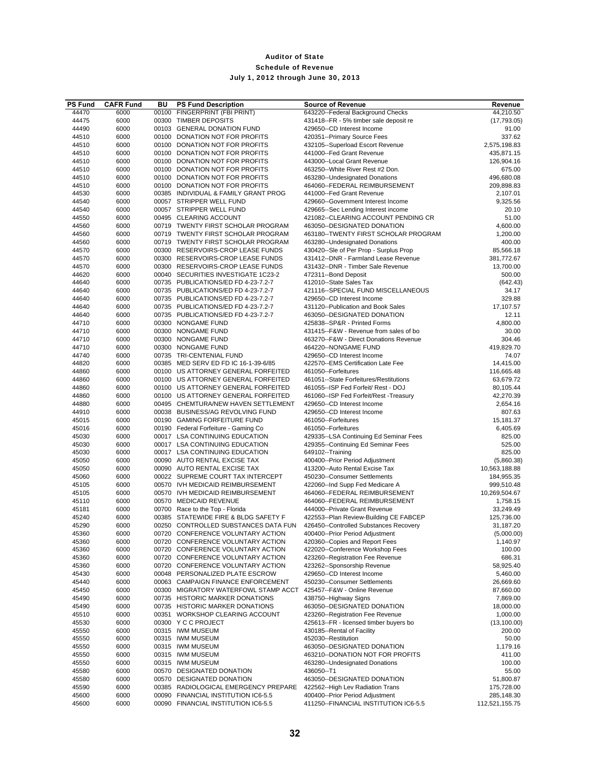# Auditor of State

## Schedule of Revenue

### July 1, 2012 through June 30, 2013

| PS Fund | CAFR Fund | BU | PS Fund Description | Source of Revenue | Revenue |
|---|---|---|---|---|---|
| 44470 | 6000 | 00100 | FINGERPRINT (FBI PRINT) | 643220--Federal Background Checks | 44,210.50 |
| 44475 | 6000 | 00300 | TIMBER DEPOSITS | 431418--FR - 5% timber sale deposit re | (17,793.05) |
| 44490 | 6000 | 00103 | GENERAL DONATION FUND | 429650--CD Interest Income | 91.00 |
| 44510 | 6000 | 00100 | DONATION NOT FOR PROFITS | 420351--Primary Source Fees | 337.62 |
| 44510 | 6000 | 00100 | DONATION NOT FOR PROFITS | 432105--Superload Escort Revenue | 2,575,198.83 |
| 44510 | 6000 | 00100 | DONATION NOT FOR PROFITS | 441000--Fed Grant Revenue | 435,871.15 |
| 44510 | 6000 | 00100 | DONATION NOT FOR PROFITS | 443000--Local Grant Revenue | 126,904.16 |
| 44510 | 6000 | 00100 | DONATION NOT FOR PROFITS | 463250--White River Rest #2 Don. | 675.00 |
| 44510 | 6000 | 00100 | DONATION NOT FOR PROFITS | 463280--Undesignated Donations | 496,680.08 |
| 44510 | 6000 | 00100 | DONATION NOT FOR PROFITS | 464060--FEDERAL REIMBURSEMENT | 209,898.83 |
| 44530 | 6000 | 00385 | INDIVIDUAL & FAMILY GRANT PROG | 441000--Fed Grant Revenue | 2,107.01 |
| 44540 | 6000 | 00057 | STRIPPER WELL FUND | 429660--Government Interest Income | 9,325.56 |
| 44540 | 6000 | 00057 | STRIPPER WELL FUND | 429665--Sec Lending Interest income | 20.10 |
| 44550 | 6000 | 00495 | CLEARING ACCOUNT | 421082--CLEARING ACCOUNT PENDING CR | 51.00 |
| 44560 | 6000 | 00719 | TWENTY FIRST SCHOLAR PROGRAM | 463050--DESIGNATED DONATION | 4,600.00 |
| 44560 | 6000 | 00719 | TWENTY FIRST SCHOLAR PROGRAM | 463180--TWENTY FIRST SCHOLAR PROGRAM | 1,200.00 |
| 44560 | 6000 | 00719 | TWENTY FIRST SCHOLAR PROGRAM | 463280--Undesignated Donations | 400.00 |
| 44570 | 6000 | 00300 | RESERVOIRS-CROP LEASE FUNDS | 430420--Sle of Per Prop - Surplus Prop | 85,566.18 |
| 44570 | 6000 | 00300 | RESERVOIRS-CROP LEASE FUNDS | 431412--DNR - Farmland Lease Revenue | 381,772.67 |
| 44570 | 6000 | 00300 | RESERVOIRS-CROP LEASE FUNDS | 431432--DNR - Timber Sale Revenue | 13,700.00 |
| 44620 | 6000 | 00040 | SECURITIES INVESTIGATE 1C23-2 | 472311--Bond Deposit | 500.00 |
| 44640 | 6000 | 00735 | PUBLICATIONS/ED FD 4-23-7.2-7 | 412010--State Sales Tax | (642.43) |
| 44640 | 6000 | 00735 | PUBLICATIONS/ED FD 4-23-7.2-7 | 421116--SPECIAL FUND MISCELLANEOUS | 34.17 |
| 44640 | 6000 | 00735 | PUBLICATIONS/ED FD 4-23-7.2-7 | 429650--CD Interest Income | 329.88 |
| 44640 | 6000 | 00735 | PUBLICATIONS/ED FD 4-23-7.2-7 | 431120--Publication and Book Sales | 17,107.57 |
| 44640 | 6000 | 00735 | PUBLICATIONS/ED FD 4-23-7.2-7 | 463050--DESIGNATED DONATION | 12.11 |
| 44710 | 6000 | 00300 | NONGAME FUND | 425838--SP&R - Printed Forms | 4,800.00 |
| 44710 | 6000 | 00300 | NONGAME FUND | 431415--F&W - Revenue from sales of bo | 30.00 |
| 44710 | 6000 | 00300 | NONGAME FUND | 463270--F&W - Direct Donations Revenue | 304.46 |
| 44710 | 6000 | 00300 | NONGAME FUND | 464220--NONGAME FUND | 419,829.70 |
| 44740 | 6000 | 00735 | TRI-CENTENIAL FUND | 429650--CD Interest Income | 74.07 |
| 44820 | 6000 | 00385 | MED SERV ED FD IC 16-1-39-6/85 | 422570--EMS Certification Late Fee | 14,415.00 |
| 44860 | 6000 | 00100 | US ATTORNEY GENERAL FORFEITED | 461050--Forfeitures | 116,665.48 |
| 44860 | 6000 | 00100 | US ATTORNEY GENERAL FORFEITED | 461051--State Forfeitures/Restitutions | 63,679.72 |
| 44860 | 6000 | 00100 | US ATTORNEY GENERAL FORFEITED | 461055--ISP Fed Forfeit/ Rest - DOJ | 80,105.44 |
| 44860 | 6000 | 00100 | US ATTORNEY GENERAL FORFEITED | 461060--ISP Fed Forfeit/Rest -Treasury | 42,270.39 |
| 44880 | 6000 | 00495 | CHEMTURA/NEW HAVEN SETTLEMENT | 429650--CD Interest Income | 2,654.16 |
| 44910 | 6000 | 00038 | BUSINESS/AG REVOLVING FUND | 429650--CD Interest Income | 807.63 |
| 45015 | 6000 | 00190 | GAMING FORFEITURE FUND | 461050--Forfeitures | 15,181.37 |
| 45016 | 6000 | 00190 | Federal Forfeiture - Gaming Co | 461050--Forfeitures | 6,405.69 |
| 45030 | 6000 | 00017 | LSA CONTINUING EDUCATION | 429335--LSA Continuing Ed Seminar Fees | 825.00 |
| 45030 | 6000 | 00017 | LSA CONTINUING EDUCATION | 429355--Continuing Ed Seminar Fees | 525.00 |
| 45030 | 6000 | 00017 | LSA CONTINUING EDUCATION | 649102--Training | 825.00 |
| 45050 | 6000 | 00090 | AUTO RENTAL EXCISE TAX | 400400--Prior Period Adjustment | (5,860.38) |
| 45050 | 6000 | 00090 | AUTO RENTAL EXCISE TAX | 413200--Auto Rental Excise Tax | 10,563,188.88 |
| 45060 | 6000 | 00022 | SUPREME COURT TAX INTERCEPT | 450230--Consumer Settlements | 184,955.35 |
| 45105 | 6000 | 00570 | IVH MEDICAID REIMBURSEMENT | 422060--Ind Supp Fed Medicare A | 999,510.48 |
| 45105 | 6000 | 00570 | IVH MEDICAID REIMBURSEMENT | 464060--FEDERAL REIMBURSEMENT | 10,269,504.67 |
| 45110 | 6000 | 00570 | MEDICAID REVENUE | 464060--FEDERAL REIMBURSEMENT | 1,758.15 |
| 45181 | 6000 | 00700 | Race to the Top - Florida | 444000--Private Grant Revenue | 33,249.49 |
| 45240 | 6000 | 00385 | STATEWIDE FIRE & BLDG SAFETY F | 422553--Plan Review-Building CE FABCEP | 125,736.00 |
| 45290 | 6000 | 00250 | CONTROLLED SUBSTANCES DATA FUN | 426450--Controlled Substances Recovery | 31,187.20 |
| 45360 | 6000 | 00720 | CONFERENCE VOLUNTARY ACTION | 400400--Prior Period Adjustment | (5,000.00) |
| 45360 | 6000 | 00720 | CONFERENCE VOLUNTARY ACTION | 420360--Copies and Report Fees | 1,140.97 |
| 45360 | 6000 | 00720 | CONFERENCE VOLUNTARY ACTION | 422020--Conference Workshop Fees | 100.00 |
| 45360 | 6000 | 00720 | CONFERENCE VOLUNTARY ACTION | 423260--Registration Fee Revenue | 686.31 |
| 45360 | 6000 | 00720 | CONFERENCE VOLUNTARY ACTION | 423262--Sponsorship Revenue | 58,925.40 |
| 45430 | 6000 | 00048 | PERSONALIZED PLATE ESCROW | 429650--CD Interest Income | 5,460.00 |
| 45440 | 6000 | 00063 | CAMPAIGN FINANCE ENFORCEMENT | 450230--Consumer Settlements | 26,669.60 |
| 45450 | 6000 | 00300 | MIGRATORY WATERFOWL STAMP ACCT | 425457--F&W - Online Revenue | 87,660.00 |
| 45490 | 6000 | 00735 | HISTORIC MARKER DONATIONS | 438750--Highway Signs | 7,869.00 |
| 45490 | 6000 | 00735 | HISTORIC MARKER DONATIONS | 463050--DESIGNATED DONATION | 18,000.00 |
| 45510 | 6000 | 00351 | WORKSHOP CLEARING ACCOUNT | 423260--Registration Fee Revenue | 1,000.00 |
| 45530 | 6000 | 00300 | Y C C PROJECT | 425613--FR - licensed timber buyers bo | (13,100.00) |
| 45550 | 6000 | 00315 | IWM MUSEUM | 430185--Rental of Facility | 200.00 |
| 45550 | 6000 | 00315 | IWM MUSEUM | 452030--Restitution | 50.00 |
| 45550 | 6000 | 00315 | IWM MUSEUM | 463050--DESIGNATED DONATION | 1,179.16 |
| 45550 | 6000 | 00315 | IWM MUSEUM | 463210--DONATION NOT FOR PROFITS | 411.00 |
| 45550 | 6000 | 00315 | IWM MUSEUM | 463280--Undesignated Donations | 100.00 |
| 45580 | 6000 | 00570 | DESIGNATED DONATION | 436050--T1 | 55.00 |
| 45580 | 6000 | 00570 | DESIGNATED DONATION | 463050--DESIGNATED DONATION | 51,800.87 |
| 45590 | 6000 | 00385 | RADIOLOGICAL EMERGENCY PREPARE | 422562--High Lev Radiation Trans | 175,728.00 |
| 45600 | 6000 | 00090 | FINANCIAL INSTITUTION IC6-5.5 | 400400--Prior Period Adjustment | 285,148.30 |
| 45600 | 6000 | 00090 | FINANCIAL INSTITUTION IC6-5.5 | 411250--FINANCIAL INSTITUTION IC6-5.5 | 112,521,155.75 |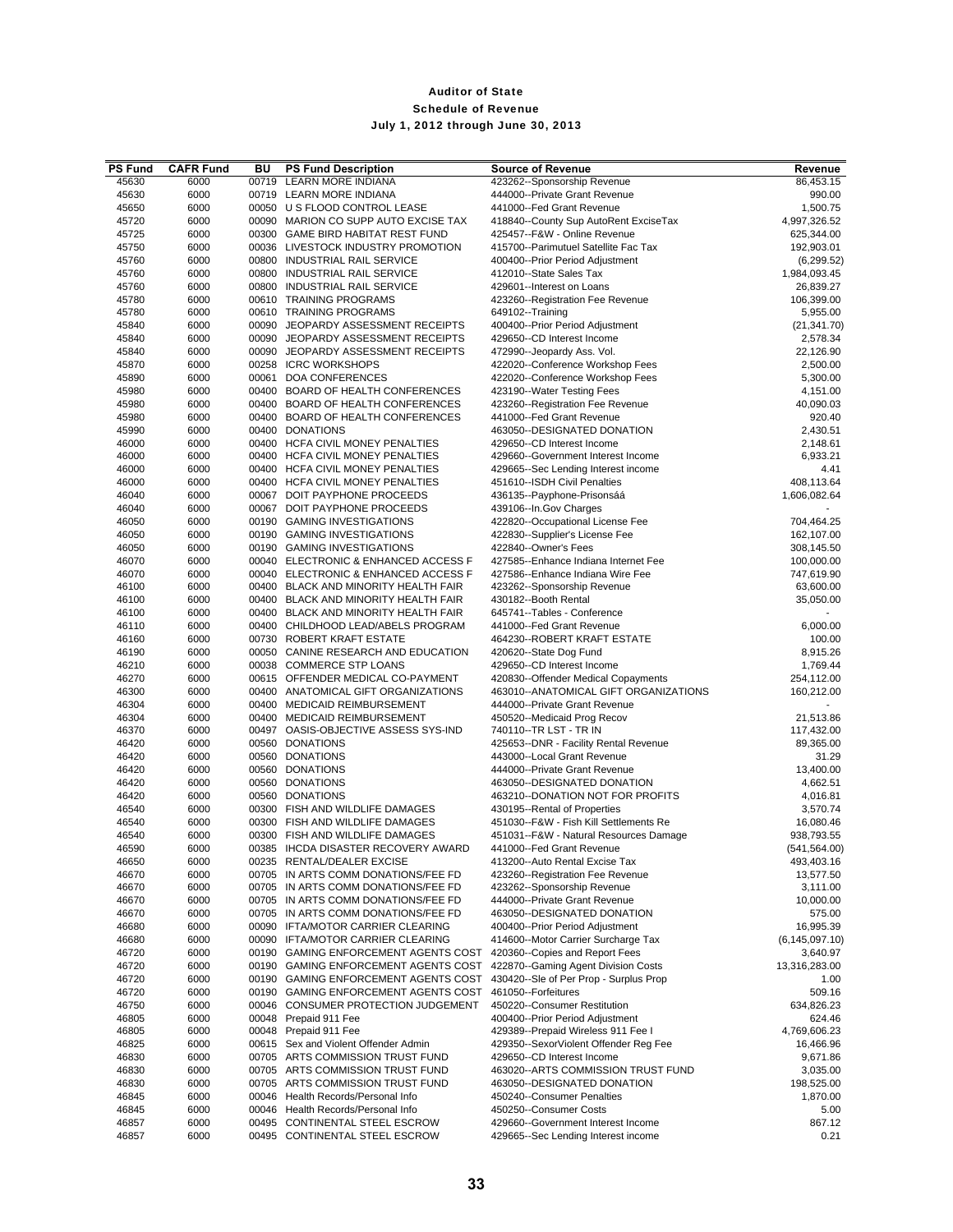# Auditor of State

## Schedule of Revenue

### July 1, 2012 through June 30, 2013

| PS Fund | CAFR Fund | BU | PS Fund Description | Source of Revenue | Revenue |
|---|---|---|---|---|---|
| 45630 | 6000 | 00719 | LEARN MORE INDIANA | 423262--Sponsorship Revenue | 86,453.15 |
| 45630 | 6000 | 00719 | LEARN MORE INDIANA | 444000--Private Grant Revenue | 990.00 |
| 45650 | 6000 | 00050 | U S FLOOD CONTROL LEASE | 441000--Fed Grant Revenue | 1,500.75 |
| 45720 | 6000 | 00090 | MARION CO SUPP AUTO EXCISE TAX | 418840--County Sup AutoRent ExciseTax | 4,997,326.52 |
| 45725 | 6000 | 00300 | GAME BIRD HABITAT REST FUND | 425457--F&W - Online Revenue | 625,344.00 |
| 45750 | 6000 | 00036 | LIVESTOCK INDUSTRY PROMOTION | 415700--Parimutuel Satellite Fac Tax | 192,903.01 |
| 45760 | 6000 | 00800 | INDUSTRIAL RAIL SERVICE | 400400--Prior Period Adjustment | (6,299.52) |
| 45760 | 6000 | 00800 | INDUSTRIAL RAIL SERVICE | 412010--State Sales Tax | 1,984,093.45 |
| 45760 | 6000 | 00800 | INDUSTRIAL RAIL SERVICE | 429601--Interest on Loans | 26,839.27 |
| 45780 | 6000 | 00610 | TRAINING PROGRAMS | 423260--Registration Fee Revenue | 106,399.00 |
| 45780 | 6000 | 00610 | TRAINING PROGRAMS | 649102--Training | 5,955.00 |
| 45840 | 6000 | 00090 | JEOPARDY ASSESSMENT RECEIPTS | 400400--Prior Period Adjustment | (21,341.70) |
| 45840 | 6000 | 00090 | JEOPARDY ASSESSMENT RECEIPTS | 429650--CD Interest Income | 2,578.34 |
| 45840 | 6000 | 00090 | JEOPARDY ASSESSMENT RECEIPTS | 472990--Jeopardy Ass. Vol. | 22,126.90 |
| 45870 | 6000 | 00258 | ICRC WORKSHOPS | 422020--Conference Workshop Fees | 2,500.00 |
| 45890 | 6000 | 00061 | DOA CONFERENCES | 422020--Conference Workshop Fees | 5,300.00 |
| 45980 | 6000 | 00400 | BOARD OF HEALTH CONFERENCES | 423190--Water Testing Fees | 4,151.00 |
| 45980 | 6000 | 00400 | BOARD OF HEALTH CONFERENCES | 423260--Registration Fee Revenue | 40,090.03 |
| 45980 | 6000 | 00400 | BOARD OF HEALTH CONFERENCES | 441000--Fed Grant Revenue | 920.40 |
| 45990 | 6000 | 00400 | DONATIONS | 463050--DESIGNATED DONATION | 2,430.51 |
| 46000 | 6000 | 00400 | HCFA CIVIL MONEY PENALTIES | 429650--CD Interest Income | 2,148.61 |
| 46000 | 6000 | 00400 | HCFA CIVIL MONEY PENALTIES | 429660--Government Interest Income | 6,933.21 |
| 46000 | 6000 | 00400 | HCFA CIVIL MONEY PENALTIES | 429665--Sec Lending Interest income | 4.41 |
| 46000 | 6000 | 00400 | HCFA CIVIL MONEY PENALTIES | 451610--ISDH Civil Penalties | 408,113.64 |
| 46040 | 6000 | 00067 | DOIT PAYPHONE PROCEEDS | 436135--Payphone-Prisonsáá | 1,606,082.64 |
| 46040 | 6000 | 00067 | DOIT PAYPHONE PROCEEDS | 439106--In.Gov Charges | - |
| 46050 | 6000 | 00190 | GAMING INVESTIGATIONS | 422820--Occupational License Fee | 704,464.25 |
| 46050 | 6000 | 00190 | GAMING INVESTIGATIONS | 422830--Supplier's License Fee | 162,107.00 |
| 46050 | 6000 | 00190 | GAMING INVESTIGATIONS | 422840--Owner's Fees | 308,145.50 |
| 46070 | 6000 | 00040 | ELECTRONIC & ENHANCED ACCESS F | 427585--Enhance Indiana Internet Fee | 100,000.00 |
| 46070 | 6000 | 00040 | ELECTRONIC & ENHANCED ACCESS F | 427586--Enhance Indiana Wire Fee | 747,619.90 |
| 46100 | 6000 | 00400 | BLACK AND MINORITY HEALTH FAIR | 423262--Sponsorship Revenue | 63,600.00 |
| 46100 | 6000 | 00400 | BLACK AND MINORITY HEALTH FAIR | 430182--Booth Rental | 35,050.00 |
| 46100 | 6000 | 00400 | BLACK AND MINORITY HEALTH FAIR | 645741--Tables - Conference | - |
| 46110 | 6000 | 00400 | CHILDHOOD LEAD/ABELS PROGRAM | 441000--Fed Grant Revenue | 6,000.00 |
| 46160 | 6000 | 00730 | ROBERT KRAFT ESTATE | 464230--ROBERT KRAFT ESTATE | 100.00 |
| 46190 | 6000 | 00050 | CANINE RESEARCH AND EDUCATION | 420620--State Dog Fund | 8,915.26 |
| 46210 | 6000 | 00038 | COMMERCE STP LOANS | 429650--CD Interest Income | 1,769.44 |
| 46270 | 6000 | 00615 | OFFENDER MEDICAL CO-PAYMENT | 420830--Offender Medical Copayments | 254,112.00 |
| 46300 | 6000 | 00400 | ANATOMICAL GIFT ORGANIZATIONS | 463010--ANATOMICAL GIFT ORGANIZATIONS | 160,212.00 |
| 46304 | 6000 | 00400 | MEDICAID REIMBURSEMENT | 444000--Private Grant Revenue | - |
| 46304 | 6000 | 00400 | MEDICAID REIMBURSEMENT | 450520--Medicaid Prog Recov | 21,513.86 |
| 46370 | 6000 | 00497 | OASIS-OBJECTIVE ASSESS SYS-IND | 740110--TR LST - TR IN | 117,432.00 |
| 46420 | 6000 | 00560 | DONATIONS | 425653--DNR - Facility Rental Revenue | 89,365.00 |
| 46420 | 6000 | 00560 | DONATIONS | 443000--Local Grant Revenue | 31.29 |
| 46420 | 6000 | 00560 | DONATIONS | 444000--Private Grant Revenue | 13,400.00 |
| 46420 | 6000 | 00560 | DONATIONS | 463050--DESIGNATED DONATION | 4,662.51 |
| 46420 | 6000 | 00560 | DONATIONS | 463210--DONATION NOT FOR PROFITS | 4,016.81 |
| 46540 | 6000 | 00300 | FISH AND WILDLIFE DAMAGES | 430195--Rental of Properties | 3,570.74 |
| 46540 | 6000 | 00300 | FISH AND WILDLIFE DAMAGES | 451030--F&W - Fish Kill Settlements Re | 16,080.46 |
| 46540 | 6000 | 00300 | FISH AND WILDLIFE DAMAGES | 451031--F&W - Natural Resources Damage | 938,793.55 |
| 46590 | 6000 | 00385 | IHCDA DISASTER RECOVERY AWARD | 441000--Fed Grant Revenue | (541,564.00) |
| 46650 | 6000 | 00235 | RENTAL/DEALER EXCISE | 413200--Auto Rental Excise Tax | 493,403.16 |
| 46670 | 6000 | 00705 | IN ARTS COMM DONATIONS/FEE FD | 423260--Registration Fee Revenue | 13,577.50 |
| 46670 | 6000 | 00705 | IN ARTS COMM DONATIONS/FEE FD | 423262--Sponsorship Revenue | 3,111.00 |
| 46670 | 6000 | 00705 | IN ARTS COMM DONATIONS/FEE FD | 444000--Private Grant Revenue | 10,000.00 |
| 46670 | 6000 | 00705 | IN ARTS COMM DONATIONS/FEE FD | 463050--DESIGNATED DONATION | 575.00 |
| 46680 | 6000 | 00090 | IFTA/MOTOR CARRIER CLEARING | 400400--Prior Period Adjustment | 16,995.39 |
| 46680 | 6000 | 00090 | IFTA/MOTOR CARRIER CLEARING | 414600--Motor Carrier Surcharge Tax | (6,145,097.10) |
| 46720 | 6000 | 00190 | GAMING ENFORCEMENT AGENTS COST | 420360--Copies and Report Fees | 3,640.97 |
| 46720 | 6000 | 00190 | GAMING ENFORCEMENT AGENTS COST | 422870--Gaming Agent Division Costs | 13,316,283.00 |
| 46720 | 6000 | 00190 | GAMING ENFORCEMENT AGENTS COST | 430420--Sle of Per Prop - Surplus Prop | 1.00 |
| 46720 | 6000 | 00190 | GAMING ENFORCEMENT AGENTS COST | 461050--Forfeitures | 509.16 |
| 46750 | 6000 | 00046 | CONSUMER PROTECTION JUDGEMENT | 450220--Consumer Restitution | 634,826.23 |
| 46805 | 6000 | 00048 | Prepaid 911 Fee | 400400--Prior Period Adjustment | 624.46 |
| 46805 | 6000 | 00048 | Prepaid 911 Fee | 429389--Prepaid Wireless 911 Fee I | 4,769,606.23 |
| 46825 | 6000 | 00615 | Sex and Violent Offender Admin | 429350--SexorViolent Offender Reg Fee | 16,466.96 |
| 46830 | 6000 | 00705 | ARTS COMMISSION TRUST FUND | 429650--CD Interest Income | 9,671.86 |
| 46830 | 6000 | 00705 | ARTS COMMISSION TRUST FUND | 463020--ARTS COMMISSION TRUST FUND | 3,035.00 |
| 46830 | 6000 | 00705 | ARTS COMMISSION TRUST FUND | 463050--DESIGNATED DONATION | 198,525.00 |
| 46845 | 6000 | 00046 | Health Records/Personal Info | 450240--Consumer Penalties | 1,870.00 |
| 46845 | 6000 | 00046 | Health Records/Personal Info | 450250--Consumer Costs | 5.00 |
| 46857 | 6000 | 00495 | CONTINENTAL STEEL ESCROW | 429660--Government Interest Income | 867.12 |
| 46857 | 6000 | 00495 | CONTINENTAL STEEL ESCROW | 429665--Sec Lending Interest income | 0.21 |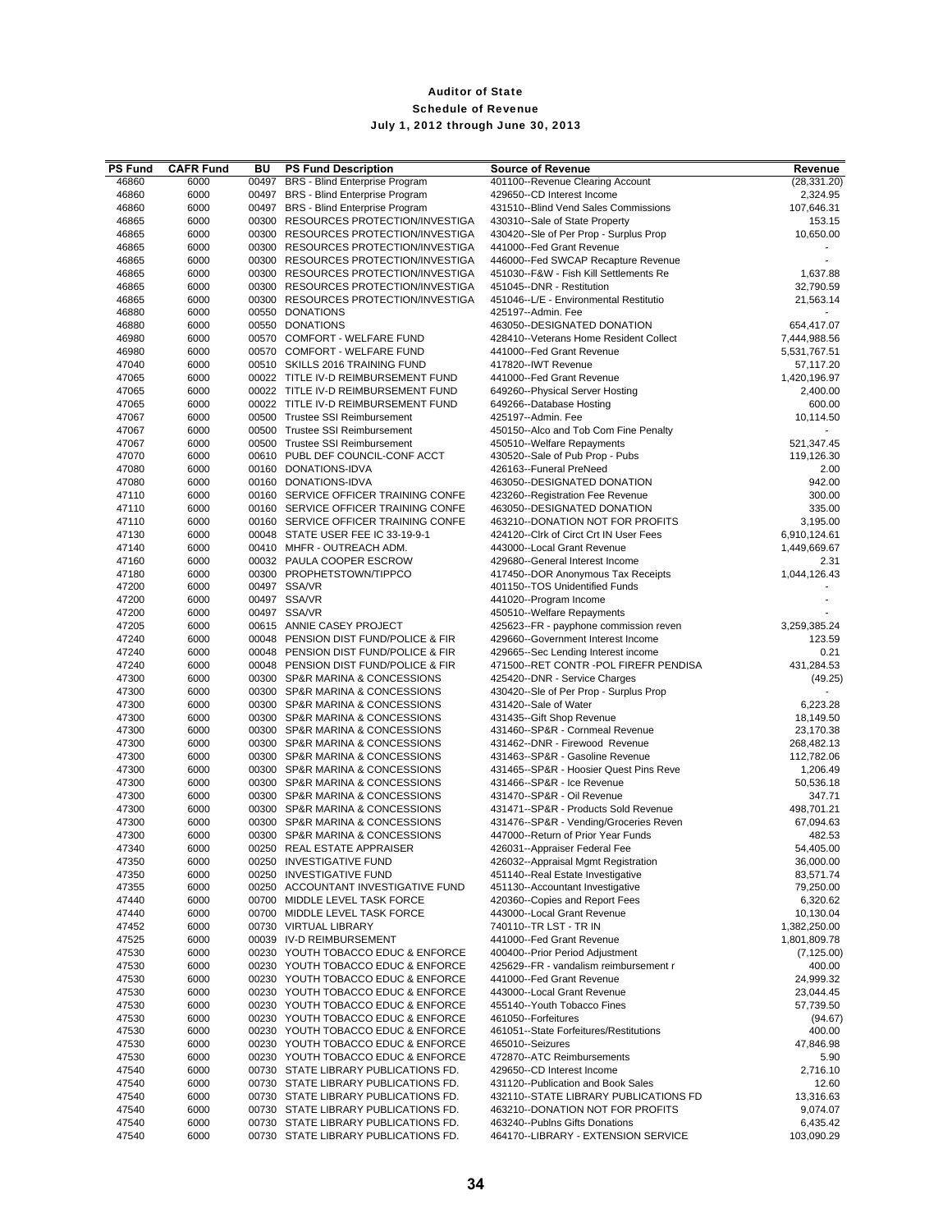# Auditor of State

## Schedule of Revenue

### July 1, 2012 through June 30, 2013

| PS Fund | CAFR Fund | BU | PS Fund Description | Source of Revenue | Revenue |
|---|---|---|---|---|---|
| 46860 | 6000 | 00497 | BRS - Blind Enterprise Program | 401100--Revenue Clearing Account | (28,331.20) |
| 46860 | 6000 | 00497 | BRS - Blind Enterprise Program | 429650--CD Interest Income | 2,324.95 |
| 46860 | 6000 | 00497 | BRS - Blind Enterprise Program | 431510--Blind Vend Sales Commissions | 107,646.31 |
| 46865 | 6000 | 00300 | RESOURCES PROTECTION/INVESTIGA | 430310--Sale of State Property | 153.15 |
| 46865 | 6000 | 00300 | RESOURCES PROTECTION/INVESTIGA | 430420--Sle of Per Prop - Surplus Prop | 10,650.00 |
| 46865 | 6000 | 00300 | RESOURCES PROTECTION/INVESTIGA | 441000--Fed Grant Revenue | - |
| 46865 | 6000 | 00300 | RESOURCES PROTECTION/INVESTIGA | 446000--Fed SWCAP Recapture Revenue | - |
| 46865 | 6000 | 00300 | RESOURCES PROTECTION/INVESTIGA | 451030--F&W - Fish Kill Settlements Re | 1,637.88 |
| 46865 | 6000 | 00300 | RESOURCES PROTECTION/INVESTIGA | 451045--DNR - Restitution | 32,790.59 |
| 46865 | 6000 | 00300 | RESOURCES PROTECTION/INVESTIGA | 451046--L/E - Environmental Restitutio | 21,563.14 |
| 46880 | 6000 | 00550 | DONATIONS | 425197--Admin. Fee | - |
| 46880 | 6000 | 00550 | DONATIONS | 463050--DESIGNATED DONATION | 654,417.07 |
| 46980 | 6000 | 00570 | COMFORT - WELFARE FUND | 428410--Veterans Home Resident Collect | 7,444,988.56 |
| 46980 | 6000 | 00570 | COMFORT - WELFARE FUND | 441000--Fed Grant Revenue | 5,531,767.51 |
| 47040 | 6000 | 00510 | SKILLS 2016 TRAINING FUND | 417820--IWT Revenue | 57,117.20 |
| 47065 | 6000 | 00022 | TITLE IV-D REIMBURSEMENT FUND | 441000--Fed Grant Revenue | 1,420,196.97 |
| 47065 | 6000 | 00022 | TITLE IV-D REIMBURSEMENT FUND | 649260--Physical Server Hosting | 2,400.00 |
| 47065 | 6000 | 00022 | TITLE IV-D REIMBURSEMENT FUND | 649266--Database Hosting | 600.00 |
| 47067 | 6000 | 00500 | Trustee SSI Reimbursement | 425197--Admin. Fee | 10,114.50 |
| 47067 | 6000 | 00500 | Trustee SSI Reimbursement | 450150--Alco and Tob Com Fine Penalty | - |
| 47067 | 6000 | 00500 | Trustee SSI Reimbursement | 450510--Welfare Repayments | 521,347.45 |
| 47070 | 6000 | 00610 | PUBL DEF COUNCIL-CONF ACCT | 430520--Sale of Pub Prop - Pubs | 119,126.30 |
| 47080 | 6000 | 00160 | DONATIONS-IDVA | 426163--Funeral PreNeed | 2.00 |
| 47080 | 6000 | 00160 | DONATIONS-IDVA | 463050--DESIGNATED DONATION | 942.00 |
| 47110 | 6000 | 00160 | SERVICE OFFICER TRAINING CONFE | 423260--Registration Fee Revenue | 300.00 |
| 47110 | 6000 | 00160 | SERVICE OFFICER TRAINING CONFE | 463050--DESIGNATED DONATION | 335.00 |
| 47110 | 6000 | 00160 | SERVICE OFFICER TRAINING CONFE | 463210--DONATION NOT FOR PROFITS | 3,195.00 |
| 47130 | 6000 | 00048 | STATE USER FEE IC 33-19-9-1 | 424120--Clrk of Circt Crt IN User Fees | 6,910,124.61 |
| 47140 | 6000 | 00410 | MHFR - OUTREACH ADM. | 443000--Local Grant Revenue | 1,449,669.67 |
| 47160 | 6000 | 00032 | PAULA COOPER ESCROW | 429680--General Interest Income | 2.31 |
| 47180 | 6000 | 00300 | PROPHETSTOWN/TIPPCO | 417450--DOR Anonymous Tax Receipts | 1,044,126.43 |
| 47200 | 6000 | 00497 | SSA/VR | 401150--TOS Unidentified Funds | - |
| 47200 | 6000 | 00497 | SSA/VR | 441020--Program Income | - |
| 47200 | 6000 | 00497 | SSA/VR | 450510--Welfare Repayments | - |
| 47205 | 6000 | 00615 | ANNIE CASEY PROJECT | 425623--FR - payphone commission reven | 3,259,385.24 |
| 47240 | 6000 | 00048 | PENSION DIST FUND/POLICE & FIR | 429660--Government Interest Income | 123.59 |
| 47240 | 6000 | 00048 | PENSION DIST FUND/POLICE & FIR | 429665--Sec Lending Interest income | 0.21 |
| 47240 | 6000 | 00048 | PENSION DIST FUND/POLICE & FIR | 471500--RET CONTR -POL FIREFR PENDISA | 431,284.53 |
| 47300 | 6000 | 00300 | SP&R MARINA & CONCESSIONS | 425420--DNR - Service Charges | (49.25) |
| 47300 | 6000 | 00300 | SP&R MARINA & CONCESSIONS | 430420--Sle of Per Prop - Surplus Prop | - |
| 47300 | 6000 | 00300 | SP&R MARINA & CONCESSIONS | 431420--Sale of Water | 6,223.28 |
| 47300 | 6000 | 00300 | SP&R MARINA & CONCESSIONS | 431435--Gift Shop Revenue | 18,149.50 |
| 47300 | 6000 | 00300 | SP&R MARINA & CONCESSIONS | 431460--SP&R - Cornmeal Revenue | 23,170.38 |
| 47300 | 6000 | 00300 | SP&R MARINA & CONCESSIONS | 431462--DNR - Firewood Revenue | 268,482.13 |
| 47300 | 6000 | 00300 | SP&R MARINA & CONCESSIONS | 431463--SP&R - Gasoline Revenue | 112,782.06 |
| 47300 | 6000 | 00300 | SP&R MARINA & CONCESSIONS | 431465--SP&R - Hoosier Quest Pins Reve | 1,206.49 |
| 47300 | 6000 | 00300 | SP&R MARINA & CONCESSIONS | 431466--SP&R - Ice Revenue | 50,536.18 |
| 47300 | 6000 | 00300 | SP&R MARINA & CONCESSIONS | 431470--SP&R - Oil Revenue | 347.71 |
| 47300 | 6000 | 00300 | SP&R MARINA & CONCESSIONS | 431471--SP&R - Products Sold Revenue | 498,701.21 |
| 47300 | 6000 | 00300 | SP&R MARINA & CONCESSIONS | 431476--SP&R - Vending/Groceries Reven | 67,094.63 |
| 47300 | 6000 | 00300 | SP&R MARINA & CONCESSIONS | 447000--Return of Prior Year Funds | 482.53 |
| 47340 | 6000 | 00250 | REAL ESTATE APPRAISER | 426031--Appraiser Federal Fee | 54,405.00 |
| 47350 | 6000 | 00250 | INVESTIGATIVE FUND | 426032--Appraisal Mgmt Registration | 36,000.00 |
| 47350 | 6000 | 00250 | INVESTIGATIVE FUND | 451140--Real Estate Investigative | 83,571.74 |
| 47355 | 6000 | 00250 | ACCOUNTANT INVESTIGATIVE FUND | 451130--Accountant Investigative | 79,250.00 |
| 47440 | 6000 | 00700 | MIDDLE LEVEL TASK FORCE | 420360--Copies and Report Fees | 6,320.62 |
| 47440 | 6000 | 00700 | MIDDLE LEVEL TASK FORCE | 443000--Local Grant Revenue | 10,130.04 |
| 47452 | 6000 | 00730 | VIRTUAL LIBRARY | 740110--TR LST - TR IN | 1,382,250.00 |
| 47525 | 6000 | 00039 | IV-D REIMBURSEMENT | 441000--Fed Grant Revenue | 1,801,809.78 |
| 47530 | 6000 | 00230 | YOUTH TOBACCO EDUC & ENFORCE | 400400--Prior Period Adjustment | (7,125.00) |
| 47530 | 6000 | 00230 | YOUTH TOBACCO EDUC & ENFORCE | 425629--FR - vandalism reimbursement r | 400.00 |
| 47530 | 6000 | 00230 | YOUTH TOBACCO EDUC & ENFORCE | 441000--Fed Grant Revenue | 24,999.32 |
| 47530 | 6000 | 00230 | YOUTH TOBACCO EDUC & ENFORCE | 443000--Local Grant Revenue | 23,044.45 |
| 47530 | 6000 | 00230 | YOUTH TOBACCO EDUC & ENFORCE | 455140--Youth Tobacco Fines | 57,739.50 |
| 47530 | 6000 | 00230 | YOUTH TOBACCO EDUC & ENFORCE | 461050--Forfeitures | (94.67) |
| 47530 | 6000 | 00230 | YOUTH TOBACCO EDUC & ENFORCE | 461051--State Forfeitures/Restitutions | 400.00 |
| 47530 | 6000 | 00230 | YOUTH TOBACCO EDUC & ENFORCE | 465010--Seizures | 47,846.98 |
| 47530 | 6000 | 00230 | YOUTH TOBACCO EDUC & ENFORCE | 472870--ATC Reimbursements | 5.90 |
| 47540 | 6000 | 00730 | STATE LIBRARY PUBLICATIONS FD. | 429650--CD Interest Income | 2,716.10 |
| 47540 | 6000 | 00730 | STATE LIBRARY PUBLICATIONS FD. | 431120--Publication and Book Sales | 12.60 |
| 47540 | 6000 | 00730 | STATE LIBRARY PUBLICATIONS FD. | 432110--STATE LIBRARY PUBLICATIONS FD | 13,316.63 |
| 47540 | 6000 | 00730 | STATE LIBRARY PUBLICATIONS FD. | 463210--DONATION NOT FOR PROFITS | 9,074.07 |
| 47540 | 6000 | 00730 | STATE LIBRARY PUBLICATIONS FD. | 463240--Publns Gifts Donations | 6,435.42 |
| 47540 | 6000 | 00730 | STATE LIBRARY PUBLICATIONS FD. | 464170--LIBRARY - EXTENSION SERVICE | 103,090.29 |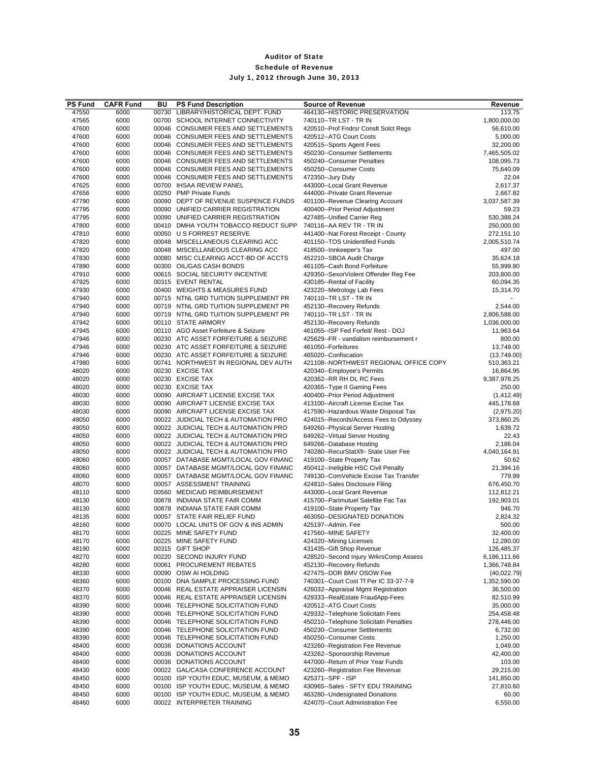# Auditor of State

## Schedule of Revenue

### July 1, 2012 through June 30, 2013

| PS Fund | CAFR Fund | BU | PS Fund Description | Source of Revenue | Revenue |
|---|---|---|---|---|---|
| 47550 | 6000 | 00730 | LIBRARY/HISTORICAL DEPT. FUND | 464130--HISTORIC PRESERVATION | 113.75 |
| 47565 | 6000 | 00700 | SCHOOL INTERNET CONNECTIVITY | 740110--TR LST - TR IN | 1,800,000.00 |
| 47600 | 6000 | 00046 | CONSUMER FEES AND SETTLEMENTS | 420510--Prof Fndrsr Conslt Solct Regs | 56,610.00 |
| 47600 | 6000 | 00046 | CONSUMER FEES AND SETTLEMENTS | 420512--ATG Court Costs | 5,000.00 |
| 47600 | 6000 | 00046 | CONSUMER FEES AND SETTLEMENTS | 420515--Sports Agent Fees | 32,200.00 |
| 47600 | 6000 | 00046 | CONSUMER FEES AND SETTLEMENTS | 450230--Consumer Settlements | 7,465,505.02 |
| 47600 | 6000 | 00046 | CONSUMER FEES AND SETTLEMENTS | 450240--Consumer Penalties | 108,095.73 |
| 47600 | 6000 | 00046 | CONSUMER FEES AND SETTLEMENTS | 450250--Consumer Costs | 75,640.09 |
| 47600 | 6000 | 00046 | CONSUMER FEES AND SETTLEMENTS | 472350--Jury Duty | 22.04 |
| 47625 | 6000 | 00700 | IHSAA REVIEW PANEL | 443000--Local Grant Revenue | 2,617.37 |
| 47656 | 6000 | 00250 | PMP Private Funds | 444000--Private Grant Revenue | 2,667.82 |
| 47790 | 6000 | 00090 | DEPT OF REVENUE SUSPENCE FUNDS | 401100--Revenue Clearing Account | 3,037,587.39 |
| 47795 | 6000 | 00090 | UNIFIED CARRIER REGISTRATION | 400400--Prior Period Adjustment | 59.23 |
| 47795 | 6000 | 00090 | UNIFIED CARRIER REGISTRATION | 427485--Unified Carrier Reg | 530,388.24 |
| 47800 | 6000 | 00410 | DMHA YOUTH TOBACCO REDUCT SUPP | 740116--AA REV TR - TR IN | 250,000.00 |
| 47810 | 6000 | 00050 | U S FORREST RESERVE | 441400--Nat Forest Receipt - County | 272,151.10 |
| 47820 | 6000 | 00048 | MISCELLANEOUS CLEARING ACC | 401150--TOS Unidentified Funds | 2,005,510.74 |
| 47820 | 6000 | 00048 | MISCELLANEOUS CLEARING ACC | 418500--Innkeeper's Tax | 497.00 |
| 47830 | 6000 | 00080 | MISC CLEARING ACCT-BD OF ACCTS | 452210--SBOA Audit Charge | 35,624.18 |
| 47890 | 6000 | 00300 | OIL/GAS CASH BONDS | 461105--Cash Bond Forfeiture | 55,999.80 |
| 47910 | 6000 | 00615 | SOCIAL SECURITY INCENTIVE | 429350--SexorViolent Offender Reg Fee | 203,800.00 |
| 47925 | 6000 | 00315 | EVENT RENTAL | 430185--Rental of Facility | 60,094.35 |
| 47930 | 6000 | 00400 | WEIGHTS & MEASURES FUND | 423220--Metrology Lab Fees | 15,314.70 |
| 47940 | 6000 | 00715 | NTNL GRD TUITION SUPPLEMENT PR | 740110--TR LST - TR IN | - |
| 47940 | 6000 | 00719 | NTNL GRD TUITION SUPPLEMENT PR | 452130--Recovery Refunds | 2,544.00 |
| 47940 | 6000 | 00719 | NTNL GRD TUITION SUPPLEMENT PR | 740110--TR LST - TR IN | 2,806,588.00 |
| 47942 | 6000 | 00110 | STATE ARMORY | 452130--Recovery Refunds | 1,036,000.00 |
| 47945 | 6000 | 00110 | AGO Asset Forfeiture & Seizure | 461055--ISP Fed Forfeit/ Rest - DOJ | 11,963.64 |
| 47946 | 6000 | 00230 | ATC ASSET FORFEITURE & SEIZURE | 425629--FR - vandalism reimbursement r | 800.00 |
| 47946 | 6000 | 00230 | ATC ASSET FORFEITURE & SEIZURE | 461050--Forfeitures | 13,749.00 |
| 47946 | 6000 | 00230 | ATC ASSET FORFEITURE & SEIZURE | 465020--Confiscation | (13,749.00) |
| 47980 | 6000 | 00741 | NORTHWEST IN REGIONAL DEV AUTH | 421108--NORTHWEST REGIONAL OFFICE COPY | 510,363.21 |
| 48020 | 6000 | 00230 | EXCISE TAX | 420340--Employee's Permits | 16,864.95 |
| 48020 | 6000 | 00230 | EXCISE TAX | 420362--RR RH DL RC Fees | 9,387,978.25 |
| 48020 | 6000 | 00230 | EXCISE TAX | 420365--Type II Gaming Fees | 250.00 |
| 48030 | 6000 | 00090 | AIRCRAFT LICENSE EXCISE TAX | 400400--Prior Period Adjustment | (1,412.49) |
| 48030 | 6000 | 00090 | AIRCRAFT LICENSE EXCISE TAX | 413100--Aircraft License Excise Tax | 445,178.68 |
| 48030 | 6000 | 00090 | AIRCRAFT LICENSE EXCISE TAX | 417590--Hazardous Waste Disposal Tax | (2,975.20) |
| 48050 | 6000 | 00022 | JUDICIAL TECH & AUTOMATION PRO | 424015--Records/Access Fees to Odyssey | 373,860.25 |
| 48050 | 6000 | 00022 | JUDICIAL TECH & AUTOMATION PRO | 649260--Physical Server Hosting | 1,639.72 |
| 48050 | 6000 | 00022 | JUDICIAL TECH & AUTOMATION PRO | 649262--Virtual Server Hosting | 22.43 |
| 48050 | 6000 | 00022 | JUDICIAL TECH & AUTOMATION PRO | 649266--Database Hosting | 2,186.04 |
| 48050 | 6000 | 00022 | JUDICIAL TECH & AUTOMATION PRO | 740280--RecurStatXfr- State User Fee | 4,040,164.91 |
| 48060 | 6000 | 00057 | DATABASE MGMT/LOCAL GOV FINANC | 419100--State Property Tax | 50.62 |
| 48060 | 6000 | 00057 | DATABASE MGMT/LOCAL GOV FINANC | 450412--Ineligible HSC Civil Penalty | 21,394.16 |
| 48060 | 6000 | 00057 | DATABASE MGMT/LOCAL GOV FINANC | 749130--ComVehicle Excise Tax Transfer | 779.99 |
| 48070 | 6000 | 00057 | ASSESSMENT TRAINING | 424810--Sales Disclosure Filing | 676,450.70 |
| 48110 | 6000 | 00560 | MEDICAID REIMBURSEMENT | 443000--Local Grant Revenue | 112,812.21 |
| 48130 | 6000 | 00878 | INDIANA STATE FAIR COMM | 415700--Parimutuel Satellite Fac Tax | 192,903.01 |
| 48130 | 6000 | 00878 | INDIANA STATE FAIR COMM | 419100--State Property Tax | 946.70 |
| 48135 | 6000 | 00057 | STATE FAIR RELIEF FUND | 463050--DESIGNATED DONATION | 2,824.32 |
| 48160 | 6000 | 00070 | LOCAL UNITS OF GOV & INS ADMIN | 425197--Admin. Fee | 500.00 |
| 48170 | 6000 | 00225 | MINE SAFETY FUND | 417560--MINE SAFETY | 32,400.00 |
| 48170 | 6000 | 00225 | MINE SAFETY FUND | 424320--Mining Licenses | 12,280.00 |
| 48190 | 6000 | 00315 | GIFT SHOP | 431435--Gift Shop Revenue | 126,485.37 |
| 48270 | 6000 | 00220 | SECOND INJURY FUND | 428520--Second Injury WrkrsComp Assess | 6,186,111.66 |
| 48280 | 6000 | 00061 | PROCUREMENT REBATES | 452130--Recovery Refunds | 1,366,748.84 |
| 48330 | 6000 | 00090 | OSW AI HOLDING | 427475--DOR BMV OSOW Fee | (40,022.79) |
| 48360 | 6000 | 00100 | DNA SAMPLE PROCESSING FUND | 740301--Court Cost Tf Per IC 33-37-7-9 | 1,352,590.00 |
| 48370 | 6000 | 00046 | REAL ESTATE APPRAISER LICENSIN | 426032--Appraisal Mgmt Registration | 36,500.00 |
| 48370 | 6000 | 00046 | REAL ESTATE APPRAISER LICENSIN | 429333--RealEstate FraudApp-Fees | 82,510.99 |
| 48390 | 6000 | 00046 | TELEPHONE SOLICITATION FUND | 420512--ATG Court Costs | 35,000.00 |
| 48390 | 6000 | 00046 | TELEPHONE SOLICITATION FUND | 429332--Telephone Solicitatn Fees | 254,458.48 |
| 48390 | 6000 | 00046 | TELEPHONE SOLICITATION FUND | 450210--Telephone Solicitatn Penalties | 278,446.00 |
| 48390 | 6000 | 00046 | TELEPHONE SOLICITATION FUND | 450230--Consumer Settlements | 6,732.00 |
| 48390 | 6000 | 00046 | TELEPHONE SOLICITATION FUND | 450250--Consumer Costs | 1,250.00 |
| 48400 | 6000 | 00036 | DONATIONS ACCOUNT | 423260--Registration Fee Revenue | 1,049.00 |
| 48400 | 6000 | 00036 | DONATIONS ACCOUNT | 423262--Sponsorship Revenue | 42,400.00 |
| 48400 | 6000 | 00036 | DONATIONS ACCOUNT | 447000--Return of Prior Year Funds | 103.00 |
| 48430 | 6000 | 00022 | GAL/CASA CONFERENCE ACCOUNT | 423260--Registration Fee Revenue | 29,215.00 |
| 48450 | 6000 | 00100 | ISP YOUTH EDUC, MUSEUM, & MEMO | 425371--SPF - ISP | 141,850.00 |
| 48450 | 6000 | 00100 | ISP YOUTH EDUC, MUSEUM, & MEMO | 430965--Sales - SFTY EDU TRAINING | 27,810.60 |
| 48450 | 6000 | 00100 | ISP YOUTH EDUC, MUSEUM, & MEMO | 463280--Undesignated Donations | 60.00 |
| 48460 | 6000 | 00022 | INTERPRETER TRAINING | 424070--Court Administration Fee | 6,550.00 |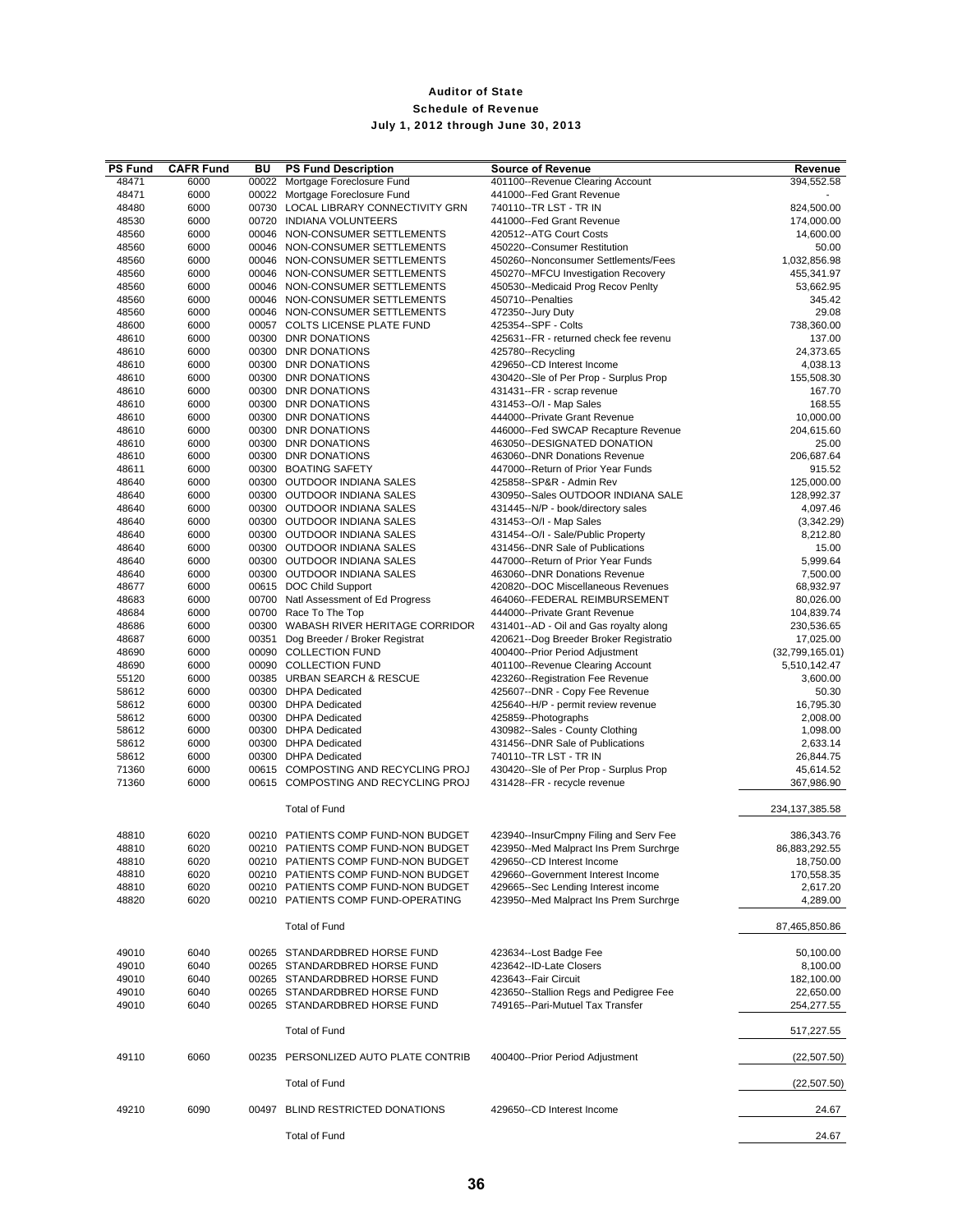# Auditor of State

## Schedule of Revenue

### July 1, 2012 through June 30, 2013

| PS Fund | CAFR Fund | BU | PS Fund Description | Source of Revenue | Revenue |
|---|---|---|---|---|---|
| 48471 | 6000 | 00022 | Mortgage Foreclosure Fund | 401100--Revenue Clearing Account | 394,552.58 |
| 48471 | 6000 | 00022 | Mortgage Foreclosure Fund | 441000--Fed Grant Revenue | - |
| 48480 | 6000 | 00730 | LOCAL LIBRARY CONNECTIVITY GRN | 740110--TR LST - TR IN | 824,500.00 |
| 48530 | 6000 | 00720 | INDIANA VOLUNTEERS | 441000--Fed Grant Revenue | 174,000.00 |
| 48560 | 6000 | 00046 | NON-CONSUMER SETTLEMENTS | 420512--ATG Court Costs | 14,600.00 |
| 48560 | 6000 | 00046 | NON-CONSUMER SETTLEMENTS | 450220--Consumer Restitution | 50.00 |
| 48560 | 6000 | 00046 | NON-CONSUMER SETTLEMENTS | 450260--Nonconsumer Settlements/Fees | 1,032,856.98 |
| 48560 | 6000 | 00046 | NON-CONSUMER SETTLEMENTS | 450270--MFCU Investigation Recovery | 455,341.97 |
| 48560 | 6000 | 00046 | NON-CONSUMER SETTLEMENTS | 450530--Medicaid Prog Recov Penlty | 53,662.95 |
| 48560 | 6000 | 00046 | NON-CONSUMER SETTLEMENTS | 450710--Penalties | 345.42 |
| 48560 | 6000 | 00046 | NON-CONSUMER SETTLEMENTS | 472350--Jury Duty | 29.08 |
| 48600 | 6000 | 00057 | COLTS LICENSE PLATE FUND | 425354--SPF - Colts | 738,360.00 |
| 48610 | 6000 | 00300 | DNR DONATIONS | 425631--FR - returned check fee revenu | 137.00 |
| 48610 | 6000 | 00300 | DNR DONATIONS | 425780--Recycling | 24,373.65 |
| 48610 | 6000 | 00300 | DNR DONATIONS | 429650--CD Interest Income | 4,038.13 |
| 48610 | 6000 | 00300 | DNR DONATIONS | 430420--Sle of Per Prop - Surplus Prop | 155,508.30 |
| 48610 | 6000 | 00300 | DNR DONATIONS | 431431--FR - scrap revenue | 167.70 |
| 48610 | 6000 | 00300 | DNR DONATIONS | 431453--O/I - Map Sales | 168.55 |
| 48610 | 6000 | 00300 | DNR DONATIONS | 444000--Private Grant Revenue | 10,000.00 |
| 48610 | 6000 | 00300 | DNR DONATIONS | 446000--Fed SWCAP Recapture Revenue | 204,615.60 |
| 48610 | 6000 | 00300 | DNR DONATIONS | 463050--DESIGNATED DONATION | 25.00 |
| 48610 | 6000 | 00300 | DNR DONATIONS | 463060--DNR Donations Revenue | 206,687.64 |
| 48611 | 6000 | 00300 | BOATING SAFETY | 447000--Return of Prior Year Funds | 915.52 |
| 48640 | 6000 | 00300 | OUTDOOR INDIANA SALES | 425858--SP&R - Admin Rev | 125,000.00 |
| 48640 | 6000 | 00300 | OUTDOOR INDIANA SALES | 430950--Sales OUTDOOR INDIANA SALE | 128,992.37 |
| 48640 | 6000 | 00300 | OUTDOOR INDIANA SALES | 431445--N/P - book/directory sales | 4,097.46 |
| 48640 | 6000 | 00300 | OUTDOOR INDIANA SALES | 431453--O/I - Map Sales | (3,342.29) |
| 48640 | 6000 | 00300 | OUTDOOR INDIANA SALES | 431454--O/I - Sale/Public Property | 8,212.80 |
| 48640 | 6000 | 00300 | OUTDOOR INDIANA SALES | 431456--DNR Sale of Publications | 15.00 |
| 48640 | 6000 | 00300 | OUTDOOR INDIANA SALES | 447000--Return of Prior Year Funds | 5,999.64 |
| 48640 | 6000 | 00300 | OUTDOOR INDIANA SALES | 463060--DNR Donations Revenue | 7,500.00 |
| 48677 | 6000 | 00615 | DOC Child Support | 420820--DOC Miscellaneous Revenues | 68,932.97 |
| 48683 | 6000 | 00700 | Natl Assessment of Ed Progress | 464060--FEDERAL REIMBURSEMENT | 80,026.00 |
| 48684 | 6000 | 00700 | Race To The Top | 444000--Private Grant Revenue | 104,839.74 |
| 48686 | 6000 | 00300 | WABASH RIVER HERITAGE CORRIDOR | 431401--AD - Oil and Gas royalty along | 230,536.65 |
| 48687 | 6000 | 00351 | Dog Breeder / Broker Registrat | 420621--Dog Breeder Broker Registratio | 17,025.00 |
| 48690 | 6000 | 00090 | COLLECTION FUND | 400400--Prior Period Adjustment | (32,799,165.01) |
| 48690 | 6000 | 00090 | COLLECTION FUND | 401100--Revenue Clearing Account | 5,510,142.47 |
| 55120 | 6000 | 00385 | URBAN SEARCH & RESCUE | 423260--Registration Fee Revenue | 3,600.00 |
| 58612 | 6000 | 00300 | DHPA Dedicated | 425607--DNR - Copy Fee Revenue | 50.30 |
| 58612 | 6000 | 00300 | DHPA Dedicated | 425640--H/P - permit review revenue | 16,795.30 |
| 58612 | 6000 | 00300 | DHPA Dedicated | 425859--Photographs | 2,008.00 |
| 58612 | 6000 | 00300 | DHPA Dedicated | 430982--Sales - County Clothing | 1,098.00 |
| 58612 | 6000 | 00300 | DHPA Dedicated | 431456--DNR Sale of Publications | 2,633.14 |
| 58612 | 6000 | 00300 | DHPA Dedicated | 740110--TR LST - TR IN | 26,844.75 |
| 71360 | 6000 | 00615 | COMPOSTING AND RECYCLING PROJ | 430420--Sle of Per Prop - Surplus Prop | 45,614.52 |
| 71360 | 6000 | 00615 | COMPOSTING AND RECYCLING PROJ | 431428--FR - recycle revenue | 367,986.90 |
| | | | Total of Fund | | 234,137,385.58 |
| 48810 | 6020 | 00210 | PATIENTS COMP FUND-NON BUDGET | 423940--InsurCmpny Filing and Serv Fee | 386,343.76 |
| 48810 | 6020 | 00210 | PATIENTS COMP FUND-NON BUDGET | 423950--Med Malpract Ins Prem Surchrge | 86,883,292.55 |
| 48810 | 6020 | 00210 | PATIENTS COMP FUND-NON BUDGET | 429650--CD Interest Income | 18,750.00 |
| 48810 | 6020 | 00210 | PATIENTS COMP FUND-NON BUDGET | 429660--Government Interest Income | 170,558.35 |
| 48810 | 6020 | 00210 | PATIENTS COMP FUND-NON BUDGET | 429665--Sec Lending Interest income | 2,617.20 |
| 48820 | 6020 | 00210 | PATIENTS COMP FUND-OPERATING | 423950--Med Malpract Ins Prem Surchrge | 4,289.00 |
| | | | Total of Fund | | 87,465,850.86 |
| 49010 | 6040 | 00265 | STANDARDBRED HORSE FUND | 423634--Lost Badge Fee | 50,100.00 |
| 49010 | 6040 | 00265 | STANDARDBRED HORSE FUND | 423642--ID-Late Closers | 8,100.00 |
| 49010 | 6040 | 00265 | STANDARDBRED HORSE FUND | 423643--Fair Circuit | 182,100.00 |
| 49010 | 6040 | 00265 | STANDARDBRED HORSE FUND | 423650--Stallion Regs and Pedigree Fee | 22,650.00 |
| 49010 | 6040 | 00265 | STANDARDBRED HORSE FUND | 749165--Pari-Mutuel Tax Transfer | 254,277.55 |
| | | | Total of Fund | | 517,227.55 |
| 49110 | 6060 | 00235 | PERSONLIZED AUTO PLATE CONTRIB | 400400--Prior Period Adjustment | (22,507.50) |
| | | | Total of Fund | | (22,507.50) |
| 49210 | 6090 | 00497 | BLIND RESTRICTED DONATIONS | 429650--CD Interest Income | 24.67 |
| | | | Total of Fund | | 24.67 |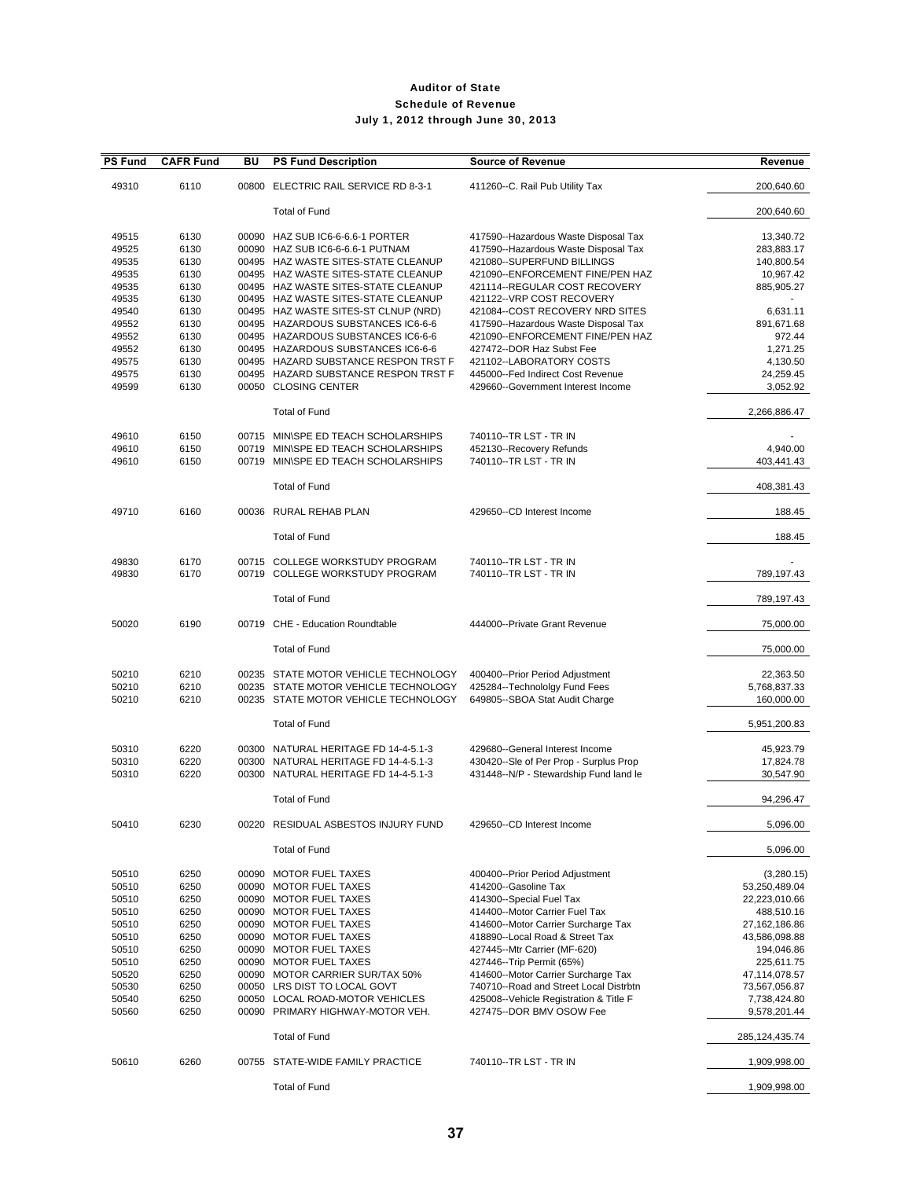# Auditor of State

## Schedule of Revenue

### July 1, 2012 through June 30, 2013

| PS Fund | CAFR Fund | BU | PS Fund Description | Source of Revenue | Revenue |
|---|---|---|---|---|---|
| 49310 | 6110 | 00800 | ELECTRIC RAIL SERVICE RD 8-3-1 | 411260--C. Rail Pub Utility Tax | 200,640.60 |
| | | | Total of Fund | | 200,640.60 |
| 49515 | 6130 | 00090 | HAZ SUB IC6-6-6.6-1 PORTER | 417590--Hazardous Waste Disposal Tax | 13,340.72 |
| 49525 | 6130 | 00090 | HAZ SUB IC6-6-6.6-1 PUTNAM | 417590--Hazardous Waste Disposal Tax | 283,883.17 |
| 49535 | 6130 | 00495 | HAZ WASTE SITES-STATE CLEANUP | 421080--SUPERFUND BILLINGS | 140,800.54 |
| 49535 | 6130 | 00495 | HAZ WASTE SITES-STATE CLEANUP | 421090--ENFORCEMENT FINE/PEN HAZ | 10,967.42 |
| 49535 | 6130 | 00495 | HAZ WASTE SITES-STATE CLEANUP | 421114--REGULAR COST RECOVERY | 885,905.27 |
| 49535 | 6130 | 00495 | HAZ WASTE SITES-STATE CLEANUP | 421122--VRP COST RECOVERY | - |
| 49540 | 6130 | 00495 | HAZ WASTE SITES-ST CLNUP (NRD) | 421084--COST RECOVERY NRD SITES | 6,631.11 |
| 49552 | 6130 | 00495 | HAZARDOUS SUBSTANCES IC6-6-6 | 417590--Hazardous Waste Disposal Tax | 891,671.68 |
| 49552 | 6130 | 00495 | HAZARDOUS SUBSTANCES IC6-6-6 | 421090--ENFORCEMENT FINE/PEN HAZ | 972.44 |
| 49552 | 6130 | 00495 | HAZARDOUS SUBSTANCES IC6-6-6 | 427472--DOR Haz Subst Fee | 1,271.25 |
| 49575 | 6130 | 00495 | HAZARD SUBSTANCE RESPON TRST F | 421102--LABORATORY COSTS | 4,130.50 |
| 49575 | 6130 | 00495 | HAZARD SUBSTANCE RESPON TRST F | 445000--Fed Indirect Cost Revenue | 24,259.45 |
| 49599 | 6130 | 00050 | CLOSING CENTER | 429660--Government Interest Income | 3,052.92 |
| | | | Total of Fund | | 2,266,886.47 |
| 49610 | 6150 | 00715 | MIN\SPE ED TEACH SCHOLARSHIPS | 740110--TR LST - TR IN | - |
| 49610 | 6150 | 00719 | MIN\SPE ED TEACH SCHOLARSHIPS | 452130--Recovery Refunds | 4,940.00 |
| 49610 | 6150 | 00719 | MIN\SPE ED TEACH SCHOLARSHIPS | 740110--TR LST - TR IN | 403,441.43 |
| | | | Total of Fund | | 408,381.43 |
| 49710 | 6160 | 00036 | RURAL REHAB PLAN | 429650--CD Interest Income | 188.45 |
| | | | Total of Fund | | 188.45 |
| 49830 | 6170 | 00715 | COLLEGE WORKSTUDY PROGRAM | 740110--TR LST - TR IN | - |
| 49830 | 6170 | 00719 | COLLEGE WORKSTUDY PROGRAM | 740110--TR LST - TR IN | 789,197.43 |
| | | | Total of Fund | | 789,197.43 |
| 50020 | 6190 | 00719 | CHE - Education Roundtable | 444000--Private Grant Revenue | 75,000.00 |
| | | | Total of Fund | | 75,000.00 |
| 50210 | 6210 | 00235 | STATE MOTOR VEHICLE TECHNOLOGY | 400400--Prior Period Adjustment | 22,363.50 |
| 50210 | 6210 | 00235 | STATE MOTOR VEHICLE TECHNOLOGY | 425284--Technololgy Fund Fees | 5,768,837.33 |
| 50210 | 6210 | 00235 | STATE MOTOR VEHICLE TECHNOLOGY | 649805--SBOA Stat Audit Charge | 160,000.00 |
| | | | Total of Fund | | 5,951,200.83 |
| 50310 | 6220 | 00300 | NATURAL HERITAGE FD 14-4-5.1-3 | 429680--General Interest Income | 45,923.79 |
| 50310 | 6220 | 00300 | NATURAL HERITAGE FD 14-4-5.1-3 | 430420--Sle of Per Prop - Surplus Prop | 17,824.78 |
| 50310 | 6220 | 00300 | NATURAL HERITAGE FD 14-4-5.1-3 | 431448--N/P - Stewardship Fund land le | 30,547.90 |
| | | | Total of Fund | | 94,296.47 |
| 50410 | 6230 | 00220 | RESIDUAL ASBESTOS INJURY FUND | 429650--CD Interest Income | 5,096.00 |
| | | | Total of Fund | | 5,096.00 |
| 50510 | 6250 | 00090 | MOTOR FUEL TAXES | 400400--Prior Period Adjustment | (3,280.15) |
| 50510 | 6250 | 00090 | MOTOR FUEL TAXES | 414200--Gasoline Tax | 53,250,489.04 |
| 50510 | 6250 | 00090 | MOTOR FUEL TAXES | 414300--Special Fuel Tax | 22,223,010.66 |
| 50510 | 6250 | 00090 | MOTOR FUEL TAXES | 414400--Motor Carrier Fuel Tax | 488,510.16 |
| 50510 | 6250 | 00090 | MOTOR FUEL TAXES | 414600--Motor Carrier Surcharge Tax | 27,162,186.86 |
| 50510 | 6250 | 00090 | MOTOR FUEL TAXES | 418890--Local Road & Street Tax | 43,586,098.88 |
| 50510 | 6250 | 00090 | MOTOR FUEL TAXES | 427445--Mtr Carrier (MF-620) | 194,046.86 |
| 50510 | 6250 | 00090 | MOTOR FUEL TAXES | 427446--Trip Permit (65%) | 225,611.75 |
| 50520 | 6250 | 00090 | MOTOR CARRIER SUR/TAX 50% | 414600--Motor Carrier Surcharge Tax | 47,114,078.57 |
| 50530 | 6250 | 00050 | LRS DIST TO LOCAL GOVT | 740710--Road and Street Local Distrbtn | 73,567,056.87 |
| 50540 | 6250 | 00050 | LOCAL ROAD-MOTOR VEHICLES | 425008--Vehicle Registration & Title F | 7,738,424.80 |
| 50560 | 6250 | 00090 | PRIMARY HIGHWAY-MOTOR VEH. | 427475--DOR BMV OSOW Fee | 9,578,201.44 |
| | | | Total of Fund | | 285,124,435.74 |
| 50610 | 6260 | 00755 | STATE-WIDE FAMILY PRACTICE | 740110--TR LST - TR IN | 1,909,998.00 |
| | | | Total of Fund | | 1,909,998.00 |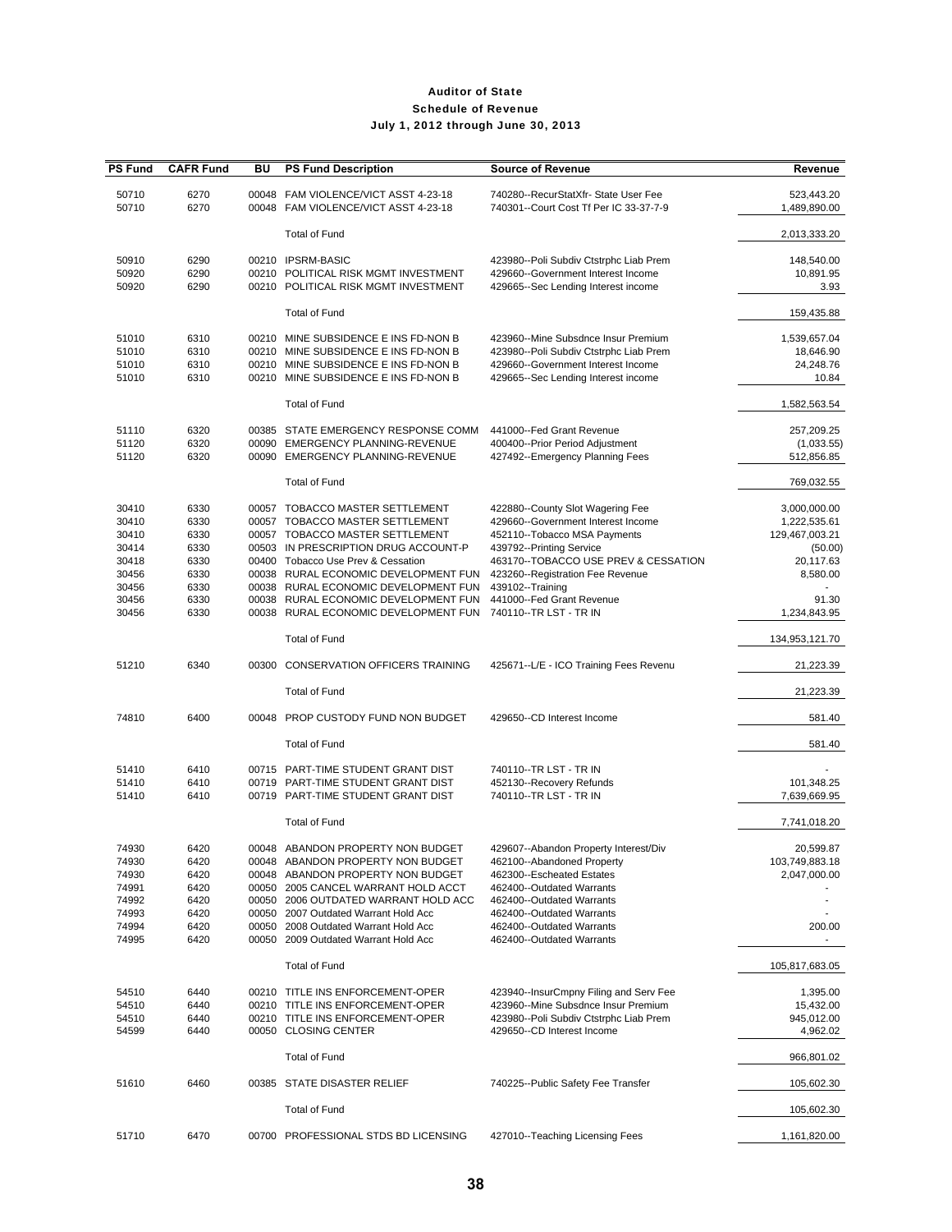# Auditor of State

## Schedule of Revenue

### July 1, 2012 through June 30, 2013

| PS Fund | CAFR Fund | BU | PS Fund Description | Source of Revenue | Revenue |
|---|---|---|---|---|---|
| 50710 | 6270 | 00048 | FAM VIOLENCE/VICT ASST 4-23-18 | 740280--RecurStatXfr- State User Fee | 523,443.20 |
| 50710 | 6270 | 00048 | FAM VIOLENCE/VICT ASST 4-23-18 | 740301--Court Cost Tf Per IC 33-37-7-9 | 1,489,890.00 |
| | | | Total of Fund | | 2,013,333.20 |
| 50910 | 6290 | 00210 | IPSRM-BASIC | 423980--Poli Subdiv Ctstrphc Liab Prem | 148,540.00 |
| 50920 | 6290 | 00210 | POLITICAL RISK MGMT INVESTMENT | 429660--Government Interest Income | 10,891.95 |
| 50920 | 6290 | 00210 | POLITICAL RISK MGMT INVESTMENT | 429665--Sec Lending Interest income | 3.93 |
| | | | Total of Fund | | 159,435.88 |
| 51010 | 6310 | 00210 | MINE SUBSIDENCE E INS FD-NON B | 423960--Mine Subsdnce Insur Premium | 1,539,657.04 |
| 51010 | 6310 | 00210 | MINE SUBSIDENCE E INS FD-NON B | 423980--Poli Subdiv Ctstrphc Liab Prem | 18,646.90 |
| 51010 | 6310 | 00210 | MINE SUBSIDENCE E INS FD-NON B | 429660--Government Interest Income | 24,248.76 |
| 51010 | 6310 | 00210 | MINE SUBSIDENCE E INS FD-NON B | 429665--Sec Lending Interest income | 10.84 |
| | | | Total of Fund | | 1,582,563.54 |
| 51110 | 6320 | 00385 | STATE EMERGENCY RESPONSE COMM | 441000--Fed Grant Revenue | 257,209.25 |
| 51120 | 6320 | 00090 | EMERGENCY PLANNING-REVENUE | 400400--Prior Period Adjustment | (1,033.55) |
| 51120 | 6320 | 00090 | EMERGENCY PLANNING-REVENUE | 427492--Emergency Planning Fees | 512,856.85 |
| | | | Total of Fund | | 769,032.55 |
| 30410 | 6330 | 00057 | TOBACCO MASTER SETTLEMENT | 422880--County Slot Wagering Fee | 3,000,000.00 |
| 30410 | 6330 | 00057 | TOBACCO MASTER SETTLEMENT | 429660--Government Interest Income | 1,222,535.61 |
| 30410 | 6330 | 00057 | TOBACCO MASTER SETTLEMENT | 452110--Tobacco MSA Payments | 129,467,003.21 |
| 30414 | 6330 | 00503 | IN PRESCRIPTION DRUG ACCOUNT-P | 439792--Printing Service | (50.00) |
| 30418 | 6330 | 00400 | Tobacco Use Prev & Cessation | 463170--TOBACCO USE PREV & CESSATION | 20,117.63 |
| 30456 | 6330 | 00038 | RURAL ECONOMIC DEVELOPMENT FUN | 423260--Registration Fee Revenue | 8,580.00 |
| 30456 | 6330 | 00038 | RURAL ECONOMIC DEVELOPMENT FUN | 439102--Training | - |
| 30456 | 6330 | 00038 | RURAL ECONOMIC DEVELOPMENT FUN | 441000--Fed Grant Revenue | 91.30 |
| 30456 | 6330 | 00038 | RURAL ECONOMIC DEVELOPMENT FUN | 740110--TR LST - TR IN | 1,234,843.95 |
| | | | Total of Fund | | 134,953,121.70 |
| 51210 | 6340 | 00300 | CONSERVATION OFFICERS TRAINING | 425671--L/E - ICO Training Fees Revenu | 21,223.39 |
| | | | Total of Fund | | 21,223.39 |
| 74810 | 6400 | 00048 | PROP CUSTODY FUND NON BUDGET | 429650--CD Interest Income | 581.40 |
| | | | Total of Fund | | 581.40 |
| 51410 | 6410 | 00715 | PART-TIME STUDENT GRANT DIST | 740110--TR LST - TR IN | - |
| 51410 | 6410 | 00719 | PART-TIME STUDENT GRANT DIST | 452130--Recovery Refunds | 101,348.25 |
| 51410 | 6410 | 00719 | PART-TIME STUDENT GRANT DIST | 740110--TR LST - TR IN | 7,639,669.95 |
| | | | Total of Fund | | 7,741,018.20 |
| 74930 | 6420 | 00048 | ABANDON PROPERTY NON BUDGET | 429607--Abandon Property Interest/Div | 20,599.87 |
| 74930 | 6420 | 00048 | ABANDON PROPERTY NON BUDGET | 462100--Abandoned Property | 103,749,883.18 |
| 74930 | 6420 | 00048 | ABANDON PROPERTY NON BUDGET | 462300--Escheated Estates | 2,047,000.00 |
| 74991 | 6420 | 00050 | 2005 CANCEL WARRANT HOLD ACCT | 462400--Outdated Warrants | - |
| 74992 | 6420 | 00050 | 2006 OUTDATED WARRANT HOLD ACC | 462400--Outdated Warrants | - |
| 74993 | 6420 | 00050 | 2007 Outdated Warrant Hold Acc | 462400--Outdated Warrants | - |
| 74994 | 6420 | 00050 | 2008 Outdated Warrant Hold Acc | 462400--Outdated Warrants | 200.00 |
| 74995 | 6420 | 00050 | 2009 Outdated Warrant Hold Acc | 462400--Outdated Warrants | - |
| | | | Total of Fund | | 105,817,683.05 |
| 54510 | 6440 | 00210 | TITLE INS ENFORCEMENT-OPER | 423940--InsurCmpny Filing and Serv Fee | 1,395.00 |
| 54510 | 6440 | 00210 | TITLE INS ENFORCEMENT-OPER | 423960--Mine Subsdnce Insur Premium | 15,432.00 |
| 54510 | 6440 | 00210 | TITLE INS ENFORCEMENT-OPER | 423980--Poli Subdiv Ctstrphc Liab Prem | 945,012.00 |
| 54599 | 6440 | 00050 | CLOSING CENTER | 429650--CD Interest Income | 4,962.02 |
| | | | Total of Fund | | 966,801.02 |
| 51610 | 6460 | 00385 | STATE DISASTER RELIEF | 740225--Public Safety Fee Transfer | 105,602.30 |
| | | | Total of Fund | | 105,602.30 |
| 51710 | 6470 | 00700 | PROFESSIONAL STDS BD LICENSING | 427010--Teaching Licensing Fees | 1,161,820.00 |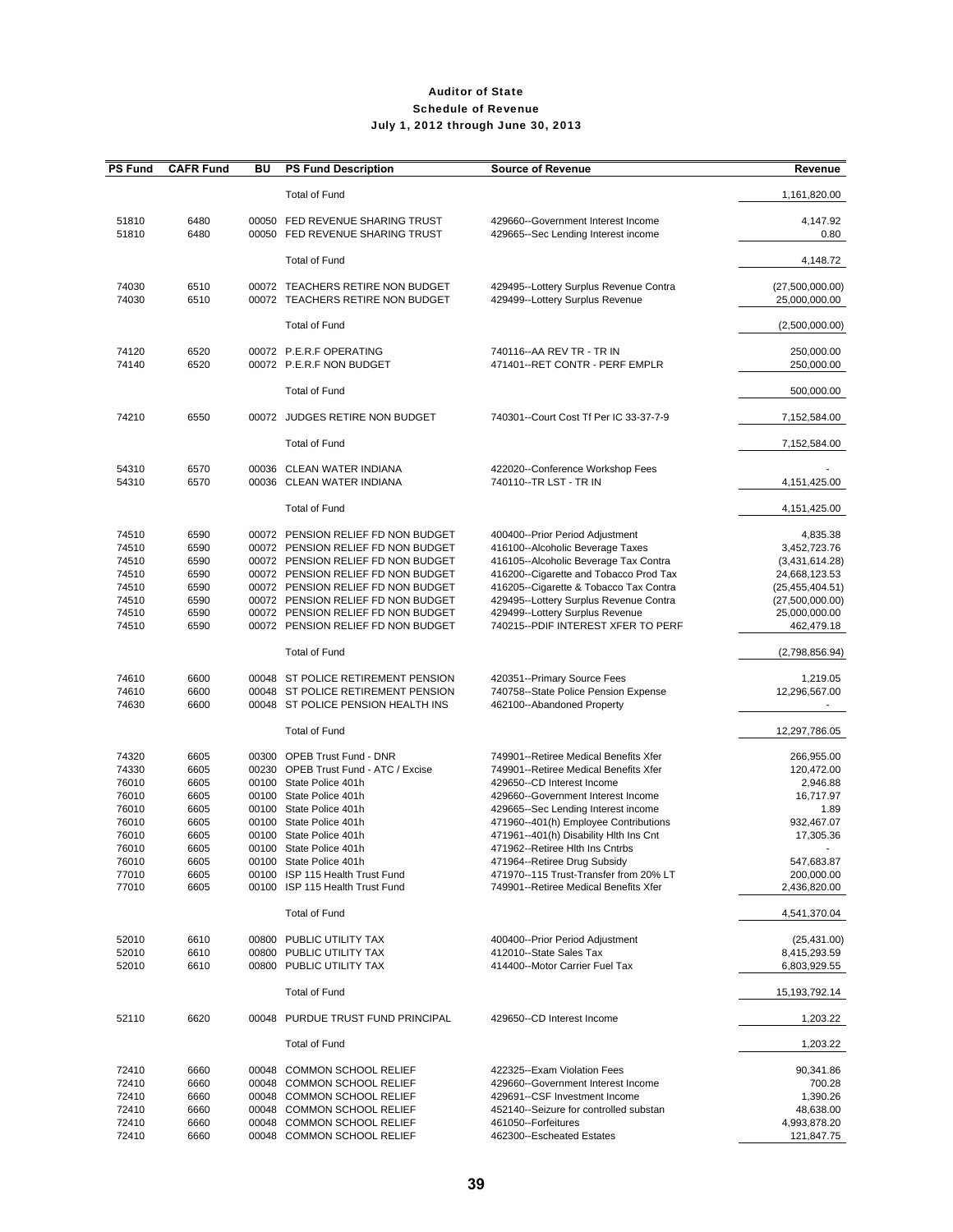# Auditor of State
## Schedule of Revenue
### July 1, 2012 through June 30, 2013

| PS Fund | CAFR Fund | BU | PS Fund Description | Source of Revenue | Revenue |
|---|---|---|---|---|---|
| | | | Total of Fund | | 1,161,820.00 |
| 51810 | 6480 | 00050 | FED REVENUE SHARING TRUST | 429660--Government Interest Income | 4,147.92 |
| 51810 | 6480 | 00050 | FED REVENUE SHARING TRUST | 429665--Sec Lending Interest income | 0.80 |
| | | | Total of Fund | | 4,148.72 |
| 74030 | 6510 | 00072 | TEACHERS RETIRE NON BUDGET | 429495--Lottery Surplus Revenue Contra | (27,500,000.00) |
| 74030 | 6510 | 00072 | TEACHERS RETIRE NON BUDGET | 429499--Lottery Surplus Revenue | 25,000,000.00 |
| | | | Total of Fund | | (2,500,000.00) |
| 74120 | 6520 | 00072 | P.E.R.F OPERATING | 740116--AA REV TR - TR IN | 250,000.00 |
| 74140 | 6520 | 00072 | P.E.R.F NON BUDGET | 471401--RET CONTR - PERF EMPLR | 250,000.00 |
| | | | Total of Fund | | 500,000.00 |
| 74210 | 6550 | 00072 | JUDGES RETIRE NON BUDGET | 740301--Court Cost Tf Per IC 33-37-7-9 | 7,152,584.00 |
| | | | Total of Fund | | 7,152,584.00 |
| 54310 | 6570 | 00036 | CLEAN WATER INDIANA | 422020--Conference Workshop Fees | - |
| 54310 | 6570 | 00036 | CLEAN WATER INDIANA | 740110--TR LST - TR IN | 4,151,425.00 |
| | | | Total of Fund | | 4,151,425.00 |
| 74510 | 6590 | 00072 | PENSION RELIEF FD NON BUDGET | 400400--Prior Period Adjustment | 4,835.38 |
| 74510 | 6590 | 00072 | PENSION RELIEF FD NON BUDGET | 416100--Alcoholic Beverage Taxes | 3,452,723.76 |
| 74510 | 6590 | 00072 | PENSION RELIEF FD NON BUDGET | 416105--Alcoholic Beverage Tax Contra | (3,431,614.28) |
| 74510 | 6590 | 00072 | PENSION RELIEF FD NON BUDGET | 416200--Cigarette and Tobacco Prod Tax | 24,668,123.53 |
| 74510 | 6590 | 00072 | PENSION RELIEF FD NON BUDGET | 416205--Cigarette & Tobacco Tax Contra | (25,455,404.51) |
| 74510 | 6590 | 00072 | PENSION RELIEF FD NON BUDGET | 429495--Lottery Surplus Revenue Contra | (27,500,000.00) |
| 74510 | 6590 | 00072 | PENSION RELIEF FD NON BUDGET | 429499--Lottery Surplus Revenue | 25,000,000.00 |
| 74510 | 6590 | 00072 | PENSION RELIEF FD NON BUDGET | 740215--PDIF INTEREST XFER TO PERF | 462,479.18 |
| | | | Total of Fund | | (2,798,856.94) |
| 74610 | 6600 | 00048 | ST POLICE RETIREMENT PENSION | 420351--Primary Source Fees | 1,219.05 |
| 74610 | 6600 | 00048 | ST POLICE RETIREMENT PENSION | 740758--State Police Pension Expense | 12,296,567.00 |
| 74630 | 6600 | 00048 | ST POLICE PENSION HEALTH INS | 462100--Abandoned Property | - |
| | | | Total of Fund | | 12,297,786.05 |
| 74320 | 6605 | 00300 | OPEB Trust Fund - DNR | 749901--Retiree Medical Benefits Xfer | 266,955.00 |
| 74330 | 6605 | 00230 | OPEB Trust Fund - ATC / Excise | 749901--Retiree Medical Benefits Xfer | 120,472.00 |
| 76010 | 6605 | 00100 | State Police 401h | 429650--CD Interest Income | 2,946.88 |
| 76010 | 6605 | 00100 | State Police 401h | 429660--Government Interest Income | 16,717.97 |
| 76010 | 6605 | 00100 | State Police 401h | 429665--Sec Lending Interest income | 1.89 |
| 76010 | 6605 | 00100 | State Police 401h | 471960--401(h) Employee Contributions | 932,467.07 |
| 76010 | 6605 | 00100 | State Police 401h | 471961--401(h) Disability Hlth Ins Cnt | 17,305.36 |
| 76010 | 6605 | 00100 | State Police 401h | 471962--Retiree Hlth Ins Cntrbs | - |
| 76010 | 6605 | 00100 | State Police 401h | 471964--Retiree Drug Subsidy | 547,683.87 |
| 77010 | 6605 | 00100 | ISP 115 Health Trust Fund | 471970--115 Trust-Transfer from 20% LT | 200,000.00 |
| 77010 | 6605 | 00100 | ISP 115 Health Trust Fund | 749901--Retiree Medical Benefits Xfer | 2,436,820.00 |
| | | | Total of Fund | | 4,541,370.04 |
| 52010 | 6610 | 00800 | PUBLIC UTILITY TAX | 400400--Prior Period Adjustment | (25,431.00) |
| 52010 | 6610 | 00800 | PUBLIC UTILITY TAX | 412010--State Sales Tax | 8,415,293.59 |
| 52010 | 6610 | 00800 | PUBLIC UTILITY TAX | 414400--Motor Carrier Fuel Tax | 6,803,929.55 |
| | | | Total of Fund | | 15,193,792.14 |
| 52110 | 6620 | 00048 | PURDUE TRUST FUND PRINCIPAL | 429650--CD Interest Income | 1,203.22 |
| | | | Total of Fund | | 1,203.22 |
| 72410 | 6660 | 00048 | COMMON SCHOOL RELIEF | 422325--Exam Violation Fees | 90,341.86 |
| 72410 | 6660 | 00048 | COMMON SCHOOL RELIEF | 429660--Government Interest Income | 700.28 |
| 72410 | 6660 | 00048 | COMMON SCHOOL RELIEF | 429691--CSF Investment Income | 1,390.26 |
| 72410 | 6660 | 00048 | COMMON SCHOOL RELIEF | 452140--Seizure for controlled substan | 48,638.00 |
| 72410 | 6660 | 00048 | COMMON SCHOOL RELIEF | 461050--Forfeitures | 4,993,878.20 |
| 72410 | 6660 | 00048 | COMMON SCHOOL RELIEF | 462300--Escheated Estates | 121,847.75 |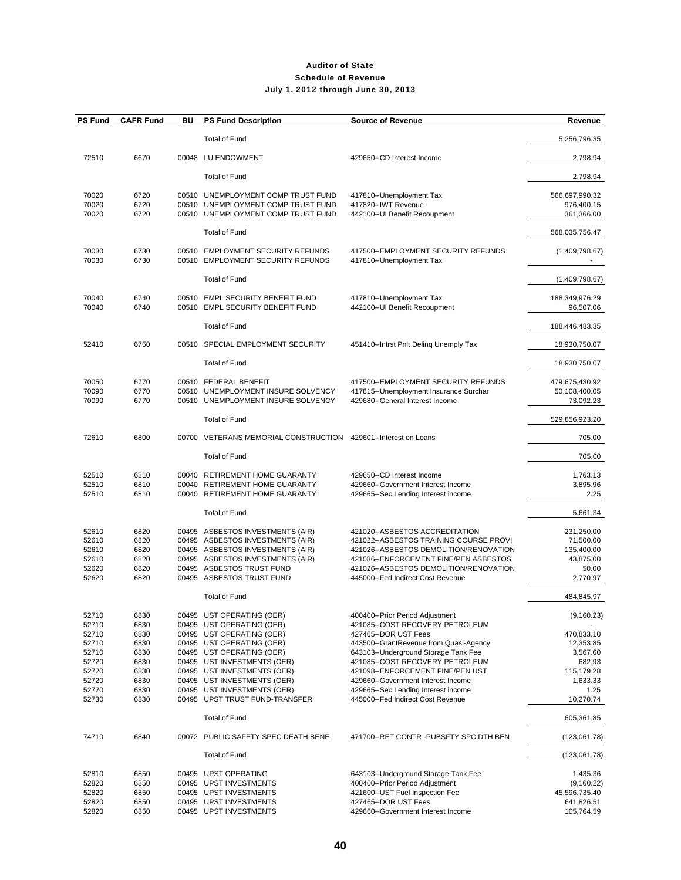**Auditor of State**
**Schedule of Revenue**
**July 1, 2012 through June 30, 2013**

| PS Fund | CAFR Fund | BU | PS Fund Description | Source of Revenue | Revenue |
|---|---|---|---|---|---|
| | | | Total of Fund | | 5,256,796.35 |
| 72510 | 6670 | 00048 | I U ENDOWMENT | 429650--CD Interest Income | 2,798.94 |
| | | | Total of Fund | | 2,798.94 |
| 70020 | 6720 | 00510 | UNEMPLOYMENT COMP TRUST FUND | 417810--Unemployment Tax | 566,697,990.32 |
| 70020 | 6720 | 00510 | UNEMPLOYMENT COMP TRUST FUND | 417820--IWT Revenue | 976,400.15 |
| 70020 | 6720 | 00510 | UNEMPLOYMENT COMP TRUST FUND | 442100--UI Benefit Recoupment | 361,366.00 |
| | | | Total of Fund | | 568,035,756.47 |
| 70030 | 6730 | 00510 | EMPLOYMENT SECURITY REFUNDS | 417500--EMPLOYMENT SECURITY REFUNDS | (1,409,798.67) |
| 70030 | 6730 | 00510 | EMPLOYMENT SECURITY REFUNDS | 417810--Unemployment Tax | - |
| | | | Total of Fund | | (1,409,798.67) |
| 70040 | 6740 | 00510 | EMPL SECURITY BENEFIT FUND | 417810--Unemployment Tax | 188,349,976.29 |
| 70040 | 6740 | 00510 | EMPL SECURITY BENEFIT FUND | 442100--UI Benefit Recoupment | 96,507.06 |
| | | | Total of Fund | | 188,446,483.35 |
| 52410 | 6750 | 00510 | SPECIAL EMPLOYMENT SECURITY | 451410--Intrst Pnlt Delinq Unemply Tax | 18,930,750.07 |
| | | | Total of Fund | | 18,930,750.07 |
| 70050 | 6770 | 00510 | FEDERAL BENEFIT | 417500--EMPLOYMENT SECURITY REFUNDS | 479,675,430.92 |
| 70090 | 6770 | 00510 | UNEMPLOYMENT INSURE SOLVENCY | 417815--Unemployment Insurance Surchar | 50,108,400.05 |
| 70090 | 6770 | 00510 | UNEMPLOYMENT INSURE SOLVENCY | 429680--General Interest Income | 73,092.23 |
| | | | Total of Fund | | 529,856,923.20 |
| 72610 | 6800 | 00700 | VETERANS MEMORIAL CONSTRUCTION | 429601--Interest on Loans | 705.00 |
| | | | Total of Fund | | 705.00 |
| 52510 | 6810 | 00040 | RETIREMENT HOME GUARANTY | 429650--CD Interest Income | 1,763.13 |
| 52510 | 6810 | 00040 | RETIREMENT HOME GUARANTY | 429660--Government Interest Income | 3,895.96 |
| 52510 | 6810 | 00040 | RETIREMENT HOME GUARANTY | 429665--Sec Lending Interest income | 2.25 |
| | | | Total of Fund | | 5,661.34 |
| 52610 | 6820 | 00495 | ASBESTOS INVESTMENTS (AIR) | 421020--ASBESTOS ACCREDITATION | 231,250.00 |
| 52610 | 6820 | 00495 | ASBESTOS INVESTMENTS (AIR) | 421022--ASBESTOS TRAINING COURSE PROVI | 71,500.00 |
| 52610 | 6820 | 00495 | ASBESTOS INVESTMENTS (AIR) | 421026--ASBESTOS DEMOLITION/RENOVATION | 135,400.00 |
| 52610 | 6820 | 00495 | ASBESTOS INVESTMENTS (AIR) | 421086--ENFORCEMENT FINE/PEN ASBESTOS | 43,875.00 |
| 52620 | 6820 | 00495 | ASBESTOS TRUST FUND | 421026--ASBESTOS DEMOLITION/RENOVATION | 50.00 |
| 52620 | 6820 | 00495 | ASBESTOS TRUST FUND | 445000--Fed Indirect Cost Revenue | 2,770.97 |
| | | | Total of Fund | | 484,845.97 |
| 52710 | 6830 | 00495 | UST OPERATING (OER) | 400400--Prior Period Adjustment | (9,160.23) |
| 52710 | 6830 | 00495 | UST OPERATING (OER) | 421085--COST RECOVERY PETROLEUM | - |
| 52710 | 6830 | 00495 | UST OPERATING (OER) | 427465--DOR UST Fees | 470,833.10 |
| 52710 | 6830 | 00495 | UST OPERATING (OER) | 443500--GrantRevenue from Quasi-Agency | 12,353.85 |
| 52710 | 6830 | 00495 | UST OPERATING (OER) | 643103--Underground Storage Tank Fee | 3,567.60 |
| 52720 | 6830 | 00495 | UST INVESTMENTS (OER) | 421085--COST RECOVERY PETROLEUM | 682.93 |
| 52720 | 6830 | 00495 | UST INVESTMENTS (OER) | 421098--ENFORCEMENT FINE/PEN UST | 115,179.28 |
| 52720 | 6830 | 00495 | UST INVESTMENTS (OER) | 429660--Government Interest Income | 1,633.33 |
| 52720 | 6830 | 00495 | UST INVESTMENTS (OER) | 429665--Sec Lending Interest income | 1.25 |
| 52730 | 6830 | 00495 | UPST TRUST FUND-TRANSFER | 445000--Fed Indirect Cost Revenue | 10,270.74 |
| | | | Total of Fund | | 605,361.85 |
| 74710 | 6840 | 00072 | PUBLIC SAFETY SPEC DEATH BENE | 471700--RET CONTR -PUBSFTY SPC DTH BEN | (123,061.78) |
| | | | Total of Fund | | (123,061.78) |
| 52810 | 6850 | 00495 | UPST OPERATING | 643103--Underground Storage Tank Fee | 1,435.36 |
| 52820 | 6850 | 00495 | UPST INVESTMENTS | 400400--Prior Period Adjustment | (9,160.22) |
| 52820 | 6850 | 00495 | UPST INVESTMENTS | 421600--UST Fuel Inspection Fee | 45,596,735.40 |
| 52820 | 6850 | 00495 | UPST INVESTMENTS | 427465--DOR UST Fees | 641,826.51 |
| 52820 | 6850 | 00495 | UPST INVESTMENTS | 429660--Government Interest Income | 105,764.59 |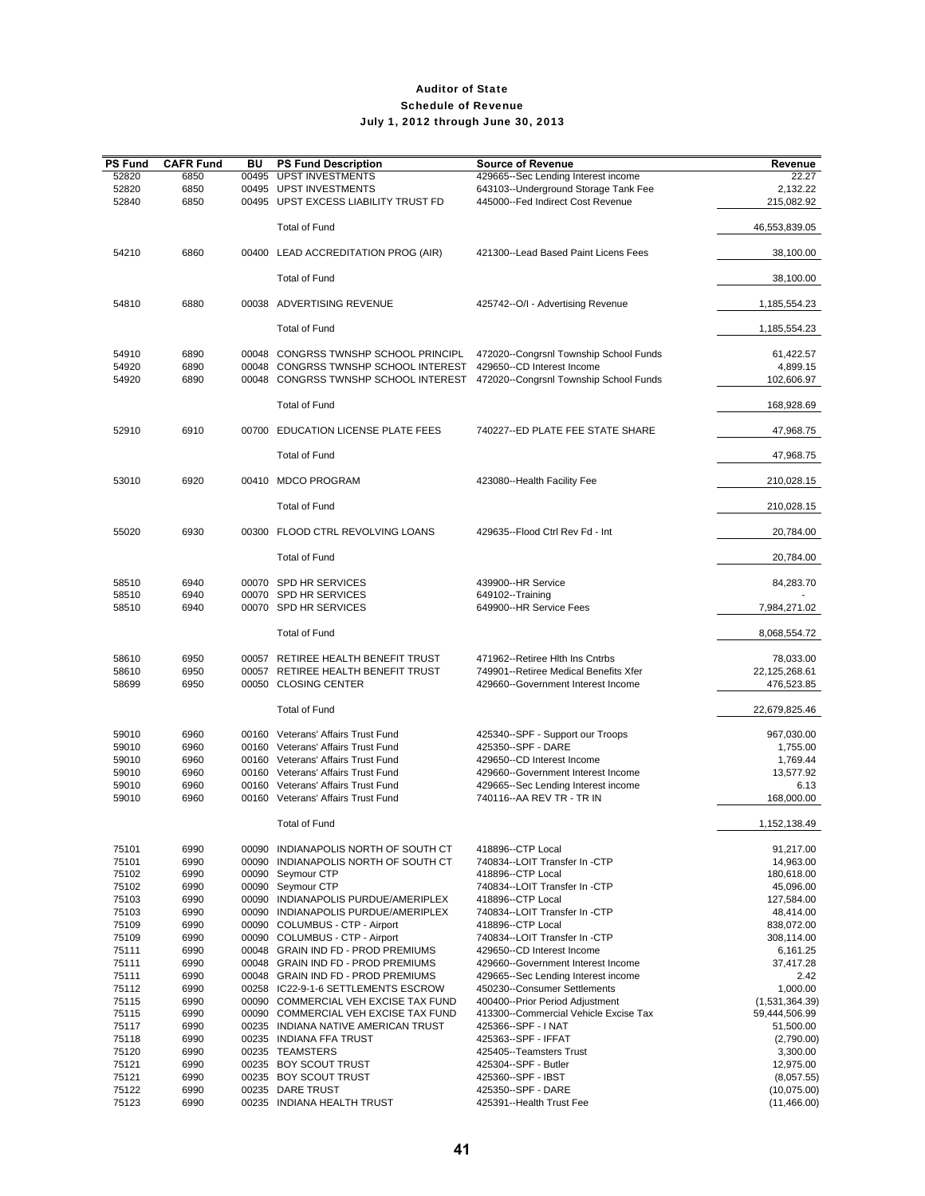# Auditor of State

## Schedule of Revenue

### July 1, 2012 through June 30, 2013

| PS Fund | CAFR Fund | BU | PS Fund Description | Source of Revenue | Revenue |
|---|---|---|---|---|---|
| 52820 | 6850 | 00495 | UPST INVESTMENTS | 429665--Sec Lending Interest income | 22.27 |
| 52820 | 6850 | 00495 | UPST INVESTMENTS | 643103--Underground Storage Tank Fee | 2,132.22 |
| 52840 | 6850 | 00495 | UPST EXCESS LIABILITY TRUST FD | 445000--Fed Indirect Cost Revenue | 215,082.92 |
| | | | Total of Fund | | 46,553,839.05 |
| 54210 | 6860 | 00400 | LEAD ACCREDITATION PROG (AIR) | 421300--Lead Based Paint Licens Fees | 38,100.00 |
| | | | Total of Fund | | 38,100.00 |
| 54810 | 6880 | 00038 | ADVERTISING REVENUE | 425742--O/I - Advertising Revenue | 1,185,554.23 |
| | | | Total of Fund | | 1,185,554.23 |
| 54910 | 6890 | 00048 | CONGRSS TWNSHP SCHOOL PRINCIPL | 472020--Congrsnl Township School Funds | 61,422.57 |
| 54920 | 6890 | 00048 | CONGRSS TWNSHP SCHOOL INTEREST | 429650--CD Interest Income | 4,899.15 |
| 54920 | 6890 | 00048 | CONGRSS TWNSHP SCHOOL INTEREST | 472020--Congrsnl Township School Funds | 102,606.97 |
| | | | Total of Fund | | 168,928.69 |
| 52910 | 6910 | 00700 | EDUCATION LICENSE PLATE FEES | 740227--ED PLATE FEE STATE SHARE | 47,968.75 |
| | | | Total of Fund | | 47,968.75 |
| 53010 | 6920 | 00410 | MDCO PROGRAM | 423080--Health Facility Fee | 210,028.15 |
| | | | Total of Fund | | 210,028.15 |
| 55020 | 6930 | 00300 | FLOOD CTRL REVOLVING LOANS | 429635--Flood Ctrl Rev Fd - Int | 20,784.00 |
| | | | Total of Fund | | 20,784.00 |
| 58510 | 6940 | 00070 | SPD HR SERVICES | 439900--HR Service | 84,283.70 |
| 58510 | 6940 | 00070 | SPD HR SERVICES | 649102--Training | - |
| 58510 | 6940 | 00070 | SPD HR SERVICES | 649900--HR Service Fees | 7,984,271.02 |
| | | | Total of Fund | | 8,068,554.72 |
| 58610 | 6950 | 00057 | RETIREE HEALTH BENEFIT TRUST | 471962--Retiree Hlth Ins Cntrbs | 78,033.00 |
| 58610 | 6950 | 00057 | RETIREE HEALTH BENEFIT TRUST | 749901--Retiree Medical Benefits Xfer | 22,125,268.61 |
| 58699 | 6950 | 00050 | CLOSING CENTER | 429660--Government Interest Income | 476,523.85 |
| | | | Total of Fund | | 22,679,825.46 |
| 59010 | 6960 | 00160 | Veterans' Affairs Trust Fund | 425340--SPF - Support our Troops | 967,030.00 |
| 59010 | 6960 | 00160 | Veterans' Affairs Trust Fund | 425350--SPF - DARE | 1,755.00 |
| 59010 | 6960 | 00160 | Veterans' Affairs Trust Fund | 429650--CD Interest Income | 1,769.44 |
| 59010 | 6960 | 00160 | Veterans' Affairs Trust Fund | 429660--Government Interest Income | 13,577.92 |
| 59010 | 6960 | 00160 | Veterans' Affairs Trust Fund | 429665--Sec Lending Interest income | 6.13 |
| 59010 | 6960 | 00160 | Veterans' Affairs Trust Fund | 740116--AA REV TR - TR IN | 168,000.00 |
| | | | Total of Fund | | 1,152,138.49 |
| 75101 | 6990 | 00090 | INDIANAPOLIS NORTH OF SOUTH CT | 418896--CTP Local | 91,217.00 |
| 75101 | 6990 | 00090 | INDIANAPOLIS NORTH OF SOUTH CT | 740834--LOIT Transfer In -CTP | 14,963.00 |
| 75102 | 6990 | 00090 | Seymour CTP | 418896--CTP Local | 180,618.00 |
| 75102 | 6990 | 00090 | Seymour CTP | 740834--LOIT Transfer In -CTP | 45,096.00 |
| 75103 | 6990 | 00090 | INDIANAPOLIS PURDUE/AMERIPLEX | 418896--CTP Local | 127,584.00 |
| 75103 | 6990 | 00090 | INDIANAPOLIS PURDUE/AMERIPLEX | 740834--LOIT Transfer In -CTP | 48,414.00 |
| 75109 | 6990 | 00090 | COLUMBUS - CTP - Airport | 418896--CTP Local | 838,072.00 |
| 75109 | 6990 | 00090 | COLUMBUS - CTP - Airport | 740834--LOIT Transfer In -CTP | 308,114.00 |
| 75111 | 6990 | 00048 | GRAIN IND FD - PROD PREMIUMS | 429650--CD Interest Income | 6,161.25 |
| 75111 | 6990 | 00048 | GRAIN IND FD - PROD PREMIUMS | 429660--Government Interest Income | 37,417.28 |
| 75111 | 6990 | 00048 | GRAIN IND FD - PROD PREMIUMS | 429665--Sec Lending Interest income | 2.42 |
| 75112 | 6990 | 00258 | IC22-9-1-6 SETTLEMENTS ESCROW | 450230--Consumer Settlements | 1,000.00 |
| 75115 | 6990 | 00090 | COMMERCIAL VEH EXCISE TAX FUND | 400400--Prior Period Adjustment | (1,531,364.39) |
| 75115 | 6990 | 00090 | COMMERCIAL VEH EXCISE TAX FUND | 413300--Commercial Vehicle Excise Tax | 59,444,506.99 |
| 75117 | 6990 | 00235 | INDIANA NATIVE AMERICAN TRUST | 425366--SPF - I NAT | 51,500.00 |
| 75118 | 6990 | 00235 | INDIANA FFA TRUST | 425363--SPF - IFFAT | (2,790.00) |
| 75120 | 6990 | 00235 | TEAMSTERS | 425405--Teamsters Trust | 3,300.00 |
| 75121 | 6990 | 00235 | BOY SCOUT TRUST | 425304--SPF - Butler | 12,975.00 |
| 75121 | 6990 | 00235 | BOY SCOUT TRUST | 425360--SPF - IBST | (8,057.55) |
| 75122 | 6990 | 00235 | DARE TRUST | 425350--SPF - DARE | (10,075.00) |
| 75123 | 6990 | 00235 | INDIANA HEALTH TRUST | 425391--Health Trust Fee | (11,466.00) |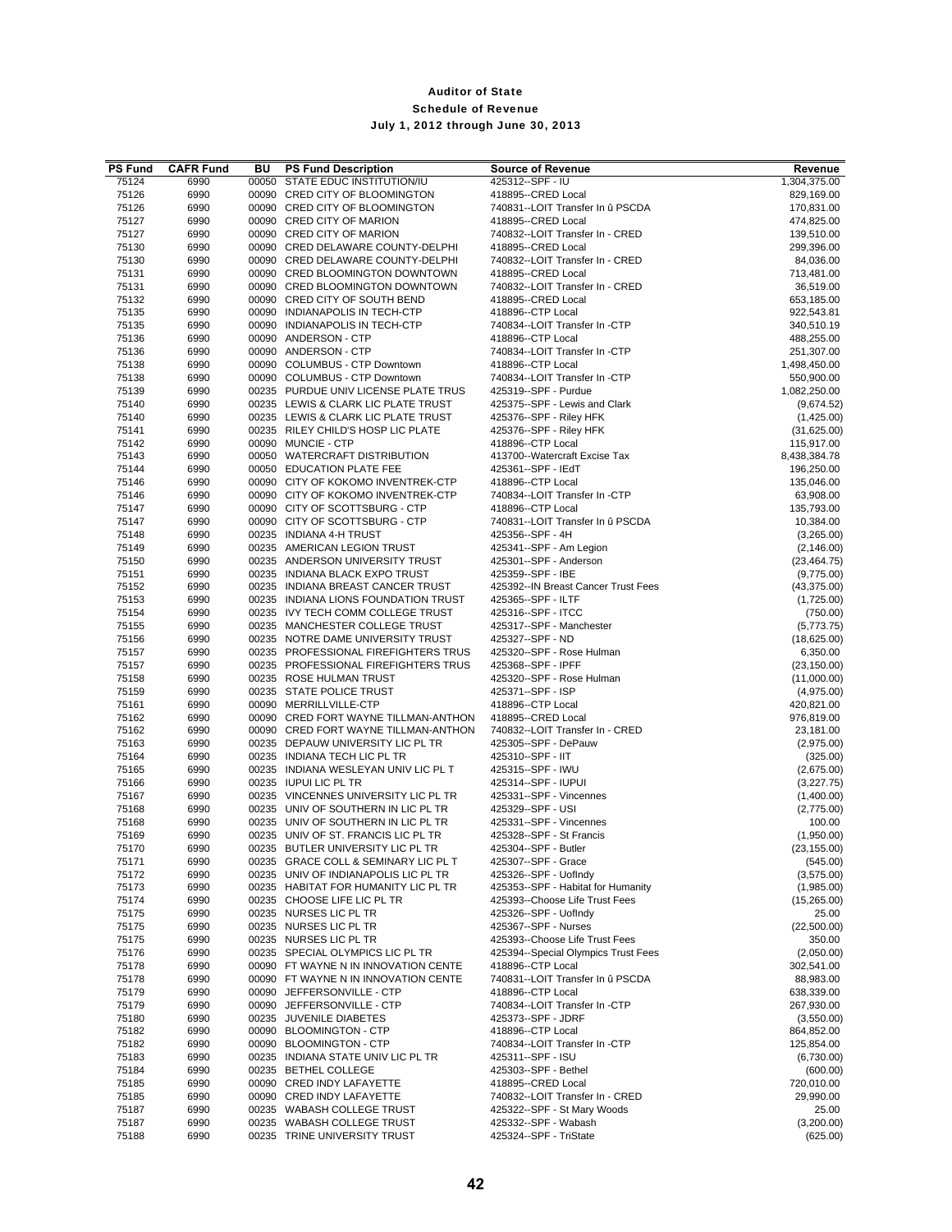# Auditor of State

## Schedule of Revenue

### July 1, 2012 through June 30, 2013

| PS Fund | CAFR Fund | BU | PS Fund Description | Source of Revenue | Revenue |
|---|---|---|---|---|---|
| 75124 | 6990 | 00050 | STATE EDUC INSTITUTION/IU | 425312--SPF - IU | 1,304,375.00 |
| 75126 | 6990 | 00090 | CRED CITY OF BLOOMINGTON | 418895--CRED Local | 829,169.00 |
| 75126 | 6990 | 00090 | CRED CITY OF BLOOMINGTON | 740831--LOIT Transfer In û PSCDA | 170,831.00 |
| 75127 | 6990 | 00090 | CRED CITY OF MARION | 418895--CRED Local | 474,825.00 |
| 75127 | 6990 | 00090 | CRED CITY OF MARION | 740832--LOIT Transfer In - CRED | 139,510.00 |
| 75130 | 6990 | 00090 | CRED DELAWARE COUNTY-DELPHI | 418895--CRED Local | 299,396.00 |
| 75130 | 6990 | 00090 | CRED DELAWARE COUNTY-DELPHI | 740832--LOIT Transfer In - CRED | 84,036.00 |
| 75131 | 6990 | 00090 | CRED BLOOMINGTON DOWNTOWN | 418895--CRED Local | 713,481.00 |
| 75131 | 6990 | 00090 | CRED BLOOMINGTON DOWNTOWN | 740832--LOIT Transfer In - CRED | 36,519.00 |
| 75132 | 6990 | 00090 | CRED CITY OF SOUTH BEND | 418895--CRED Local | 653,185.00 |
| 75135 | 6990 | 00090 | INDIANAPOLIS IN TECH-CTP | 418896--CTP Local | 922,543.81 |
| 75135 | 6990 | 00090 | INDIANAPOLIS IN TECH-CTP | 740834--LOIT Transfer In -CTP | 340,510.19 |
| 75136 | 6990 | 00090 | ANDERSON - CTP | 418896--CTP Local | 488,255.00 |
| 75136 | 6990 | 00090 | ANDERSON - CTP | 740834--LOIT Transfer In -CTP | 251,307.00 |
| 75138 | 6990 | 00090 | COLUMBUS - CTP Downtown | 418896--CTP Local | 1,498,450.00 |
| 75138 | 6990 | 00090 | COLUMBUS - CTP Downtown | 740834--LOIT Transfer In -CTP | 550,900.00 |
| 75139 | 6990 | 00235 | PURDUE UNIV LICENSE PLATE TRUS | 425319--SPF - Purdue | 1,082,250.00 |
| 75140 | 6990 | 00235 | LEWIS & CLARK LIC PLATE TRUST | 425375--SPF - Lewis and Clark | (9,674.52) |
| 75140 | 6990 | 00235 | LEWIS & CLARK LIC PLATE TRUST | 425376--SPF - Riley HFK | (1,425.00) |
| 75141 | 6990 | 00235 | RILEY CHILD'S HOSP LIC PLATE | 425376--SPF - Riley HFK | (31,625.00) |
| 75142 | 6990 | 00090 | MUNCIE - CTP | 418896--CTP Local | 115,917.00 |
| 75143 | 6990 | 00050 | WATERCRAFT DISTRIBUTION | 413700--Watercraft Excise Tax | 8,438,384.78 |
| 75144 | 6990 | 00050 | EDUCATION PLATE FEE | 425361--SPF - IEdT | 196,250.00 |
| 75146 | 6990 | 00090 | CITY OF KOKOMO INVENTREK-CTP | 418896--CTP Local | 135,046.00 |
| 75146 | 6990 | 00090 | CITY OF KOKOMO INVENTREK-CTP | 740834--LOIT Transfer In -CTP | 63,908.00 |
| 75147 | 6990 | 00090 | CITY OF SCOTTSBURG - CTP | 418896--CTP Local | 135,793.00 |
| 75147 | 6990 | 00090 | CITY OF SCOTTSBURG - CTP | 740831--LOIT Transfer In û PSCDA | 10,384.00 |
| 75148 | 6990 | 00235 | INDIANA 4-H TRUST | 425356--SPF - 4H | (3,265.00) |
| 75149 | 6990 | 00235 | AMERICAN LEGION TRUST | 425341--SPF - Am Legion | (2,146.00) |
| 75150 | 6990 | 00235 | ANDERSON UNIVERSITY TRUST | 425301--SPF - Anderson | (23,464.75) |
| 75151 | 6990 | 00235 | INDIANA BLACK EXPO TRUST | 425359--SPF - IBE | (9,775.00) |
| 75152 | 6990 | 00235 | INDIANA BREAST CANCER TRUST | 425392--IN Breast Cancer Trust Fees | (43,375.00) |
| 75153 | 6990 | 00235 | INDIANA LIONS FOUNDATION TRUST | 425365--SPF - ILTF | (1,725.00) |
| 75154 | 6990 | 00235 | IVY TECH COMM COLLEGE TRUST | 425316--SPF - ITCC | (750.00) |
| 75155 | 6990 | 00235 | MANCHESTER COLLEGE TRUST | 425317--SPF - Manchester | (5,773.75) |
| 75156 | 6990 | 00235 | NOTRE DAME UNIVERSITY TRUST | 425327--SPF - ND | (18,625.00) |
| 75157 | 6990 | 00235 | PROFESSIONAL FIREFIGHTERS TRUS | 425320--SPF - Rose Hulman | 6,350.00 |
| 75157 | 6990 | 00235 | PROFESSIONAL FIREFIGHTERS TRUS | 425368--SPF - IPFF | (23,150.00) |
| 75158 | 6990 | 00235 | ROSE HULMAN TRUST | 425320--SPF - Rose Hulman | (11,000.00) |
| 75159 | 6990 | 00235 | STATE POLICE TRUST | 425371--SPF - ISP | (4,975.00) |
| 75161 | 6990 | 00090 | MERRILLVILLE-CTP | 418896--CTP Local | 420,821.00 |
| 75162 | 6990 | 00090 | CRED FORT WAYNE TILLMAN-ANTHON | 418895--CRED Local | 976,819.00 |
| 75162 | 6990 | 00090 | CRED FORT WAYNE TILLMAN-ANTHON | 740832--LOIT Transfer In - CRED | 23,181.00 |
| 75163 | 6990 | 00235 | DEPAUW UNIVERSITY LIC PL TR | 425305--SPF - DePauw | (2,975.00) |
| 75164 | 6990 | 00235 | INDIANA TECH LIC PL TR | 425310--SPF - IIT | (325.00) |
| 75165 | 6990 | 00235 | INDIANA WESLEYAN UNIV LIC PL T | 425315--SPF - IWU | (2,675.00) |
| 75166 | 6990 | 00235 | IUPUI LIC PL TR | 425314--SPF - IUPUI | (3,227.75) |
| 75167 | 6990 | 00235 | VINCENNES UNIVERSITY LIC PL TR | 425331--SPF - Vincennes | (1,400.00) |
| 75168 | 6990 | 00235 | UNIV OF SOUTHERN IN LIC PL TR | 425329--SPF - USI | (2,775.00) |
| 75168 | 6990 | 00235 | UNIV OF SOUTHERN IN LIC PL TR | 425331--SPF - Vincennes | 100.00 |
| 75169 | 6990 | 00235 | UNIV OF ST. FRANCIS LIC PL TR | 425328--SPF - St Francis | (1,950.00) |
| 75170 | 6990 | 00235 | BUTLER UNIVERSITY LIC PL TR | 425304--SPF - Butler | (23,155.00) |
| 75171 | 6990 | 00235 | GRACE COLL & SEMINARY LIC PL T | 425307--SPF - Grace | (545.00) |
| 75172 | 6990 | 00235 | UNIV OF INDIANAPOLIS LIC PL TR | 425326--SPF - UofIndy | (3,575.00) |
| 75173 | 6990 | 00235 | HABITAT FOR HUMANITY LIC PL TR | 425353--SPF - Habitat for Humanity | (1,985.00) |
| 75174 | 6990 | 00235 | CHOOSE LIFE LIC PL TR | 425393--Choose Life Trust Fees | (15,265.00) |
| 75175 | 6990 | 00235 | NURSES LIC PL TR | 425326--SPF - UofIndy | 25.00 |
| 75175 | 6990 | 00235 | NURSES LIC PL TR | 425367--SPF - Nurses | (22,500.00) |
| 75175 | 6990 | 00235 | NURSES LIC PL TR | 425393--Choose Life Trust Fees | 350.00 |
| 75176 | 6990 | 00235 | SPECIAL OLYMPICS LIC PL TR | 425394--Special Olympics Trust Fees | (2,050.00) |
| 75178 | 6990 | 00090 | FT WAYNE N IN INNOVATION CENTE | 418896--CTP Local | 302,541.00 |
| 75178 | 6990 | 00090 | FT WAYNE N IN INNOVATION CENTE | 740831--LOIT Transfer In û PSCDA | 88,983.00 |
| 75179 | 6990 | 00090 | JEFFERSONVILLE - CTP | 418896--CTP Local | 638,339.00 |
| 75179 | 6990 | 00090 | JEFFERSONVILLE - CTP | 740834--LOIT Transfer In -CTP | 267,930.00 |
| 75180 | 6990 | 00235 | JUVENILE DIABETES | 425373--SPF - JDRF | (3,550.00) |
| 75182 | 6990 | 00090 | BLOOMINGTON - CTP | 418896--CTP Local | 864,852.00 |
| 75182 | 6990 | 00090 | BLOOMINGTON - CTP | 740834--LOIT Transfer In -CTP | 125,854.00 |
| 75183 | 6990 | 00235 | INDIANA STATE UNIV LIC PL TR | 425311--SPF - ISU | (6,730.00) |
| 75184 | 6990 | 00235 | BETHEL COLLEGE | 425303--SPF - Bethel | (600.00) |
| 75185 | 6990 | 00090 | CRED INDY LAFAYETTE | 418895--CRED Local | 720,010.00 |
| 75185 | 6990 | 00090 | CRED INDY LAFAYETTE | 740832--LOIT Transfer In - CRED | 29,990.00 |
| 75187 | 6990 | 00235 | WABASH COLLEGE TRUST | 425322--SPF - St Mary Woods | 25.00 |
| 75187 | 6990 | 00235 | WABASH COLLEGE TRUST | 425332--SPF - Wabash | (3,200.00) |
| 75188 | 6990 | 00235 | TRINE UNIVERSITY TRUST | 425324--SPF - TriState | (625.00) |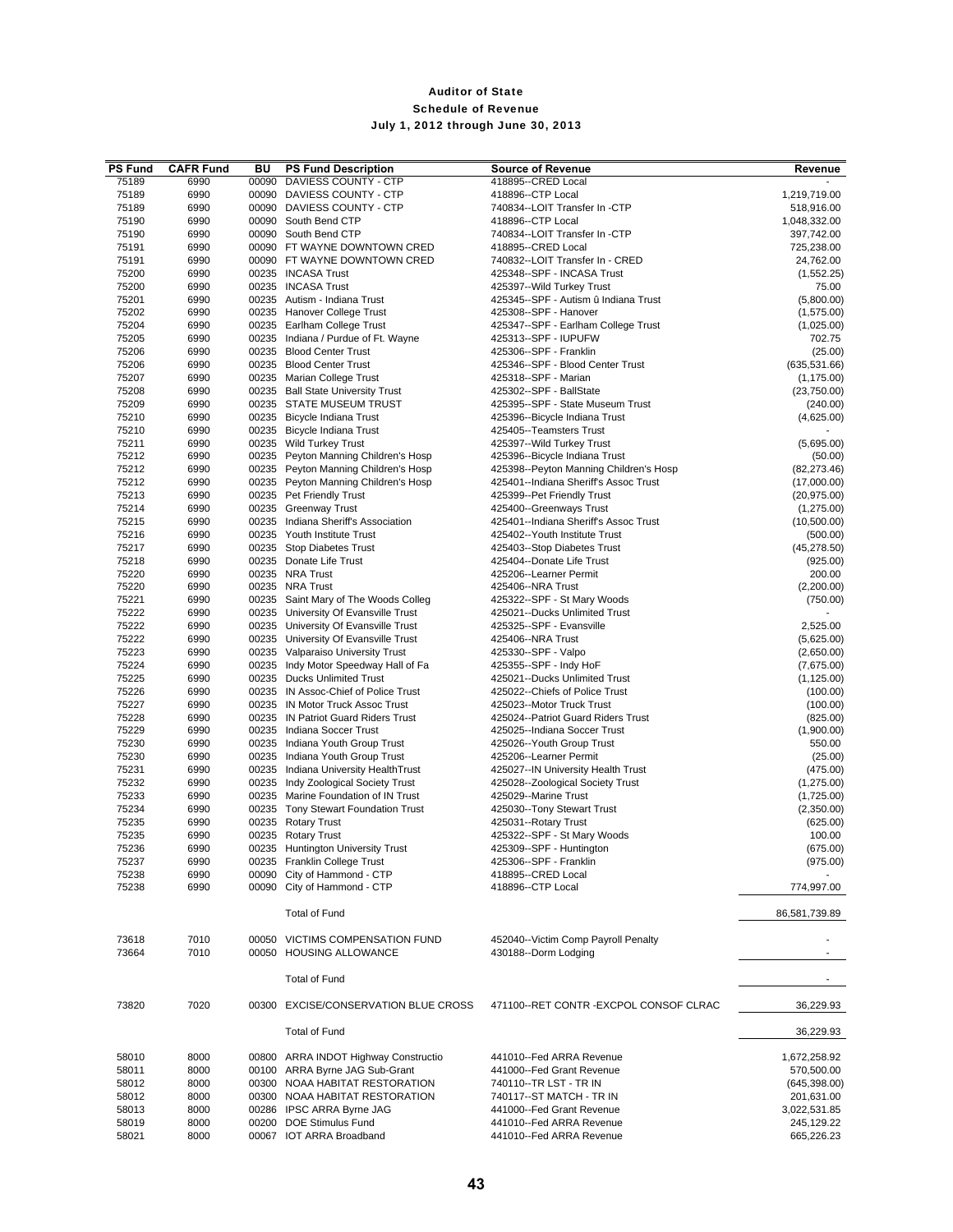# Auditor of State

## Schedule of Revenue

### July 1, 2012 through June 30, 2013

| PS Fund | CAFR Fund | BU | PS Fund Description | Source of Revenue | Revenue |
|---|---|---|---|---|---|
| 75189 | 6990 | 00090 | DAVIESS COUNTY - CTP | 418895--CRED Local | - |
| 75189 | 6990 | 00090 | DAVIESS COUNTY - CTP | 418896--CTP Local | 1,219,719.00 |
| 75189 | 6990 | 00090 | DAVIESS COUNTY - CTP | 740834--LOIT Transfer In -CTP | 518,916.00 |
| 75190 | 6990 | 00090 | South Bend CTP | 418896--CTP Local | 1,048,332.00 |
| 75190 | 6990 | 00090 | South Bend CTP | 740834--LOIT Transfer In -CTP | 397,742.00 |
| 75191 | 6990 | 00090 | FT WAYNE DOWNTOWN CRED | 418895--CRED Local | 725,238.00 |
| 75191 | 6990 | 00090 | FT WAYNE DOWNTOWN CRED | 740832--LOIT Transfer In - CRED | 24,762.00 |
| 75200 | 6990 | 00235 | INCASA Trust | 425348--SPF - INCASA Trust | (1,552.25) |
| 75200 | 6990 | 00235 | INCASA Trust | 425397--Wild Turkey Trust | 75.00 |
| 75201 | 6990 | 00235 | Autism - Indiana Trust | 425345--SPF - Autism û Indiana Trust | (5,800.00) |
| 75202 | 6990 | 00235 | Hanover College Trust | 425308--SPF - Hanover | (1,575.00) |
| 75204 | 6990 | 00235 | Earlham College Trust | 425347--SPF - Earlham College Trust | (1,025.00) |
| 75205 | 6990 | 00235 | Indiana / Purdue of Ft. Wayne | 425313--SPF - IUPUFW | 702.75 |
| 75206 | 6990 | 00235 | Blood Center Trust | 425306--SPF - Franklin | (25.00) |
| 75206 | 6990 | 00235 | Blood Center Trust | 425346--SPF - Blood Center Trust | (635,531.66) |
| 75207 | 6990 | 00235 | Marian College Trust | 425318--SPF - Marian | (1,175.00) |
| 75208 | 6990 | 00235 | Ball State University Trust | 425302--SPF - BallState | (23,750.00) |
| 75209 | 6990 | 00235 | STATE MUSEUM TRUST | 425395--SPF - State Museum Trust | (240.00) |
| 75210 | 6990 | 00235 | Bicycle Indiana Trust | 425396--Bicycle Indiana Trust | (4,625.00) |
| 75210 | 6990 | 00235 | Bicycle Indiana Trust | 425405--Teamsters Trust | - |
| 75211 | 6990 | 00235 | Wild Turkey Trust | 425397--Wild Turkey Trust | (5,695.00) |
| 75212 | 6990 | 00235 | Peyton Manning Children's Hosp | 425396--Bicycle Indiana Trust | (50.00) |
| 75212 | 6990 | 00235 | Peyton Manning Children's Hosp | 425398--Peyton Manning Children's Hosp | (82,273.46) |
| 75212 | 6990 | 00235 | Peyton Manning Children's Hosp | 425401--Indiana Sheriff's Assoc Trust | (17,000.00) |
| 75213 | 6990 | 00235 | Pet Friendly Trust | 425399--Pet Friendly Trust | (20,975.00) |
| 75214 | 6990 | 00235 | Greenway Trust | 425400--Greenways Trust | (1,275.00) |
| 75215 | 6990 | 00235 | Indiana Sheriff's Association | 425401--Indiana Sheriff's Assoc Trust | (10,500.00) |
| 75216 | 6990 | 00235 | Youth Institute Trust | 425402--Youth Institute Trust | (500.00) |
| 75217 | 6990 | 00235 | Stop Diabetes Trust | 425403--Stop Diabetes Trust | (45,278.50) |
| 75218 | 6990 | 00235 | Donate Life Trust | 425404--Donate Life Trust | (925.00) |
| 75220 | 6990 | 00235 | NRA Trust | 425206--Learner Permit | 200.00 |
| 75220 | 6990 | 00235 | NRA Trust | 425406--NRA Trust | (2,200.00) |
| 75221 | 6990 | 00235 | Saint Mary of The Woods Colleg | 425322--SPF - St Mary Woods | (750.00) |
| 75222 | 6990 | 00235 | University Of Evansville Trust | 425021--Ducks Unlimited Trust | - |
| 75222 | 6990 | 00235 | University Of Evansville Trust | 425325--SPF - Evansville | 2,525.00 |
| 75222 | 6990 | 00235 | University Of Evansville Trust | 425406--NRA Trust | (5,625.00) |
| 75223 | 6990 | 00235 | Valparaiso University Trust | 425330--SPF - Valpo | (2,650.00) |
| 75224 | 6990 | 00235 | Indy Motor Speedway Hall of Fa | 425355--SPF - Indy HoF | (7,675.00) |
| 75225 | 6990 | 00235 | Ducks Unlimited Trust | 425021--Ducks Unlimited Trust | (1,125.00) |
| 75226 | 6990 | 00235 | IN Assoc-Chief of Police Trust | 425022--Chiefs of Police Trust | (100.00) |
| 75227 | 6990 | 00235 | IN Motor Truck Assoc Trust | 425023--Motor Truck Trust | (100.00) |
| 75228 | 6990 | 00235 | IN Patriot Guard Riders Trust | 425024--Patriot Guard Riders Trust | (825.00) |
| 75229 | 6990 | 00235 | Indiana Soccer Trust | 425025--Indiana Soccer Trust | (1,900.00) |
| 75230 | 6990 | 00235 | Indiana Youth Group Trust | 425026--Youth Group Trust | 550.00 |
| 75230 | 6990 | 00235 | Indiana Youth Group Trust | 425206--Learner Permit | (25.00) |
| 75231 | 6990 | 00235 | Indiana University HealthTrust | 425027--IN University Health Trust | (475.00) |
| 75232 | 6990 | 00235 | Indy Zoological Society Trust | 425028--Zoological Society Trust | (1,275.00) |
| 75233 | 6990 | 00235 | Marine Foundation of IN Trust | 425029--Marine Trust | (1,725.00) |
| 75234 | 6990 | 00235 | Tony Stewart Foundation Trust | 425030--Tony Stewart Trust | (2,350.00) |
| 75235 | 6990 | 00235 | Rotary Trust | 425031--Rotary Trust | (625.00) |
| 75235 | 6990 | 00235 | Rotary Trust | 425322--SPF - St Mary Woods | 100.00 |
| 75236 | 6990 | 00235 | Huntington University Trust | 425309--SPF - Huntington | (675.00) |
| 75237 | 6990 | 00235 | Franklin College Trust | 425306--SPF - Franklin | (975.00) |
| 75238 | 6990 | 00090 | City of Hammond - CTP | 418895--CRED Local | - |
| 75238 | 6990 | 00090 | City of Hammond - CTP | 418896--CTP Local | 774,997.00 |
| | | | Total of Fund | | 86,581,739.89 |
| 73618 | 7010 | 00050 | VICTIMS COMPENSATION FUND | 452040--Victim Comp Payroll Penalty | - |
| 73664 | 7010 | 00050 | HOUSING ALLOWANCE | 430188--Dorm Lodging | - |
| | | | Total of Fund | | - |
| 73820 | 7020 | 00300 | EXCISE/CONSERVATION BLUE CROSS | 471100--RET CONTR -EXCPOL CONSOF CLRAC | 36,229.93 |
| | | | Total of Fund | | 36,229.93 |
| 58010 | 8000 | 00800 | ARRA INDOT Highway Constructio | 441010--Fed ARRA Revenue | 1,672,258.92 |
| 58011 | 8000 | 00100 | ARRA Byrne JAG Sub-Grant | 441000--Fed Grant Revenue | 570,500.00 |
| 58012 | 8000 | 00300 | NOAA HABITAT RESTORATION | 740110--TR LST - TR IN | (645,398.00) |
| 58012 | 8000 | 00300 | NOAA HABITAT RESTORATION | 740117--ST MATCH - TR IN | 201,631.00 |
| 58013 | 8000 | 00286 | IPSC ARRA Byrne JAG | 441000--Fed Grant Revenue | 3,022,531.85 |
| 58019 | 8000 | 00200 | DOE Stimulus Fund | 441010--Fed ARRA Revenue | 245,129.22 |
| 58021 | 8000 | 00067 | IOT ARRA Broadband | 441010--Fed ARRA Revenue | 665,226.23 |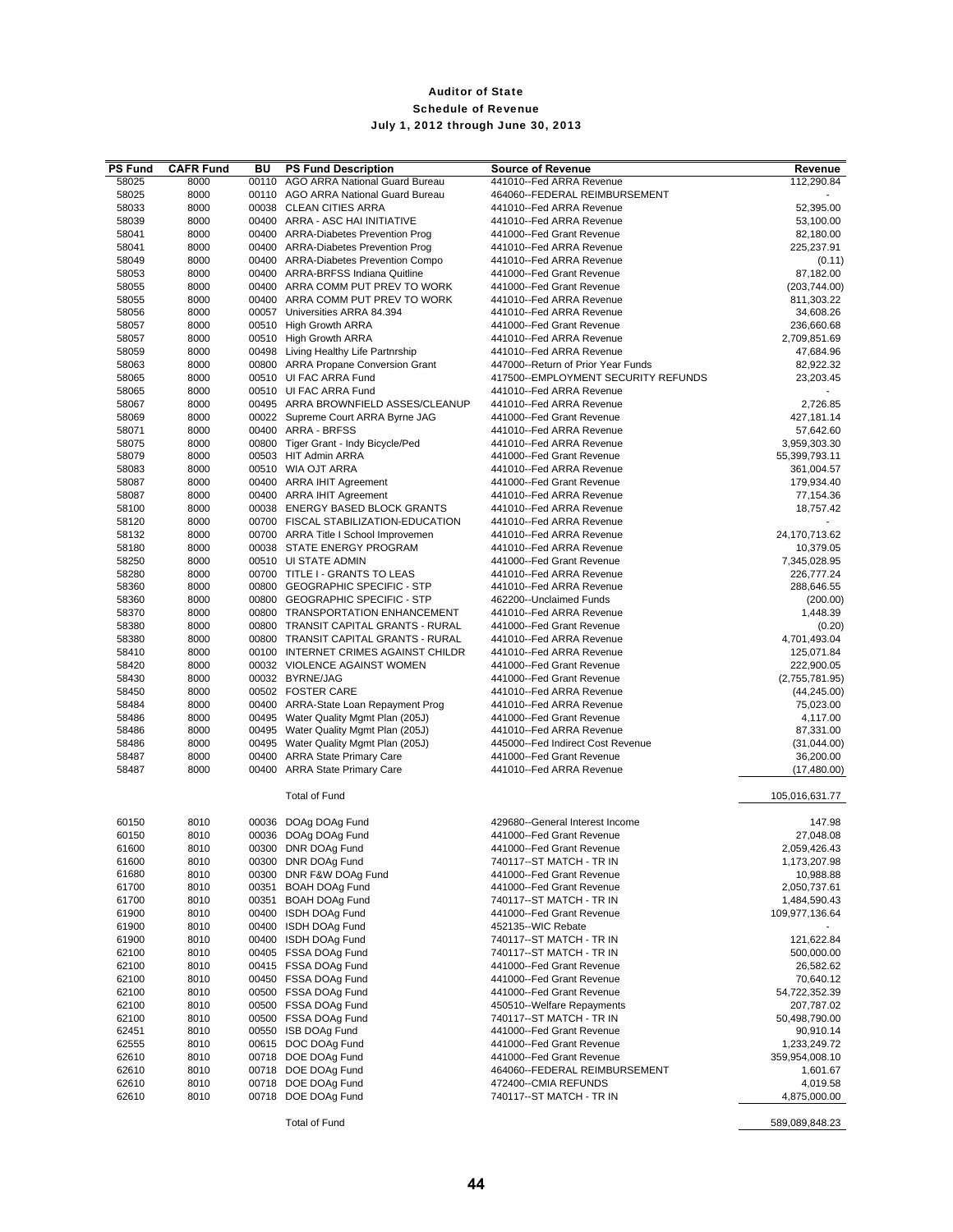# Auditor of State

## Schedule of Revenue

### July 1, 2012 through June 30, 2013

| PS Fund | CAFR Fund | BU | PS Fund Description | Source of Revenue | Revenue |
|---|---|---|---|---|---|
| 58025 | 8000 | 00110 | AGO ARRA National Guard Bureau | 441010--Fed ARRA Revenue | 112,290.84 |
| 58025 | 8000 | 00110 | AGO ARRA National Guard Bureau | 464060--FEDERAL REIMBURSEMENT | - |
| 58033 | 8000 | 00038 | CLEAN CITIES ARRA | 441010--Fed ARRA Revenue | 52,395.00 |
| 58039 | 8000 | 00400 | ARRA - ASC HAI INITIATIVE | 441010--Fed ARRA Revenue | 53,100.00 |
| 58041 | 8000 | 00400 | ARRA-Diabetes Prevention Prog | 441000--Fed Grant Revenue | 82,180.00 |
| 58041 | 8000 | 00400 | ARRA-Diabetes Prevention Prog | 441010--Fed ARRA Revenue | 225,237.91 |
| 58049 | 8000 | 00400 | ARRA-Diabetes Prevention Compo | 441010--Fed ARRA Revenue | (0.11) |
| 58053 | 8000 | 00400 | ARRA-BRFSS Indiana Quitline | 441000--Fed Grant Revenue | 87,182.00 |
| 58055 | 8000 | 00400 | ARRA COMM PUT PREV TO WORK | 441000--Fed Grant Revenue | (203,744.00) |
| 58055 | 8000 | 00400 | ARRA COMM PUT PREV TO WORK | 441010--Fed ARRA Revenue | 811,303.22 |
| 58056 | 8000 | 00057 | Universities ARRA 84.394 | 441010--Fed ARRA Revenue | 34,608.26 |
| 58057 | 8000 | 00510 | High Growth ARRA | 441000--Fed Grant Revenue | 236,660.68 |
| 58057 | 8000 | 00510 | High Growth ARRA | 441010--Fed ARRA Revenue | 2,709,851.69 |
| 58059 | 8000 | 00498 | Living Healthy Life Partnrship | 441010--Fed ARRA Revenue | 47,684.96 |
| 58063 | 8000 | 00800 | ARRA Propane Conversion Grant | 447000--Return of Prior Year Funds | 82,922.32 |
| 58065 | 8000 | 00510 | UI FAC ARRA Fund | 417500--EMPLOYMENT SECURITY REFUNDS | 23,203.45 |
| 58065 | 8000 | 00510 | UI FAC ARRA Fund | 441010--Fed ARRA Revenue | - |
| 58067 | 8000 | 00495 | ARRA BROWNFIELD ASSES/CLEANUP | 441010--Fed ARRA Revenue | 2,726.85 |
| 58069 | 8000 | 00022 | Supreme Court ARRA Byrne JAG | 441000--Fed Grant Revenue | 427,181.14 |
| 58071 | 8000 | 00400 | ARRA - BRFSS | 441010--Fed ARRA Revenue | 57,642.60 |
| 58075 | 8000 | 00800 | Tiger Grant - Indy Bicycle/Ped | 441010--Fed ARRA Revenue | 3,959,303.30 |
| 58079 | 8000 | 00503 | HIT Admin ARRA | 441000--Fed Grant Revenue | 55,399,793.11 |
| 58083 | 8000 | 00510 | WIA OJT ARRA | 441010--Fed ARRA Revenue | 361,004.57 |
| 58087 | 8000 | 00400 | ARRA IHIT Agreement | 441000--Fed Grant Revenue | 179,934.40 |
| 58087 | 8000 | 00400 | ARRA IHIT Agreement | 441010--Fed ARRA Revenue | 77,154.36 |
| 58100 | 8000 | 00038 | ENERGY BASED BLOCK GRANTS | 441010--Fed ARRA Revenue | 18,757.42 |
| 58120 | 8000 | 00700 | FISCAL STABILIZATION-EDUCATION | 441010--Fed ARRA Revenue | - |
| 58132 | 8000 | 00700 | ARRA Title I School Improvemen | 441010--Fed ARRA Revenue | 24,170,713.62 |
| 58180 | 8000 | 00038 | STATE ENERGY PROGRAM | 441010--Fed ARRA Revenue | 10,379.05 |
| 58250 | 8000 | 00510 | UI STATE ADMIN | 441000--Fed Grant Revenue | 7,345,028.95 |
| 58280 | 8000 | 00700 | TITLE I - GRANTS TO LEAS | 441010--Fed ARRA Revenue | 226,777.24 |
| 58360 | 8000 | 00800 | GEOGRAPHIC SPECIFIC - STP | 441010--Fed ARRA Revenue | 288,646.55 |
| 58360 | 8000 | 00800 | GEOGRAPHIC SPECIFIC - STP | 462200--Unclaimed Funds | (200.00) |
| 58370 | 8000 | 00800 | TRANSPORTATION ENHANCEMENT | 441010--Fed ARRA Revenue | 1,448.39 |
| 58380 | 8000 | 00800 | TRANSIT CAPITAL GRANTS - RURAL | 441000--Fed Grant Revenue | (0.20) |
| 58380 | 8000 | 00800 | TRANSIT CAPITAL GRANTS - RURAL | 441010--Fed ARRA Revenue | 4,701,493.04 |
| 58410 | 8000 | 00100 | INTERNET CRIMES AGAINST CHILDR | 441010--Fed ARRA Revenue | 125,071.84 |
| 58420 | 8000 | 00032 | VIOLENCE AGAINST WOMEN | 441000--Fed Grant Revenue | 222,900.05 |
| 58430 | 8000 | 00032 | BYRNE/JAG | 441000--Fed Grant Revenue | (2,755,781.95) |
| 58450 | 8000 | 00502 | FOSTER CARE | 441010--Fed ARRA Revenue | (44,245.00) |
| 58484 | 8000 | 00400 | ARRA-State Loan Repayment Prog | 441010--Fed ARRA Revenue | 75,023.00 |
| 58486 | 8000 | 00495 | Water Quality Mgmt Plan (205J) | 441000--Fed Grant Revenue | 4,117.00 |
| 58486 | 8000 | 00495 | Water Quality Mgmt Plan (205J) | 441010--Fed ARRA Revenue | 87,331.00 |
| 58486 | 8000 | 00495 | Water Quality Mgmt Plan (205J) | 445000--Fed Indirect Cost Revenue | (31,044.00) |
| 58487 | 8000 | 00400 | ARRA State Primary Care | 441000--Fed Grant Revenue | 36,200.00 |
| 58487 | 8000 | 00400 | ARRA State Primary Care | 441010--Fed ARRA Revenue | (17,480.00) |
| | | | Total of Fund | | 105,016,631.77 |
| 60150 | 8010 | 00036 | DOAg DOAg Fund | 429680--General Interest Income | 147.98 |
| 60150 | 8010 | 00036 | DOAg DOAg Fund | 441000--Fed Grant Revenue | 27,048.08 |
| 61600 | 8010 | 00300 | DNR DOAg Fund | 441000--Fed Grant Revenue | 2,059,426.43 |
| 61600 | 8010 | 00300 | DNR DOAg Fund | 740117--ST MATCH - TR IN | 1,173,207.98 |
| 61680 | 8010 | 00300 | DNR F&W DOAg Fund | 441000--Fed Grant Revenue | 10,988.88 |
| 61700 | 8010 | 00351 | BOAH DOAg Fund | 441000--Fed Grant Revenue | 2,050,737.61 |
| 61700 | 8010 | 00351 | BOAH DOAg Fund | 740117--ST MATCH - TR IN | 1,484,590.43 |
| 61900 | 8010 | 00400 | ISDH DOAg Fund | 441000--Fed Grant Revenue | 109,977,136.64 |
| 61900 | 8010 | 00400 | ISDH DOAg Fund | 452135--WIC Rebate | - |
| 61900 | 8010 | 00400 | ISDH DOAg Fund | 740117--ST MATCH - TR IN | 121,622.84 |
| 62100 | 8010 | 00405 | FSSA DOAg Fund | 740117--ST MATCH - TR IN | 500,000.00 |
| 62100 | 8010 | 00415 | FSSA DOAg Fund | 441000--Fed Grant Revenue | 26,582.62 |
| 62100 | 8010 | 00450 | FSSA DOAg Fund | 441000--Fed Grant Revenue | 70,640.12 |
| 62100 | 8010 | 00500 | FSSA DOAg Fund | 441000--Fed Grant Revenue | 54,722,352.39 |
| 62100 | 8010 | 00500 | FSSA DOAg Fund | 450510--Welfare Repayments | 207,787.02 |
| 62100 | 8010 | 00500 | FSSA DOAg Fund | 740117--ST MATCH - TR IN | 50,498,790.00 |
| 62451 | 8010 | 00550 | ISB DOAg Fund | 441000--Fed Grant Revenue | 90,910.14 |
| 62555 | 8010 | 00615 | DOC DOAg Fund | 441000--Fed Grant Revenue | 1,233,249.72 |
| 62610 | 8010 | 00718 | DOE DOAg Fund | 441000--Fed Grant Revenue | 359,954,008.10 |
| 62610 | 8010 | 00718 | DOE DOAg Fund | 464060--FEDERAL REIMBURSEMENT | 1,601.67 |
| 62610 | 8010 | 00718 | DOE DOAg Fund | 472400--CMIA REFUNDS | 4,019.58 |
| 62610 | 8010 | 00718 | DOE DOAg Fund | 740117--ST MATCH - TR IN | 4,875,000.00 |
| | | | Total of Fund | | 589,089,848.23 |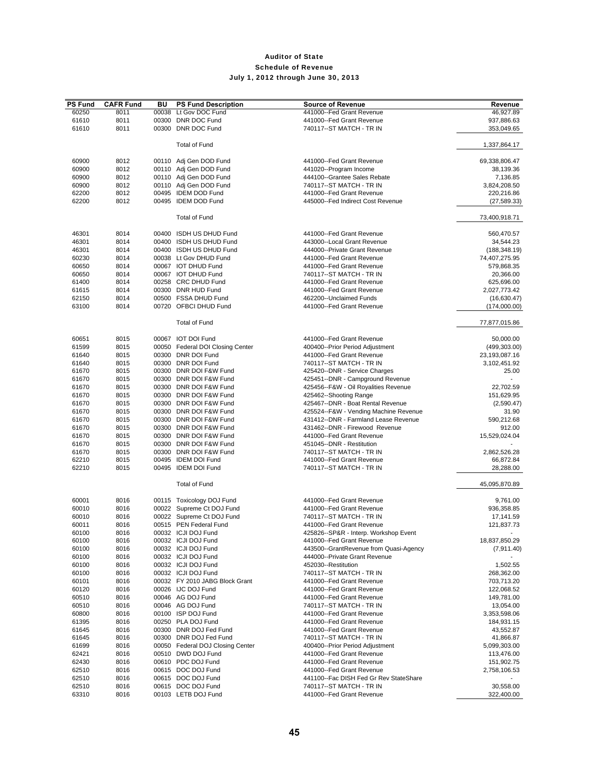# Auditor of State

## Schedule of Revenue

### July 1, 2012 through June 30, 2013

| PS Fund | CAFR Fund | BU | PS Fund Description | Source of Revenue | Revenue |
|---|---|---|---|---|---|
| 60250 | 8011 | 00038 | Lt Gov DOC Fund | 441000--Fed Grant Revenue | 46,927.89 |
| 61610 | 8011 | 00300 | DNR DOC Fund | 441000--Fed Grant Revenue | 937,886.63 |
| 61610 | 8011 | 00300 | DNR DOC Fund | 740117--ST MATCH - TR IN | 353,049.65 |
| | | | Total of Fund | | 1,337,864.17 |
| 60900 | 8012 | 00110 | Adj Gen DOD Fund | 441000--Fed Grant Revenue | 69,338,806.47 |
| 60900 | 8012 | 00110 | Adj Gen DOD Fund | 441020--Program Income | 38,139.36 |
| 60900 | 8012 | 00110 | Adj Gen DOD Fund | 444100--Grantee Sales Rebate | 7,136.85 |
| 60900 | 8012 | 00110 | Adj Gen DOD Fund | 740117--ST MATCH - TR IN | 3,824,208.50 |
| 62200 | 8012 | 00495 | IDEM DOD Fund | 441000--Fed Grant Revenue | 220,216.86 |
| 62200 | 8012 | 00495 | IDEM DOD Fund | 445000--Fed Indirect Cost Revenue | (27,589.33) |
| | | | Total of Fund | | 73,400,918.71 |
| 46301 | 8014 | 00400 | ISDH US DHUD Fund | 441000--Fed Grant Revenue | 560,470.57 |
| 46301 | 8014 | 00400 | ISDH US DHUD Fund | 443000--Local Grant Revenue | 34,544.23 |
| 46301 | 8014 | 00400 | ISDH US DHUD Fund | 444000--Private Grant Revenue | (188,348.19) |
| 60230 | 8014 | 00038 | Lt Gov DHUD Fund | 441000--Fed Grant Revenue | 74,407,275.95 |
| 60650 | 8014 | 00067 | IOT DHUD Fund | 441000--Fed Grant Revenue | 579,868.35 |
| 60650 | 8014 | 00067 | IOT DHUD Fund | 740117--ST MATCH - TR IN | 20,366.00 |
| 61400 | 8014 | 00258 | CRC DHUD Fund | 441000--Fed Grant Revenue | 625,696.00 |
| 61615 | 8014 | 00300 | DNR HUD Fund | 441000--Fed Grant Revenue | 2,027,773.42 |
| 62150 | 8014 | 00500 | FSSA DHUD Fund | 462200--Unclaimed Funds | (16,630.47) |
| 63100 | 8014 | 00720 | OFBCI DHUD Fund | 441000--Fed Grant Revenue | (174,000.00) |
| | | | Total of Fund | | 77,877,015.86 |
| 60651 | 8015 | 00067 | IOT DOI Fund | 441000--Fed Grant Revenue | 50,000.00 |
| 61599 | 8015 | 00050 | Federal DOI Closing Center | 400400--Prior Period Adjustment | (499,303.00) |
| 61640 | 8015 | 00300 | DNR DOI Fund | 441000--Fed Grant Revenue | 23,193,087.16 |
| 61640 | 8015 | 00300 | DNR DOI Fund | 740117--ST MATCH - TR IN | 3,102,451.92 |
| 61670 | 8015 | 00300 | DNR DOI F&W Fund | 425420--DNR - Service Charges | 25.00 |
| 61670 | 8015 | 00300 | DNR DOI F&W Fund | 425451--DNR - Campground Revenue | - |
| 61670 | 8015 | 00300 | DNR DOI F&W Fund | 425456--F&W - Oil Royalities Revenue | 22,702.59 |
| 61670 | 8015 | 00300 | DNR DOI F&W Fund | 425462--Shooting Range | 151,629.95 |
| 61670 | 8015 | 00300 | DNR DOI F&W Fund | 425467--DNR - Boat Rental Revenue | (2,590.47) |
| 61670 | 8015 | 00300 | DNR DOI F&W Fund | 425524--F&W - Vending Machine Revenue | 31.90 |
| 61670 | 8015 | 00300 | DNR DOI F&W Fund | 431412--DNR - Farmland Lease Revenue | 590,212.68 |
| 61670 | 8015 | 00300 | DNR DOI F&W Fund | 431462--DNR - Firewood Revenue | 912.00 |
| 61670 | 8015 | 00300 | DNR DOI F&W Fund | 441000--Fed Grant Revenue | 15,529,024.04 |
| 61670 | 8015 | 00300 | DNR DOI F&W Fund | 451045--DNR - Restitution | - |
| 61670 | 8015 | 00300 | DNR DOI F&W Fund | 740117--ST MATCH - TR IN | 2,862,526.28 |
| 62210 | 8015 | 00495 | IDEM DOI Fund | 441000--Fed Grant Revenue | 66,872.84 |
| 62210 | 8015 | 00495 | IDEM DOI Fund | 740117--ST MATCH - TR IN | 28,288.00 |
| | | | Total of Fund | | 45,095,870.89 |
| 60001 | 8016 | 00115 | Toxicology DOJ Fund | 441000--Fed Grant Revenue | 9,761.00 |
| 60010 | 8016 | 00022 | Supreme Ct DOJ Fund | 441000--Fed Grant Revenue | 936,358.85 |
| 60010 | 8016 | 00022 | Supreme Ct DOJ Fund | 740117--ST MATCH - TR IN | 17,141.59 |
| 60011 | 8016 | 00515 | PEN Federal Fund | 441000--Fed Grant Revenue | 121,837.73 |
| 60100 | 8016 | 00032 | ICJI DOJ Fund | 425826--SP&R - Interp. Workshop Event | - |
| 60100 | 8016 | 00032 | ICJI DOJ Fund | 441000--Fed Grant Revenue | 18,837,850.29 |
| 60100 | 8016 | 00032 | ICJI DOJ Fund | 443500--GrantRevenue from Quasi-Agency | (7,911.40) |
| 60100 | 8016 | 00032 | ICJI DOJ Fund | 444000--Private Grant Revenue | - |
| 60100 | 8016 | 00032 | ICJI DOJ Fund | 452030--Restitution | 1,502.55 |
| 60100 | 8016 | 00032 | ICJI DOJ Fund | 740117--ST MATCH - TR IN | 268,362.00 |
| 60101 | 8016 | 00032 | FY 2010 JABG Block Grant | 441000--Fed Grant Revenue | 703,713.20 |
| 60120 | 8016 | 00026 | IJC DOJ Fund | 441000--Fed Grant Revenue | 122,068.52 |
| 60510 | 8016 | 00046 | AG DOJ Fund | 441000--Fed Grant Revenue | 149,781.00 |
| 60510 | 8016 | 00046 | AG DOJ Fund | 740117--ST MATCH - TR IN | 13,054.00 |
| 60800 | 8016 | 00100 | ISP DOJ Fund | 441000--Fed Grant Revenue | 3,353,598.06 |
| 61395 | 8016 | 00250 | PLA DOJ Fund | 441000--Fed Grant Revenue | 184,931.15 |
| 61645 | 8016 | 00300 | DNR DOJ Fed Fund | 441000--Fed Grant Revenue | 43,552.87 |
| 61645 | 8016 | 00300 | DNR DOJ Fed Fund | 740117--ST MATCH - TR IN | 41,866.87 |
| 61699 | 8016 | 00050 | Federal DOJ Closing Center | 400400--Prior Period Adjustment | 5,099,303.00 |
| 62421 | 8016 | 00510 | DWD DOJ Fund | 441000--Fed Grant Revenue | 113,476.00 |
| 62430 | 8016 | 00610 | PDC DOJ Fund | 441000--Fed Grant Revenue | 151,902.75 |
| 62510 | 8016 | 00615 | DOC DOJ Fund | 441000--Fed Grant Revenue | 2,758,106.53 |
| 62510 | 8016 | 00615 | DOC DOJ Fund | 441100--Fac DISH Fed Gr Rev StateShare | - |
| 62510 | 8016 | 00615 | DOC DOJ Fund | 740117--ST MATCH - TR IN | 30,558.00 |
| 63310 | 8016 | 00103 | LETB DOJ Fund | 441000--Fed Grant Revenue | 322,400.00 |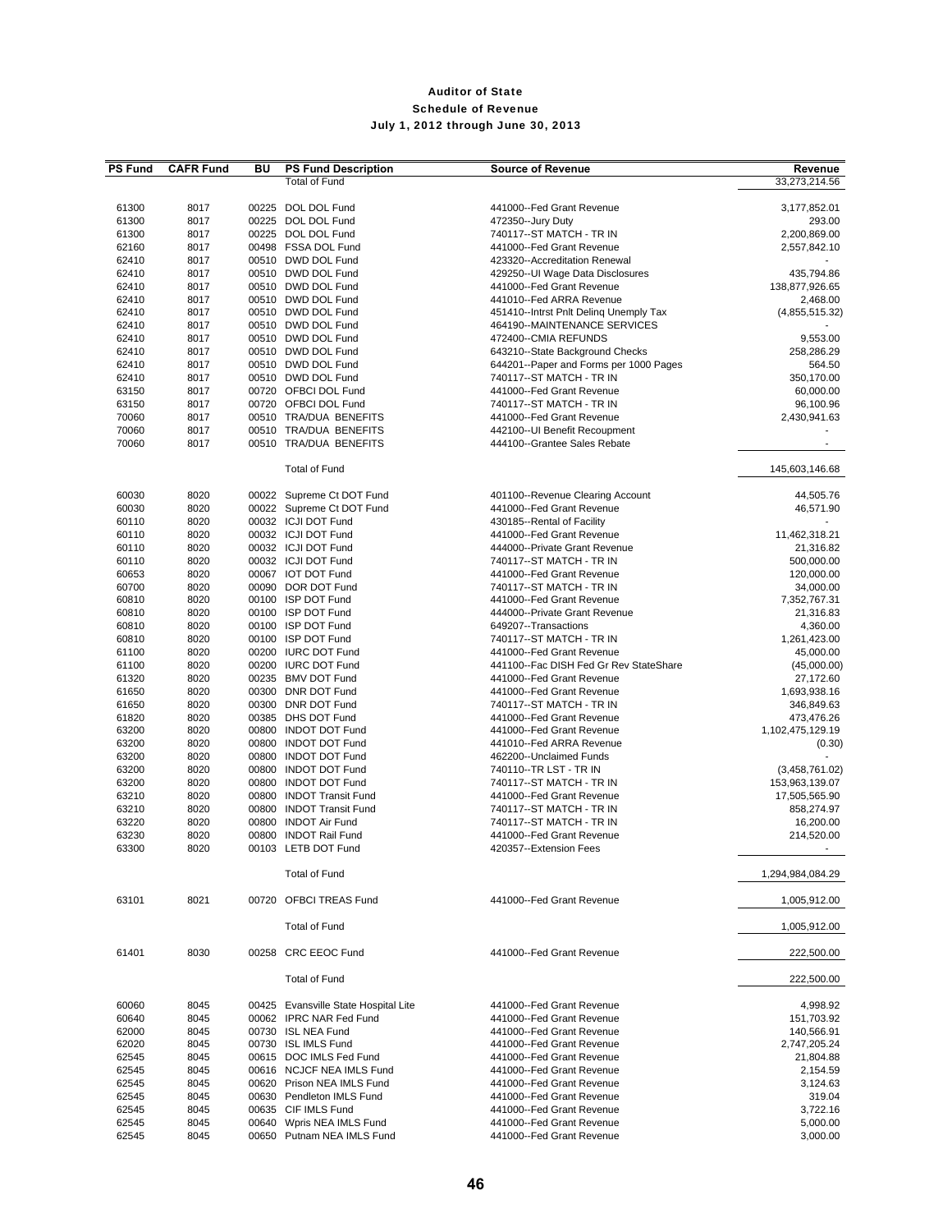# Auditor of State

## Schedule of Revenue

### July 1, 2012 through June 30, 2013

| PS Fund | CAFR Fund | BU | PS Fund Description | Source of Revenue | Revenue |
|---|---|---|---|---|---|
| | | | Total of Fund | | 33,273,214.56 |
| 61300 | 8017 | 00225 | DOL DOL Fund | 441000--Fed Grant Revenue | 3,177,852.01 |
| 61300 | 8017 | 00225 | DOL DOL Fund | 472350--Jury Duty | 293.00 |
| 61300 | 8017 | 00225 | DOL DOL Fund | 740117--ST MATCH - TR IN | 2,200,869.00 |
| 62160 | 8017 | 00498 | FSSA DOL Fund | 441000--Fed Grant Revenue | 2,557,842.10 |
| 62410 | 8017 | 00510 | DWD DOL Fund | 423320--Accreditation Renewal | - |
| 62410 | 8017 | 00510 | DWD DOL Fund | 429250--UI Wage Data Disclosures | 435,794.86 |
| 62410 | 8017 | 00510 | DWD DOL Fund | 441000--Fed Grant Revenue | 138,877,926.65 |
| 62410 | 8017 | 00510 | DWD DOL Fund | 441010--Fed ARRA Revenue | 2,468.00 |
| 62410 | 8017 | 00510 | DWD DOL Fund | 451410--Intrst Pnlt Delinq Unemply Tax | (4,855,515.32) |
| 62410 | 8017 | 00510 | DWD DOL Fund | 464190--MAINTENANCE SERVICES | - |
| 62410 | 8017 | 00510 | DWD DOL Fund | 472400--CMIA REFUNDS | 9,553.00 |
| 62410 | 8017 | 00510 | DWD DOL Fund | 643210--State Background Checks | 258,286.29 |
| 62410 | 8017 | 00510 | DWD DOL Fund | 644201--Paper and Forms per 1000 Pages | 564.50 |
| 62410 | 8017 | 00510 | DWD DOL Fund | 740117--ST MATCH - TR IN | 350,170.00 |
| 63150 | 8017 | 00720 | OFBCI DOL Fund | 441000--Fed Grant Revenue | 60,000.00 |
| 63150 | 8017 | 00720 | OFBCI DOL Fund | 740117--ST MATCH - TR IN | 96,100.96 |
| 70060 | 8017 | 00510 | TRA/DUA BENEFITS | 441000--Fed Grant Revenue | 2,430,941.63 |
| 70060 | 8017 | 00510 | TRA/DUA BENEFITS | 442100--UI Benefit Recoupment | - |
| 70060 | 8017 | 00510 | TRA/DUA BENEFITS | 444100--Grantee Sales Rebate | - |
| | | | Total of Fund | | 145,603,146.68 |
| 60030 | 8020 | 00022 | Supreme Ct DOT Fund | 401100--Revenue Clearing Account | 44,505.76 |
| 60030 | 8020 | 00022 | Supreme Ct DOT Fund | 441000--Fed Grant Revenue | 46,571.90 |
| 60110 | 8020 | 00032 | ICJI DOT Fund | 430185--Rental of Facility | - |
| 60110 | 8020 | 00032 | ICJI DOT Fund | 441000--Fed Grant Revenue | 11,462,318.21 |
| 60110 | 8020 | 00032 | ICJI DOT Fund | 444000--Private Grant Revenue | 21,316.82 |
| 60110 | 8020 | 00032 | ICJI DOT Fund | 740117--ST MATCH - TR IN | 500,000.00 |
| 60653 | 8020 | 00067 | IOT DOT Fund | 441000--Fed Grant Revenue | 120,000.00 |
| 60700 | 8020 | 00090 | DOR DOT Fund | 740117--ST MATCH - TR IN | 34,000.00 |
| 60810 | 8020 | 00100 | ISP DOT Fund | 441000--Fed Grant Revenue | 7,352,767.31 |
| 60810 | 8020 | 00100 | ISP DOT Fund | 444000--Private Grant Revenue | 21,316.83 |
| 60810 | 8020 | 00100 | ISP DOT Fund | 649207--Transactions | 4,360.00 |
| 60810 | 8020 | 00100 | ISP DOT Fund | 740117--ST MATCH - TR IN | 1,261,423.00 |
| 61100 | 8020 | 00200 | IURC DOT Fund | 441000--Fed Grant Revenue | 45,000.00 |
| 61100 | 8020 | 00200 | IURC DOT Fund | 441100--Fac DISH Fed Gr Rev StateShare | (45,000.00) |
| 61320 | 8020 | 00235 | BMV DOT Fund | 441000--Fed Grant Revenue | 27,172.60 |
| 61650 | 8020 | 00300 | DNR DOT Fund | 441000--Fed Grant Revenue | 1,693,938.16 |
| 61650 | 8020 | 00300 | DNR DOT Fund | 740117--ST MATCH - TR IN | 346,849.63 |
| 61820 | 8020 | 00385 | DHS DOT Fund | 441000--Fed Grant Revenue | 473,476.26 |
| 63200 | 8020 | 00800 | INDOT DOT Fund | 441000--Fed Grant Revenue | 1,102,475,129.19 |
| 63200 | 8020 | 00800 | INDOT DOT Fund | 441010--Fed ARRA Revenue | (0.30) |
| 63200 | 8020 | 00800 | INDOT DOT Fund | 462200--Unclaimed Funds | - |
| 63200 | 8020 | 00800 | INDOT DOT Fund | 740110--TR LST - TR IN | (3,458,761.02) |
| 63200 | 8020 | 00800 | INDOT DOT Fund | 740117--ST MATCH - TR IN | 153,963,139.07 |
| 63210 | 8020 | 00800 | INDOT Transit Fund | 441000--Fed Grant Revenue | 17,505,565.90 |
| 63210 | 8020 | 00800 | INDOT Transit Fund | 740117--ST MATCH - TR IN | 858,274.97 |
| 63220 | 8020 | 00800 | INDOT Air Fund | 740117--ST MATCH - TR IN | 16,200.00 |
| 63230 | 8020 | 00800 | INDOT Rail Fund | 441000--Fed Grant Revenue | 214,520.00 |
| 63300 | 8020 | 00103 | LETB DOT Fund | 420357--Extension Fees | - |
| | | | Total of Fund | | 1,294,984,084.29 |
| 63101 | 8021 | 00720 | OFBCI TREAS Fund | 441000--Fed Grant Revenue | 1,005,912.00 |
| | | | Total of Fund | | 1,005,912.00 |
| 61401 | 8030 | 00258 | CRC EEOC Fund | 441000--Fed Grant Revenue | 222,500.00 |
| | | | Total of Fund | | 222,500.00 |
| 60060 | 8045 | 00425 | Evansville State Hospital Lite | 441000--Fed Grant Revenue | 4,998.92 |
| 60640 | 8045 | 00062 | IPRC NAR Fed Fund | 441000--Fed Grant Revenue | 151,703.92 |
| 62000 | 8045 | 00730 | ISL NEA Fund | 441000--Fed Grant Revenue | 140,566.91 |
| 62020 | 8045 | 00730 | ISL IMLS Fund | 441000--Fed Grant Revenue | 2,747,205.24 |
| 62545 | 8045 | 00615 | DOC IMLS Fed Fund | 441000--Fed Grant Revenue | 21,804.88 |
| 62545 | 8045 | 00616 | NCJCF NEA IMLS Fund | 441000--Fed Grant Revenue | 2,154.59 |
| 62545 | 8045 | 00620 | Prison NEA IMLS Fund | 441000--Fed Grant Revenue | 3,124.63 |
| 62545 | 8045 | 00630 | Pendleton IMLS Fund | 441000--Fed Grant Revenue | 319.04 |
| 62545 | 8045 | 00635 | CIF IMLS Fund | 441000--Fed Grant Revenue | 3,722.16 |
| 62545 | 8045 | 00640 | Wpris NEA IMLS Fund | 441000--Fed Grant Revenue | 5,000.00 |
| 62545 | 8045 | 00650 | Putnam NEA IMLS Fund | 441000--Fed Grant Revenue | 3,000.00 |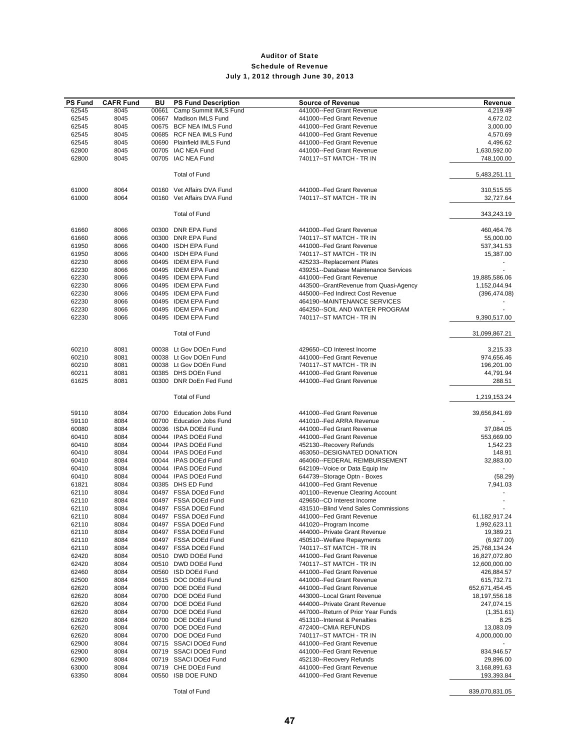# Auditor of State
## Schedule of Revenue
### July 1, 2012 through June 30, 2013

| PS Fund | CAFR Fund | BU | PS Fund Description | Source of Revenue | Revenue |
|---|---|---|---|---|---|
| 62545 | 8045 | 00661 | Camp Summit IMLS Fund | 441000--Fed Grant Revenue | 4,219.49 |
| 62545 | 8045 | 00667 | Madison IMLS Fund | 441000--Fed Grant Revenue | 4,672.02 |
| 62545 | 8045 | 00675 | BCF NEA IMLS Fund | 441000--Fed Grant Revenue | 3,000.00 |
| 62545 | 8045 | 00685 | RCF NEA IMLS Fund | 441000--Fed Grant Revenue | 4,570.69 |
| 62545 | 8045 | 00690 | Plainfield IMLS Fund | 441000--Fed Grant Revenue | 4,496.62 |
| 62800 | 8045 | 00705 | IAC NEA Fund | 441000--Fed Grant Revenue | 1,630,592.00 |
| 62800 | 8045 | 00705 | IAC NEA Fund | 740117--ST MATCH - TR IN | 748,100.00 |
| | | | Total of Fund | | 5,483,251.11 |
| 61000 | 8064 | 00160 | Vet Affairs DVA Fund | 441000--Fed Grant Revenue | 310,515.55 |
| 61000 | 8064 | 00160 | Vet Affairs DVA Fund | 740117--ST MATCH - TR IN | 32,727.64 |
| | | | Total of Fund | | 343,243.19 |
| 61660 | 8066 | 00300 | DNR EPA Fund | 441000--Fed Grant Revenue | 460,464.76 |
| 61660 | 8066 | 00300 | DNR EPA Fund | 740117--ST MATCH - TR IN | 55,000.00 |
| 61950 | 8066 | 00400 | ISDH EPA Fund | 441000--Fed Grant Revenue | 537,341.53 |
| 61950 | 8066 | 00400 | ISDH EPA Fund | 740117--ST MATCH - TR IN | 15,387.00 |
| 62230 | 8066 | 00495 | IDEM EPA Fund | 425233--Replacement Plates | - |
| 62230 | 8066 | 00495 | IDEM EPA Fund | 439251--Database Maintenance Services | - |
| 62230 | 8066 | 00495 | IDEM EPA Fund | 441000--Fed Grant Revenue | 19,885,586.06 |
| 62230 | 8066 | 00495 | IDEM EPA Fund | 443500--GrantRevenue from Quasi-Agency | 1,152,044.94 |
| 62230 | 8066 | 00495 | IDEM EPA Fund | 445000--Fed Indirect Cost Revenue | (396,474.08) |
| 62230 | 8066 | 00495 | IDEM EPA Fund | 464190--MAINTENANCE SERVICES | - |
| 62230 | 8066 | 00495 | IDEM EPA Fund | 464250--SOIL AND WATER PROGRAM | - |
| 62230 | 8066 | 00495 | IDEM EPA Fund | 740117--ST MATCH - TR IN | 9,390,517.00 |
| | | | Total of Fund | | 31,099,867.21 |
| 60210 | 8081 | 00038 | Lt Gov DOEn Fund | 429650--CD Interest Income | 3,215.33 |
| 60210 | 8081 | 00038 | Lt Gov DOEn Fund | 441000--Fed Grant Revenue | 974,656.46 |
| 60210 | 8081 | 00038 | Lt Gov DOEn Fund | 740117--ST MATCH - TR IN | 196,201.00 |
| 60211 | 8081 | 00385 | DHS DOEn Fund | 441000--Fed Grant Revenue | 44,791.94 |
| 61625 | 8081 | 00300 | DNR DoEn Fed Fund | 441000--Fed Grant Revenue | 288.51 |
| | | | Total of Fund | | 1,219,153.24 |
| 59110 | 8084 | 00700 | Education Jobs Fund | 441000--Fed Grant Revenue | 39,656,841.69 |
| 59110 | 8084 | 00700 | Education Jobs Fund | 441010--Fed ARRA Revenue | - |
| 60080 | 8084 | 00036 | ISDA DOEd Fund | 441000--Fed Grant Revenue | 37,084.05 |
| 60410 | 8084 | 00044 | IPAS DOEd Fund | 441000--Fed Grant Revenue | 553,669.00 |
| 60410 | 8084 | 00044 | IPAS DOEd Fund | 452130--Recovery Refunds | 1,542.23 |
| 60410 | 8084 | 00044 | IPAS DOEd Fund | 463050--DESIGNATED DONATION | 148.91 |
| 60410 | 8084 | 00044 | IPAS DOEd Fund | 464060--FEDERAL REIMBURSEMENT | 32,883.00 |
| 60410 | 8084 | 00044 | IPAS DOEd Fund | 642109--Voice or Data Equip Inv | - |
| 60410 | 8084 | 00044 | IPAS DOEd Fund | 644739--Storage Optn - Boxes | (58.29) |
| 61821 | 8084 | 00385 | DHS ED Fund | 441000--Fed Grant Revenue | 7,941.03 |
| 62110 | 8084 | 00497 | FSSA DOEd Fund | 401100--Revenue Clearing Account | - |
| 62110 | 8084 | 00497 | FSSA DOEd Fund | 429650--CD Interest Income | - |
| 62110 | 8084 | 00497 | FSSA DOEd Fund | 431510--Blind Vend Sales Commissions | - |
| 62110 | 8084 | 00497 | FSSA DOEd Fund | 441000--Fed Grant Revenue | 61,182,917.24 |
| 62110 | 8084 | 00497 | FSSA DOEd Fund | 441020--Program Income | 1,992,623.11 |
| 62110 | 8084 | 00497 | FSSA DOEd Fund | 444000--Private Grant Revenue | 19,389.21 |
| 62110 | 8084 | 00497 | FSSA DOEd Fund | 450510--Welfare Repayments | (6,927.00) |
| 62110 | 8084 | 00497 | FSSA DOEd Fund | 740117--ST MATCH - TR IN | 25,768,134.24 |
| 62420 | 8084 | 00510 | DWD DOEd Fund | 441000--Fed Grant Revenue | 16,827,072.80 |
| 62420 | 8084 | 00510 | DWD DOEd Fund | 740117--ST MATCH - TR IN | 12,600,000.00 |
| 62460 | 8084 | 00560 | ISD DOEd Fund | 441000--Fed Grant Revenue | 426,884.57 |
| 62500 | 8084 | 00615 | DOC DOEd Fund | 441000--Fed Grant Revenue | 615,732.71 |
| 62620 | 8084 | 00700 | DOE DOEd Fund | 441000--Fed Grant Revenue | 652,671,454.45 |
| 62620 | 8084 | 00700 | DOE DOEd Fund | 443000--Local Grant Revenue | 18,197,556.18 |
| 62620 | 8084 | 00700 | DOE DOEd Fund | 444000--Private Grant Revenue | 247,074.15 |
| 62620 | 8084 | 00700 | DOE DOEd Fund | 447000--Return of Prior Year Funds | (1,351.61) |
| 62620 | 8084 | 00700 | DOE DOEd Fund | 451310--Interest & Penalties | 8.25 |
| 62620 | 8084 | 00700 | DOE DOEd Fund | 472400--CMIA REFUNDS | 13,083.09 |
| 62620 | 8084 | 00700 | DOE DOEd Fund | 740117--ST MATCH - TR IN | 4,000,000.00 |
| 62900 | 8084 | 00715 | SSACI DOEd Fund | 441000--Fed Grant Revenue | - |
| 62900 | 8084 | 00719 | SSACI DOEd Fund | 441000--Fed Grant Revenue | 834,946.57 |
| 62900 | 8084 | 00719 | SSACI DOEd Fund | 452130--Recovery Refunds | 29,896.00 |
| 63000 | 8084 | 00719 | CHE DOEd Fund | 441000--Fed Grant Revenue | 3,168,891.63 |
| 63350 | 8084 | 00550 | ISB DOE FUND | 441000--Fed Grant Revenue | 193,393.84 |
| | | | Total of Fund | | 839,070,831.05 |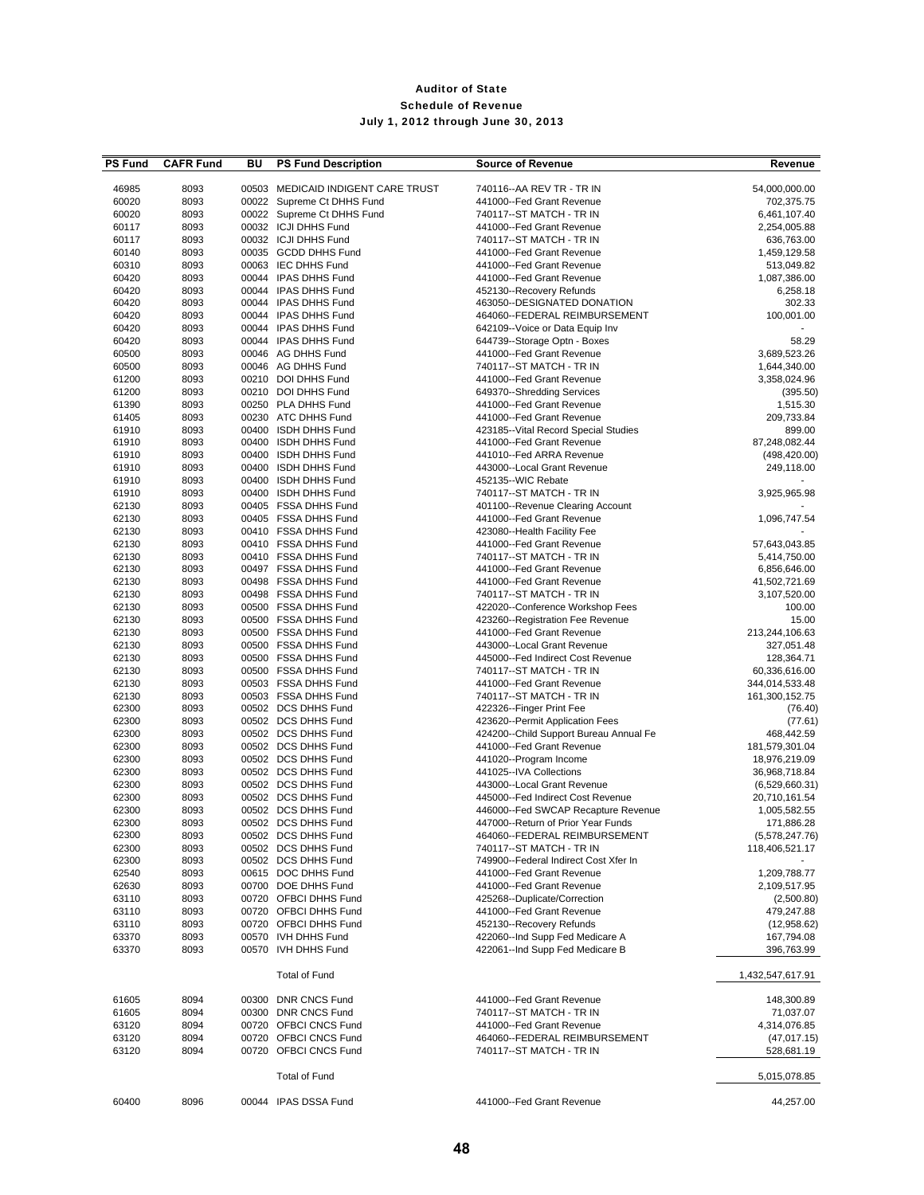# Auditor of State

## Schedule of Revenue

### July 1, 2012 through June 30, 2013

| PS Fund | CAFR Fund | BU | PS Fund Description | Source of Revenue | Revenue |
|---|---|---|---|---|---|
| 46985 | 8093 | 00503 | MEDICAID INDIGENT CARE TRUST | 740116--AA REV TR - TR IN | 54,000,000.00 |
| 60020 | 8093 | 00022 | Supreme Ct DHHS Fund | 441000--Fed Grant Revenue | 702,375.75 |
| 60020 | 8093 | 00022 | Supreme Ct DHHS Fund | 740117--ST MATCH - TR IN | 6,461,107.40 |
| 60117 | 8093 | 00032 | ICJI DHHS Fund | 441000--Fed Grant Revenue | 2,254,005.88 |
| 60117 | 8093 | 00032 | ICJI DHHS Fund | 740117--ST MATCH - TR IN | 636,763.00 |
| 60140 | 8093 | 00035 | GCDD DHHS Fund | 441000--Fed Grant Revenue | 1,459,129.58 |
| 60310 | 8093 | 00063 | IEC DHHS Fund | 441000--Fed Grant Revenue | 513,049.82 |
| 60420 | 8093 | 00044 | IPAS DHHS Fund | 441000--Fed Grant Revenue | 1,087,386.00 |
| 60420 | 8093 | 00044 | IPAS DHHS Fund | 452130--Recovery Refunds | 6,258.18 |
| 60420 | 8093 | 00044 | IPAS DHHS Fund | 463050--DESIGNATED DONATION | 302.33 |
| 60420 | 8093 | 00044 | IPAS DHHS Fund | 464060--FEDERAL REIMBURSEMENT | 100,001.00 |
| 60420 | 8093 | 00044 | IPAS DHHS Fund | 642109--Voice or Data Equip Inv | - |
| 60420 | 8093 | 00044 | IPAS DHHS Fund | 644739--Storage Optn - Boxes | 58.29 |
| 60500 | 8093 | 00046 | AG DHHS Fund | 441000--Fed Grant Revenue | 3,689,523.26 |
| 60500 | 8093 | 00046 | AG DHHS Fund | 740117--ST MATCH - TR IN | 1,644,340.00 |
| 61200 | 8093 | 00210 | DOI DHHS Fund | 441000--Fed Grant Revenue | 3,358,024.96 |
| 61200 | 8093 | 00210 | DOI DHHS Fund | 649370--Shredding Services | (395.50) |
| 61390 | 8093 | 00250 | PLA DHHS Fund | 441000--Fed Grant Revenue | 1,515.30 |
| 61405 | 8093 | 00230 | ATC DHHS Fund | 441000--Fed Grant Revenue | 209,733.84 |
| 61910 | 8093 | 00400 | ISDH DHHS Fund | 423185--Vital Record Special Studies | 899.00 |
| 61910 | 8093 | 00400 | ISDH DHHS Fund | 441000--Fed Grant Revenue | 87,248,082.44 |
| 61910 | 8093 | 00400 | ISDH DHHS Fund | 441010--Fed ARRA Revenue | (498,420.00) |
| 61910 | 8093 | 00400 | ISDH DHHS Fund | 443000--Local Grant Revenue | 249,118.00 |
| 61910 | 8093 | 00400 | ISDH DHHS Fund | 452135--WIC Rebate | - |
| 61910 | 8093 | 00400 | ISDH DHHS Fund | 740117--ST MATCH - TR IN | 3,925,965.98 |
| 62130 | 8093 | 00405 | FSSA DHHS Fund | 401100--Revenue Clearing Account | - |
| 62130 | 8093 | 00405 | FSSA DHHS Fund | 441000--Fed Grant Revenue | 1,096,747.54 |
| 62130 | 8093 | 00410 | FSSA DHHS Fund | 423080--Health Facility Fee | - |
| 62130 | 8093 | 00410 | FSSA DHHS Fund | 441000--Fed Grant Revenue | 57,643,043.85 |
| 62130 | 8093 | 00410 | FSSA DHHS Fund | 740117--ST MATCH - TR IN | 5,414,750.00 |
| 62130 | 8093 | 00497 | FSSA DHHS Fund | 441000--Fed Grant Revenue | 6,856,646.00 |
| 62130 | 8093 | 00498 | FSSA DHHS Fund | 441000--Fed Grant Revenue | 41,502,721.69 |
| 62130 | 8093 | 00498 | FSSA DHHS Fund | 740117--ST MATCH - TR IN | 3,107,520.00 |
| 62130 | 8093 | 00500 | FSSA DHHS Fund | 422020--Conference Workshop Fees | 100.00 |
| 62130 | 8093 | 00500 | FSSA DHHS Fund | 423260--Registration Fee Revenue | 15.00 |
| 62130 | 8093 | 00500 | FSSA DHHS Fund | 441000--Fed Grant Revenue | 213,244,106.63 |
| 62130 | 8093 | 00500 | FSSA DHHS Fund | 443000--Local Grant Revenue | 327,051.48 |
| 62130 | 8093 | 00500 | FSSA DHHS Fund | 445000--Fed Indirect Cost Revenue | 128,364.71 |
| 62130 | 8093 | 00500 | FSSA DHHS Fund | 740117--ST MATCH - TR IN | 60,336,616.00 |
| 62130 | 8093 | 00503 | FSSA DHHS Fund | 441000--Fed Grant Revenue | 344,014,533.48 |
| 62130 | 8093 | 00503 | FSSA DHHS Fund | 740117--ST MATCH - TR IN | 161,300,152.75 |
| 62300 | 8093 | 00502 | DCS DHHS Fund | 422326--Finger Print Fee | (76.40) |
| 62300 | 8093 | 00502 | DCS DHHS Fund | 423620--Permit Application Fees | (77.61) |
| 62300 | 8093 | 00502 | DCS DHHS Fund | 424200--Child Support Bureau Annual Fe | 468,442.59 |
| 62300 | 8093 | 00502 | DCS DHHS Fund | 441000--Fed Grant Revenue | 181,579,301.04 |
| 62300 | 8093 | 00502 | DCS DHHS Fund | 441020--Program Income | 18,976,219.09 |
| 62300 | 8093 | 00502 | DCS DHHS Fund | 441025--IVA Collections | 36,968,718.84 |
| 62300 | 8093 | 00502 | DCS DHHS Fund | 443000--Local Grant Revenue | (6,529,660.31) |
| 62300 | 8093 | 00502 | DCS DHHS Fund | 445000--Fed Indirect Cost Revenue | 20,710,161.54 |
| 62300 | 8093 | 00502 | DCS DHHS Fund | 446000--Fed SWCAP Recapture Revenue | 1,005,582.55 |
| 62300 | 8093 | 00502 | DCS DHHS Fund | 447000--Return of Prior Year Funds | 171,886.28 |
| 62300 | 8093 | 00502 | DCS DHHS Fund | 464060--FEDERAL REIMBURSEMENT | (5,578,247.76) |
| 62300 | 8093 | 00502 | DCS DHHS Fund | 740117--ST MATCH - TR IN | 118,406,521.17 |
| 62300 | 8093 | 00502 | DCS DHHS Fund | 749900--Federal Indirect Cost Xfer In | - |
| 62540 | 8093 | 00615 | DOC DHHS Fund | 441000--Fed Grant Revenue | 1,209,788.77 |
| 62630 | 8093 | 00700 | DOE DHHS Fund | 441000--Fed Grant Revenue | 2,109,517.95 |
| 63110 | 8093 | 00720 | OFBCI DHHS Fund | 425268--Duplicate/Correction | (2,500.80) |
| 63110 | 8093 | 00720 | OFBCI DHHS Fund | 441000--Fed Grant Revenue | 479,247.88 |
| 63110 | 8093 | 00720 | OFBCI DHHS Fund | 452130--Recovery Refunds | (12,958.62) |
| 63370 | 8093 | 00570 | IVH DHHS Fund | 422060--Ind Supp Fed Medicare A | 167,794.08 |
| 63370 | 8093 | 00570 | IVH DHHS Fund | 422061--Ind Supp Fed Medicare B | 396,763.99 |
| | | | Total of Fund | | 1,432,547,617.91 |
| 61605 | 8094 | 00300 | DNR CNCS Fund | 441000--Fed Grant Revenue | 148,300.89 |
| 61605 | 8094 | 00300 | DNR CNCS Fund | 740117--ST MATCH - TR IN | 71,037.07 |
| 63120 | 8094 | 00720 | OFBCI CNCS Fund | 441000--Fed Grant Revenue | 4,314,076.85 |
| 63120 | 8094 | 00720 | OFBCI CNCS Fund | 464060--FEDERAL REIMBURSEMENT | (47,017.15) |
| 63120 | 8094 | 00720 | OFBCI CNCS Fund | 740117--ST MATCH - TR IN | 528,681.19 |
| | | | Total of Fund | | 5,015,078.85 |
| 60400 | 8096 | 00044 | IPAS DSSA Fund | 441000--Fed Grant Revenue | 44,257.00 |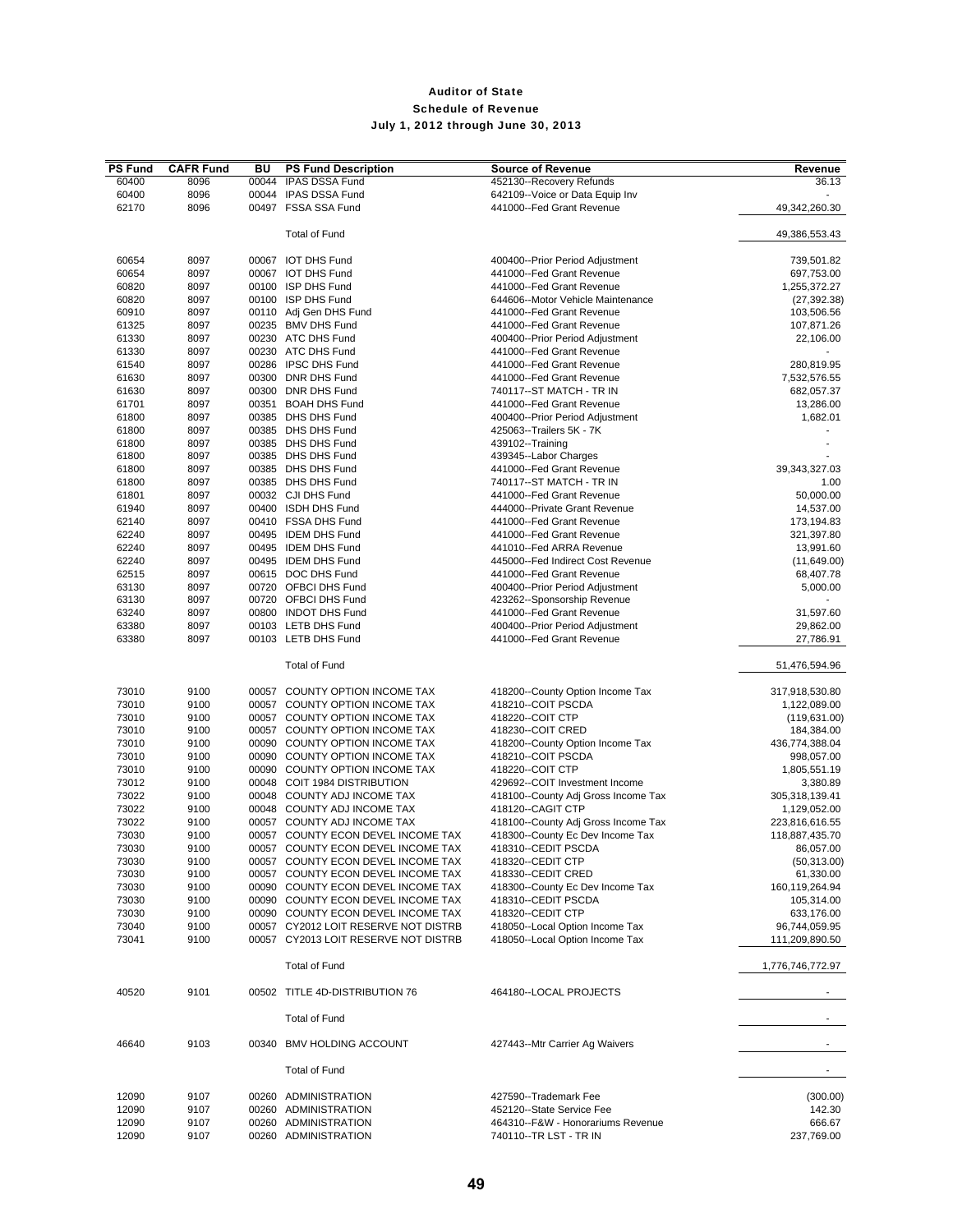# Auditor of State
## Schedule of Revenue
### July 1, 2012 through June 30, 2013

| PS Fund | CAFR Fund | BU | PS Fund Description | Source of Revenue | Revenue |
|---|---|---|---|---|---|
| 60400 | 8096 | 00044 | IPAS DSSA Fund | 452130--Recovery Refunds | 36.13 |
| 60400 | 8096 | 00044 | IPAS DSSA Fund | 642109--Voice or Data Equip Inv | - |
| 62170 | 8096 | 00497 | FSSA SSA Fund | 441000--Fed Grant Revenue | 49,342,260.30 |
| | | | Total of Fund | | 49,386,553.43 |
| 60654 | 8097 | 00067 | IOT DHS Fund | 400400--Prior Period Adjustment | 739,501.82 |
| 60654 | 8097 | 00067 | IOT DHS Fund | 441000--Fed Grant Revenue | 697,753.00 |
| 60820 | 8097 | 00100 | ISP DHS Fund | 441000--Fed Grant Revenue | 1,255,372.27 |
| 60820 | 8097 | 00100 | ISP DHS Fund | 644606--Motor Vehicle Maintenance | (27,392.38) |
| 60910 | 8097 | 00110 | Adj Gen DHS Fund | 441000--Fed Grant Revenue | 103,506.56 |
| 61325 | 8097 | 00235 | BMV DHS Fund | 441000--Fed Grant Revenue | 107,871.26 |
| 61330 | 8097 | 00230 | ATC DHS Fund | 400400--Prior Period Adjustment | 22,106.00 |
| 61330 | 8097 | 00230 | ATC DHS Fund | 441000--Fed Grant Revenue | - |
| 61540 | 8097 | 00286 | IPSC DHS Fund | 441000--Fed Grant Revenue | 280,819.95 |
| 61630 | 8097 | 00300 | DNR DHS Fund | 441000--Fed Grant Revenue | 7,532,576.55 |
| 61630 | 8097 | 00300 | DNR DHS Fund | 740117--ST MATCH - TR IN | 682,057.37 |
| 61701 | 8097 | 00351 | BOAH DHS Fund | 441000--Fed Grant Revenue | 13,286.00 |
| 61800 | 8097 | 00385 | DHS DHS Fund | 400400--Prior Period Adjustment | 1,682.01 |
| 61800 | 8097 | 00385 | DHS DHS Fund | 425063--Trailers 5K - 7K | - |
| 61800 | 8097 | 00385 | DHS DHS Fund | 439102--Training | - |
| 61800 | 8097 | 00385 | DHS DHS Fund | 439345--Labor Charges | - |
| 61800 | 8097 | 00385 | DHS DHS Fund | 441000--Fed Grant Revenue | 39,343,327.03 |
| 61800 | 8097 | 00385 | DHS DHS Fund | 740117--ST MATCH - TR IN | 1.00 |
| 61801 | 8097 | 00032 | CJI DHS Fund | 441000--Fed Grant Revenue | 50,000.00 |
| 61940 | 8097 | 00400 | ISDH DHS Fund | 444000--Private Grant Revenue | 14,537.00 |
| 62140 | 8097 | 00410 | FSSA DHS Fund | 441000--Fed Grant Revenue | 173,194.83 |
| 62240 | 8097 | 00495 | IDEM DHS Fund | 441000--Fed Grant Revenue | 321,397.80 |
| 62240 | 8097 | 00495 | IDEM DHS Fund | 441010--Fed ARRA Revenue | 13,991.60 |
| 62240 | 8097 | 00495 | IDEM DHS Fund | 445000--Fed Indirect Cost Revenue | (11,649.00) |
| 62515 | 8097 | 00615 | DOC DHS Fund | 441000--Fed Grant Revenue | 68,407.78 |
| 63130 | 8097 | 00720 | OFBCI DHS Fund | 400400--Prior Period Adjustment | 5,000.00 |
| 63130 | 8097 | 00720 | OFBCI DHS Fund | 423262--Sponsorship Revenue | - |
| 63240 | 8097 | 00800 | INDOT DHS Fund | 441000--Fed Grant Revenue | 31,597.60 |
| 63380 | 8097 | 00103 | LETB DHS Fund | 400400--Prior Period Adjustment | 29,862.00 |
| 63380 | 8097 | 00103 | LETB DHS Fund | 441000--Fed Grant Revenue | 27,786.91 |
| | | | Total of Fund | | 51,476,594.96 |
| 73010 | 9100 | 00057 | COUNTY OPTION INCOME TAX | 418200--County Option Income Tax | 317,918,530.80 |
| 73010 | 9100 | 00057 | COUNTY OPTION INCOME TAX | 418210--COIT PSCDA | 1,122,089.00 |
| 73010 | 9100 | 00057 | COUNTY OPTION INCOME TAX | 418220--COIT CTP | (119,631.00) |
| 73010 | 9100 | 00057 | COUNTY OPTION INCOME TAX | 418230--COIT CRED | 184,384.00 |
| 73010 | 9100 | 00090 | COUNTY OPTION INCOME TAX | 418200--County Option Income Tax | 436,774,388.04 |
| 73010 | 9100 | 00090 | COUNTY OPTION INCOME TAX | 418210--COIT PSCDA | 998,057.00 |
| 73010 | 9100 | 00090 | COUNTY OPTION INCOME TAX | 418220--COIT CTP | 1,805,551.19 |
| 73012 | 9100 | 00048 | COIT 1984 DISTRIBUTION | 429692--COIT Investment Income | 3,380.89 |
| 73022 | 9100 | 00048 | COUNTY ADJ INCOME TAX | 418100--County Adj Gross Income Tax | 305,318,139.41 |
| 73022 | 9100 | 00048 | COUNTY ADJ INCOME TAX | 418120--CAGIT CTP | 1,129,052.00 |
| 73022 | 9100 | 00057 | COUNTY ADJ INCOME TAX | 418100--County Adj Gross Income Tax | 223,816,616.55 |
| 73030 | 9100 | 00057 | COUNTY ECON DEVEL INCOME TAX | 418300--County Ec Dev Income Tax | 118,887,435.70 |
| 73030 | 9100 | 00057 | COUNTY ECON DEVEL INCOME TAX | 418310--CEDIT PSCDA | 86,057.00 |
| 73030 | 9100 | 00057 | COUNTY ECON DEVEL INCOME TAX | 418320--CEDIT CTP | (50,313.00) |
| 73030 | 9100 | 00057 | COUNTY ECON DEVEL INCOME TAX | 418330--CEDIT CRED | 61,330.00 |
| 73030 | 9100 | 00090 | COUNTY ECON DEVEL INCOME TAX | 418300--County Ec Dev Income Tax | 160,119,264.94 |
| 73030 | 9100 | 00090 | COUNTY ECON DEVEL INCOME TAX | 418310--CEDIT PSCDA | 105,314.00 |
| 73030 | 9100 | 00090 | COUNTY ECON DEVEL INCOME TAX | 418320--CEDIT CTP | 633,176.00 |
| 73040 | 9100 | 00057 | CY2012 LOIT RESERVE NOT DISTRB | 418050--Local Option Income Tax | 96,744,059.95 |
| 73041 | 9100 | 00057 | CY2013 LOIT RESERVE NOT DISTRB | 418050--Local Option Income Tax | 111,209,890.50 |
| | | | Total of Fund | | 1,776,746,772.97 |
| 40520 | 9101 | 00502 | TITLE 4D-DISTRIBUTION 76 | 464180--LOCAL PROJECTS | - |
| | | | Total of Fund | | - |
| 46640 | 9103 | 00340 | BMV HOLDING ACCOUNT | 427443--Mtr Carrier Ag Waivers | - |
| | | | Total of Fund | | - |
| 12090 | 9107 | 00260 | ADMINISTRATION | 427590--Trademark Fee | (300.00) |
| 12090 | 9107 | 00260 | ADMINISTRATION | 452120--State Service Fee | 142.30 |
| 12090 | 9107 | 00260 | ADMINISTRATION | 464310--F&W - Honorariums Revenue | 666.67 |
| 12090 | 9107 | 00260 | ADMINISTRATION | 740110--TR LST - TR IN | 237,769.00 |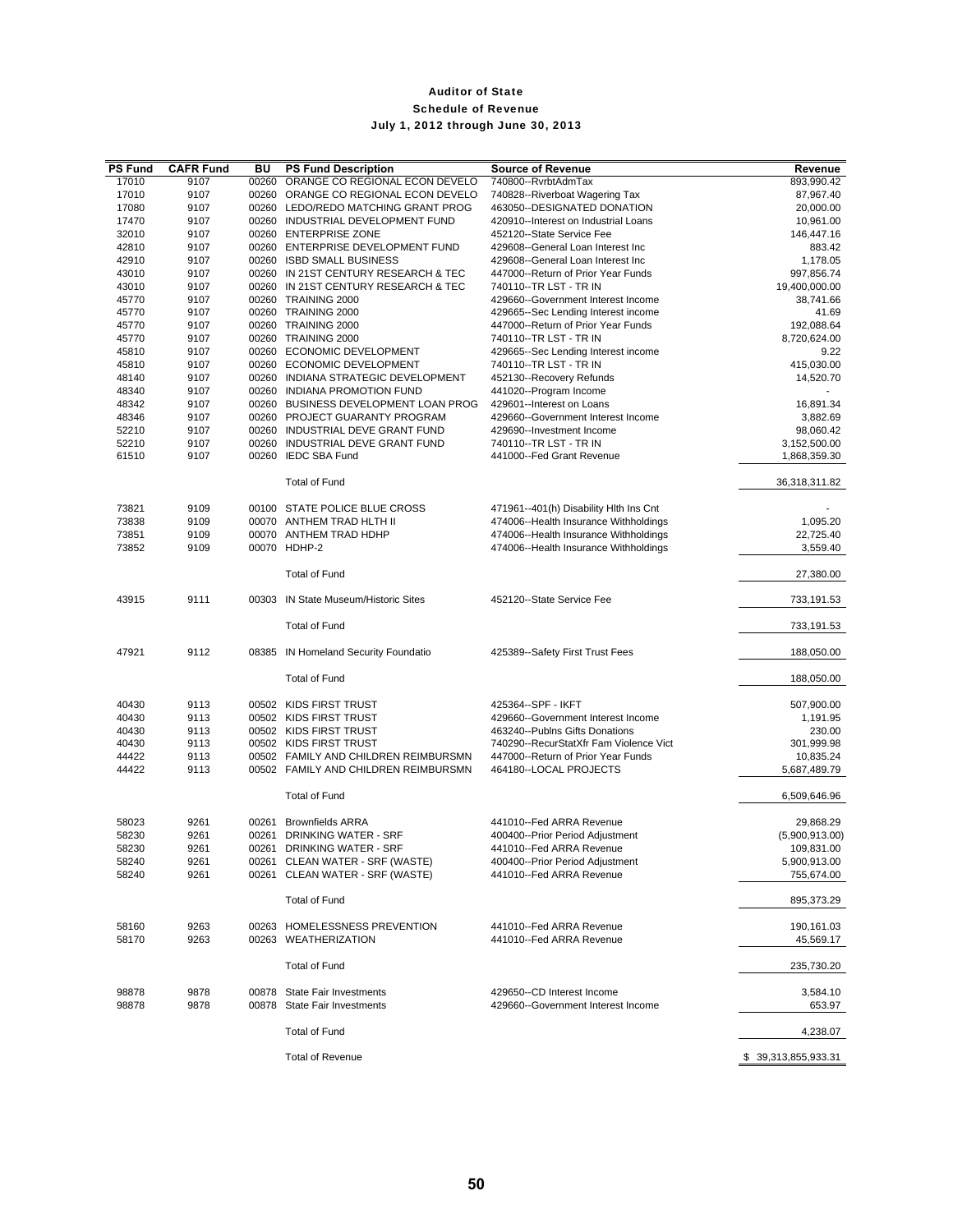# Auditor of State
## Schedule of Revenue
### July 1, 2012 through June 30, 2013

| PS Fund | CAFR Fund | BU | PS Fund Description | Source of Revenue | Revenue |
|---|---|---|---|---|---|
| 17010 | 9107 | 00260 | ORANGE CO REGIONAL ECON DEVELO | 740800--RvrbtAdmTax | 893,990.42 |
| 17010 | 9107 | 00260 | ORANGE CO REGIONAL ECON DEVELO | 740828--Riverboat Wagering Tax | 87,967.40 |
| 17080 | 9107 | 00260 | LEDO/REDO MATCHING GRANT PROG | 463050--DESIGNATED DONATION | 20,000.00 |
| 17470 | 9107 | 00260 | INDUSTRIAL DEVELOPMENT FUND | 420910--Interest on Industrial Loans | 10,961.00 |
| 32010 | 9107 | 00260 | ENTERPRISE ZONE | 452120--State Service Fee | 146,447.16 |
| 42810 | 9107 | 00260 | ENTERPRISE DEVELOPMENT FUND | 429608--General Loan Interest Inc | 883.42 |
| 42910 | 9107 | 00260 | ISBD SMALL BUSINESS | 429608--General Loan Interest Inc | 1,178.05 |
| 43010 | 9107 | 00260 | IN 21ST CENTURY RESEARCH & TEC | 447000--Return of Prior Year Funds | 997,856.74 |
| 43010 | 9107 | 00260 | IN 21ST CENTURY RESEARCH & TEC | 740110--TR LST - TR IN | 19,400,000.00 |
| 45770 | 9107 | 00260 | TRAINING 2000 | 429660--Government Interest Income | 38,741.66 |
| 45770 | 9107 | 00260 | TRAINING 2000 | 429665--Sec Lending Interest income | 41.69 |
| 45770 | 9107 | 00260 | TRAINING 2000 | 447000--Return of Prior Year Funds | 192,088.64 |
| 45770 | 9107 | 00260 | TRAINING 2000 | 740110--TR LST - TR IN | 8,720,624.00 |
| 45810 | 9107 | 00260 | ECONOMIC DEVELOPMENT | 429665--Sec Lending Interest income | 9.22 |
| 45810 | 9107 | 00260 | ECONOMIC DEVELOPMENT | 740110--TR LST - TR IN | 415,030.00 |
| 48140 | 9107 | 00260 | INDIANA STRATEGIC DEVELOPMENT | 452130--Recovery Refunds | 14,520.70 |
| 48340 | 9107 | 00260 | INDIANA PROMOTION FUND | 441020--Program Income | - |
| 48342 | 9107 | 00260 | BUSINESS DEVELOPMENT LOAN PROG | 429601--Interest on Loans | 16,891.34 |
| 48346 | 9107 | 00260 | PROJECT GUARANTY PROGRAM | 429660--Government Interest Income | 3,882.69 |
| 52210 | 9107 | 00260 | INDUSTRIAL DEVE GRANT FUND | 429690--Investment Income | 98,060.42 |
| 52210 | 9107 | 00260 | INDUSTRIAL DEVE GRANT FUND | 740110--TR LST - TR IN | 3,152,500.00 |
| 61510 | 9107 | 00260 | IEDC SBA Fund | 441000--Fed Grant Revenue | 1,868,359.30 |
| | | | Total of Fund | | 36,318,311.82 |
| 73821 | 9109 | 00100 | STATE POLICE BLUE CROSS | 471961--401(h) Disability Hlth Ins Cnt | - |
| 73838 | 9109 | 00070 | ANTHEM TRAD HLTH II | 474006--Health Insurance Withholdings | 1,095.20 |
| 73851 | 9109 | 00070 | ANTHEM TRAD HDHP | 474006--Health Insurance Withholdings | 22,725.40 |
| 73852 | 9109 | 00070 | HDHP-2 | 474006--Health Insurance Withholdings | 3,559.40 |
| | | | Total of Fund | | 27,380.00 |
| 43915 | 9111 | 00303 | IN State Museum/Historic Sites | 452120--State Service Fee | 733,191.53 |
| | | | Total of Fund | | 733,191.53 |
| 47921 | 9112 | 08385 | IN Homeland Security Foundatio | 425389--Safety First Trust Fees | 188,050.00 |
| | | | Total of Fund | | 188,050.00 |
| 40430 | 9113 | 00502 | KIDS FIRST TRUST | 425364--SPF - IKFT | 507,900.00 |
| 40430 | 9113 | 00502 | KIDS FIRST TRUST | 429660--Government Interest Income | 1,191.95 |
| 40430 | 9113 | 00502 | KIDS FIRST TRUST | 463240--Publns Gifts Donations | 230.00 |
| 40430 | 9113 | 00502 | KIDS FIRST TRUST | 740290--RecurStatXfr Fam Violence Vict | 301,999.98 |
| 44422 | 9113 | 00502 | FAMILY AND CHILDREN REIMBURSMN | 447000--Return of Prior Year Funds | 10,835.24 |
| 44422 | 9113 | 00502 | FAMILY AND CHILDREN REIMBURSMN | 464180--LOCAL PROJECTS | 5,687,489.79 |
| | | | Total of Fund | | 6,509,646.96 |
| 58023 | 9261 | 00261 | Brownfields ARRA | 441010--Fed ARRA Revenue | 29,868.29 |
| 58230 | 9261 | 00261 | DRINKING WATER - SRF | 400400--Prior Period Adjustment | (5,900,913.00) |
| 58230 | 9261 | 00261 | DRINKING WATER - SRF | 441010--Fed ARRA Revenue | 109,831.00 |
| 58240 | 9261 | 00261 | CLEAN WATER - SRF (WASTE) | 400400--Prior Period Adjustment | 5,900,913.00 |
| 58240 | 9261 | 00261 | CLEAN WATER - SRF (WASTE) | 441010--Fed ARRA Revenue | 755,674.00 |
| | | | Total of Fund | | 895,373.29 |
| 58160 | 9263 | 00263 | HOMELESSNESS PREVENTION | 441010--Fed ARRA Revenue | 190,161.03 |
| 58170 | 9263 | 00263 | WEATHERIZATION | 441010--Fed ARRA Revenue | 45,569.17 |
| | | | Total of Fund | | 235,730.20 |
| 98878 | 9878 | 00878 | State Fair Investments | 429650--CD Interest Income | 3,584.10 |
| 98878 | 9878 | 00878 | State Fair Investments | 429660--Government Interest Income | 653.97 |
| | | | Total of Fund | | 4,238.07 |
| | | | Total of Revenue | | $ 39,313,855,933.31 |